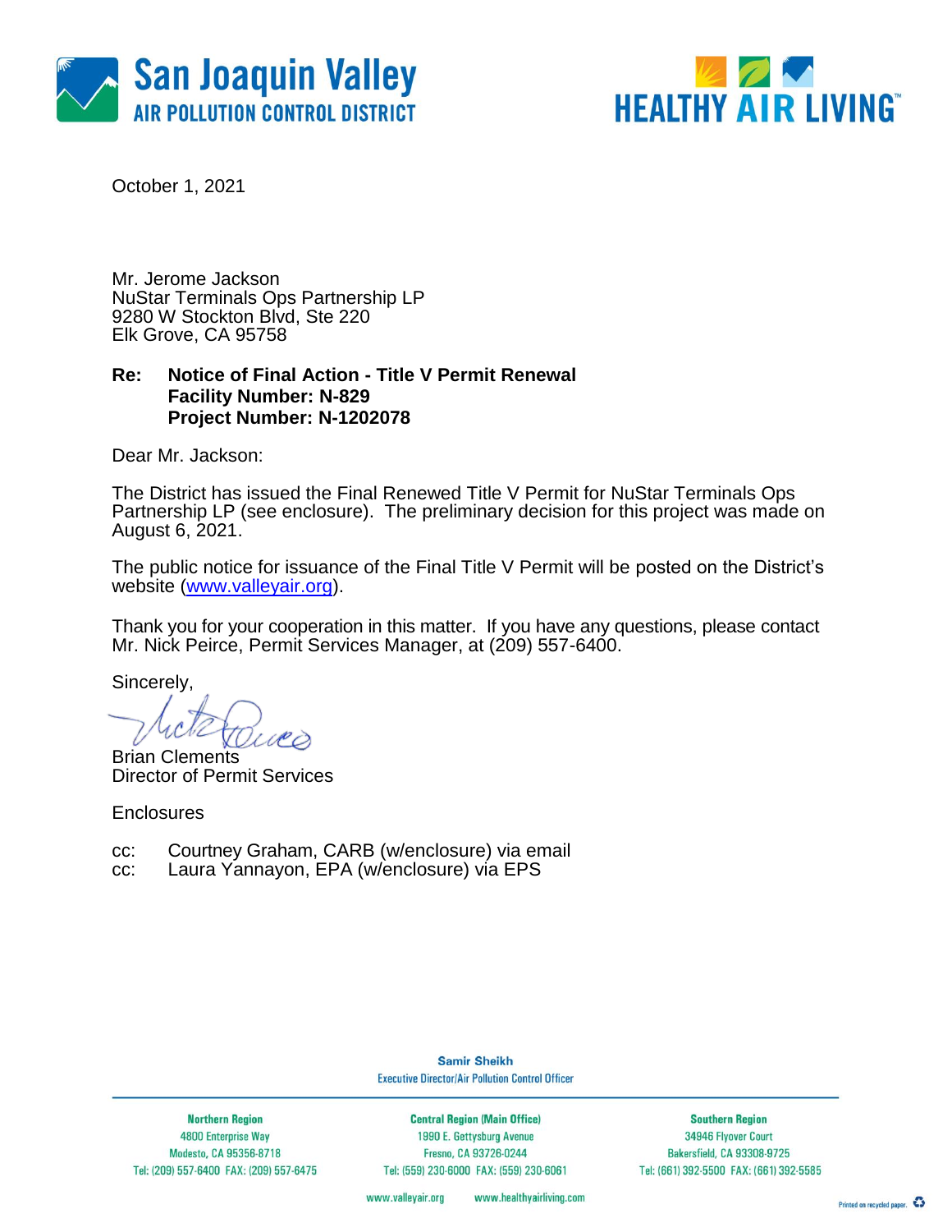San Joaquin Valley
AIR POLLUTION CONTROL DISTRICT

HEALTHY AIR LIVING™

October 1, 2021

Mr. Jerome Jackson
NuStar Terminals Ops Partnership LP
9280 W Stockton Blvd, Ste 220
Elk Grove, CA 95758

**Re: Notice of Final Action - Title V Permit Renewal**
**Facility Number: N-829**
**Project Number: N-1202078**

Dear Mr. Jackson:

The District has issued the Final Renewed Title V Permit for NuStar Terminals Ops Partnership LP (see enclosure). The preliminary decision for this project was made on August 6, 2021.

The public notice for issuance of the Final Title V Permit will be posted on the District's website (www.valleyair.org).

Thank you for your cooperation in this matter. If you have any questions, please contact Mr. Nick Peirce, Permit Services Manager, at (209) 557-6400.

Sincerely,

Brian Clements
Director of Permit Services

Enclosures

cc: Courtney Graham, CARB (w/enclosure) via email
cc: Laura Yannayon, EPA (w/enclosure) via EPS

Samir Sheikh
Executive Director/Air Pollution Control Officer

| Northern Region | Central Region (Main Office) | Southern Region |
|---|---|---|
| 4800 Enterprise Way | 1990 E. Gettysburg Avenue | 34946 Flyover Court |
| Modesto, CA 95356-8718 | Fresno, CA 93726-0244 | Bakersfield, CA 93308-9725 |
| Tel: (209) 557-6400 FAX: (209) 557-6475 | Tel: (559) 230-6000 FAX: (559) 230-6061 | Tel: (661) 392-5500 FAX: (661) 392-5585 |

www.valleyair.org www.healthyairliving.com

Printed on recycled paper.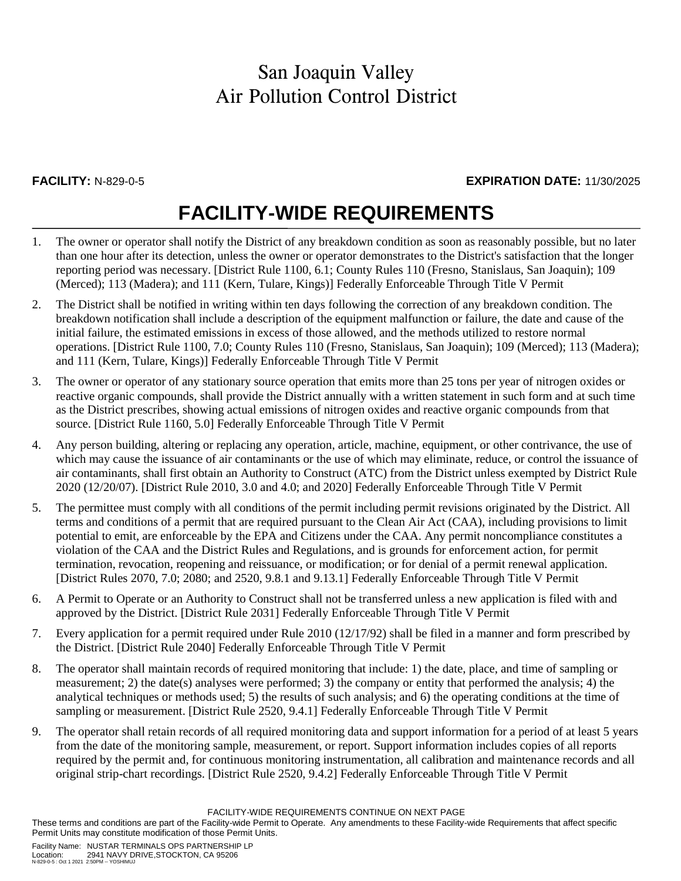San Joaquin Valley
Air Pollution Control District

**FACILITY:** N-829-0-5 **EXPIRATION DATE:** 11/30/2025

# FACILITY-WIDE REQUIREMENTS

1. The owner or operator shall notify the District of any breakdown condition as soon as reasonably possible, but no later than one hour after its detection, unless the owner or operator demonstrates to the District's satisfaction that the longer reporting period was necessary. [District Rule 1100, 6.1; County Rules 110 (Fresno, Stanislaus, San Joaquin); 109 (Merced); 113 (Madera); and 111 (Kern, Tulare, Kings)] Federally Enforceable Through Title V Permit

2. The District shall be notified in writing within ten days following the correction of any breakdown condition. The breakdown notification shall include a description of the equipment malfunction or failure, the date and cause of the initial failure, the estimated emissions in excess of those allowed, and the methods utilized to restore normal operations. [District Rule 1100, 7.0; County Rules 110 (Fresno, Stanislaus, San Joaquin); 109 (Merced); 113 (Madera); and 111 (Kern, Tulare, Kings)] Federally Enforceable Through Title V Permit

3. The owner or operator of any stationary source operation that emits more than 25 tons per year of nitrogen oxides or reactive organic compounds, shall provide the District annually with a written statement in such form and at such time as the District prescribes, showing actual emissions of nitrogen oxides and reactive organic compounds from that source. [District Rule 1160, 5.0] Federally Enforceable Through Title V Permit

4. Any person building, altering or replacing any operation, article, machine, equipment, or other contrivance, the use of which may cause the issuance of air contaminants or the use of which may eliminate, reduce, or control the issuance of air contaminants, shall first obtain an Authority to Construct (ATC) from the District unless exempted by District Rule 2020 (12/20/07). [District Rule 2010, 3.0 and 4.0; and 2020] Federally Enforceable Through Title V Permit

5. The permittee must comply with all conditions of the permit including permit revisions originated by the District. All terms and conditions of a permit that are required pursuant to the Clean Air Act (CAA), including provisions to limit potential to emit, are enforceable by the EPA and Citizens under the CAA. Any permit noncompliance constitutes a violation of the CAA and the District Rules and Regulations, and is grounds for enforcement action, for permit termination, revocation, reopening and reissuance, or modification; or for denial of a permit renewal application. [District Rules 2070, 7.0; 2080; and 2520, 9.8.1 and 9.13.1] Federally Enforceable Through Title V Permit

6. A Permit to Operate or an Authority to Construct shall not be transferred unless a new application is filed with and approved by the District. [District Rule 2031] Federally Enforceable Through Title V Permit

7. Every application for a permit required under Rule 2010 (12/17/92) shall be filed in a manner and form prescribed by the District. [District Rule 2040] Federally Enforceable Through Title V Permit

8. The operator shall maintain records of required monitoring that include: 1) the date, place, and time of sampling or measurement; 2) the date(s) analyses were performed; 3) the company or entity that performed the analysis; 4) the analytical techniques or methods used; 5) the results of such analysis; and 6) the operating conditions at the time of sampling or measurement. [District Rule 2520, 9.4.1] Federally Enforceable Through Title V Permit

9. The operator shall retain records of all required monitoring data and support information for a period of at least 5 years from the date of the monitoring sample, measurement, or report. Support information includes copies of all reports required by the permit and, for continuous monitoring instrumentation, all calibration and maintenance records and all original strip-chart recordings. [District Rule 2520, 9.4.2] Federally Enforceable Through Title V Permit

FACILITY-WIDE REQUIREMENTS CONTINUE ON NEXT PAGE

These terms and conditions are part of the Facility-wide Permit to Operate. Any amendments to these Facility-wide Requirements that affect specific Permit Units may constitute modification of those Permit Units.

Facility Name: NUSTAR TERMINALS OPS PARTNERSHIP LP
Location: 2941 NAVY DRIVE,STOCKTON, CA 95206
N-829-0-5 : Oct 1 2021 2:50PM -- YOSHIMUJ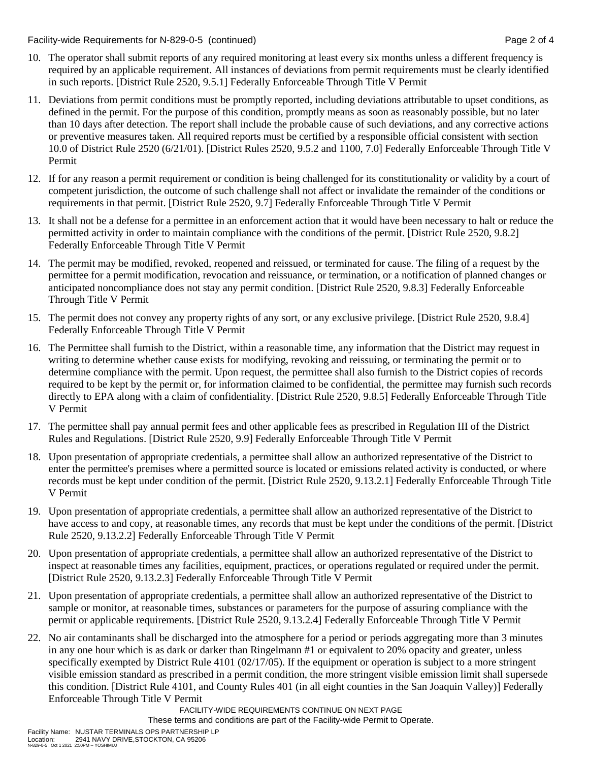10. The operator shall submit reports of any required monitoring at least every six months unless a different frequency is required by an applicable requirement. All instances of deviations from permit requirements must be clearly identified in such reports. [District Rule 2520, 9.5.1] Federally Enforceable Through Title V Permit

11. Deviations from permit conditions must be promptly reported, including deviations attributable to upset conditions, as defined in the permit. For the purpose of this condition, promptly means as soon as reasonably possible, but no later than 10 days after detection. The report shall include the probable cause of such deviations, and any corrective actions or preventive measures taken. All required reports must be certified by a responsible official consistent with section 10.0 of District Rule 2520 (6/21/01). [District Rules 2520, 9.5.2 and 1100, 7.0] Federally Enforceable Through Title V Permit

12. If for any reason a permit requirement or condition is being challenged for its constitutionality or validity by a court of competent jurisdiction, the outcome of such challenge shall not affect or invalidate the remainder of the conditions or requirements in that permit. [District Rule 2520, 9.7] Federally Enforceable Through Title V Permit

13. It shall not be a defense for a permittee in an enforcement action that it would have been necessary to halt or reduce the permitted activity in order to maintain compliance with the conditions of the permit. [District Rule 2520, 9.8.2] Federally Enforceable Through Title V Permit

14. The permit may be modified, revoked, reopened and reissued, or terminated for cause. The filing of a request by the permittee for a permit modification, revocation and reissuance, or termination, or a notification of planned changes or anticipated noncompliance does not stay any permit condition. [District Rule 2520, 9.8.3] Federally Enforceable Through Title V Permit

15. The permit does not convey any property rights of any sort, or any exclusive privilege. [District Rule 2520, 9.8.4] Federally Enforceable Through Title V Permit

16. The Permittee shall furnish to the District, within a reasonable time, any information that the District may request in writing to determine whether cause exists for modifying, revoking and reissuing, or terminating the permit or to determine compliance with the permit. Upon request, the permittee shall also furnish to the District copies of records required to be kept by the permit or, for information claimed to be confidential, the permittee may furnish such records directly to EPA along with a claim of confidentiality. [District Rule 2520, 9.8.5] Federally Enforceable Through Title V Permit

17. The permittee shall pay annual permit fees and other applicable fees as prescribed in Regulation III of the District Rules and Regulations. [District Rule 2520, 9.9] Federally Enforceable Through Title V Permit

18. Upon presentation of appropriate credentials, a permittee shall allow an authorized representative of the District to enter the permittee's premises where a permitted source is located or emissions related activity is conducted, or where records must be kept under condition of the permit. [District Rule 2520, 9.13.2.1] Federally Enforceable Through Title V Permit

19. Upon presentation of appropriate credentials, a permittee shall allow an authorized representative of the District to have access to and copy, at reasonable times, any records that must be kept under the conditions of the permit. [District Rule 2520, 9.13.2.2] Federally Enforceable Through Title V Permit

20. Upon presentation of appropriate credentials, a permittee shall allow an authorized representative of the District to inspect at reasonable times any facilities, equipment, practices, or operations regulated or required under the permit. [District Rule 2520, 9.13.2.3] Federally Enforceable Through Title V Permit

21. Upon presentation of appropriate credentials, a permittee shall allow an authorized representative of the District to sample or monitor, at reasonable times, substances or parameters for the purpose of assuring compliance with the permit or applicable requirements. [District Rule 2520, 9.13.2.4] Federally Enforceable Through Title V Permit

22. No air contaminants shall be discharged into the atmosphere for a period or periods aggregating more than 3 minutes in any one hour which is as dark or darker than Ringelmann #1 or equivalent to 20% opacity and greater, unless specifically exempted by District Rule 4101 (02/17/05). If the equipment or operation is subject to a more stringent visible emission standard as prescribed in a permit condition, the more stringent visible emission limit shall supersede this condition. [District Rule 4101, and County Rules 401 (in all eight counties in the San Joaquin Valley)] Federally Enforceable Through Title V Permit

FACILITY-WIDE REQUIREMENTS CONTINUE ON NEXT PAGE

These terms and conditions are part of the Facility-wide Permit to Operate.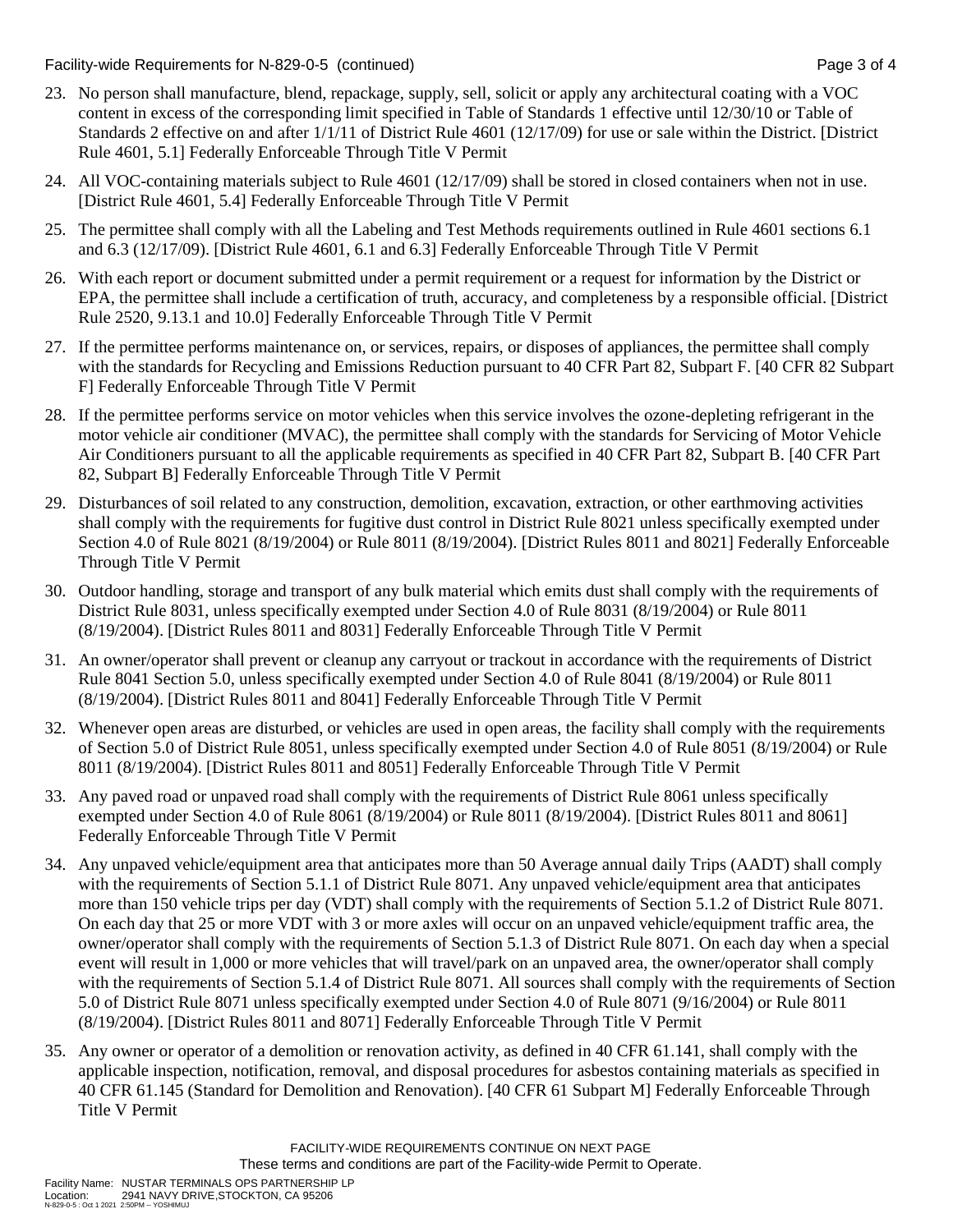23. No person shall manufacture, blend, repackage, supply, sell, solicit or apply any architectural coating with a VOC content in excess of the corresponding limit specified in Table of Standards 1 effective until 12/30/10 or Table of Standards 2 effective on and after 1/1/11 of District Rule 4601 (12/17/09) for use or sale within the District. [District Rule 4601, 5.1] Federally Enforceable Through Title V Permit

24. All VOC-containing materials subject to Rule 4601 (12/17/09) shall be stored in closed containers when not in use. [District Rule 4601, 5.4] Federally Enforceable Through Title V Permit

25. The permittee shall comply with all the Labeling and Test Methods requirements outlined in Rule 4601 sections 6.1 and 6.3 (12/17/09). [District Rule 4601, 6.1 and 6.3] Federally Enforceable Through Title V Permit

26. With each report or document submitted under a permit requirement or a request for information by the District or EPA, the permittee shall include a certification of truth, accuracy, and completeness by a responsible official. [District Rule 2520, 9.13.1 and 10.0] Federally Enforceable Through Title V Permit

27. If the permittee performs maintenance on, or services, repairs, or disposes of appliances, the permittee shall comply with the standards for Recycling and Emissions Reduction pursuant to 40 CFR Part 82, Subpart F. [40 CFR 82 Subpart F] Federally Enforceable Through Title V Permit

28. If the permittee performs service on motor vehicles when this service involves the ozone-depleting refrigerant in the motor vehicle air conditioner (MVAC), the permittee shall comply with the standards for Servicing of Motor Vehicle Air Conditioners pursuant to all the applicable requirements as specified in 40 CFR Part 82, Subpart B. [40 CFR Part 82, Subpart B] Federally Enforceable Through Title V Permit

29. Disturbances of soil related to any construction, demolition, excavation, extraction, or other earthmoving activities shall comply with the requirements for fugitive dust control in District Rule 8021 unless specifically exempted under Section 4.0 of Rule 8021 (8/19/2004) or Rule 8011 (8/19/2004). [District Rules 8011 and 8021] Federally Enforceable Through Title V Permit

30. Outdoor handling, storage and transport of any bulk material which emits dust shall comply with the requirements of District Rule 8031, unless specifically exempted under Section 4.0 of Rule 8031 (8/19/2004) or Rule 8011 (8/19/2004). [District Rules 8011 and 8031] Federally Enforceable Through Title V Permit

31. An owner/operator shall prevent or cleanup any carryout or trackout in accordance with the requirements of District Rule 8041 Section 5.0, unless specifically exempted under Section 4.0 of Rule 8041 (8/19/2004) or Rule 8011 (8/19/2004). [District Rules 8011 and 8041] Federally Enforceable Through Title V Permit

32. Whenever open areas are disturbed, or vehicles are used in open areas, the facility shall comply with the requirements of Section 5.0 of District Rule 8051, unless specifically exempted under Section 4.0 of Rule 8051 (8/19/2004) or Rule 8011 (8/19/2004). [District Rules 8011 and 8051] Federally Enforceable Through Title V Permit

33. Any paved road or unpaved road shall comply with the requirements of District Rule 8061 unless specifically exempted under Section 4.0 of Rule 8061 (8/19/2004) or Rule 8011 (8/19/2004). [District Rules 8011 and 8061] Federally Enforceable Through Title V Permit

34. Any unpaved vehicle/equipment area that anticipates more than 50 Average annual daily Trips (AADT) shall comply with the requirements of Section 5.1.1 of District Rule 8071. Any unpaved vehicle/equipment area that anticipates more than 150 vehicle trips per day (VDT) shall comply with the requirements of Section 5.1.2 of District Rule 8071. On each day that 25 or more VDT with 3 or more axles will occur on an unpaved vehicle/equipment traffic area, the owner/operator shall comply with the requirements of Section 5.1.3 of District Rule 8071. On each day when a special event will result in 1,000 or more vehicles that will travel/park on an unpaved area, the owner/operator shall comply with the requirements of Section 5.1.4 of District Rule 8071. All sources shall comply with the requirements of Section 5.0 of District Rule 8071 unless specifically exempted under Section 4.0 of Rule 8071 (9/16/2004) or Rule 8011 (8/19/2004). [District Rules 8011 and 8071] Federally Enforceable Through Title V Permit

35. Any owner or operator of a demolition or renovation activity, as defined in 40 CFR 61.141, shall comply with the applicable inspection, notification, removal, and disposal procedures for asbestos containing materials as specified in 40 CFR 61.145 (Standard for Demolition and Renovation). [40 CFR 61 Subpart M] Federally Enforceable Through Title V Permit

FACILITY-WIDE REQUIREMENTS CONTINUE ON NEXT PAGE

These terms and conditions are part of the Facility-wide Permit to Operate.

Facility Name: NUSTAR TERMINALS OPS PARTNERSHIP LP
Location: 2941 NAVY DRIVE,STOCKTON, CA 95206
N-829-0-5 : Oct 1 2021 2:50PM -- YOSHIMUJ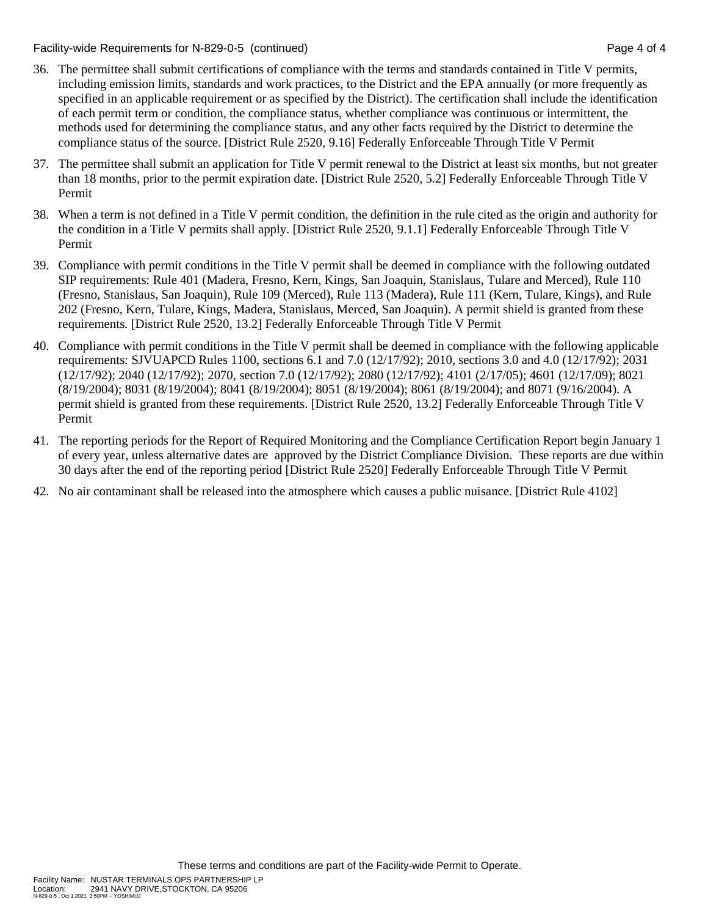36. The permittee shall submit certifications of compliance with the terms and standards contained in Title V permits, including emission limits, standards and work practices, to the District and the EPA annually (or more frequently as specified in an applicable requirement or as specified by the District). The certification shall include the identification of each permit term or condition, the compliance status, whether compliance was continuous or intermittent, the methods used for determining the compliance status, and any other facts required by the District to determine the compliance status of the source. [District Rule 2520, 9.16] Federally Enforceable Through Title V Permit

37. The permittee shall submit an application for Title V permit renewal to the District at least six months, but not greater than 18 months, prior to the permit expiration date. [District Rule 2520, 5.2] Federally Enforceable Through Title V Permit

38. When a term is not defined in a Title V permit condition, the definition in the rule cited as the origin and authority for the condition in a Title V permits shall apply. [District Rule 2520, 9.1.1] Federally Enforceable Through Title V Permit

39. Compliance with permit conditions in the Title V permit shall be deemed in compliance with the following outdated SIP requirements: Rule 401 (Madera, Fresno, Kern, Kings, San Joaquin, Stanislaus, Tulare and Merced), Rule 110 (Fresno, Stanislaus, San Joaquin), Rule 109 (Merced), Rule 113 (Madera), Rule 111 (Kern, Tulare, Kings), and Rule 202 (Fresno, Kern, Tulare, Kings, Madera, Stanislaus, Merced, San Joaquin). A permit shield is granted from these requirements. [District Rule 2520, 13.2] Federally Enforceable Through Title V Permit

40. Compliance with permit conditions in the Title V permit shall be deemed in compliance with the following applicable requirements: SJVUAPCD Rules 1100, sections 6.1 and 7.0 (12/17/92); 2010, sections 3.0 and 4.0 (12/17/92); 2031 (12/17/92); 2040 (12/17/92); 2070, section 7.0 (12/17/92); 2080 (12/17/92); 4101 (2/17/05); 4601 (12/17/09); 8021 (8/19/2004); 8031 (8/19/2004); 8041 (8/19/2004); 8051 (8/19/2004); 8061 (8/19/2004); and 8071 (9/16/2004). A permit shield is granted from these requirements. [District Rule 2520, 13.2] Federally Enforceable Through Title V Permit

41. The reporting periods for the Report of Required Monitoring and the Compliance Certification Report begin January 1 of every year, unless alternative dates are approved by the District Compliance Division. These reports are due within 30 days after the end of the reporting period [District Rule 2520] Federally Enforceable Through Title V Permit

42. No air contaminant shall be released into the atmosphere which causes a public nuisance. [District Rule 4102]

These terms and conditions are part of the Facility-wide Permit to Operate.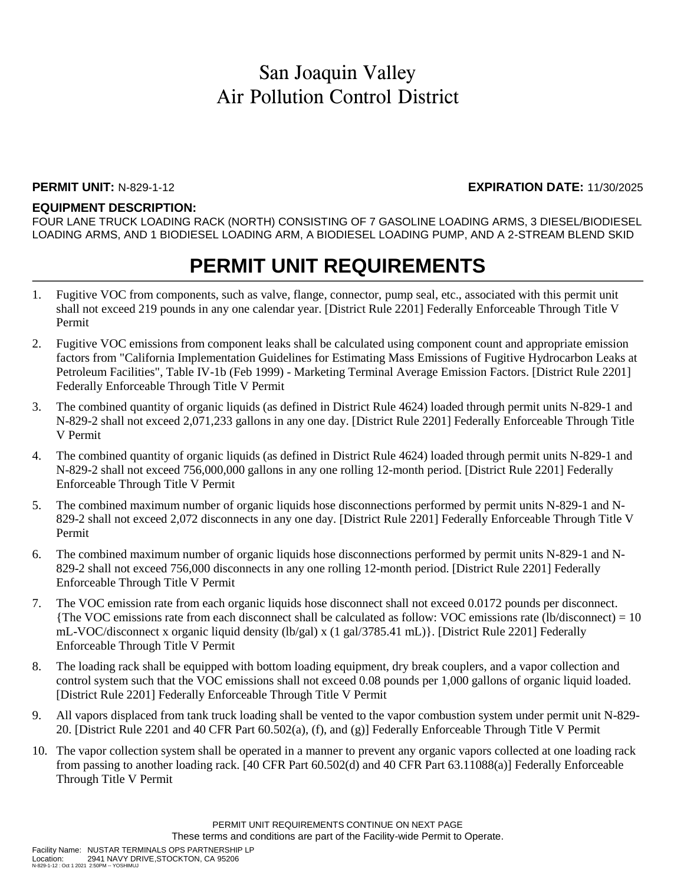# San Joaquin Valley Air Pollution Control District

**PERMIT UNIT:** N-829-1-12 **EXPIRATION DATE:** 11/30/2025

**EQUIPMENT DESCRIPTION:**
FOUR LANE TRUCK LOADING RACK (NORTH) CONSISTING OF 7 GASOLINE LOADING ARMS, 3 DIESEL/BIODIESEL LOADING ARMS, AND 1 BIODIESEL LOADING ARM, A BIODIESEL LOADING PUMP, AND A 2-STREAM BLEND SKID

## PERMIT UNIT REQUIREMENTS

1. Fugitive VOC from components, such as valve, flange, connector, pump seal, etc., associated with this permit unit shall not exceed 219 pounds in any one calendar year. [District Rule 2201] Federally Enforceable Through Title V Permit
2. Fugitive VOC emissions from component leaks shall be calculated using component count and appropriate emission factors from "California Implementation Guidelines for Estimating Mass Emissions of Fugitive Hydrocarbon Leaks at Petroleum Facilities", Table IV-1b (Feb 1999) - Marketing Terminal Average Emission Factors. [District Rule 2201] Federally Enforceable Through Title V Permit
3. The combined quantity of organic liquids (as defined in District Rule 4624) loaded through permit units N-829-1 and N-829-2 shall not exceed 2,071,233 gallons in any one day. [District Rule 2201] Federally Enforceable Through Title V Permit
4. The combined quantity of organic liquids (as defined in District Rule 4624) loaded through permit units N-829-1 and N-829-2 shall not exceed 756,000,000 gallons in any one rolling 12-month period. [District Rule 2201] Federally Enforceable Through Title V Permit
5. The combined maximum number of organic liquids hose disconnections performed by permit units N-829-1 and N-829-2 shall not exceed 2,072 disconnects in any one day. [District Rule 2201] Federally Enforceable Through Title V Permit
6. The combined maximum number of organic liquids hose disconnections performed by permit units N-829-1 and N-829-2 shall not exceed 756,000 disconnects in any one rolling 12-month period. [District Rule 2201] Federally Enforceable Through Title V Permit
7. The VOC emission rate from each organic liquids hose disconnect shall not exceed 0.0172 pounds per disconnect. {The VOC emissions rate from each disconnect shall be calculated as follow: VOC emissions rate (lb/disconnect) = 10 mL-VOC/disconnect x organic liquid density (lb/gal) x (1 gal/3785.41 mL)}. [District Rule 2201] Federally Enforceable Through Title V Permit
8. The loading rack shall be equipped with bottom loading equipment, dry break couplers, and a vapor collection and control system such that the VOC emissions shall not exceed 0.08 pounds per 1,000 gallons of organic liquid loaded. [District Rule 2201] Federally Enforceable Through Title V Permit
9. All vapors displaced from tank truck loading shall be vented to the vapor combustion system under permit unit N-829-20. [District Rule 2201 and 40 CFR Part 60.502(a), (f), and (g)] Federally Enforceable Through Title V Permit
10. The vapor collection system shall be operated in a manner to prevent any organic vapors collected at one loading rack from passing to another loading rack. [40 CFR Part 60.502(d) and 40 CFR Part 63.11088(a)] Federally Enforceable Through Title V Permit

PERMIT UNIT REQUIREMENTS CONTINUE ON NEXT PAGE
These terms and conditions are part of the Facility-wide Permit to Operate.

Facility Name: NUSTAR TERMINALS OPS PARTNERSHIP LP
Location: 2941 NAVY DRIVE,STOCKTON, CA 95206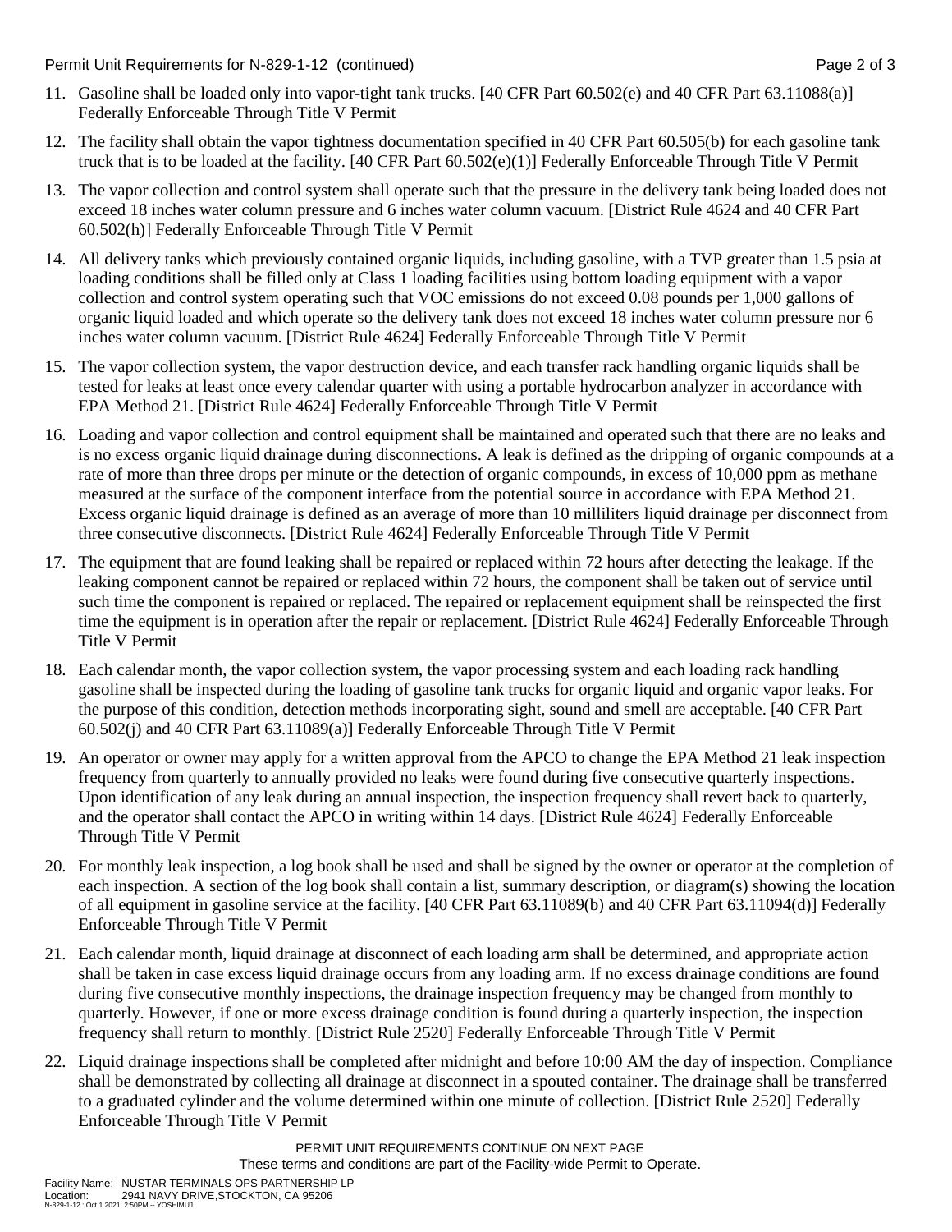11. Gasoline shall be loaded only into vapor-tight tank trucks. [40 CFR Part 60.502(e) and 40 CFR Part 63.11088(a)] Federally Enforceable Through Title V Permit

12. The facility shall obtain the vapor tightness documentation specified in 40 CFR Part 60.505(b) for each gasoline tank truck that is to be loaded at the facility. [40 CFR Part 60.502(e)(1)] Federally Enforceable Through Title V Permit

13. The vapor collection and control system shall operate such that the pressure in the delivery tank being loaded does not exceed 18 inches water column pressure and 6 inches water column vacuum. [District Rule 4624 and 40 CFR Part 60.502(h)] Federally Enforceable Through Title V Permit

14. All delivery tanks which previously contained organic liquids, including gasoline, with a TVP greater than 1.5 psia at loading conditions shall be filled only at Class 1 loading facilities using bottom loading equipment with a vapor collection and control system operating such that VOC emissions do not exceed 0.08 pounds per 1,000 gallons of organic liquid loaded and which operate so the delivery tank does not exceed 18 inches water column pressure nor 6 inches water column vacuum. [District Rule 4624] Federally Enforceable Through Title V Permit

15. The vapor collection system, the vapor destruction device, and each transfer rack handling organic liquids shall be tested for leaks at least once every calendar quarter with using a portable hydrocarbon analyzer in accordance with EPA Method 21. [District Rule 4624] Federally Enforceable Through Title V Permit

16. Loading and vapor collection and control equipment shall be maintained and operated such that there are no leaks and is no excess organic liquid drainage during disconnections. A leak is defined as the dripping of organic compounds at a rate of more than three drops per minute or the detection of organic compounds, in excess of 10,000 ppm as methane measured at the surface of the component interface from the potential source in accordance with EPA Method 21. Excess organic liquid drainage is defined as an average of more than 10 milliliters liquid drainage per disconnect from three consecutive disconnects. [District Rule 4624] Federally Enforceable Through Title V Permit

17. The equipment that are found leaking shall be repaired or replaced within 72 hours after detecting the leakage. If the leaking component cannot be repaired or replaced within 72 hours, the component shall be taken out of service until such time the component is repaired or replaced. The repaired or replacement equipment shall be reinspected the first time the equipment is in operation after the repair or replacement. [District Rule 4624] Federally Enforceable Through Title V Permit

18. Each calendar month, the vapor collection system, the vapor processing system and each loading rack handling gasoline shall be inspected during the loading of gasoline tank trucks for organic liquid and organic vapor leaks. For the purpose of this condition, detection methods incorporating sight, sound and smell are acceptable. [40 CFR Part 60.502(j) and 40 CFR Part 63.11089(a)] Federally Enforceable Through Title V Permit

19. An operator or owner may apply for a written approval from the APCO to change the EPA Method 21 leak inspection frequency from quarterly to annually provided no leaks were found during five consecutive quarterly inspections. Upon identification of any leak during an annual inspection, the inspection frequency shall revert back to quarterly, and the operator shall contact the APCO in writing within 14 days. [District Rule 4624] Federally Enforceable Through Title V Permit

20. For monthly leak inspection, a log book shall be used and shall be signed by the owner or operator at the completion of each inspection. A section of the log book shall contain a list, summary description, or diagram(s) showing the location of all equipment in gasoline service at the facility. [40 CFR Part 63.11089(b) and 40 CFR Part 63.11094(d)] Federally Enforceable Through Title V Permit

21. Each calendar month, liquid drainage at disconnect of each loading arm shall be determined, and appropriate action shall be taken in case excess liquid drainage occurs from any loading arm. If no excess drainage conditions are found during five consecutive monthly inspections, the drainage inspection frequency may be changed from monthly to quarterly. However, if one or more excess drainage condition is found during a quarterly inspection, the inspection frequency shall return to monthly. [District Rule 2520] Federally Enforceable Through Title V Permit

22. Liquid drainage inspections shall be completed after midnight and before 10:00 AM the day of inspection. Compliance shall be demonstrated by collecting all drainage at disconnect in a spouted container. The drainage shall be transferred to a graduated cylinder and the volume determined within one minute of collection. [District Rule 2520] Federally Enforceable Through Title V Permit

PERMIT UNIT REQUIREMENTS CONTINUE ON NEXT PAGE
These terms and conditions are part of the Facility-wide Permit to Operate.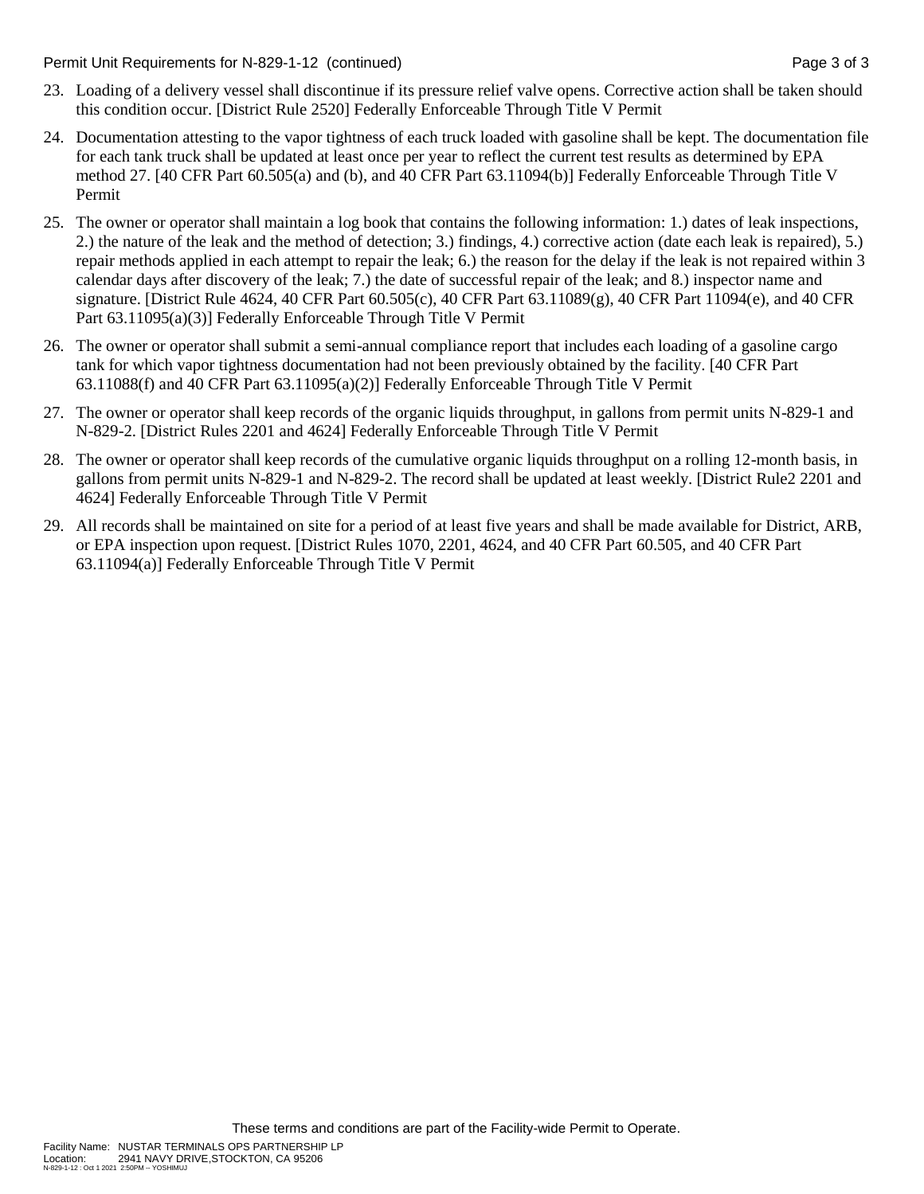23. Loading of a delivery vessel shall discontinue if its pressure relief valve opens. Corrective action shall be taken should this condition occur. [District Rule 2520] Federally Enforceable Through Title V Permit

24. Documentation attesting to the vapor tightness of each truck loaded with gasoline shall be kept. The documentation file for each tank truck shall be updated at least once per year to reflect the current test results as determined by EPA method 27. [40 CFR Part 60.505(a) and (b), and 40 CFR Part 63.11094(b)] Federally Enforceable Through Title V Permit

25. The owner or operator shall maintain a log book that contains the following information: 1.) dates of leak inspections, 2.) the nature of the leak and the method of detection; 3.) findings, 4.) corrective action (date each leak is repaired), 5.) repair methods applied in each attempt to repair the leak; 6.) the reason for the delay if the leak is not repaired within 3 calendar days after discovery of the leak; 7.) the date of successful repair of the leak; and 8.) inspector name and signature. [District Rule 4624, 40 CFR Part 60.505(c), 40 CFR Part 63.11089(g), 40 CFR Part 11094(e), and 40 CFR Part 63.11095(a)(3)] Federally Enforceable Through Title V Permit

26. The owner or operator shall submit a semi-annual compliance report that includes each loading of a gasoline cargo tank for which vapor tightness documentation had not been previously obtained by the facility. [40 CFR Part 63.11088(f) and 40 CFR Part 63.11095(a)(2)] Federally Enforceable Through Title V Permit

27. The owner or operator shall keep records of the organic liquids throughput, in gallons from permit units N-829-1 and N-829-2. [District Rules 2201 and 4624] Federally Enforceable Through Title V Permit

28. The owner or operator shall keep records of the cumulative organic liquids throughput on a rolling 12-month basis, in gallons from permit units N-829-1 and N-829-2. The record shall be updated at least weekly. [District Rule2 2201 and 4624] Federally Enforceable Through Title V Permit

29. All records shall be maintained on site for a period of at least five years and shall be made available for District, ARB, or EPA inspection upon request. [District Rules 1070, 2201, 4624, and 40 CFR Part 60.505, and 40 CFR Part 63.11094(a)] Federally Enforceable Through Title V Permit

These terms and conditions are part of the Facility-wide Permit to Operate.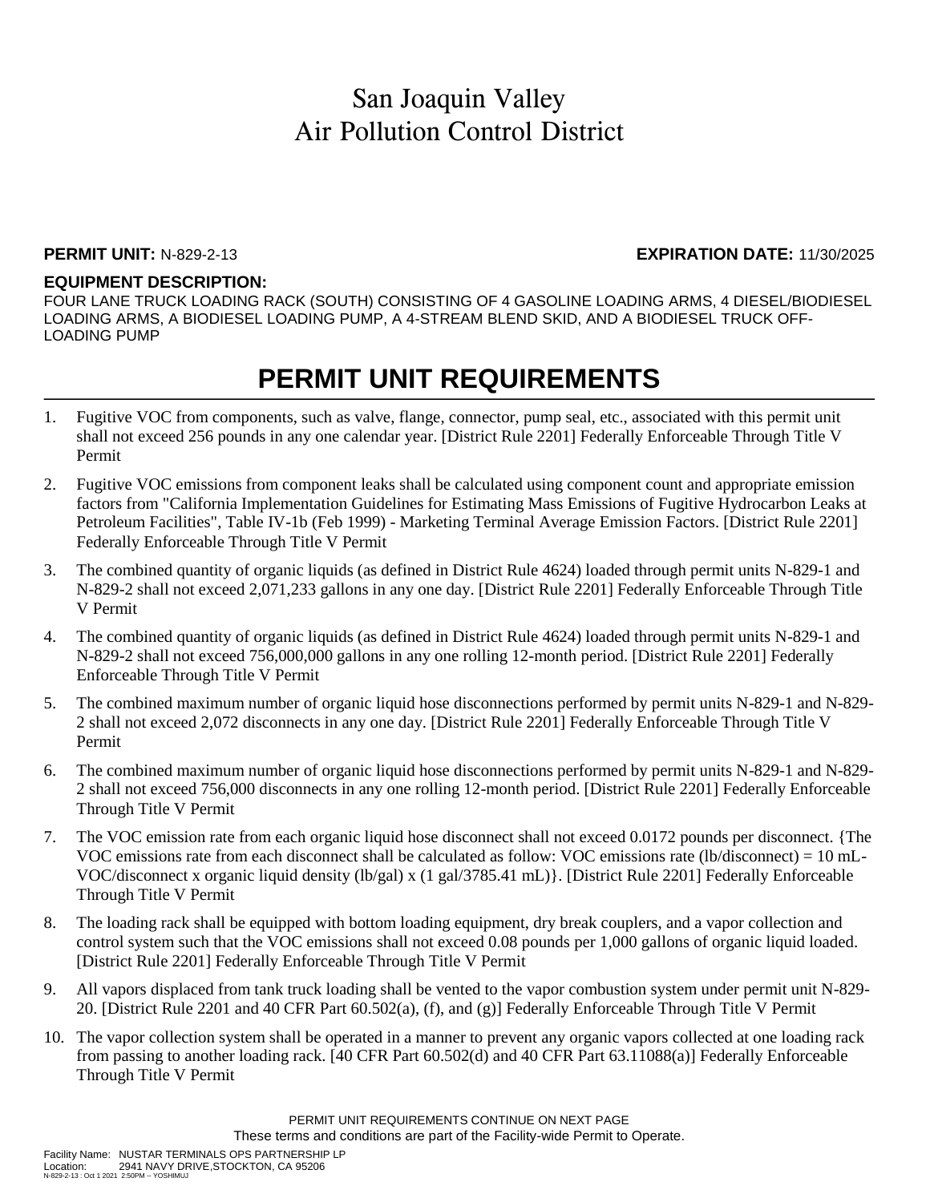# San Joaquin Valley Air Pollution Control District

**PERMIT UNIT:** N-829-2-13 **EXPIRATION DATE:** 11/30/2025

**EQUIPMENT DESCRIPTION:**
FOUR LANE TRUCK LOADING RACK (SOUTH) CONSISTING OF 4 GASOLINE LOADING ARMS, 4 DIESEL/BIODIESEL LOADING ARMS, A BIODIESEL LOADING PUMP, A 4-STREAM BLEND SKID, AND A BIODIESEL TRUCK OFF-LOADING PUMP

## PERMIT UNIT REQUIREMENTS

1. Fugitive VOC from components, such as valve, flange, connector, pump seal, etc., associated with this permit unit shall not exceed 256 pounds in any one calendar year. [District Rule 2201] Federally Enforceable Through Title V Permit
2. Fugitive VOC emissions from component leaks shall be calculated using component count and appropriate emission factors from "California Implementation Guidelines for Estimating Mass Emissions of Fugitive Hydrocarbon Leaks at Petroleum Facilities", Table IV-1b (Feb 1999) - Marketing Terminal Average Emission Factors. [District Rule 2201] Federally Enforceable Through Title V Permit
3. The combined quantity of organic liquids (as defined in District Rule 4624) loaded through permit units N-829-1 and N-829-2 shall not exceed 2,071,233 gallons in any one day. [District Rule 2201] Federally Enforceable Through Title V Permit
4. The combined quantity of organic liquids (as defined in District Rule 4624) loaded through permit units N-829-1 and N-829-2 shall not exceed 756,000,000 gallons in any one rolling 12-month period. [District Rule 2201] Federally Enforceable Through Title V Permit
5. The combined maximum number of organic liquid hose disconnections performed by permit units N-829-1 and N-829-2 shall not exceed 2,072 disconnects in any one day. [District Rule 2201] Federally Enforceable Through Title V Permit
6. The combined maximum number of organic liquid hose disconnections performed by permit units N-829-1 and N-829-2 shall not exceed 756,000 disconnects in any one rolling 12-month period. [District Rule 2201] Federally Enforceable Through Title V Permit
7. The VOC emission rate from each organic liquid hose disconnect shall not exceed 0.0172 pounds per disconnect. {The VOC emissions rate from each disconnect shall be calculated as follow: VOC emissions rate (lb/disconnect) = 10 mL-VOC/disconnect x organic liquid density (lb/gal) x (1 gal/3785.41 mL)}. [District Rule 2201] Federally Enforceable Through Title V Permit
8. The loading rack shall be equipped with bottom loading equipment, dry break couplers, and a vapor collection and control system such that the VOC emissions shall not exceed 0.08 pounds per 1,000 gallons of organic liquid loaded. [District Rule 2201] Federally Enforceable Through Title V Permit
9. All vapors displaced from tank truck loading shall be vented to the vapor combustion system under permit unit N-829-20. [District Rule 2201 and 40 CFR Part 60.502(a), (f), and (g)] Federally Enforceable Through Title V Permit
10. The vapor collection system shall be operated in a manner to prevent any organic vapors collected at one loading rack from passing to another loading rack. [40 CFR Part 60.502(d) and 40 CFR Part 63.11088(a)] Federally Enforceable Through Title V Permit

PERMIT UNIT REQUIREMENTS CONTINUE ON NEXT PAGE
These terms and conditions are part of the Facility-wide Permit to Operate.

Facility Name: NUSTAR TERMINALS OPS PARTNERSHIP LP
Location: 2941 NAVY DRIVE,STOCKTON, CA 95206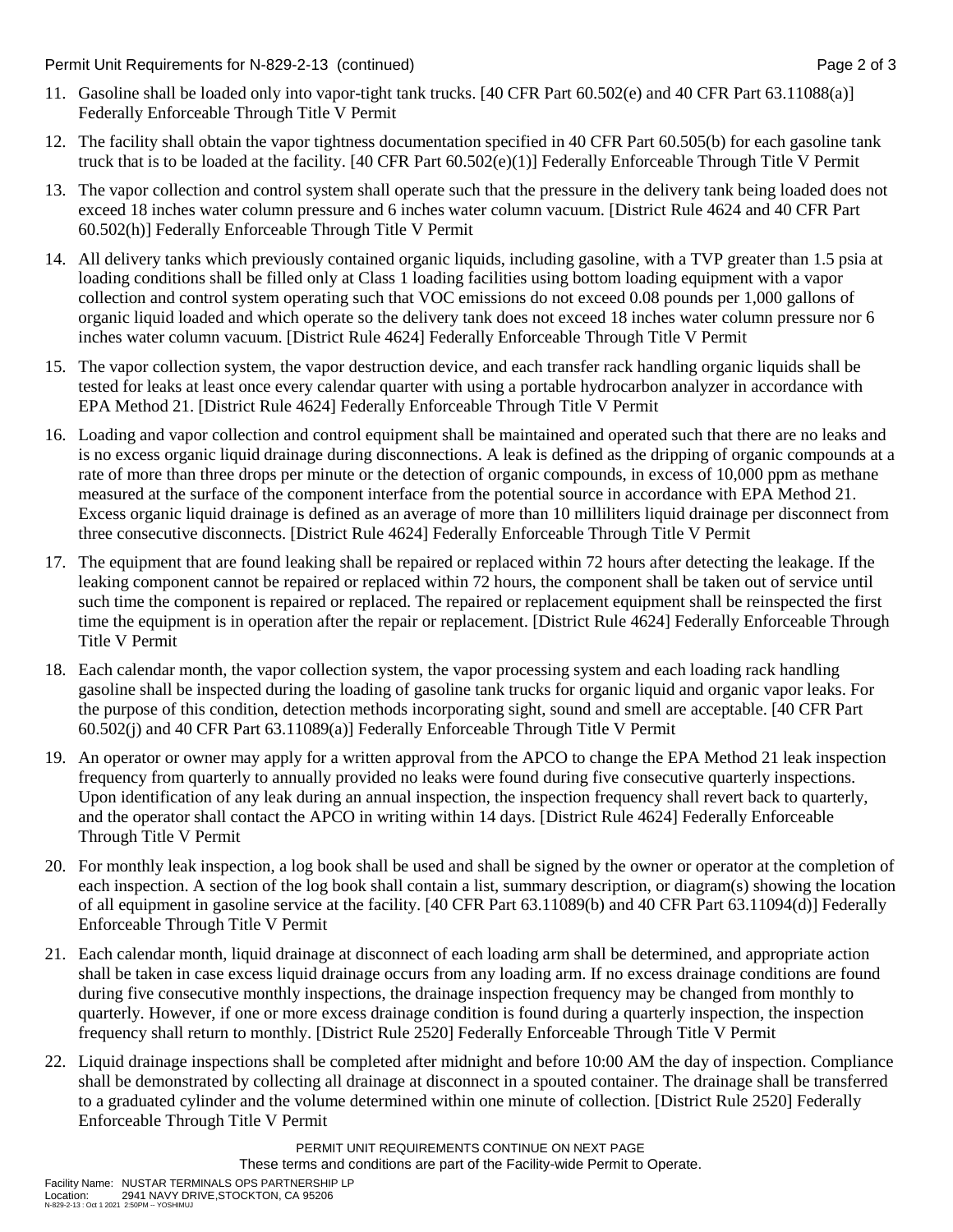11. Gasoline shall be loaded only into vapor-tight tank trucks. [40 CFR Part 60.502(e) and 40 CFR Part 63.11088(a)] Federally Enforceable Through Title V Permit

12. The facility shall obtain the vapor tightness documentation specified in 40 CFR Part 60.505(b) for each gasoline tank truck that is to be loaded at the facility. [40 CFR Part 60.502(e)(1)] Federally Enforceable Through Title V Permit

13. The vapor collection and control system shall operate such that the pressure in the delivery tank being loaded does not exceed 18 inches water column pressure and 6 inches water column vacuum. [District Rule 4624 and 40 CFR Part 60.502(h)] Federally Enforceable Through Title V Permit

14. All delivery tanks which previously contained organic liquids, including gasoline, with a TVP greater than 1.5 psia at loading conditions shall be filled only at Class 1 loading facilities using bottom loading equipment with a vapor collection and control system operating such that VOC emissions do not exceed 0.08 pounds per 1,000 gallons of organic liquid loaded and which operate so the delivery tank does not exceed 18 inches water column pressure nor 6 inches water column vacuum. [District Rule 4624] Federally Enforceable Through Title V Permit

15. The vapor collection system, the vapor destruction device, and each transfer rack handling organic liquids shall be tested for leaks at least once every calendar quarter with using a portable hydrocarbon analyzer in accordance with EPA Method 21. [District Rule 4624] Federally Enforceable Through Title V Permit

16. Loading and vapor collection and control equipment shall be maintained and operated such that there are no leaks and is no excess organic liquid drainage during disconnections. A leak is defined as the dripping of organic compounds at a rate of more than three drops per minute or the detection of organic compounds, in excess of 10,000 ppm as methane measured at the surface of the component interface from the potential source in accordance with EPA Method 21. Excess organic liquid drainage is defined as an average of more than 10 milliliters liquid drainage per disconnect from three consecutive disconnects. [District Rule 4624] Federally Enforceable Through Title V Permit

17. The equipment that are found leaking shall be repaired or replaced within 72 hours after detecting the leakage. If the leaking component cannot be repaired or replaced within 72 hours, the component shall be taken out of service until such time the component is repaired or replaced. The repaired or replacement equipment shall be reinspected the first time the equipment is in operation after the repair or replacement. [District Rule 4624] Federally Enforceable Through Title V Permit

18. Each calendar month, the vapor collection system, the vapor processing system and each loading rack handling gasoline shall be inspected during the loading of gasoline tank trucks for organic liquid and organic vapor leaks. For the purpose of this condition, detection methods incorporating sight, sound and smell are acceptable. [40 CFR Part 60.502(j) and 40 CFR Part 63.11089(a)] Federally Enforceable Through Title V Permit

19. An operator or owner may apply for a written approval from the APCO to change the EPA Method 21 leak inspection frequency from quarterly to annually provided no leaks were found during five consecutive quarterly inspections. Upon identification of any leak during an annual inspection, the inspection frequency shall revert back to quarterly, and the operator shall contact the APCO in writing within 14 days. [District Rule 4624] Federally Enforceable Through Title V Permit

20. For monthly leak inspection, a log book shall be used and shall be signed by the owner or operator at the completion of each inspection. A section of the log book shall contain a list, summary description, or diagram(s) showing the location of all equipment in gasoline service at the facility. [40 CFR Part 63.11089(b) and 40 CFR Part 63.11094(d)] Federally Enforceable Through Title V Permit

21. Each calendar month, liquid drainage at disconnect of each loading arm shall be determined, and appropriate action shall be taken in case excess liquid drainage occurs from any loading arm. If no excess drainage conditions are found during five consecutive monthly inspections, the drainage inspection frequency may be changed from monthly to quarterly. However, if one or more excess drainage condition is found during a quarterly inspection, the inspection frequency shall return to monthly. [District Rule 2520] Federally Enforceable Through Title V Permit

22. Liquid drainage inspections shall be completed after midnight and before 10:00 AM the day of inspection. Compliance shall be demonstrated by collecting all drainage at disconnect in a spouted container. The drainage shall be transferred to a graduated cylinder and the volume determined within one minute of collection. [District Rule 2520] Federally Enforceable Through Title V Permit

PERMIT UNIT REQUIREMENTS CONTINUE ON NEXT PAGE

These terms and conditions are part of the Facility-wide Permit to Operate.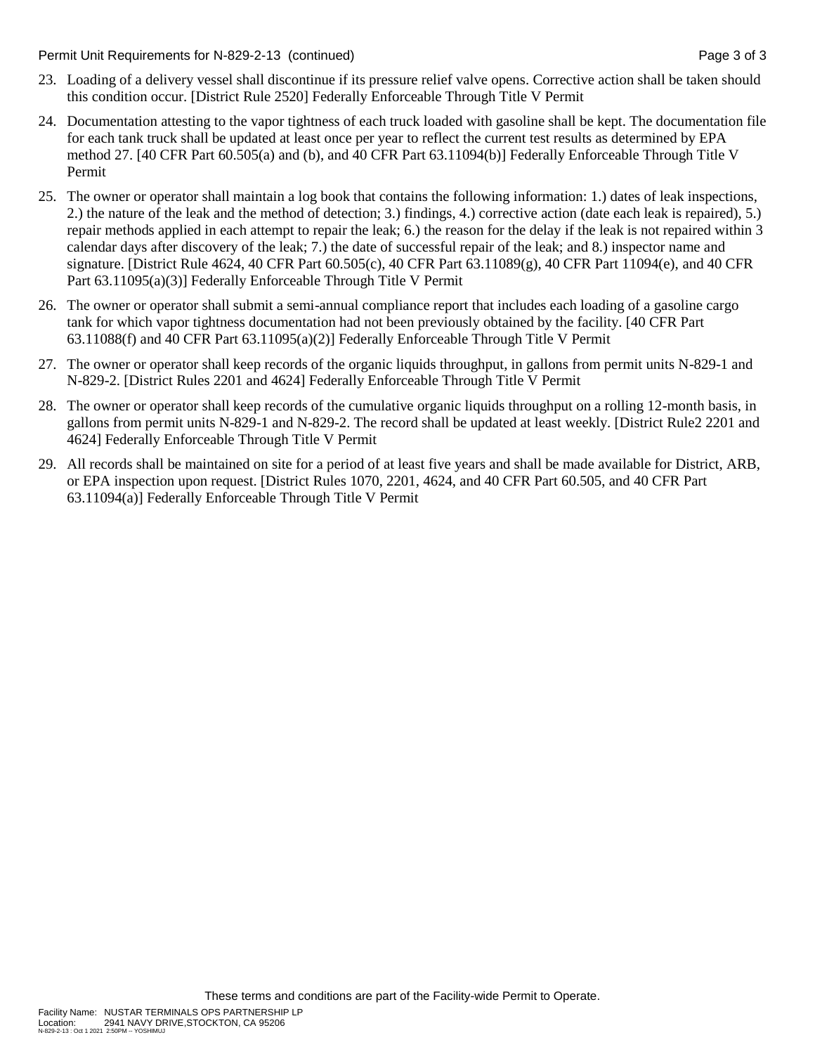23. Loading of a delivery vessel shall discontinue if its pressure relief valve opens. Corrective action shall be taken should this condition occur. [District Rule 2520] Federally Enforceable Through Title V Permit

24. Documentation attesting to the vapor tightness of each truck loaded with gasoline shall be kept. The documentation file for each tank truck shall be updated at least once per year to reflect the current test results as determined by EPA method 27. [40 CFR Part 60.505(a) and (b), and 40 CFR Part 63.11094(b)] Federally Enforceable Through Title V Permit

25. The owner or operator shall maintain a log book that contains the following information: 1.) dates of leak inspections, 2.) the nature of the leak and the method of detection; 3.) findings, 4.) corrective action (date each leak is repaired), 5.) repair methods applied in each attempt to repair the leak; 6.) the reason for the delay if the leak is not repaired within 3 calendar days after discovery of the leak; 7.) the date of successful repair of the leak; and 8.) inspector name and signature. [District Rule 4624, 40 CFR Part 60.505(c), 40 CFR Part 63.11089(g), 40 CFR Part 11094(e), and 40 CFR Part 63.11095(a)(3)] Federally Enforceable Through Title V Permit

26. The owner or operator shall submit a semi-annual compliance report that includes each loading of a gasoline cargo tank for which vapor tightness documentation had not been previously obtained by the facility. [40 CFR Part 63.11088(f) and 40 CFR Part 63.11095(a)(2)] Federally Enforceable Through Title V Permit

27. The owner or operator shall keep records of the organic liquids throughput, in gallons from permit units N-829-1 and N-829-2. [District Rules 2201 and 4624] Federally Enforceable Through Title V Permit

28. The owner or operator shall keep records of the cumulative organic liquids throughput on a rolling 12-month basis, in gallons from permit units N-829-1 and N-829-2. The record shall be updated at least weekly. [District Rule2 2201 and 4624] Federally Enforceable Through Title V Permit

29. All records shall be maintained on site for a period of at least five years and shall be made available for District, ARB, or EPA inspection upon request. [District Rules 1070, 2201, 4624, and 40 CFR Part 60.505, and 40 CFR Part 63.11094(a)] Federally Enforceable Through Title V Permit

These terms and conditions are part of the Facility-wide Permit to Operate.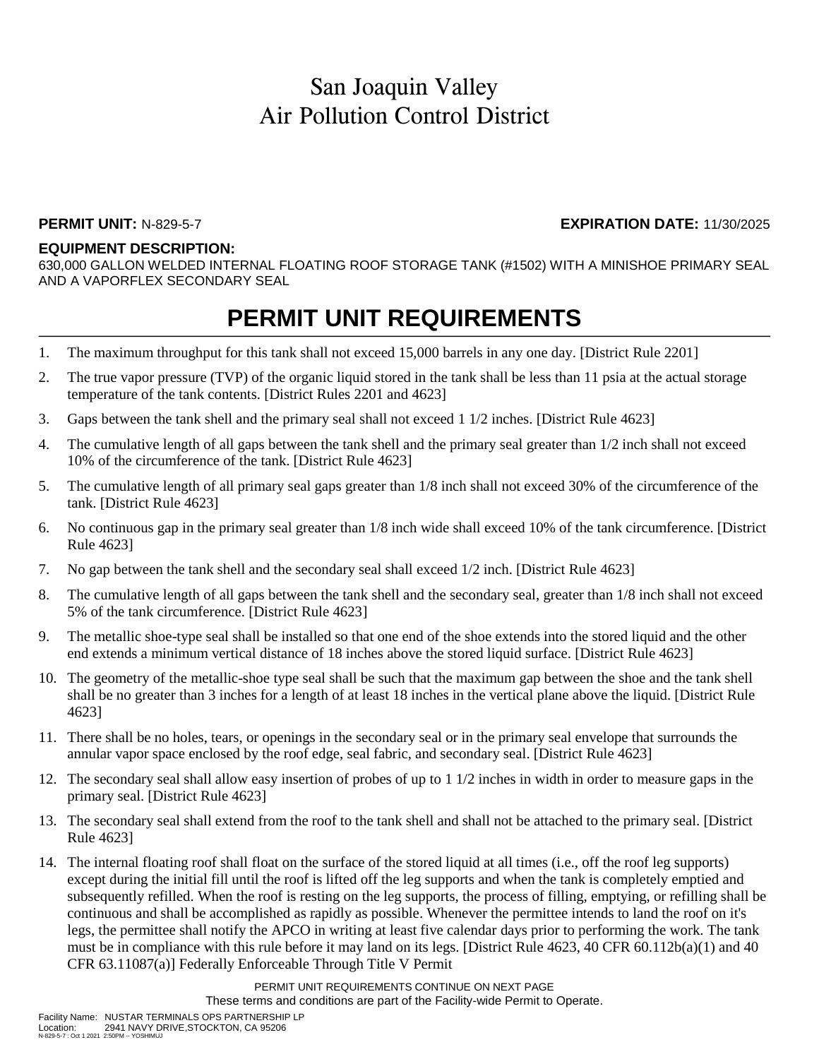# San Joaquin Valley
# Air Pollution Control District

**PERMIT UNIT:** N-829-5-7 **EXPIRATION DATE:** 11/30/2025

**EQUIPMENT DESCRIPTION:**
630,000 GALLON WELDED INTERNAL FLOATING ROOF STORAGE TANK (#1502) WITH A MINISHOE PRIMARY SEAL AND A VAPORFLEX SECONDARY SEAL

## PERMIT UNIT REQUIREMENTS

1. The maximum throughput for this tank shall not exceed 15,000 barrels in any one day. [District Rule 2201]
2. The true vapor pressure (TVP) of the organic liquid stored in the tank shall be less than 11 psia at the actual storage temperature of the tank contents. [District Rules 2201 and 4623]
3. Gaps between the tank shell and the primary seal shall not exceed 1 1/2 inches. [District Rule 4623]
4. The cumulative length of all gaps between the tank shell and the primary seal greater than 1/2 inch shall not exceed 10% of the circumference of the tank. [District Rule 4623]
5. The cumulative length of all primary seal gaps greater than 1/8 inch shall not exceed 30% of the circumference of the tank. [District Rule 4623]
6. No continuous gap in the primary seal greater than 1/8 inch wide shall exceed 10% of the tank circumference. [District Rule 4623]
7. No gap between the tank shell and the secondary seal shall exceed 1/2 inch. [District Rule 4623]
8. The cumulative length of all gaps between the tank shell and the secondary seal, greater than 1/8 inch shall not exceed 5% of the tank circumference. [District Rule 4623]
9. The metallic shoe-type seal shall be installed so that one end of the shoe extends into the stored liquid and the other end extends a minimum vertical distance of 18 inches above the stored liquid surface. [District Rule 4623]
10. The geometry of the metallic-shoe type seal shall be such that the maximum gap between the shoe and the tank shell shall be no greater than 3 inches for a length of at least 18 inches in the vertical plane above the liquid. [District Rule 4623]
11. There shall be no holes, tears, or openings in the secondary seal or in the primary seal envelope that surrounds the annular vapor space enclosed by the roof edge, seal fabric, and secondary seal. [District Rule 4623]
12. The secondary seal shall allow easy insertion of probes of up to 1 1/2 inches in width in order to measure gaps in the primary seal. [District Rule 4623]
13. The secondary seal shall extend from the roof to the tank shell and shall not be attached to the primary seal. [District Rule 4623]
14. The internal floating roof shall float on the surface of the stored liquid at all times (i.e., off the roof leg supports) except during the initial fill until the roof is lifted off the leg supports and when the tank is completely emptied and subsequently refilled. When the roof is resting on the leg supports, the process of filling, emptying, or refilling shall be continuous and shall be accomplished as rapidly as possible. Whenever the permittee intends to land the roof on it's legs, the permittee shall notify the APCO in writing at least five calendar days prior to performing the work. The tank must be in compliance with this rule before it may land on its legs. [District Rule 4623, 40 CFR 60.112b(a)(1) and 40 CFR 63.11087(a)] Federally Enforceable Through Title V Permit

PERMIT UNIT REQUIREMENTS CONTINUE ON NEXT PAGE
These terms and conditions are part of the Facility-wide Permit to Operate.

Facility Name: NUSTAR TERMINALS OPS PARTNERSHIP LP
Location: 2941 NAVY DRIVE,STOCKTON, CA 95206
N-829-5-7 : Oct 1 2021 2:50PM -- YOSHIMUJ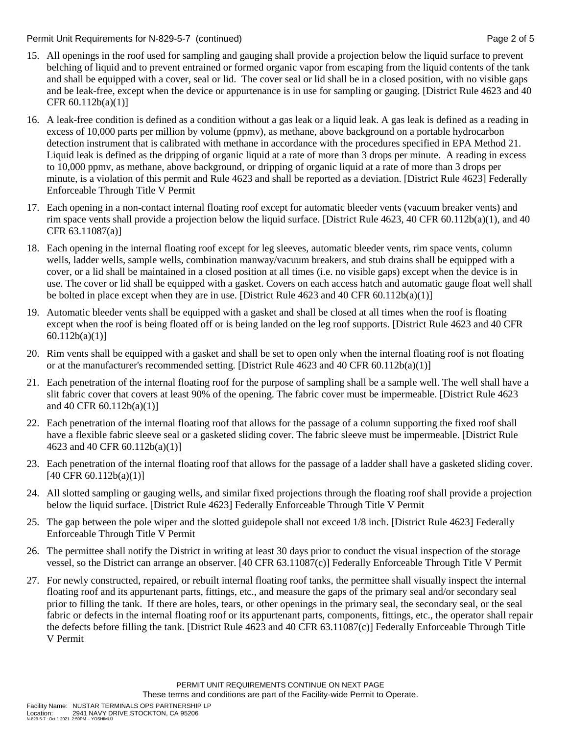15. All openings in the roof used for sampling and gauging shall provide a projection below the liquid surface to prevent belching of liquid and to prevent entrained or formed organic vapor from escaping from the liquid contents of the tank and shall be equipped with a cover, seal or lid. The cover seal or lid shall be in a closed position, with no visible gaps and be leak-free, except when the device or appurtenance is in use for sampling or gauging. [District Rule 4623 and 40 CFR 60.112b(a)(1)]

16. A leak-free condition is defined as a condition without a gas leak or a liquid leak. A gas leak is defined as a reading in excess of 10,000 parts per million by volume (ppmv), as methane, above background on a portable hydrocarbon detection instrument that is calibrated with methane in accordance with the procedures specified in EPA Method 21. Liquid leak is defined as the dripping of organic liquid at a rate of more than 3 drops per minute. A reading in excess to 10,000 ppmv, as methane, above background, or dripping of organic liquid at a rate of more than 3 drops per minute, is a violation of this permit and Rule 4623 and shall be reported as a deviation. [District Rule 4623] Federally Enforceable Through Title V Permit

17. Each opening in a non-contact internal floating roof except for automatic bleeder vents (vacuum breaker vents) and rim space vents shall provide a projection below the liquid surface. [District Rule 4623, 40 CFR 60.112b(a)(1), and 40 CFR 63.11087(a)]

18. Each opening in the internal floating roof except for leg sleeves, automatic bleeder vents, rim space vents, column wells, ladder wells, sample wells, combination manway/vacuum breakers, and stub drains shall be equipped with a cover, or a lid shall be maintained in a closed position at all times (i.e. no visible gaps) except when the device is in use. The cover or lid shall be equipped with a gasket. Covers on each access hatch and automatic gauge float well shall be bolted in place except when they are in use. [District Rule 4623 and 40 CFR 60.112b(a)(1)]

19. Automatic bleeder vents shall be equipped with a gasket and shall be closed at all times when the roof is floating except when the roof is being floated off or is being landed on the leg roof supports. [District Rule 4623 and 40 CFR 60.112b(a)(1)]

20. Rim vents shall be equipped with a gasket and shall be set to open only when the internal floating roof is not floating or at the manufacturer's recommended setting. [District Rule 4623 and 40 CFR 60.112b(a)(1)]

21. Each penetration of the internal floating roof for the purpose of sampling shall be a sample well. The well shall have a slit fabric cover that covers at least 90% of the opening. The fabric cover must be impermeable. [District Rule 4623 and 40 CFR 60.112b(a)(1)]

22. Each penetration of the internal floating roof that allows for the passage of a column supporting the fixed roof shall have a flexible fabric sleeve seal or a gasketed sliding cover. The fabric sleeve must be impermeable. [District Rule 4623 and 40 CFR 60.112b(a)(1)]

23. Each penetration of the internal floating roof that allows for the passage of a ladder shall have a gasketed sliding cover. [40 CFR 60.112b(a)(1)]

24. All slotted sampling or gauging wells, and similar fixed projections through the floating roof shall provide a projection below the liquid surface. [District Rule 4623] Federally Enforceable Through Title V Permit

25. The gap between the pole wiper and the slotted guidepole shall not exceed 1/8 inch. [District Rule 4623] Federally Enforceable Through Title V Permit

26. The permittee shall notify the District in writing at least 30 days prior to conduct the visual inspection of the storage vessel, so the District can arrange an observer. [40 CFR 63.11087(c)] Federally Enforceable Through Title V Permit

27. For newly constructed, repaired, or rebuilt internal floating roof tanks, the permittee shall visually inspect the internal floating roof and its appurtenant parts, fittings, etc., and measure the gaps of the primary seal and/or secondary seal prior to filling the tank. If there are holes, tears, or other openings in the primary seal, the secondary seal, or the seal fabric or defects in the internal floating roof or its appurtenant parts, components, fittings, etc., the operator shall repair the defects before filling the tank. [District Rule 4623 and 40 CFR 63.11087(c)] Federally Enforceable Through Title V Permit

PERMIT UNIT REQUIREMENTS CONTINUE ON NEXT PAGE

These terms and conditions are part of the Facility-wide Permit to Operate.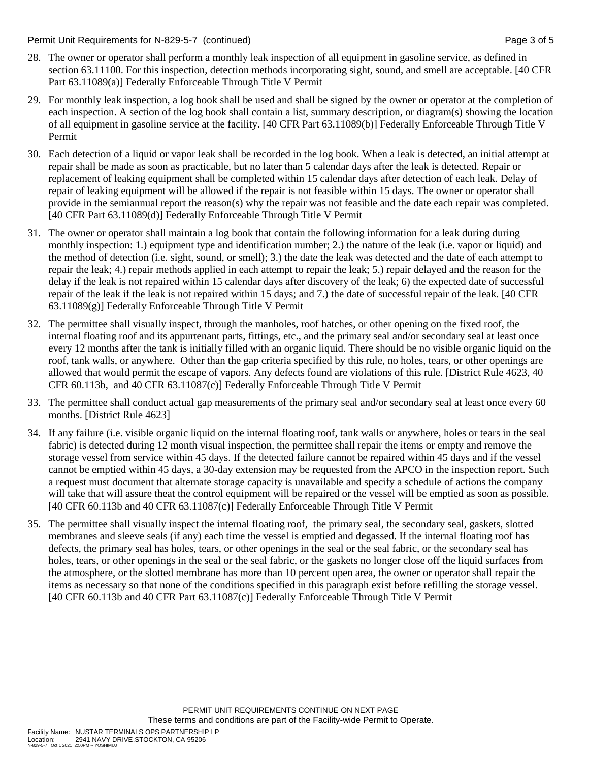28. The owner or operator shall perform a monthly leak inspection of all equipment in gasoline service, as defined in section 63.11100. For this inspection, detection methods incorporating sight, sound, and smell are acceptable. [40 CFR Part 63.11089(a)] Federally Enforceable Through Title V Permit

29. For monthly leak inspection, a log book shall be used and shall be signed by the owner or operator at the completion of each inspection. A section of the log book shall contain a list, summary description, or diagram(s) showing the location of all equipment in gasoline service at the facility. [40 CFR Part 63.11089(b)] Federally Enforceable Through Title V Permit

30. Each detection of a liquid or vapor leak shall be recorded in the log book. When a leak is detected, an initial attempt at repair shall be made as soon as practicable, but no later than 5 calendar days after the leak is detected. Repair or replacement of leaking equipment shall be completed within 15 calendar days after detection of each leak. Delay of repair of leaking equipment will be allowed if the repair is not feasible within 15 days. The owner or operator shall provide in the semiannual report the reason(s) why the repair was not feasible and the date each repair was completed. [40 CFR Part 63.11089(d)] Federally Enforceable Through Title V Permit

31. The owner or operator shall maintain a log book that contain the following information for a leak during during monthly inspection: 1.) equipment type and identification number; 2.) the nature of the leak (i.e. vapor or liquid) and the method of detection (i.e. sight, sound, or smell); 3.) the date the leak was detected and the date of each attempt to repair the leak; 4.) repair methods applied in each attempt to repair the leak; 5.) repair delayed and the reason for the delay if the leak is not repaired within 15 calendar days after discovery of the leak; 6) the expected date of successful repair of the leak if the leak is not repaired within 15 days; and 7.) the date of successful repair of the leak. [40 CFR 63.11089(g)] Federally Enforceable Through Title V Permit

32. The permittee shall visually inspect, through the manholes, roof hatches, or other opening on the fixed roof, the internal floating roof and its appurtenant parts, fittings, etc., and the primary seal and/or secondary seal at least once every 12 months after the tank is initially filled with an organic liquid. There should be no visible organic liquid on the roof, tank walls, or anywhere. Other than the gap criteria specified by this rule, no holes, tears, or other openings are allowed that would permit the escape of vapors. Any defects found are violations of this rule. [District Rule 4623, 40 CFR 60.113b, and 40 CFR 63.11087(c)] Federally Enforceable Through Title V Permit

33. The permittee shall conduct actual gap measurements of the primary seal and/or secondary seal at least once every 60 months. [District Rule 4623]

34. If any failure (i.e. visible organic liquid on the internal floating roof, tank walls or anywhere, holes or tears in the seal fabric) is detected during 12 month visual inspection, the permittee shall repair the items or empty and remove the storage vessel from service within 45 days. If the detected failure cannot be repaired within 45 days and if the vessel cannot be emptied within 45 days, a 30-day extension may be requested from the APCO in the inspection report. Such a request must document that alternate storage capacity is unavailable and specify a schedule of actions the company will take that will assure theat the control equipment will be repaired or the vessel will be emptied as soon as possible. [40 CFR 60.113b and 40 CFR 63.11087(c)] Federally Enforceable Through Title V Permit

35. The permittee shall visually inspect the internal floating roof, the primary seal, the secondary seal, gaskets, slotted membranes and sleeve seals (if any) each time the vessel is emptied and degassed. If the internal floating roof has defects, the primary seal has holes, tears, or other openings in the seal or the seal fabric, or the secondary seal has holes, tears, or other openings in the seal or the seal fabric, or the gaskets no longer close off the liquid surfaces from the atmosphere, or the slotted membrane has more than 10 percent open area, the owner or operator shall repair the items as necessary so that none of the conditions specified in this paragraph exist before refilling the storage vessel. [40 CFR 60.113b and 40 CFR Part 63.11087(c)] Federally Enforceable Through Title V Permit

PERMIT UNIT REQUIREMENTS CONTINUE ON NEXT PAGE
These terms and conditions are part of the Facility-wide Permit to Operate.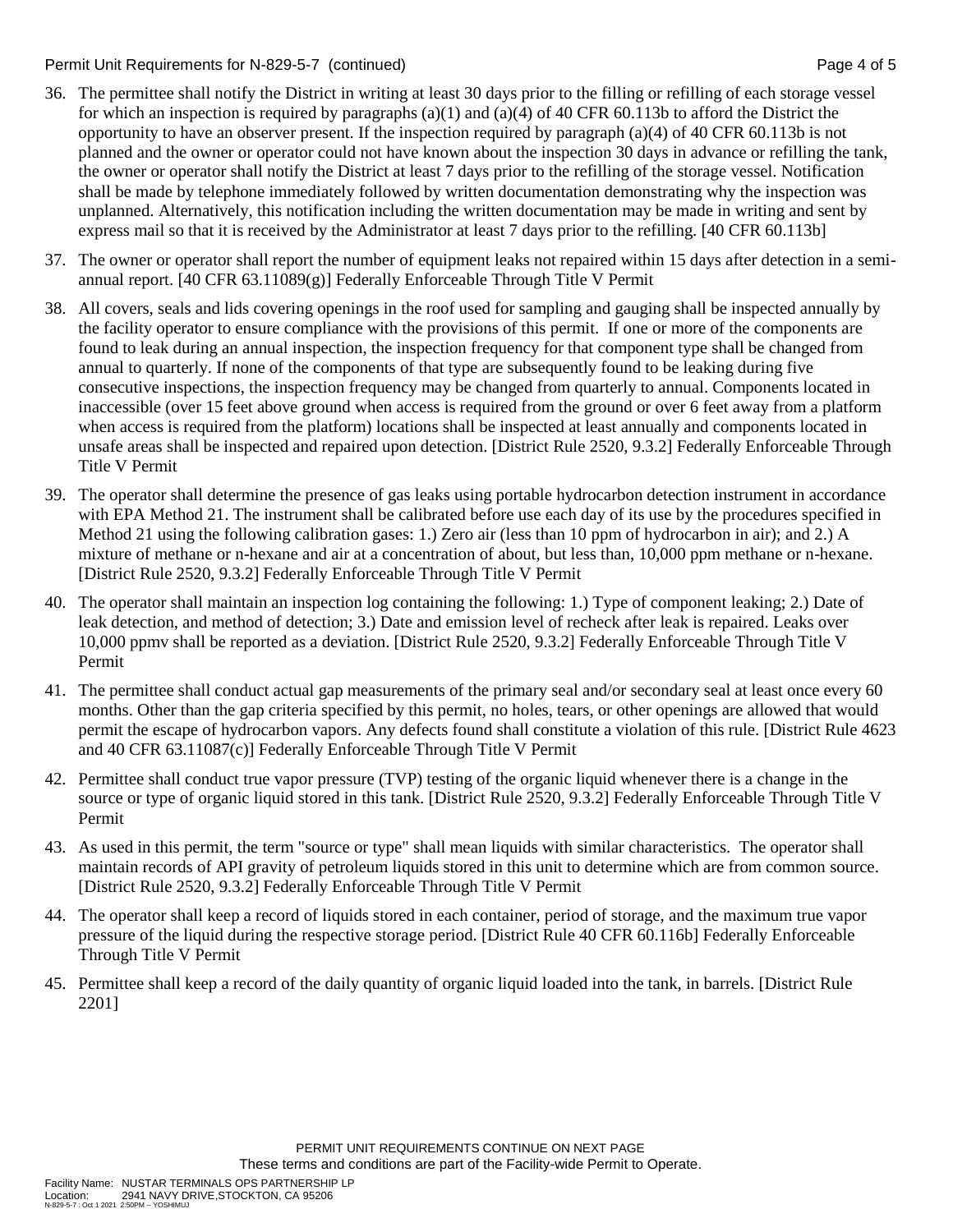36. The permittee shall notify the District in writing at least 30 days prior to the filling or refilling of each storage vessel for which an inspection is required by paragraphs (a)(1) and (a)(4) of 40 CFR 60.113b to afford the District the opportunity to have an observer present. If the inspection required by paragraph (a)(4) of 40 CFR 60.113b is not planned and the owner or operator could not have known about the inspection 30 days in advance or refilling the tank, the owner or operator shall notify the District at least 7 days prior to the refilling of the storage vessel. Notification shall be made by telephone immediately followed by written documentation demonstrating why the inspection was unplanned. Alternatively, this notification including the written documentation may be made in writing and sent by express mail so that it is received by the Administrator at least 7 days prior to the refilling. [40 CFR 60.113b]

37. The owner or operator shall report the number of equipment leaks not repaired within 15 days after detection in a semi-annual report. [40 CFR 63.11089(g)] Federally Enforceable Through Title V Permit

38. All covers, seals and lids covering openings in the roof used for sampling and gauging shall be inspected annually by the facility operator to ensure compliance with the provisions of this permit. If one or more of the components are found to leak during an annual inspection, the inspection frequency for that component type shall be changed from annual to quarterly. If none of the components of that type are subsequently found to be leaking during five consecutive inspections, the inspection frequency may be changed from quarterly to annual. Components located in inaccessible (over 15 feet above ground when access is required from the ground or over 6 feet away from a platform when access is required from the platform) locations shall be inspected at least annually and components located in unsafe areas shall be inspected and repaired upon detection. [District Rule 2520, 9.3.2] Federally Enforceable Through Title V Permit

39. The operator shall determine the presence of gas leaks using portable hydrocarbon detection instrument in accordance with EPA Method 21. The instrument shall be calibrated before use each day of its use by the procedures specified in Method 21 using the following calibration gases: 1.) Zero air (less than 10 ppm of hydrocarbon in air); and 2.) A mixture of methane or n-hexane and air at a concentration of about, but less than, 10,000 ppm methane or n-hexane. [District Rule 2520, 9.3.2] Federally Enforceable Through Title V Permit

40. The operator shall maintain an inspection log containing the following: 1.) Type of component leaking; 2.) Date of leak detection, and method of detection; 3.) Date and emission level of recheck after leak is repaired. Leaks over 10,000 ppmv shall be reported as a deviation. [District Rule 2520, 9.3.2] Federally Enforceable Through Title V Permit

41. The permittee shall conduct actual gap measurements of the primary seal and/or secondary seal at least once every 60 months. Other than the gap criteria specified by this permit, no holes, tears, or other openings are allowed that would permit the escape of hydrocarbon vapors. Any defects found shall constitute a violation of this rule. [District Rule 4623 and 40 CFR 63.11087(c)] Federally Enforceable Through Title V Permit

42. Permittee shall conduct true vapor pressure (TVP) testing of the organic liquid whenever there is a change in the source or type of organic liquid stored in this tank. [District Rule 2520, 9.3.2] Federally Enforceable Through Title V Permit

43. As used in this permit, the term "source or type" shall mean liquids with similar characteristics. The operator shall maintain records of API gravity of petroleum liquids stored in this unit to determine which are from common source. [District Rule 2520, 9.3.2] Federally Enforceable Through Title V Permit

44. The operator shall keep a record of liquids stored in each container, period of storage, and the maximum true vapor pressure of the liquid during the respective storage period. [District Rule 40 CFR 60.116b] Federally Enforceable Through Title V Permit

45. Permittee shall keep a record of the daily quantity of organic liquid loaded into the tank, in barrels. [District Rule 2201]

PERMIT UNIT REQUIREMENTS CONTINUE ON NEXT PAGE
These terms and conditions are part of the Facility-wide Permit to Operate.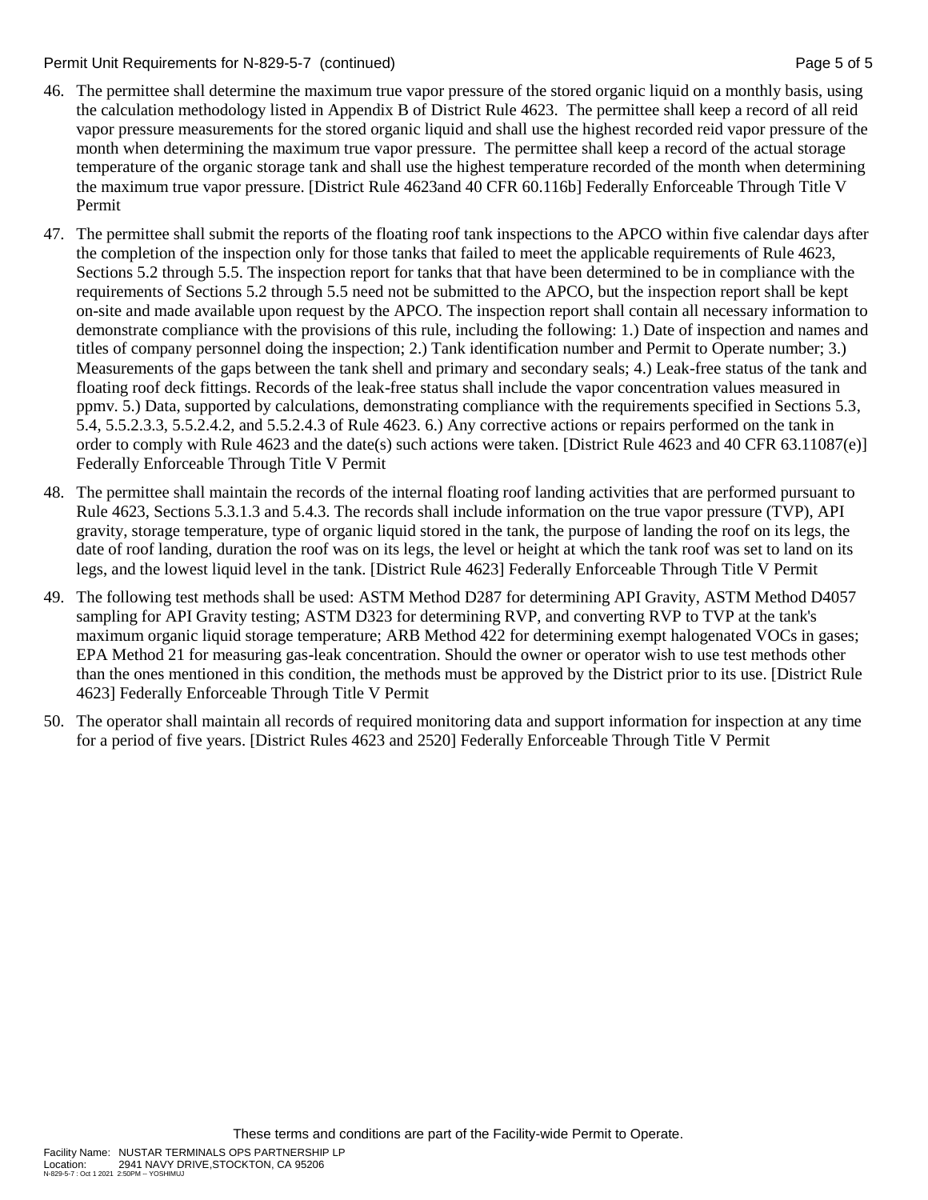46. The permittee shall determine the maximum true vapor pressure of the stored organic liquid on a monthly basis, using the calculation methodology listed in Appendix B of District Rule 4623. The permittee shall keep a record of all reid vapor pressure measurements for the stored organic liquid and shall use the highest recorded reid vapor pressure of the month when determining the maximum true vapor pressure. The permittee shall keep a record of the actual storage temperature of the organic storage tank and shall use the highest temperature recorded of the month when determining the maximum true vapor pressure. [District Rule 4623and 40 CFR 60.116b] Federally Enforceable Through Title V Permit

47. The permittee shall submit the reports of the floating roof tank inspections to the APCO within five calendar days after the completion of the inspection only for those tanks that failed to meet the applicable requirements of Rule 4623, Sections 5.2 through 5.5. The inspection report for tanks that that have been determined to be in compliance with the requirements of Sections 5.2 through 5.5 need not be submitted to the APCO, but the inspection report shall be kept on-site and made available upon request by the APCO. The inspection report shall contain all necessary information to demonstrate compliance with the provisions of this rule, including the following: 1.) Date of inspection and names and titles of company personnel doing the inspection; 2.) Tank identification number and Permit to Operate number; 3.) Measurements of the gaps between the tank shell and primary and secondary seals; 4.) Leak-free status of the tank and floating roof deck fittings. Records of the leak-free status shall include the vapor concentration values measured in ppmv. 5.) Data, supported by calculations, demonstrating compliance with the requirements specified in Sections 5.3, 5.4, 5.5.2.3.3, 5.5.2.4.2, and 5.5.2.4.3 of Rule 4623. 6.) Any corrective actions or repairs performed on the tank in order to comply with Rule 4623 and the date(s) such actions were taken. [District Rule 4623 and 40 CFR 63.11087(e)] Federally Enforceable Through Title V Permit

48. The permittee shall maintain the records of the internal floating roof landing activities that are performed pursuant to Rule 4623, Sections 5.3.1.3 and 5.4.3. The records shall include information on the true vapor pressure (TVP), API gravity, storage temperature, type of organic liquid stored in the tank, the purpose of landing the roof on its legs, the date of roof landing, duration the roof was on its legs, the level or height at which the tank roof was set to land on its legs, and the lowest liquid level in the tank. [District Rule 4623] Federally Enforceable Through Title V Permit

49. The following test methods shall be used: ASTM Method D287 for determining API Gravity, ASTM Method D4057 sampling for API Gravity testing; ASTM D323 for determining RVP, and converting RVP to TVP at the tank's maximum organic liquid storage temperature; ARB Method 422 for determining exempt halogenated VOCs in gases; EPA Method 21 for measuring gas-leak concentration. Should the owner or operator wish to use test methods other than the ones mentioned in this condition, the methods must be approved by the District prior to its use. [District Rule 4623] Federally Enforceable Through Title V Permit

50. The operator shall maintain all records of required monitoring data and support information for inspection at any time for a period of five years. [District Rules 4623 and 2520] Federally Enforceable Through Title V Permit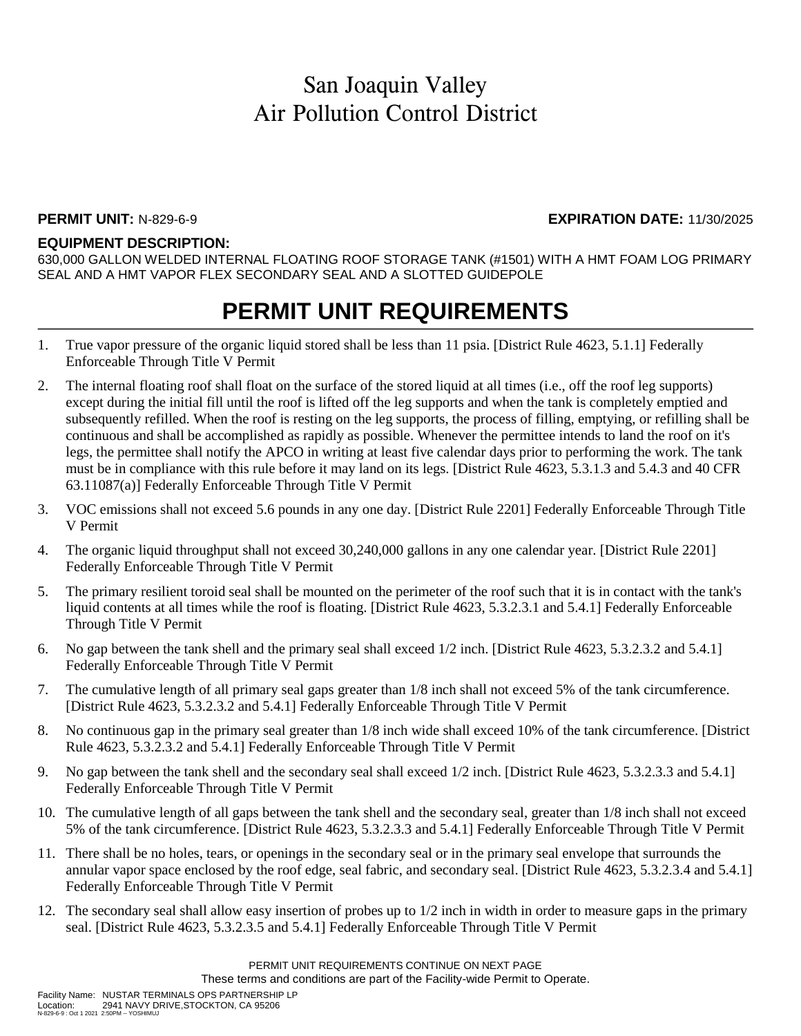# San Joaquin Valley
# Air Pollution Control District

**PERMIT UNIT:** N-829-6-9 **EXPIRATION DATE:** 11/30/2025

**EQUIPMENT DESCRIPTION:**
630,000 GALLON WELDED INTERNAL FLOATING ROOF STORAGE TANK (#1501) WITH A HMT FOAM LOG PRIMARY SEAL AND A HMT VAPOR FLEX SECONDARY SEAL AND A SLOTTED GUIDEPOLE

## PERMIT UNIT REQUIREMENTS

1. True vapor pressure of the organic liquid stored shall be less than 11 psia. [District Rule 4623, 5.1.1] Federally Enforceable Through Title V Permit
2. The internal floating roof shall float on the surface of the stored liquid at all times (i.e., off the roof leg supports) except during the initial fill until the roof is lifted off the leg supports and when the tank is completely emptied and subsequently refilled. When the roof is resting on the leg supports, the process of filling, emptying, or refilling shall be continuous and shall be accomplished as rapidly as possible. Whenever the permittee intends to land the roof on it's legs, the permittee shall notify the APCO in writing at least five calendar days prior to performing the work. The tank must be in compliance with this rule before it may land on its legs. [District Rule 4623, 5.3.1.3 and 5.4.3 and 40 CFR 63.11087(a)] Federally Enforceable Through Title V Permit
3. VOC emissions shall not exceed 5.6 pounds in any one day. [District Rule 2201] Federally Enforceable Through Title V Permit
4. The organic liquid throughput shall not exceed 30,240,000 gallons in any one calendar year. [District Rule 2201] Federally Enforceable Through Title V Permit
5. The primary resilient toroid seal shall be mounted on the perimeter of the roof such that it is in contact with the tank's liquid contents at all times while the roof is floating. [District Rule 4623, 5.3.2.3.1 and 5.4.1] Federally Enforceable Through Title V Permit
6. No gap between the tank shell and the primary seal shall exceed 1/2 inch. [District Rule 4623, 5.3.2.3.2 and 5.4.1] Federally Enforceable Through Title V Permit
7. The cumulative length of all primary seal gaps greater than 1/8 inch shall not exceed 5% of the tank circumference. [District Rule 4623, 5.3.2.3.2 and 5.4.1] Federally Enforceable Through Title V Permit
8. No continuous gap in the primary seal greater than 1/8 inch wide shall exceed 10% of the tank circumference. [District Rule 4623, 5.3.2.3.2 and 5.4.1] Federally Enforceable Through Title V Permit
9. No gap between the tank shell and the secondary seal shall exceed 1/2 inch. [District Rule 4623, 5.3.2.3.3 and 5.4.1] Federally Enforceable Through Title V Permit
10. The cumulative length of all gaps between the tank shell and the secondary seal, greater than 1/8 inch shall not exceed 5% of the tank circumference. [District Rule 4623, 5.3.2.3.3 and 5.4.1] Federally Enforceable Through Title V Permit
11. There shall be no holes, tears, or openings in the secondary seal or in the primary seal envelope that surrounds the annular vapor space enclosed by the roof edge, seal fabric, and secondary seal. [District Rule 4623, 5.3.2.3.4 and 5.4.1] Federally Enforceable Through Title V Permit
12. The secondary seal shall allow easy insertion of probes up to 1/2 inch in width in order to measure gaps in the primary seal. [District Rule 4623, 5.3.2.3.5 and 5.4.1] Federally Enforceable Through Title V Permit

PERMIT UNIT REQUIREMENTS CONTINUE ON NEXT PAGE

These terms and conditions are part of the Facility-wide Permit to Operate.

Facility Name: NUSTAR TERMINALS OPS PARTNERSHIP LP
Location: 2941 NAVY DRIVE,STOCKTON, CA 95206
N-829-6-9 : Oct 1 2021 2:50PM -- YOSHIMUJ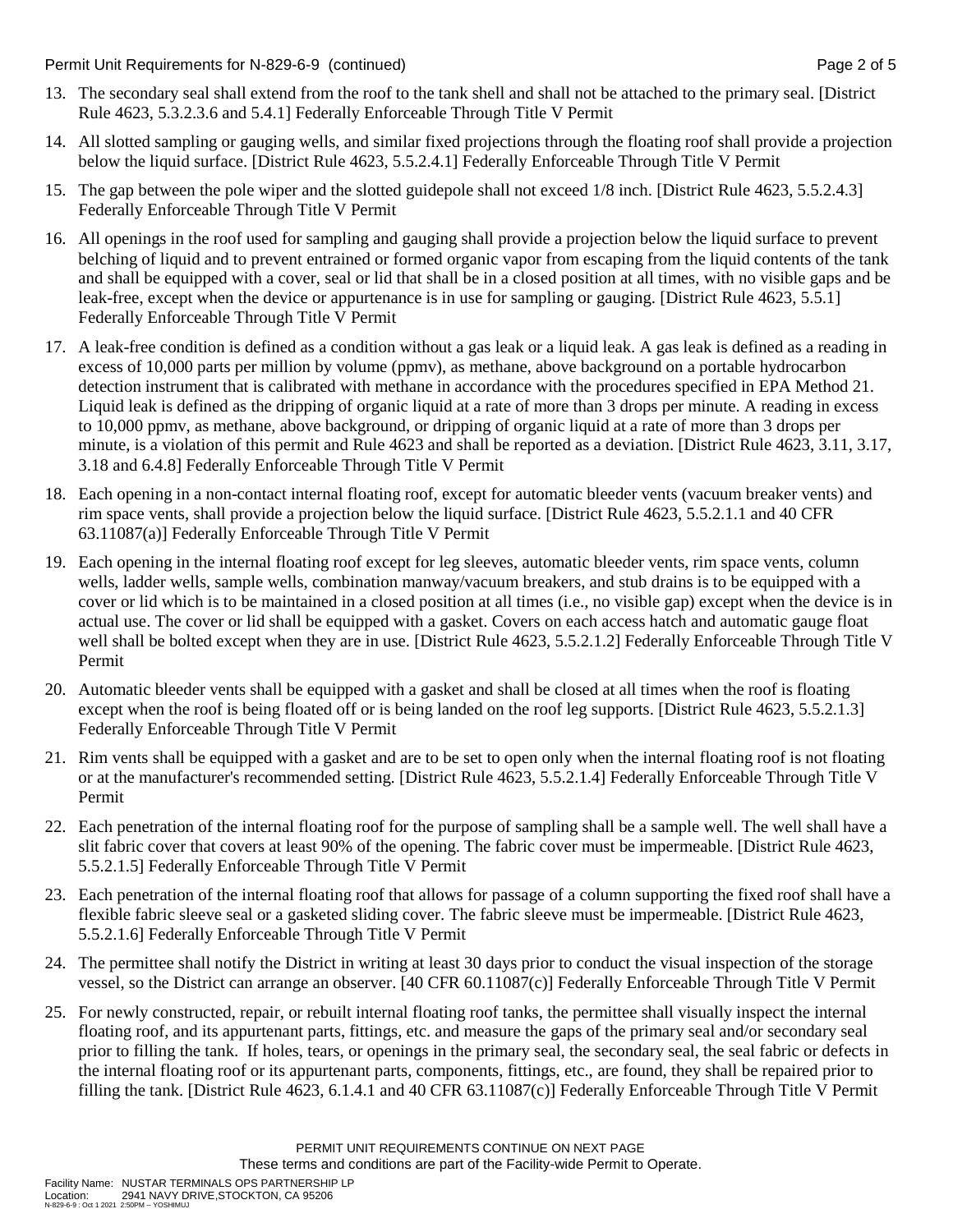13. The secondary seal shall extend from the roof to the tank shell and shall not be attached to the primary seal. [District Rule 4623, 5.3.2.3.6 and 5.4.1] Federally Enforceable Through Title V Permit

14. All slotted sampling or gauging wells, and similar fixed projections through the floating roof shall provide a projection below the liquid surface. [District Rule 4623, 5.5.2.4.1] Federally Enforceable Through Title V Permit

15. The gap between the pole wiper and the slotted guidepole shall not exceed 1/8 inch. [District Rule 4623, 5.5.2.4.3] Federally Enforceable Through Title V Permit

16. All openings in the roof used for sampling and gauging shall provide a projection below the liquid surface to prevent belching of liquid and to prevent entrained or formed organic vapor from escaping from the liquid contents of the tank and shall be equipped with a cover, seal or lid that shall be in a closed position at all times, with no visible gaps and be leak-free, except when the device or appurtenance is in use for sampling or gauging. [District Rule 4623, 5.5.1] Federally Enforceable Through Title V Permit

17. A leak-free condition is defined as a condition without a gas leak or a liquid leak. A gas leak is defined as a reading in excess of 10,000 parts per million by volume (ppmv), as methane, above background on a portable hydrocarbon detection instrument that is calibrated with methane in accordance with the procedures specified in EPA Method 21. Liquid leak is defined as the dripping of organic liquid at a rate of more than 3 drops per minute. A reading in excess to 10,000 ppmv, as methane, above background, or dripping of organic liquid at a rate of more than 3 drops per minute, is a violation of this permit and Rule 4623 and shall be reported as a deviation. [District Rule 4623, 3.11, 3.17, 3.18 and 6.4.8] Federally Enforceable Through Title V Permit

18. Each opening in a non-contact internal floating roof, except for automatic bleeder vents (vacuum breaker vents) and rim space vents, shall provide a projection below the liquid surface. [District Rule 4623, 5.5.2.1.1 and 40 CFR 63.11087(a)] Federally Enforceable Through Title V Permit

19. Each opening in the internal floating roof except for leg sleeves, automatic bleeder vents, rim space vents, column wells, ladder wells, sample wells, combination manway/vacuum breakers, and stub drains is to be equipped with a cover or lid which is to be maintained in a closed position at all times (i.e., no visible gap) except when the device is in actual use. The cover or lid shall be equipped with a gasket. Covers on each access hatch and automatic gauge float well shall be bolted except when they are in use. [District Rule 4623, 5.5.2.1.2] Federally Enforceable Through Title V Permit

20. Automatic bleeder vents shall be equipped with a gasket and shall be closed at all times when the roof is floating except when the roof is being floated off or is being landed on the roof leg supports. [District Rule 4623, 5.5.2.1.3] Federally Enforceable Through Title V Permit

21. Rim vents shall be equipped with a gasket and are to be set to open only when the internal floating roof is not floating or at the manufacturer's recommended setting. [District Rule 4623, 5.5.2.1.4] Federally Enforceable Through Title V Permit

22. Each penetration of the internal floating roof for the purpose of sampling shall be a sample well. The well shall have a slit fabric cover that covers at least 90% of the opening. The fabric cover must be impermeable. [District Rule 4623, 5.5.2.1.5] Federally Enforceable Through Title V Permit

23. Each penetration of the internal floating roof that allows for passage of a column supporting the fixed roof shall have a flexible fabric sleeve seal or a gasketed sliding cover. The fabric sleeve must be impermeable. [District Rule 4623, 5.5.2.1.6] Federally Enforceable Through Title V Permit

24. The permittee shall notify the District in writing at least 30 days prior to conduct the visual inspection of the storage vessel, so the District can arrange an observer. [40 CFR 60.11087(c)] Federally Enforceable Through Title V Permit

25. For newly constructed, repair, or rebuilt internal floating roof tanks, the permittee shall visually inspect the internal floating roof, and its appurtenant parts, fittings, etc. and measure the gaps of the primary seal and/or secondary seal prior to filling the tank. If holes, tears, or openings in the primary seal, the secondary seal, the seal fabric or defects in the internal floating roof or its appurtenant parts, components, fittings, etc., are found, they shall be repaired prior to filling the tank. [District Rule 4623, 6.1.4.1 and 40 CFR 63.11087(c)] Federally Enforceable Through Title V Permit

PERMIT UNIT REQUIREMENTS CONTINUE ON NEXT PAGE

These terms and conditions are part of the Facility-wide Permit to Operate.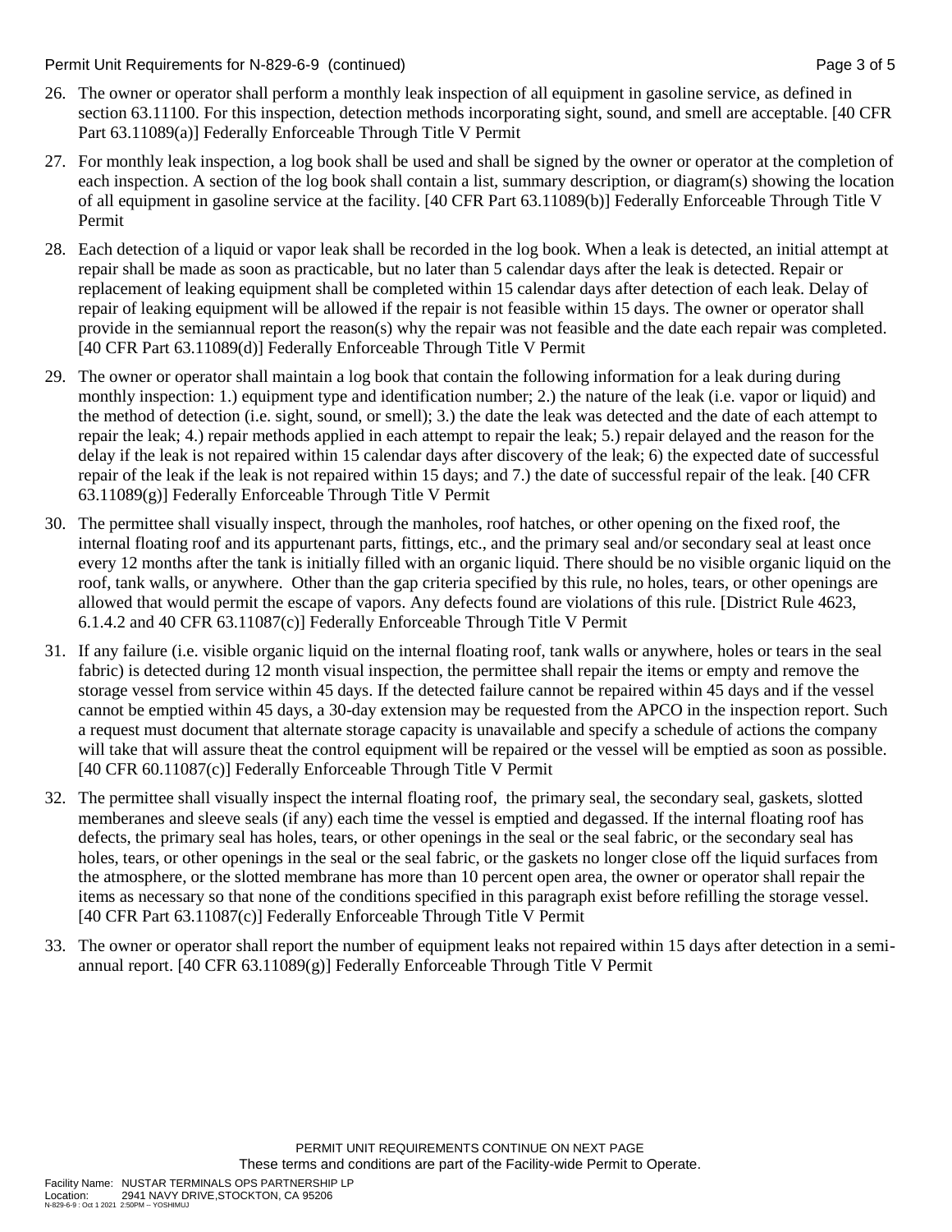26. The owner or operator shall perform a monthly leak inspection of all equipment in gasoline service, as defined in section 63.11100. For this inspection, detection methods incorporating sight, sound, and smell are acceptable. [40 CFR Part 63.11089(a)] Federally Enforceable Through Title V Permit

27. For monthly leak inspection, a log book shall be used and shall be signed by the owner or operator at the completion of each inspection. A section of the log book shall contain a list, summary description, or diagram(s) showing the location of all equipment in gasoline service at the facility. [40 CFR Part 63.11089(b)] Federally Enforceable Through Title V Permit

28. Each detection of a liquid or vapor leak shall be recorded in the log book. When a leak is detected, an initial attempt at repair shall be made as soon as practicable, but no later than 5 calendar days after the leak is detected. Repair or replacement of leaking equipment shall be completed within 15 calendar days after detection of each leak. Delay of repair of leaking equipment will be allowed if the repair is not feasible within 15 days. The owner or operator shall provide in the semiannual report the reason(s) why the repair was not feasible and the date each repair was completed. [40 CFR Part 63.11089(d)] Federally Enforceable Through Title V Permit

29. The owner or operator shall maintain a log book that contain the following information for a leak during during monthly inspection: 1.) equipment type and identification number; 2.) the nature of the leak (i.e. vapor or liquid) and the method of detection (i.e. sight, sound, or smell); 3.) the date the leak was detected and the date of each attempt to repair the leak; 4.) repair methods applied in each attempt to repair the leak; 5.) repair delayed and the reason for the delay if the leak is not repaired within 15 calendar days after discovery of the leak; 6) the expected date of successful repair of the leak if the leak is not repaired within 15 days; and 7.) the date of successful repair of the leak. [40 CFR 63.11089(g)] Federally Enforceable Through Title V Permit

30. The permittee shall visually inspect, through the manholes, roof hatches, or other opening on the fixed roof, the internal floating roof and its appurtenant parts, fittings, etc., and the primary seal and/or secondary seal at least once every 12 months after the tank is initially filled with an organic liquid. There should be no visible organic liquid on the roof, tank walls, or anywhere. Other than the gap criteria specified by this rule, no holes, tears, or other openings are allowed that would permit the escape of vapors. Any defects found are violations of this rule. [District Rule 4623, 6.1.4.2 and 40 CFR 63.11087(c)] Federally Enforceable Through Title V Permit

31. If any failure (i.e. visible organic liquid on the internal floating roof, tank walls or anywhere, holes or tears in the seal fabric) is detected during 12 month visual inspection, the permittee shall repair the items or empty and remove the storage vessel from service within 45 days. If the detected failure cannot be repaired within 45 days and if the vessel cannot be emptied within 45 days, a 30-day extension may be requested from the APCO in the inspection report. Such a request must document that alternate storage capacity is unavailable and specify a schedule of actions the company will take that will assure theat the control equipment will be repaired or the vessel will be emptied as soon as possible. [40 CFR 60.11087(c)] Federally Enforceable Through Title V Permit

32. The permittee shall visually inspect the internal floating roof, the primary seal, the secondary seal, gaskets, slotted memberanes and sleeve seals (if any) each time the vessel is emptied and degassed. If the internal floating roof has defects, the primary seal has holes, tears, or other openings in the seal or the seal fabric, or the secondary seal has holes, tears, or other openings in the seal or the seal fabric, or the gaskets no longer close off the liquid surfaces from the atmosphere, or the slotted membrane has more than 10 percent open area, the owner or operator shall repair the items as necessary so that none of the conditions specified in this paragraph exist before refilling the storage vessel. [40 CFR Part 63.11087(c)] Federally Enforceable Through Title V Permit

33. The owner or operator shall report the number of equipment leaks not repaired within 15 days after detection in a semi-annual report. [40 CFR 63.11089(g)] Federally Enforceable Through Title V Permit

PERMIT UNIT REQUIREMENTS CONTINUE ON NEXT PAGE

These terms and conditions are part of the Facility-wide Permit to Operate.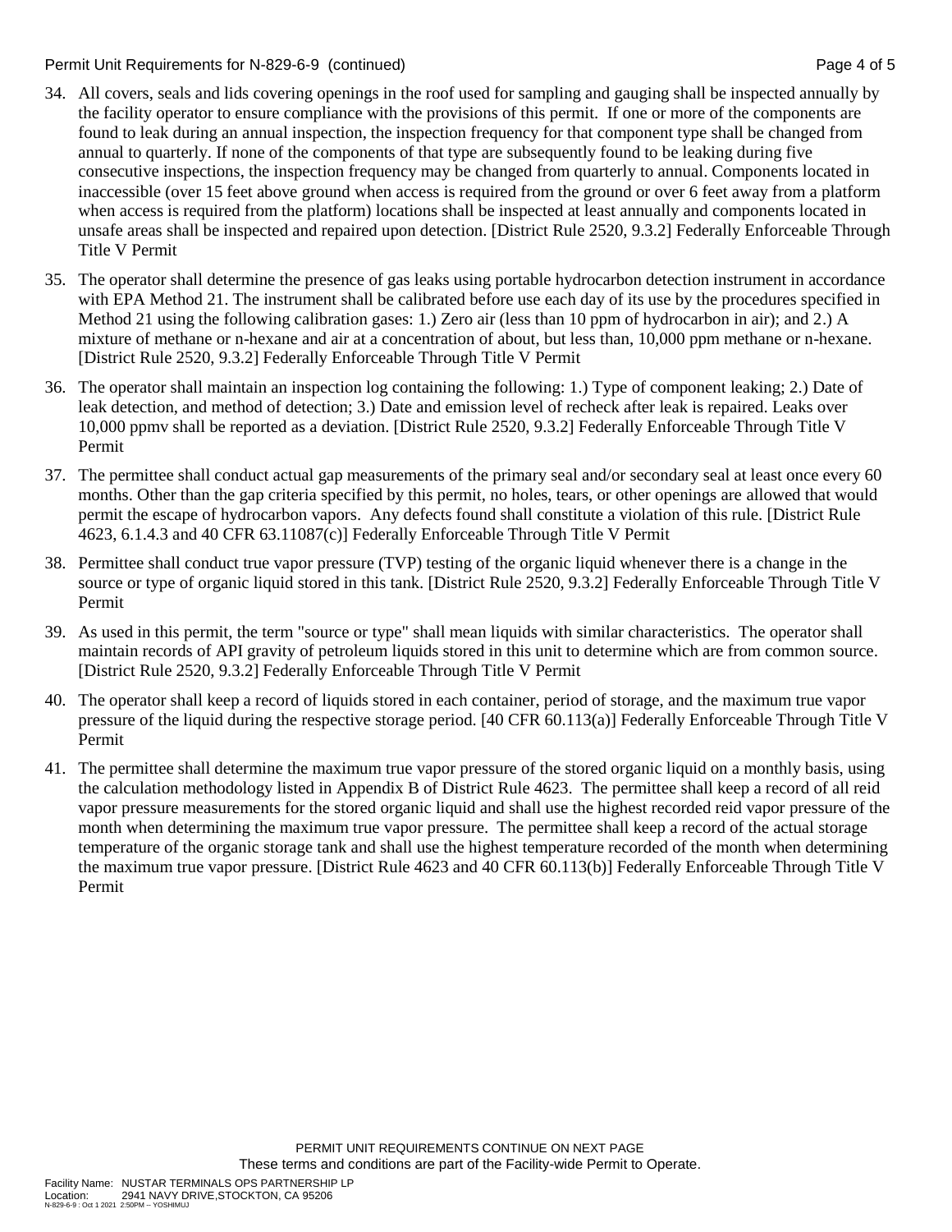34. All covers, seals and lids covering openings in the roof used for sampling and gauging shall be inspected annually by the facility operator to ensure compliance with the provisions of this permit. If one or more of the components are found to leak during an annual inspection, the inspection frequency for that component type shall be changed from annual to quarterly. If none of the components of that type are subsequently found to be leaking during five consecutive inspections, the inspection frequency may be changed from quarterly to annual. Components located in inaccessible (over 15 feet above ground when access is required from the ground or over 6 feet away from a platform when access is required from the platform) locations shall be inspected at least annually and components located in unsafe areas shall be inspected and repaired upon detection. [District Rule 2520, 9.3.2] Federally Enforceable Through Title V Permit

35. The operator shall determine the presence of gas leaks using portable hydrocarbon detection instrument in accordance with EPA Method 21. The instrument shall be calibrated before use each day of its use by the procedures specified in Method 21 using the following calibration gases: 1.) Zero air (less than 10 ppm of hydrocarbon in air); and 2.) A mixture of methane or n-hexane and air at a concentration of about, but less than, 10,000 ppm methane or n-hexane. [District Rule 2520, 9.3.2] Federally Enforceable Through Title V Permit

36. The operator shall maintain an inspection log containing the following: 1.) Type of component leaking; 2.) Date of leak detection, and method of detection; 3.) Date and emission level of recheck after leak is repaired. Leaks over 10,000 ppmv shall be reported as a deviation. [District Rule 2520, 9.3.2] Federally Enforceable Through Title V Permit

37. The permittee shall conduct actual gap measurements of the primary seal and/or secondary seal at least once every 60 months. Other than the gap criteria specified by this permit, no holes, tears, or other openings are allowed that would permit the escape of hydrocarbon vapors. Any defects found shall constitute a violation of this rule. [District Rule 4623, 6.1.4.3 and 40 CFR 63.11087(c)] Federally Enforceable Through Title V Permit

38. Permittee shall conduct true vapor pressure (TVP) testing of the organic liquid whenever there is a change in the source or type of organic liquid stored in this tank. [District Rule 2520, 9.3.2] Federally Enforceable Through Title V Permit

39. As used in this permit, the term "source or type" shall mean liquids with similar characteristics. The operator shall maintain records of API gravity of petroleum liquids stored in this unit to determine which are from common source. [District Rule 2520, 9.3.2] Federally Enforceable Through Title V Permit

40. The operator shall keep a record of liquids stored in each container, period of storage, and the maximum true vapor pressure of the liquid during the respective storage period. [40 CFR 60.113(a)] Federally Enforceable Through Title V Permit

41. The permittee shall determine the maximum true vapor pressure of the stored organic liquid on a monthly basis, using the calculation methodology listed in Appendix B of District Rule 4623. The permittee shall keep a record of all reid vapor pressure measurements for the stored organic liquid and shall use the highest recorded reid vapor pressure of the month when determining the maximum true vapor pressure. The permittee shall keep a record of the actual storage temperature of the organic storage tank and shall use the highest temperature recorded of the month when determining the maximum true vapor pressure. [District Rule 4623 and 40 CFR 60.113(b)] Federally Enforceable Through Title V Permit

PERMIT UNIT REQUIREMENTS CONTINUE ON NEXT PAGE
These terms and conditions are part of the Facility-wide Permit to Operate.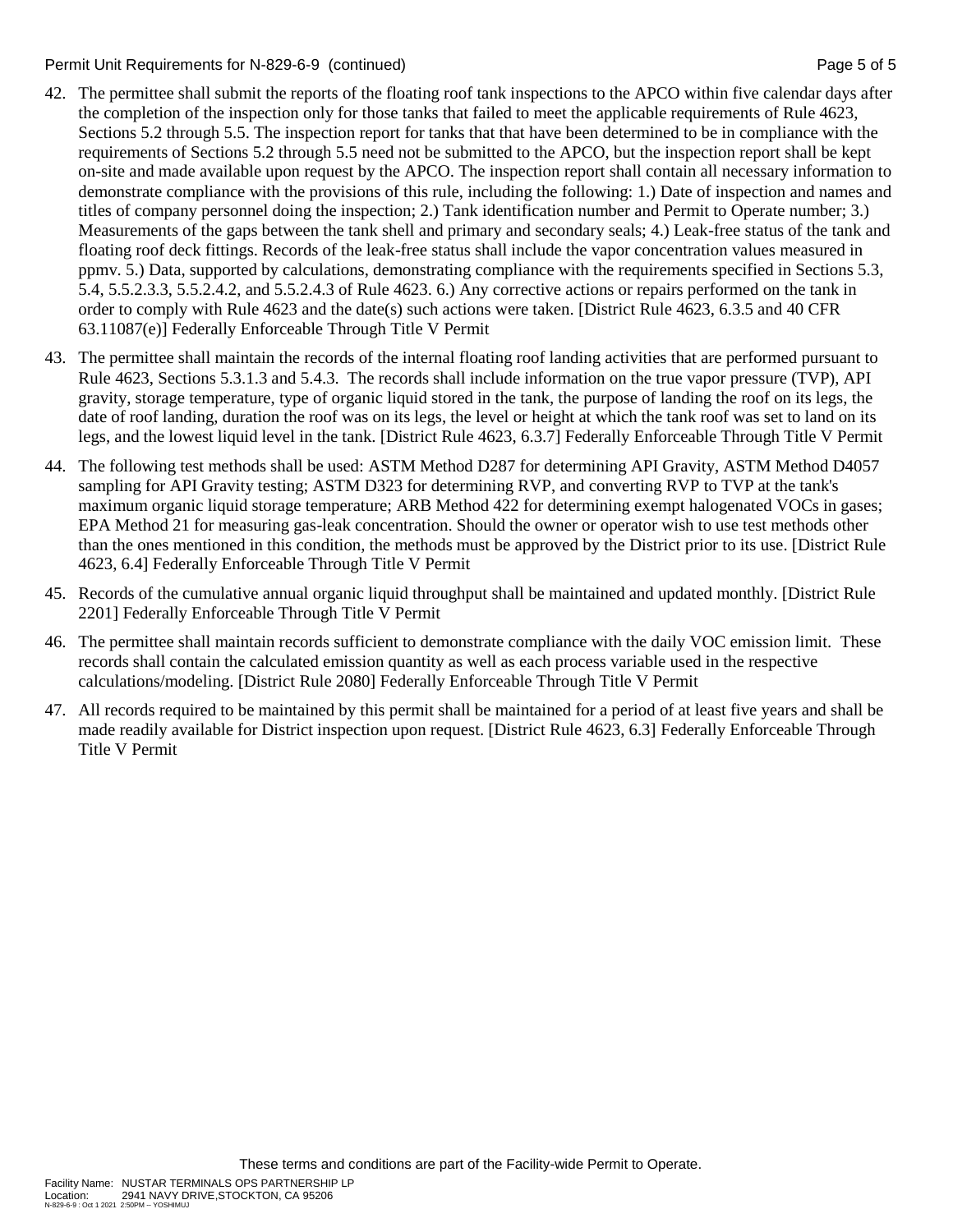42. The permittee shall submit the reports of the floating roof tank inspections to the APCO within five calendar days after the completion of the inspection only for those tanks that failed to meet the applicable requirements of Rule 4623, Sections 5.2 through 5.5. The inspection report for tanks that that have been determined to be in compliance with the requirements of Sections 5.2 through 5.5 need not be submitted to the APCO, but the inspection report shall be kept on-site and made available upon request by the APCO. The inspection report shall contain all necessary information to demonstrate compliance with the provisions of this rule, including the following: 1.) Date of inspection and names and titles of company personnel doing the inspection; 2.) Tank identification number and Permit to Operate number; 3.) Measurements of the gaps between the tank shell and primary and secondary seals; 4.) Leak-free status of the tank and floating roof deck fittings. Records of the leak-free status shall include the vapor concentration values measured in ppmv. 5.) Data, supported by calculations, demonstrating compliance with the requirements specified in Sections 5.3, 5.4, 5.5.2.3.3, 5.5.2.4.2, and 5.5.2.4.3 of Rule 4623. 6.) Any corrective actions or repairs performed on the tank in order to comply with Rule 4623 and the date(s) such actions were taken. [District Rule 4623, 6.3.5 and 40 CFR 63.11087(e)] Federally Enforceable Through Title V Permit

43. The permittee shall maintain the records of the internal floating roof landing activities that are performed pursuant to Rule 4623, Sections 5.3.1.3 and 5.4.3. The records shall include information on the true vapor pressure (TVP), API gravity, storage temperature, type of organic liquid stored in the tank, the purpose of landing the roof on its legs, the date of roof landing, duration the roof was on its legs, the level or height at which the tank roof was set to land on its legs, and the lowest liquid level in the tank. [District Rule 4623, 6.3.7] Federally Enforceable Through Title V Permit

44. The following test methods shall be used: ASTM Method D287 for determining API Gravity, ASTM Method D4057 sampling for API Gravity testing; ASTM D323 for determining RVP, and converting RVP to TVP at the tank's maximum organic liquid storage temperature; ARB Method 422 for determining exempt halogenated VOCs in gases; EPA Method 21 for measuring gas-leak concentration. Should the owner or operator wish to use test methods other than the ones mentioned in this condition, the methods must be approved by the District prior to its use. [District Rule 4623, 6.4] Federally Enforceable Through Title V Permit

45. Records of the cumulative annual organic liquid throughput shall be maintained and updated monthly. [District Rule 2201] Federally Enforceable Through Title V Permit

46. The permittee shall maintain records sufficient to demonstrate compliance with the daily VOC emission limit. These records shall contain the calculated emission quantity as well as each process variable used in the respective calculations/modeling. [District Rule 2080] Federally Enforceable Through Title V Permit

47. All records required to be maintained by this permit shall be maintained for a period of at least five years and shall be made readily available for District inspection upon request. [District Rule 4623, 6.3] Federally Enforceable Through Title V Permit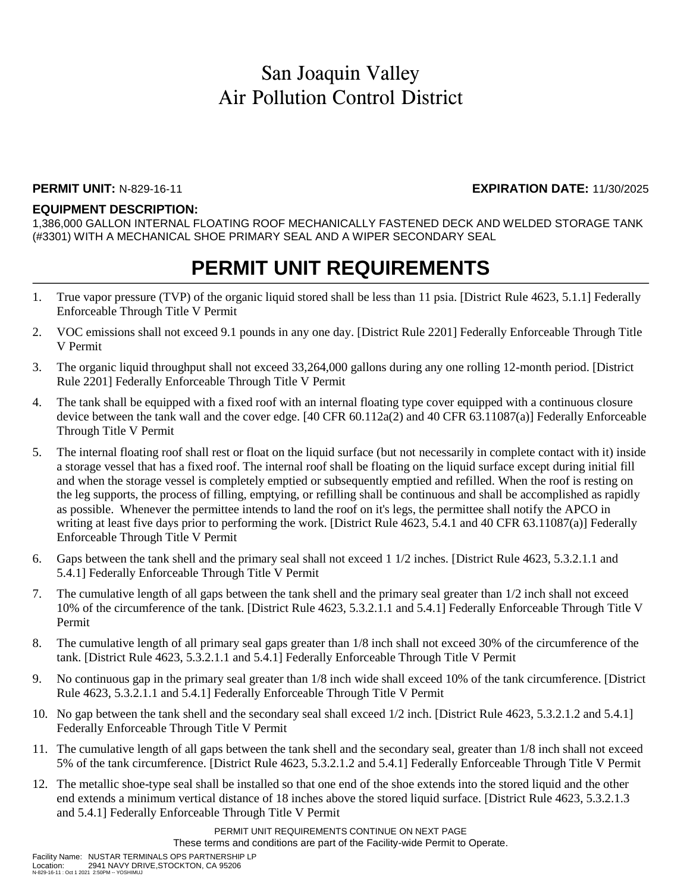# San Joaquin Valley Air Pollution Control District

**PERMIT UNIT:** N-829-16-11 **EXPIRATION DATE:** 11/30/2025

**EQUIPMENT DESCRIPTION:**
1,386,000 GALLON INTERNAL FLOATING ROOF MECHANICALLY FASTENED DECK AND WELDED STORAGE TANK (#3301) WITH A MECHANICAL SHOE PRIMARY SEAL AND A WIPER SECONDARY SEAL

## PERMIT UNIT REQUIREMENTS

1. True vapor pressure (TVP) of the organic liquid stored shall be less than 11 psia. [District Rule 4623, 5.1.1] Federally Enforceable Through Title V Permit
2. VOC emissions shall not exceed 9.1 pounds in any one day. [District Rule 2201] Federally Enforceable Through Title V Permit
3. The organic liquid throughput shall not exceed 33,264,000 gallons during any one rolling 12-month period. [District Rule 2201] Federally Enforceable Through Title V Permit
4. The tank shall be equipped with a fixed roof with an internal floating type cover equipped with a continuous closure device between the tank wall and the cover edge. [40 CFR 60.112a(2) and 40 CFR 63.11087(a)] Federally Enforceable Through Title V Permit
5. The internal floating roof shall rest or float on the liquid surface (but not necessarily in complete contact with it) inside a storage vessel that has a fixed roof. The internal roof shall be floating on the liquid surface except during initial fill and when the storage vessel is completely emptied or subsequently emptied and refilled. When the roof is resting on the leg supports, the process of filling, emptying, or refilling shall be continuous and shall be accomplished as rapidly as possible. Whenever the permittee intends to land the roof on it's legs, the permittee shall notify the APCO in writing at least five days prior to performing the work. [District Rule 4623, 5.4.1 and 40 CFR 63.11087(a)] Federally Enforceable Through Title V Permit
6. Gaps between the tank shell and the primary seal shall not exceed 1 1/2 inches. [District Rule 4623, 5.3.2.1.1 and 5.4.1] Federally Enforceable Through Title V Permit
7. The cumulative length of all gaps between the tank shell and the primary seal greater than 1/2 inch shall not exceed 10% of the circumference of the tank. [District Rule 4623, 5.3.2.1.1 and 5.4.1] Federally Enforceable Through Title V Permit
8. The cumulative length of all primary seal gaps greater than 1/8 inch shall not exceed 30% of the circumference of the tank. [District Rule 4623, 5.3.2.1.1 and 5.4.1] Federally Enforceable Through Title V Permit
9. No continuous gap in the primary seal greater than 1/8 inch wide shall exceed 10% of the tank circumference. [District Rule 4623, 5.3.2.1.1 and 5.4.1] Federally Enforceable Through Title V Permit
10. No gap between the tank shell and the secondary seal shall exceed 1/2 inch. [District Rule 4623, 5.3.2.1.2 and 5.4.1] Federally Enforceable Through Title V Permit
11. The cumulative length of all gaps between the tank shell and the secondary seal, greater than 1/8 inch shall not exceed 5% of the tank circumference. [District Rule 4623, 5.3.2.1.2 and 5.4.1] Federally Enforceable Through Title V Permit
12. The metallic shoe-type seal shall be installed so that one end of the shoe extends into the stored liquid and the other end extends a minimum vertical distance of 18 inches above the stored liquid surface. [District Rule 4623, 5.3.2.1.3 and 5.4.1] Federally Enforceable Through Title V Permit

PERMIT UNIT REQUIREMENTS CONTINUE ON NEXT PAGE
These terms and conditions are part of the Facility-wide Permit to Operate.

Facility Name: NUSTAR TERMINALS OPS PARTNERSHIP LP
Location: 2941 NAVY DRIVE,STOCKTON, CA 95206
N-829-16-11 : Oct 1 2021 2:50PM -- YOSHIMUJ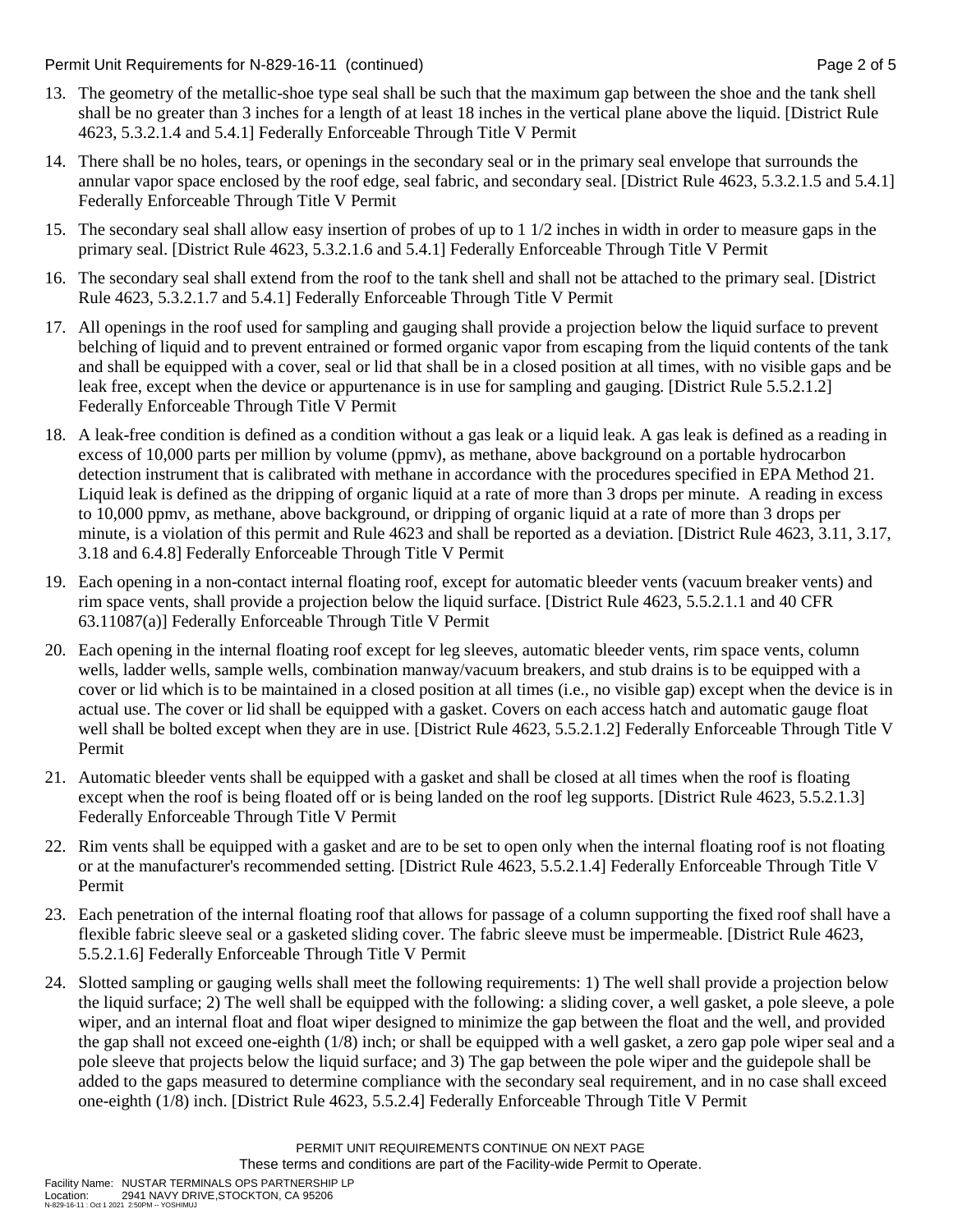13. The geometry of the metallic-shoe type seal shall be such that the maximum gap between the shoe and the tank shell shall be no greater than 3 inches for a length of at least 18 inches in the vertical plane above the liquid. [District Rule 4623, 5.3.2.1.4 and 5.4.1] Federally Enforceable Through Title V Permit

14. There shall be no holes, tears, or openings in the secondary seal or in the primary seal envelope that surrounds the annular vapor space enclosed by the roof edge, seal fabric, and secondary seal. [District Rule 4623, 5.3.2.1.5 and 5.4.1] Federally Enforceable Through Title V Permit

15. The secondary seal shall allow easy insertion of probes of up to 1 1/2 inches in width in order to measure gaps in the primary seal. [District Rule 4623, 5.3.2.1.6 and 5.4.1] Federally Enforceable Through Title V Permit

16. The secondary seal shall extend from the roof to the tank shell and shall not be attached to the primary seal. [District Rule 4623, 5.3.2.1.7 and 5.4.1] Federally Enforceable Through Title V Permit

17. All openings in the roof used for sampling and gauging shall provide a projection below the liquid surface to prevent belching of liquid and to prevent entrained or formed organic vapor from escaping from the liquid contents of the tank and shall be equipped with a cover, seal or lid that shall be in a closed position at all times, with no visible gaps and be leak free, except when the device or appurtenance is in use for sampling and gauging. [District Rule 5.5.2.1.2] Federally Enforceable Through Title V Permit

18. A leak-free condition is defined as a condition without a gas leak or a liquid leak. A gas leak is defined as a reading in excess of 10,000 parts per million by volume (ppmv), as methane, above background on a portable hydrocarbon detection instrument that is calibrated with methane in accordance with the procedures specified in EPA Method 21. Liquid leak is defined as the dripping of organic liquid at a rate of more than 3 drops per minute. A reading in excess to 10,000 ppmv, as methane, above background, or dripping of organic liquid at a rate of more than 3 drops per minute, is a violation of this permit and Rule 4623 and shall be reported as a deviation. [District Rule 4623, 3.11, 3.17, 3.18 and 6.4.8] Federally Enforceable Through Title V Permit

19. Each opening in a non-contact internal floating roof, except for automatic bleeder vents (vacuum breaker vents) and rim space vents, shall provide a projection below the liquid surface. [District Rule 4623, 5.5.2.1.1 and 40 CFR 63.11087(a)] Federally Enforceable Through Title V Permit

20. Each opening in the internal floating roof except for leg sleeves, automatic bleeder vents, rim space vents, column wells, ladder wells, sample wells, combination manway/vacuum breakers, and stub drains is to be equipped with a cover or lid which is to be maintained in a closed position at all times (i.e., no visible gap) except when the device is in actual use. The cover or lid shall be equipped with a gasket. Covers on each access hatch and automatic gauge float well shall be bolted except when they are in use. [District Rule 4623, 5.5.2.1.2] Federally Enforceable Through Title V Permit

21. Automatic bleeder vents shall be equipped with a gasket and shall be closed at all times when the roof is floating except when the roof is being floated off or is being landed on the roof leg supports. [District Rule 4623, 5.5.2.1.3] Federally Enforceable Through Title V Permit

22. Rim vents shall be equipped with a gasket and are to be set to open only when the internal floating roof is not floating or at the manufacturer's recommended setting. [District Rule 4623, 5.5.2.1.4] Federally Enforceable Through Title V Permit

23. Each penetration of the internal floating roof that allows for passage of a column supporting the fixed roof shall have a flexible fabric sleeve seal or a gasketed sliding cover. The fabric sleeve must be impermeable. [District Rule 4623, 5.5.2.1.6] Federally Enforceable Through Title V Permit

24. Slotted sampling or gauging wells shall meet the following requirements: 1) The well shall provide a projection below the liquid surface; 2) The well shall be equipped with the following: a sliding cover, a well gasket, a pole sleeve, a pole wiper, and an internal float and float wiper designed to minimize the gap between the float and the well, and provided the gap shall not exceed one-eighth (1/8) inch; or shall be equipped with a well gasket, a zero gap pole wiper seal and a pole sleeve that projects below the liquid surface; and 3) The gap between the pole wiper and the guidepole shall be added to the gaps measured to determine compliance with the secondary seal requirement, and in no case shall exceed one-eighth (1/8) inch. [District Rule 4623, 5.5.2.4] Federally Enforceable Through Title V Permit

PERMIT UNIT REQUIREMENTS CONTINUE ON NEXT PAGE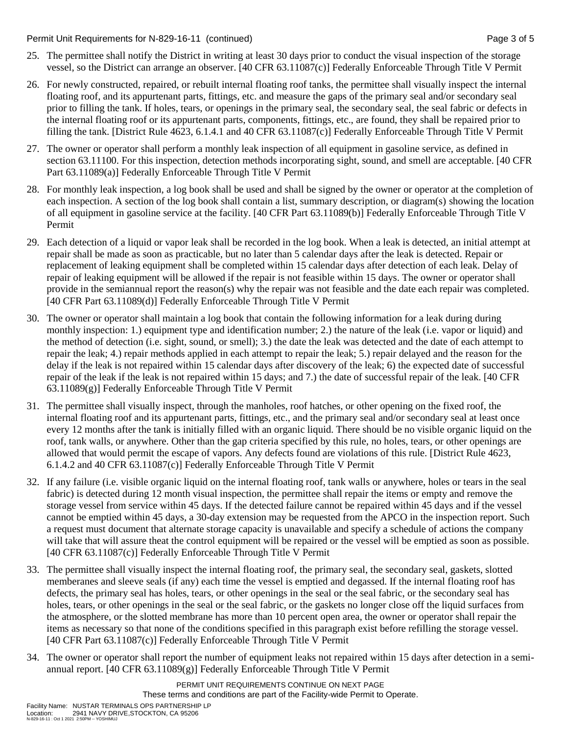25. The permittee shall notify the District in writing at least 30 days prior to conduct the visual inspection of the storage vessel, so the District can arrange an observer. [40 CFR 63.11087(c)] Federally Enforceable Through Title V Permit

26. For newly constructed, repaired, or rebuilt internal floating roof tanks, the permittee shall visually inspect the internal floating roof, and its appurtenant parts, fittings, etc. and measure the gaps of the primary seal and/or secondary seal prior to filling the tank. If holes, tears, or openings in the primary seal, the secondary seal, the seal fabric or defects in the internal floating roof or its appurtenant parts, components, fittings, etc., are found, they shall be repaired prior to filling the tank. [District Rule 4623, 6.1.4.1 and 40 CFR 63.11087(c)] Federally Enforceable Through Title V Permit

27. The owner or operator shall perform a monthly leak inspection of all equipment in gasoline service, as defined in section 63.11100. For this inspection, detection methods incorporating sight, sound, and smell are acceptable. [40 CFR Part 63.11089(a)] Federally Enforceable Through Title V Permit

28. For monthly leak inspection, a log book shall be used and shall be signed by the owner or operator at the completion of each inspection. A section of the log book shall contain a list, summary description, or diagram(s) showing the location of all equipment in gasoline service at the facility. [40 CFR Part 63.11089(b)] Federally Enforceable Through Title V Permit

29. Each detection of a liquid or vapor leak shall be recorded in the log book. When a leak is detected, an initial attempt at repair shall be made as soon as practicable, but no later than 5 calendar days after the leak is detected. Repair or replacement of leaking equipment shall be completed within 15 calendar days after detection of each leak. Delay of repair of leaking equipment will be allowed if the repair is not feasible within 15 days. The owner or operator shall provide in the semiannual report the reason(s) why the repair was not feasible and the date each repair was completed. [40 CFR Part 63.11089(d)] Federally Enforceable Through Title V Permit

30. The owner or operator shall maintain a log book that contain the following information for a leak during during monthly inspection: 1.) equipment type and identification number; 2.) the nature of the leak (i.e. vapor or liquid) and the method of detection (i.e. sight, sound, or smell); 3.) the date the leak was detected and the date of each attempt to repair the leak; 4.) repair methods applied in each attempt to repair the leak; 5.) repair delayed and the reason for the delay if the leak is not repaired within 15 calendar days after discovery of the leak; 6) the expected date of successful repair of the leak if the leak is not repaired within 15 days; and 7.) the date of successful repair of the leak. [40 CFR 63.11089(g)] Federally Enforceable Through Title V Permit

31. The permittee shall visually inspect, through the manholes, roof hatches, or other opening on the fixed roof, the internal floating roof and its appurtenant parts, fittings, etc., and the primary seal and/or secondary seal at least once every 12 months after the tank is initially filled with an organic liquid. There should be no visible organic liquid on the roof, tank walls, or anywhere. Other than the gap criteria specified by this rule, no holes, tears, or other openings are allowed that would permit the escape of vapors. Any defects found are violations of this rule. [District Rule 4623, 6.1.4.2 and 40 CFR 63.11087(c)] Federally Enforceable Through Title V Permit

32. If any failure (i.e. visible organic liquid on the internal floating roof, tank walls or anywhere, holes or tears in the seal fabric) is detected during 12 month visual inspection, the permittee shall repair the items or empty and remove the storage vessel from service within 45 days. If the detected failure cannot be repaired within 45 days and if the vessel cannot be emptied within 45 days, a 30-day extension may be requested from the APCO in the inspection report. Such a request must document that alternate storage capacity is unavailable and specify a schedule of actions the company will take that will assure theat the control equipment will be repaired or the vessel will be emptied as soon as possible. [40 CFR 63.11087(c)] Federally Enforceable Through Title V Permit

33. The permittee shall visually inspect the internal floating roof, the primary seal, the secondary seal, gaskets, slotted memberanes and sleeve seals (if any) each time the vessel is emptied and degassed. If the internal floating roof has defects, the primary seal has holes, tears, or other openings in the seal or the seal fabric, or the secondary seal has holes, tears, or other openings in the seal or the seal fabric, or the gaskets no longer close off the liquid surfaces from the atmosphere, or the slotted membrane has more than 10 percent open area, the owner or operator shall repair the items as necessary so that none of the conditions specified in this paragraph exist before refilling the storage vessel. [40 CFR Part 63.11087(c)] Federally Enforceable Through Title V Permit

34. The owner or operator shall report the number of equipment leaks not repaired within 15 days after detection in a semi-annual report. [40 CFR 63.11089(g)] Federally Enforceable Through Title V Permit

PERMIT UNIT REQUIREMENTS CONTINUE ON NEXT PAGE
These terms and conditions are part of the Facility-wide Permit to Operate.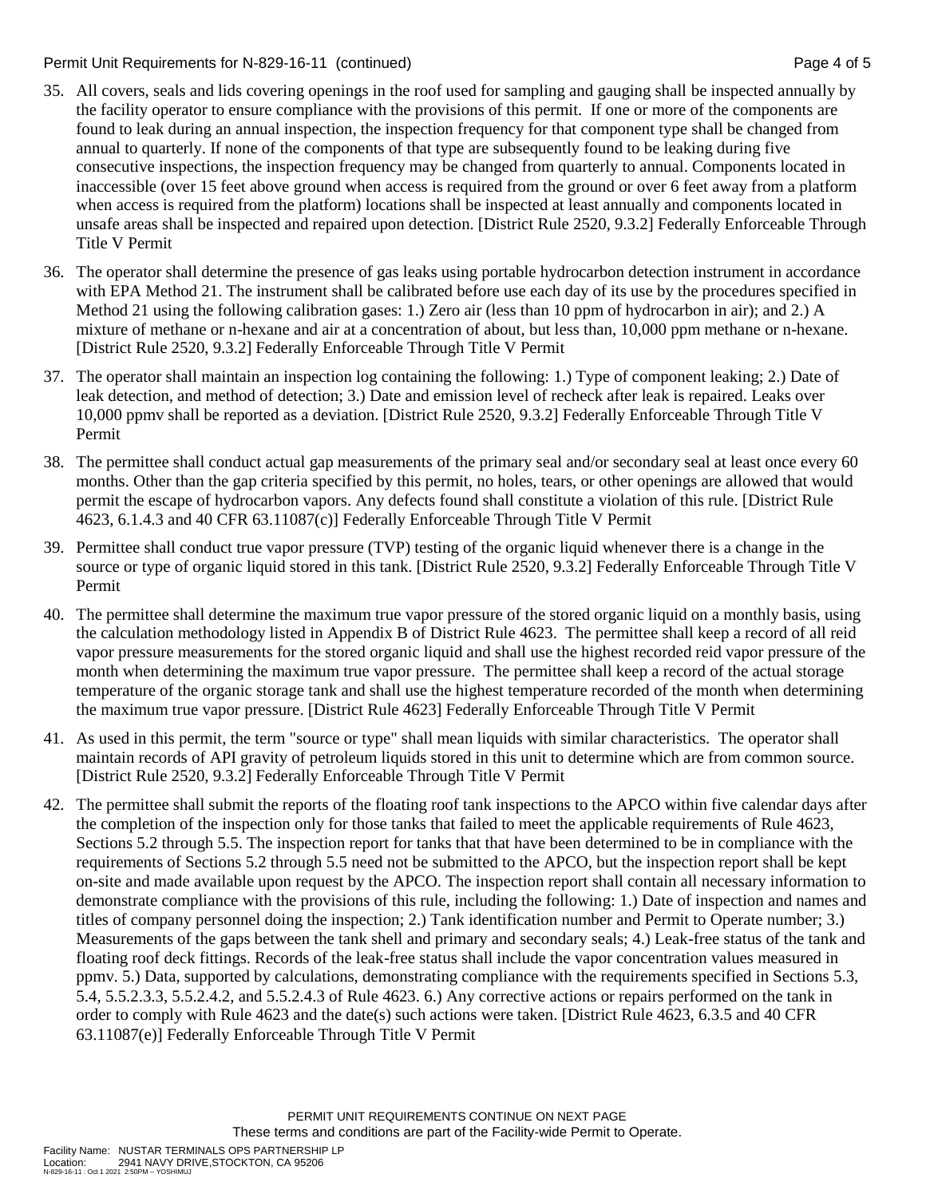35. All covers, seals and lids covering openings in the roof used for sampling and gauging shall be inspected annually by the facility operator to ensure compliance with the provisions of this permit. If one or more of the components are found to leak during an annual inspection, the inspection frequency for that component type shall be changed from annual to quarterly. If none of the components of that type are subsequently found to be leaking during five consecutive inspections, the inspection frequency may be changed from quarterly to annual. Components located in inaccessible (over 15 feet above ground when access is required from the ground or over 6 feet away from a platform when access is required from the platform) locations shall be inspected at least annually and components located in unsafe areas shall be inspected and repaired upon detection. [District Rule 2520, 9.3.2] Federally Enforceable Through Title V Permit

36. The operator shall determine the presence of gas leaks using portable hydrocarbon detection instrument in accordance with EPA Method 21. The instrument shall be calibrated before use each day of its use by the procedures specified in Method 21 using the following calibration gases: 1.) Zero air (less than 10 ppm of hydrocarbon in air); and 2.) A mixture of methane or n-hexane and air at a concentration of about, but less than, 10,000 ppm methane or n-hexane. [District Rule 2520, 9.3.2] Federally Enforceable Through Title V Permit

37. The operator shall maintain an inspection log containing the following: 1.) Type of component leaking; 2.) Date of leak detection, and method of detection; 3.) Date and emission level of recheck after leak is repaired. Leaks over 10,000 ppmv shall be reported as a deviation. [District Rule 2520, 9.3.2] Federally Enforceable Through Title V Permit

38. The permittee shall conduct actual gap measurements of the primary seal and/or secondary seal at least once every 60 months. Other than the gap criteria specified by this permit, no holes, tears, or other openings are allowed that would permit the escape of hydrocarbon vapors. Any defects found shall constitute a violation of this rule. [District Rule 4623, 6.1.4.3 and 40 CFR 63.11087(c)] Federally Enforceable Through Title V Permit

39. Permittee shall conduct true vapor pressure (TVP) testing of the organic liquid whenever there is a change in the source or type of organic liquid stored in this tank. [District Rule 2520, 9.3.2] Federally Enforceable Through Title V Permit

40. The permittee shall determine the maximum true vapor pressure of the stored organic liquid on a monthly basis, using the calculation methodology listed in Appendix B of District Rule 4623. The permittee shall keep a record of all reid vapor pressure measurements for the stored organic liquid and shall use the highest recorded reid vapor pressure of the month when determining the maximum true vapor pressure. The permittee shall keep a record of the actual storage temperature of the organic storage tank and shall use the highest temperature recorded of the month when determining the maximum true vapor pressure. [District Rule 4623] Federally Enforceable Through Title V Permit

41. As used in this permit, the term "source or type" shall mean liquids with similar characteristics. The operator shall maintain records of API gravity of petroleum liquids stored in this unit to determine which are from common source. [District Rule 2520, 9.3.2] Federally Enforceable Through Title V Permit

42. The permittee shall submit the reports of the floating roof tank inspections to the APCO within five calendar days after the completion of the inspection only for those tanks that failed to meet the applicable requirements of Rule 4623, Sections 5.2 through 5.5. The inspection report for tanks that that have been determined to be in compliance with the requirements of Sections 5.2 through 5.5 need not be submitted to the APCO, but the inspection report shall be kept on-site and made available upon request by the APCO. The inspection report shall contain all necessary information to demonstrate compliance with the provisions of this rule, including the following: 1.) Date of inspection and names and titles of company personnel doing the inspection; 2.) Tank identification number and Permit to Operate number; 3.) Measurements of the gaps between the tank shell and primary and secondary seals; 4.) Leak-free status of the tank and floating roof deck fittings. Records of the leak-free status shall include the vapor concentration values measured in ppmv. 5.) Data, supported by calculations, demonstrating compliance with the requirements specified in Sections 5.3, 5.4, 5.5.2.3.3, 5.5.2.4.2, and 5.5.2.4.3 of Rule 4623. 6.) Any corrective actions or repairs performed on the tank in order to comply with Rule 4623 and the date(s) such actions were taken. [District Rule 4623, 6.3.5 and 40 CFR 63.11087(e)] Federally Enforceable Through Title V Permit

PERMIT UNIT REQUIREMENTS CONTINUE ON NEXT PAGE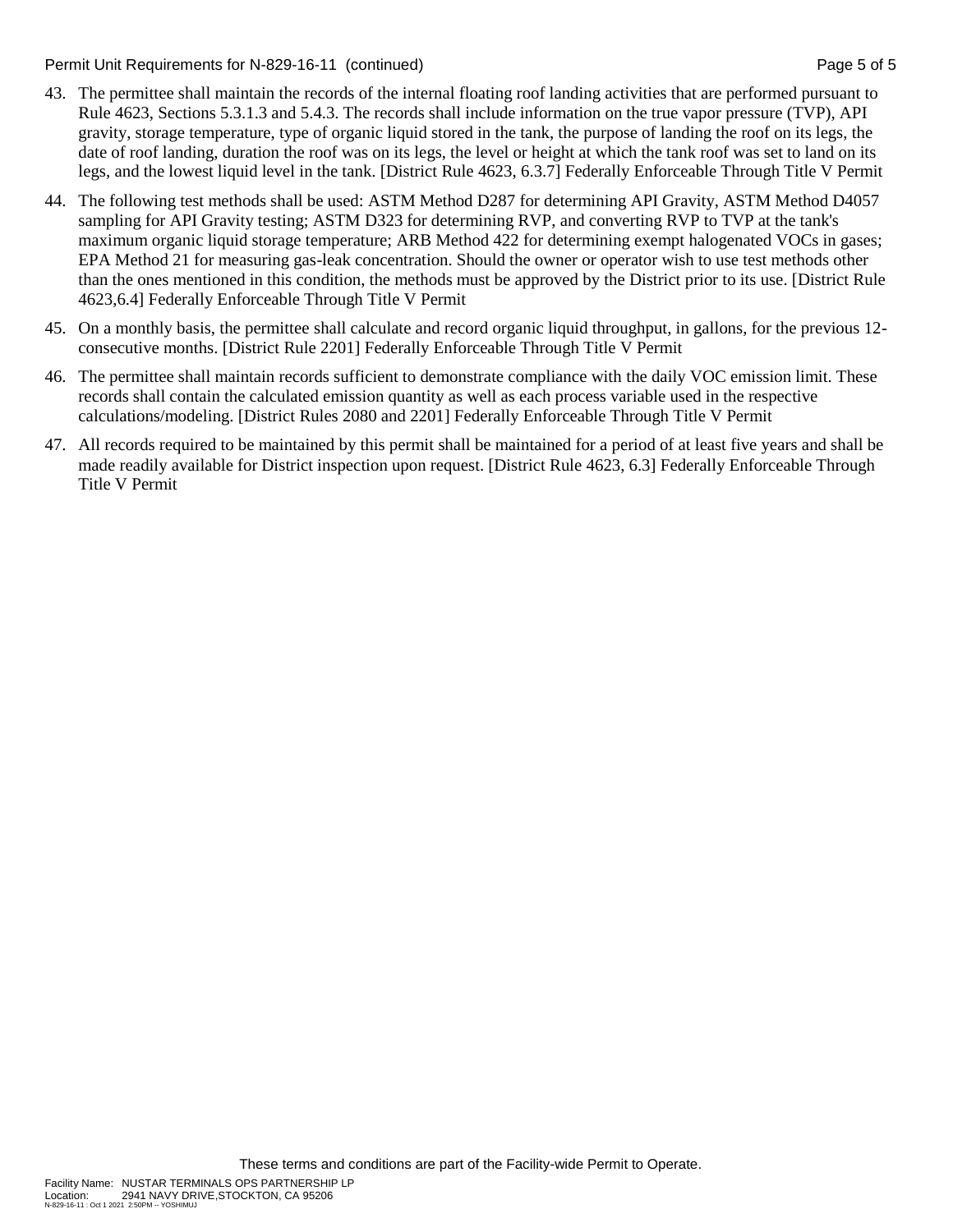43. The permittee shall maintain the records of the internal floating roof landing activities that are performed pursuant to Rule 4623, Sections 5.3.1.3 and 5.4.3. The records shall include information on the true vapor pressure (TVP), API gravity, storage temperature, type of organic liquid stored in the tank, the purpose of landing the roof on its legs, the date of roof landing, duration the roof was on its legs, the level or height at which the tank roof was set to land on its legs, and the lowest liquid level in the tank. [District Rule 4623, 6.3.7] Federally Enforceable Through Title V Permit

44. The following test methods shall be used: ASTM Method D287 for determining API Gravity, ASTM Method D4057 sampling for API Gravity testing; ASTM D323 for determining RVP, and converting RVP to TVP at the tank's maximum organic liquid storage temperature; ARB Method 422 for determining exempt halogenated VOCs in gases; EPA Method 21 for measuring gas-leak concentration. Should the owner or operator wish to use test methods other than the ones mentioned in this condition, the methods must be approved by the District prior to its use. [District Rule 4623,6.4] Federally Enforceable Through Title V Permit

45. On a monthly basis, the permittee shall calculate and record organic liquid throughput, in gallons, for the previous 12-consecutive months. [District Rule 2201] Federally Enforceable Through Title V Permit

46. The permittee shall maintain records sufficient to demonstrate compliance with the daily VOC emission limit. These records shall contain the calculated emission quantity as well as each process variable used in the respective calculations/modeling. [District Rules 2080 and 2201] Federally Enforceable Through Title V Permit

47. All records required to be maintained by this permit shall be maintained for a period of at least five years and shall be made readily available for District inspection upon request. [District Rule 4623, 6.3] Federally Enforceable Through Title V Permit

These terms and conditions are part of the Facility-wide Permit to Operate.

Facility Name: NUSTAR TERMINALS OPS PARTNERSHIP LP
Location: 2941 NAVY DRIVE,STOCKTON, CA 95206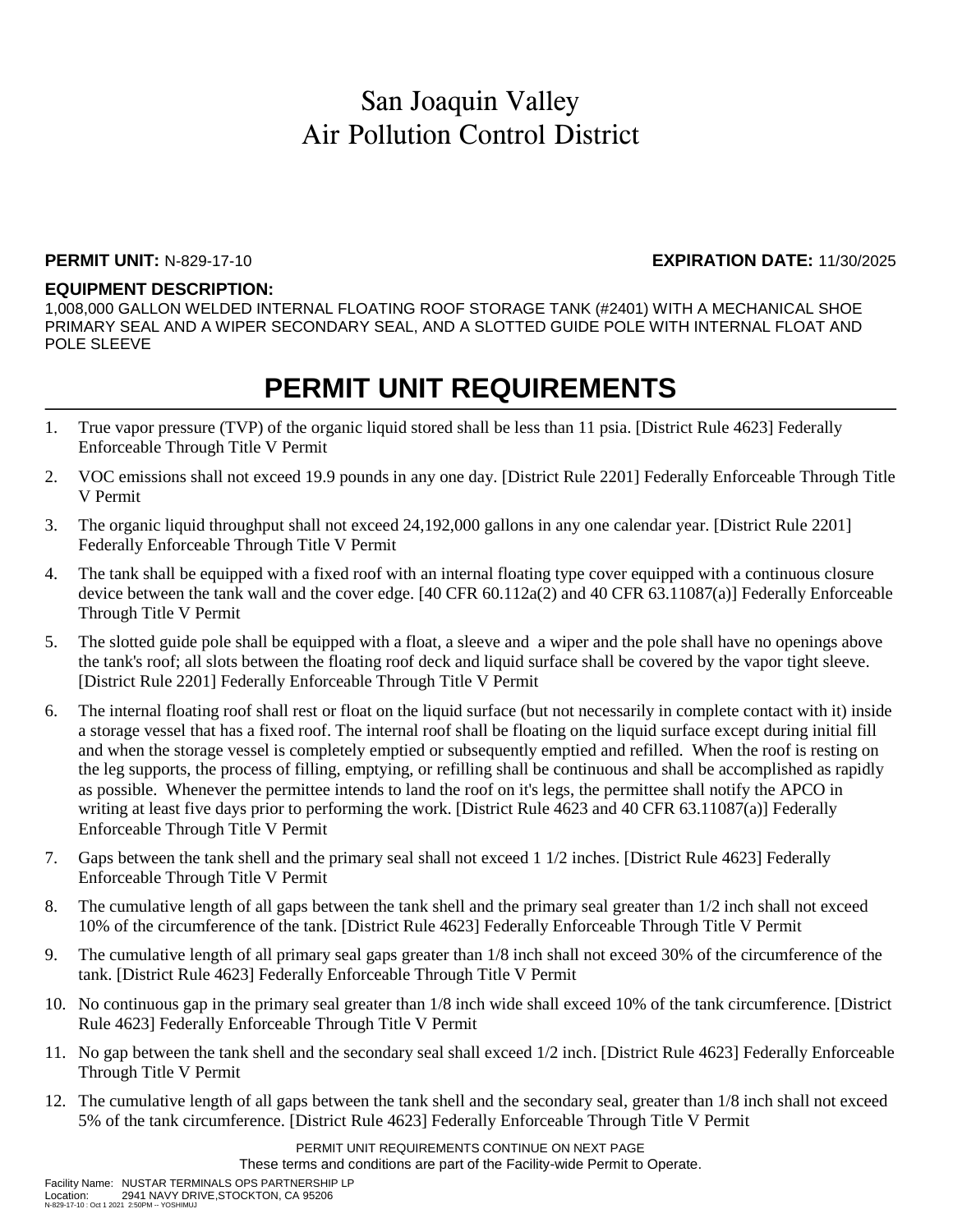# San Joaquin Valley
# Air Pollution Control District

**PERMIT UNIT:** N-829-17-10 **EXPIRATION DATE:** 11/30/2025

**EQUIPMENT DESCRIPTION:**
1,008,000 GALLON WELDED INTERNAL FLOATING ROOF STORAGE TANK (#2401) WITH A MECHANICAL SHOE PRIMARY SEAL AND A WIPER SECONDARY SEAL, AND A SLOTTED GUIDE POLE WITH INTERNAL FLOAT AND POLE SLEEVE

## PERMIT UNIT REQUIREMENTS

1. True vapor pressure (TVP) of the organic liquid stored shall be less than 11 psia. [District Rule 4623] Federally Enforceable Through Title V Permit
2. VOC emissions shall not exceed 19.9 pounds in any one day. [District Rule 2201] Federally Enforceable Through Title V Permit
3. The organic liquid throughput shall not exceed 24,192,000 gallons in any one calendar year. [District Rule 2201] Federally Enforceable Through Title V Permit
4. The tank shall be equipped with a fixed roof with an internal floating type cover equipped with a continuous closure device between the tank wall and the cover edge. [40 CFR 60.112a(2) and 40 CFR 63.11087(a)] Federally Enforceable Through Title V Permit
5. The slotted guide pole shall be equipped with a float, a sleeve and a wiper and the pole shall have no openings above the tank's roof; all slots between the floating roof deck and liquid surface shall be covered by the vapor tight sleeve. [District Rule 2201] Federally Enforceable Through Title V Permit
6. The internal floating roof shall rest or float on the liquid surface (but not necessarily in complete contact with it) inside a storage vessel that has a fixed roof. The internal roof shall be floating on the liquid surface except during initial fill and when the storage vessel is completely emptied or subsequently emptied and refilled. When the roof is resting on the leg supports, the process of filling, emptying, or refilling shall be continuous and shall be accomplished as rapidly as possible. Whenever the permittee intends to land the roof on it's legs, the permittee shall notify the APCO in writing at least five days prior to performing the work. [District Rule 4623 and 40 CFR 63.11087(a)] Federally Enforceable Through Title V Permit
7. Gaps between the tank shell and the primary seal shall not exceed 1 1/2 inches. [District Rule 4623] Federally Enforceable Through Title V Permit
8. The cumulative length of all gaps between the tank shell and the primary seal greater than 1/2 inch shall not exceed 10% of the circumference of the tank. [District Rule 4623] Federally Enforceable Through Title V Permit
9. The cumulative length of all primary seal gaps greater than 1/8 inch shall not exceed 30% of the circumference of the tank. [District Rule 4623] Federally Enforceable Through Title V Permit
10. No continuous gap in the primary seal greater than 1/8 inch wide shall exceed 10% of the tank circumference. [District Rule 4623] Federally Enforceable Through Title V Permit
11. No gap between the tank shell and the secondary seal shall exceed 1/2 inch. [District Rule 4623] Federally Enforceable Through Title V Permit
12. The cumulative length of all gaps between the tank shell and the secondary seal, greater than 1/8 inch shall not exceed 5% of the tank circumference. [District Rule 4623] Federally Enforceable Through Title V Permit

PERMIT UNIT REQUIREMENTS CONTINUE ON NEXT PAGE
These terms and conditions are part of the Facility-wide Permit to Operate.

Facility Name: NUSTAR TERMINALS OPS PARTNERSHIP LP
Location: 2941 NAVY DRIVE,STOCKTON, CA 95206
N-829-17-10 : Oct 1 2021 2:50PM -- YOSHIMUJ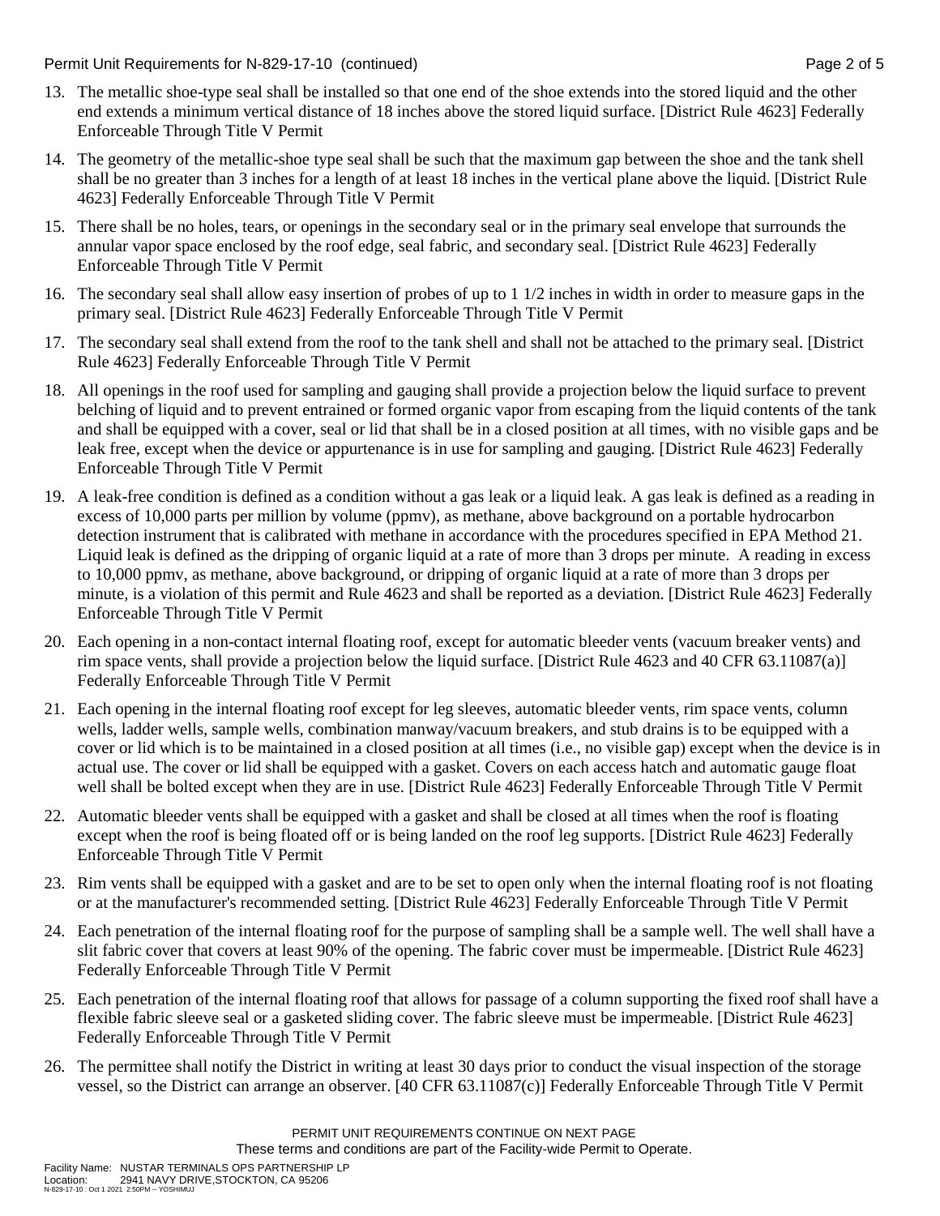13. The metallic shoe-type seal shall be installed so that one end of the shoe extends into the stored liquid and the other end extends a minimum vertical distance of 18 inches above the stored liquid surface. [District Rule 4623] Federally Enforceable Through Title V Permit

14. The geometry of the metallic-shoe type seal shall be such that the maximum gap between the shoe and the tank shell shall be no greater than 3 inches for a length of at least 18 inches in the vertical plane above the liquid. [District Rule 4623] Federally Enforceable Through Title V Permit

15. There shall be no holes, tears, or openings in the secondary seal or in the primary seal envelope that surrounds the annular vapor space enclosed by the roof edge, seal fabric, and secondary seal. [District Rule 4623] Federally Enforceable Through Title V Permit

16. The secondary seal shall allow easy insertion of probes of up to 1 1/2 inches in width in order to measure gaps in the primary seal. [District Rule 4623] Federally Enforceable Through Title V Permit

17. The secondary seal shall extend from the roof to the tank shell and shall not be attached to the primary seal. [District Rule 4623] Federally Enforceable Through Title V Permit

18. All openings in the roof used for sampling and gauging shall provide a projection below the liquid surface to prevent belching of liquid and to prevent entrained or formed organic vapor from escaping from the liquid contents of the tank and shall be equipped with a cover, seal or lid that shall be in a closed position at all times, with no visible gaps and be leak free, except when the device or appurtenance is in use for sampling and gauging. [District Rule 4623] Federally Enforceable Through Title V Permit

19. A leak-free condition is defined as a condition without a gas leak or a liquid leak. A gas leak is defined as a reading in excess of 10,000 parts per million by volume (ppmv), as methane, above background on a portable hydrocarbon detection instrument that is calibrated with methane in accordance with the procedures specified in EPA Method 21. Liquid leak is defined as the dripping of organic liquid at a rate of more than 3 drops per minute. A reading in excess to 10,000 ppmv, as methane, above background, or dripping of organic liquid at a rate of more than 3 drops per minute, is a violation of this permit and Rule 4623 and shall be reported as a deviation. [District Rule 4623] Federally Enforceable Through Title V Permit

20. Each opening in a non-contact internal floating roof, except for automatic bleeder vents (vacuum breaker vents) and rim space vents, shall provide a projection below the liquid surface. [District Rule 4623 and 40 CFR 63.11087(a)] Federally Enforceable Through Title V Permit

21. Each opening in the internal floating roof except for leg sleeves, automatic bleeder vents, rim space vents, column wells, ladder wells, sample wells, combination manway/vacuum breakers, and stub drains is to be equipped with a cover or lid which is to be maintained in a closed position at all times (i.e., no visible gap) except when the device is in actual use. The cover or lid shall be equipped with a gasket. Covers on each access hatch and automatic gauge float well shall be bolted except when they are in use. [District Rule 4623] Federally Enforceable Through Title V Permit

22. Automatic bleeder vents shall be equipped with a gasket and shall be closed at all times when the roof is floating except when the roof is being floated off or is being landed on the roof leg supports. [District Rule 4623] Federally Enforceable Through Title V Permit

23. Rim vents shall be equipped with a gasket and are to be set to open only when the internal floating roof is not floating or at the manufacturer's recommended setting. [District Rule 4623] Federally Enforceable Through Title V Permit

24. Each penetration of the internal floating roof for the purpose of sampling shall be a sample well. The well shall have a slit fabric cover that covers at least 90% of the opening. The fabric cover must be impermeable. [District Rule 4623] Federally Enforceable Through Title V Permit

25. Each penetration of the internal floating roof that allows for passage of a column supporting the fixed roof shall have a flexible fabric sleeve seal or a gasketed sliding cover. The fabric sleeve must be impermeable. [District Rule 4623] Federally Enforceable Through Title V Permit

26. The permittee shall notify the District in writing at least 30 days prior to conduct the visual inspection of the storage vessel, so the District can arrange an observer. [40 CFR 63.11087(c)] Federally Enforceable Through Title V Permit

PERMIT UNIT REQUIREMENTS CONTINUE ON NEXT PAGE

These terms and conditions are part of the Facility-wide Permit to Operate.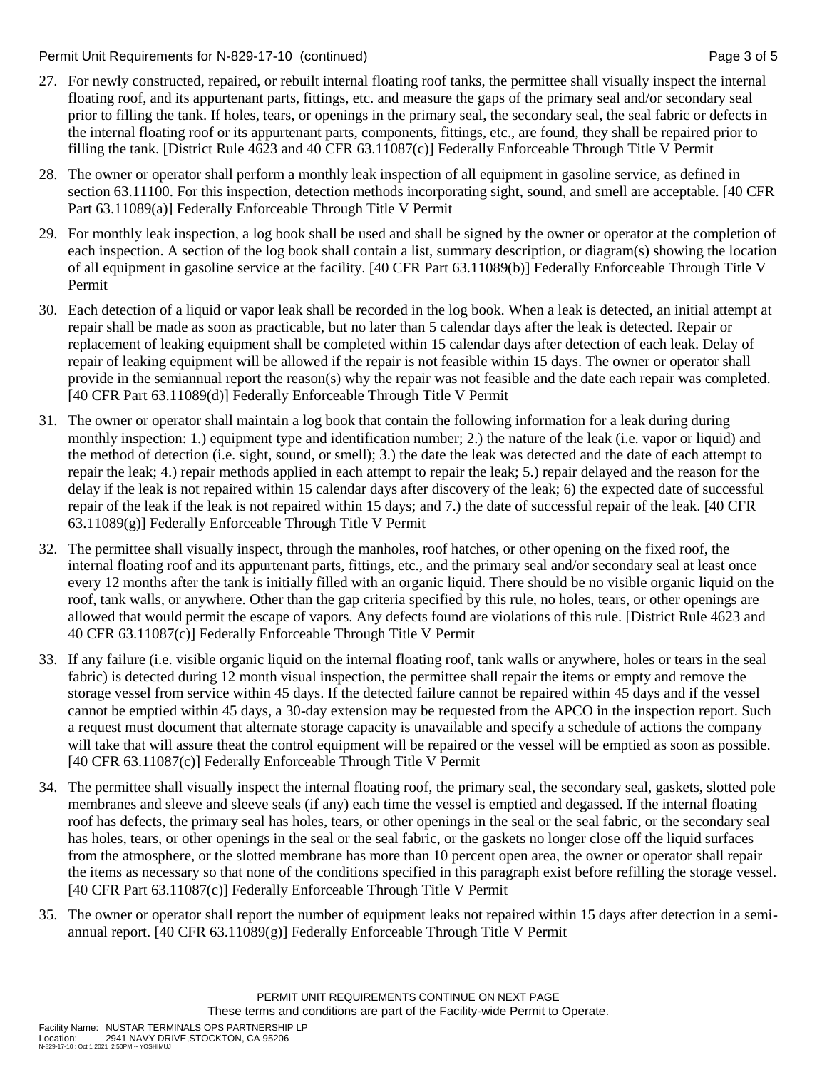27. For newly constructed, repaired, or rebuilt internal floating roof tanks, the permittee shall visually inspect the internal floating roof, and its appurtenant parts, fittings, etc. and measure the gaps of the primary seal and/or secondary seal prior to filling the tank. If holes, tears, or openings in the primary seal, the secondary seal, the seal fabric or defects in the internal floating roof or its appurtenant parts, components, fittings, etc., are found, they shall be repaired prior to filling the tank. [District Rule 4623 and 40 CFR 63.11087(c)] Federally Enforceable Through Title V Permit

28. The owner or operator shall perform a monthly leak inspection of all equipment in gasoline service, as defined in section 63.11100. For this inspection, detection methods incorporating sight, sound, and smell are acceptable. [40 CFR Part 63.11089(a)] Federally Enforceable Through Title V Permit

29. For monthly leak inspection, a log book shall be used and shall be signed by the owner or operator at the completion of each inspection. A section of the log book shall contain a list, summary description, or diagram(s) showing the location of all equipment in gasoline service at the facility. [40 CFR Part 63.11089(b)] Federally Enforceable Through Title V Permit

30. Each detection of a liquid or vapor leak shall be recorded in the log book. When a leak is detected, an initial attempt at repair shall be made as soon as practicable, but no later than 5 calendar days after the leak is detected. Repair or replacement of leaking equipment shall be completed within 15 calendar days after detection of each leak. Delay of repair of leaking equipment will be allowed if the repair is not feasible within 15 days. The owner or operator shall provide in the semiannual report the reason(s) why the repair was not feasible and the date each repair was completed. [40 CFR Part 63.11089(d)] Federally Enforceable Through Title V Permit

31. The owner or operator shall maintain a log book that contain the following information for a leak during during monthly inspection: 1.) equipment type and identification number; 2.) the nature of the leak (i.e. vapor or liquid) and the method of detection (i.e. sight, sound, or smell); 3.) the date the leak was detected and the date of each attempt to repair the leak; 4.) repair methods applied in each attempt to repair the leak; 5.) repair delayed and the reason for the delay if the leak is not repaired within 15 calendar days after discovery of the leak; 6) the expected date of successful repair of the leak if the leak is not repaired within 15 days; and 7.) the date of successful repair of the leak. [40 CFR 63.11089(g)] Federally Enforceable Through Title V Permit

32. The permittee shall visually inspect, through the manholes, roof hatches, or other opening on the fixed roof, the internal floating roof and its appurtenant parts, fittings, etc., and the primary seal and/or secondary seal at least once every 12 months after the tank is initially filled with an organic liquid. There should be no visible organic liquid on the roof, tank walls, or anywhere. Other than the gap criteria specified by this rule, no holes, tears, or other openings are allowed that would permit the escape of vapors. Any defects found are violations of this rule. [District Rule 4623 and 40 CFR 63.11087(c)] Federally Enforceable Through Title V Permit

33. If any failure (i.e. visible organic liquid on the internal floating roof, tank walls or anywhere, holes or tears in the seal fabric) is detected during 12 month visual inspection, the permittee shall repair the items or empty and remove the storage vessel from service within 45 days. If the detected failure cannot be repaired within 45 days and if the vessel cannot be emptied within 45 days, a 30-day extension may be requested from the APCO in the inspection report. Such a request must document that alternate storage capacity is unavailable and specify a schedule of actions the company will take that will assure theat the control equipment will be repaired or the vessel will be emptied as soon as possible. [40 CFR 63.11087(c)] Federally Enforceable Through Title V Permit

34. The permittee shall visually inspect the internal floating roof, the primary seal, the secondary seal, gaskets, slotted pole membranes and sleeve and sleeve seals (if any) each time the vessel is emptied and degassed. If the internal floating roof has defects, the primary seal has holes, tears, or other openings in the seal or the seal fabric, or the secondary seal has holes, tears, or other openings in the seal or the seal fabric, or the gaskets no longer close off the liquid surfaces from the atmosphere, or the slotted membrane has more than 10 percent open area, the owner or operator shall repair the items as necessary so that none of the conditions specified in this paragraph exist before refilling the storage vessel. [40 CFR Part 63.11087(c)] Federally Enforceable Through Title V Permit

35. The owner or operator shall report the number of equipment leaks not repaired within 15 days after detection in a semi-annual report. [40 CFR 63.11089(g)] Federally Enforceable Through Title V Permit

PERMIT UNIT REQUIREMENTS CONTINUE ON NEXT PAGE

These terms and conditions are part of the Facility-wide Permit to Operate.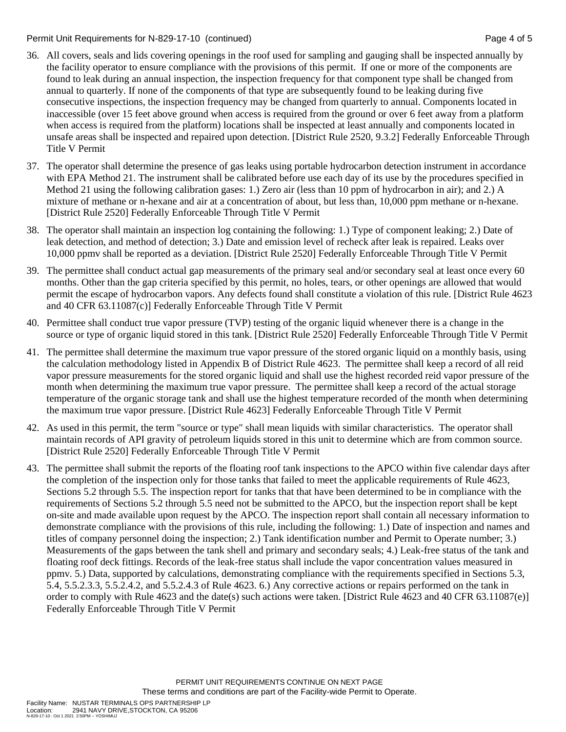36. All covers, seals and lids covering openings in the roof used for sampling and gauging shall be inspected annually by the facility operator to ensure compliance with the provisions of this permit. If one or more of the components are found to leak during an annual inspection, the inspection frequency for that component type shall be changed from annual to quarterly. If none of the components of that type are subsequently found to be leaking during five consecutive inspections, the inspection frequency may be changed from quarterly to annual. Components located in inaccessible (over 15 feet above ground when access is required from the ground or over 6 feet away from a platform when access is required from the platform) locations shall be inspected at least annually and components located in unsafe areas shall be inspected and repaired upon detection. [District Rule 2520, 9.3.2] Federally Enforceable Through Title V Permit

37. The operator shall determine the presence of gas leaks using portable hydrocarbon detection instrument in accordance with EPA Method 21. The instrument shall be calibrated before use each day of its use by the procedures specified in Method 21 using the following calibration gases: 1.) Zero air (less than 10 ppm of hydrocarbon in air); and 2.) A mixture of methane or n-hexane and air at a concentration of about, but less than, 10,000 ppm methane or n-hexane. [District Rule 2520] Federally Enforceable Through Title V Permit

38. The operator shall maintain an inspection log containing the following: 1.) Type of component leaking; 2.) Date of leak detection, and method of detection; 3.) Date and emission level of recheck after leak is repaired. Leaks over 10,000 ppmv shall be reported as a deviation. [District Rule 2520] Federally Enforceable Through Title V Permit

39. The permittee shall conduct actual gap measurements of the primary seal and/or secondary seal at least once every 60 months. Other than the gap criteria specified by this permit, no holes, tears, or other openings are allowed that would permit the escape of hydrocarbon vapors. Any defects found shall constitute a violation of this rule. [District Rule 4623 and 40 CFR 63.11087(c)] Federally Enforceable Through Title V Permit

40. Permittee shall conduct true vapor pressure (TVP) testing of the organic liquid whenever there is a change in the source or type of organic liquid stored in this tank. [District Rule 2520] Federally Enforceable Through Title V Permit

41. The permittee shall determine the maximum true vapor pressure of the stored organic liquid on a monthly basis, using the calculation methodology listed in Appendix B of District Rule 4623. The permittee shall keep a record of all reid vapor pressure measurements for the stored organic liquid and shall use the highest recorded reid vapor pressure of the month when determining the maximum true vapor pressure. The permittee shall keep a record of the actual storage temperature of the organic storage tank and shall use the highest temperature recorded of the month when determining the maximum true vapor pressure. [District Rule 4623] Federally Enforceable Through Title V Permit

42. As used in this permit, the term "source or type" shall mean liquids with similar characteristics. The operator shall maintain records of API gravity of petroleum liquids stored in this unit to determine which are from common source. [District Rule 2520] Federally Enforceable Through Title V Permit

43. The permittee shall submit the reports of the floating roof tank inspections to the APCO within five calendar days after the completion of the inspection only for those tanks that failed to meet the applicable requirements of Rule 4623, Sections 5.2 through 5.5. The inspection report for tanks that that have been determined to be in compliance with the requirements of Sections 5.2 through 5.5 need not be submitted to the APCO, but the inspection report shall be kept on-site and made available upon request by the APCO. The inspection report shall contain all necessary information to demonstrate compliance with the provisions of this rule, including the following: 1.) Date of inspection and names and titles of company personnel doing the inspection; 2.) Tank identification number and Permit to Operate number; 3.) Measurements of the gaps between the tank shell and primary and secondary seals; 4.) Leak-free status of the tank and floating roof deck fittings. Records of the leak-free status shall include the vapor concentration values measured in ppmv. 5.) Data, supported by calculations, demonstrating compliance with the requirements specified in Sections 5.3, 5.4, 5.5.2.3.3, 5.5.2.4.2, and 5.5.2.4.3 of Rule 4623. 6.) Any corrective actions or repairs performed on the tank in order to comply with Rule 4623 and the date(s) such actions were taken. [District Rule 4623 and 40 CFR 63.11087(e)] Federally Enforceable Through Title V Permit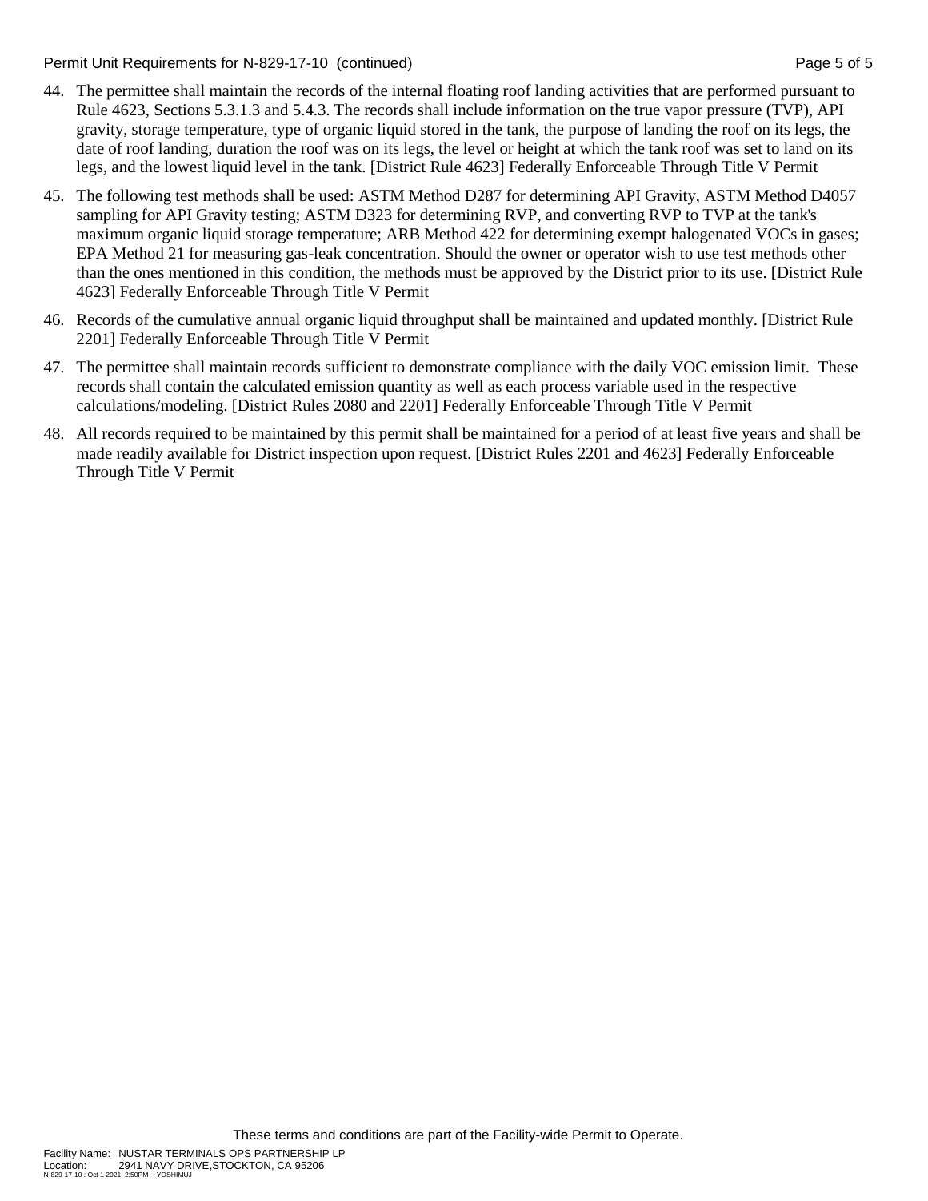44. The permittee shall maintain the records of the internal floating roof landing activities that are performed pursuant to Rule 4623, Sections 5.3.1.3 and 5.4.3. The records shall include information on the true vapor pressure (TVP), API gravity, storage temperature, type of organic liquid stored in the tank, the purpose of landing the roof on its legs, the date of roof landing, duration the roof was on its legs, the level or height at which the tank roof was set to land on its legs, and the lowest liquid level in the tank. [District Rule 4623] Federally Enforceable Through Title V Permit

45. The following test methods shall be used: ASTM Method D287 for determining API Gravity, ASTM Method D4057 sampling for API Gravity testing; ASTM D323 for determining RVP, and converting RVP to TVP at the tank's maximum organic liquid storage temperature; ARB Method 422 for determining exempt halogenated VOCs in gases; EPA Method 21 for measuring gas-leak concentration. Should the owner or operator wish to use test methods other than the ones mentioned in this condition, the methods must be approved by the District prior to its use. [District Rule 4623] Federally Enforceable Through Title V Permit

46. Records of the cumulative annual organic liquid throughput shall be maintained and updated monthly. [District Rule 2201] Federally Enforceable Through Title V Permit

47. The permittee shall maintain records sufficient to demonstrate compliance with the daily VOC emission limit. These records shall contain the calculated emission quantity as well as each process variable used in the respective calculations/modeling. [District Rules 2080 and 2201] Federally Enforceable Through Title V Permit

48. All records required to be maintained by this permit shall be maintained for a period of at least five years and shall be made readily available for District inspection upon request. [District Rules 2201 and 4623] Federally Enforceable Through Title V Permit

These terms and conditions are part of the Facility-wide Permit to Operate.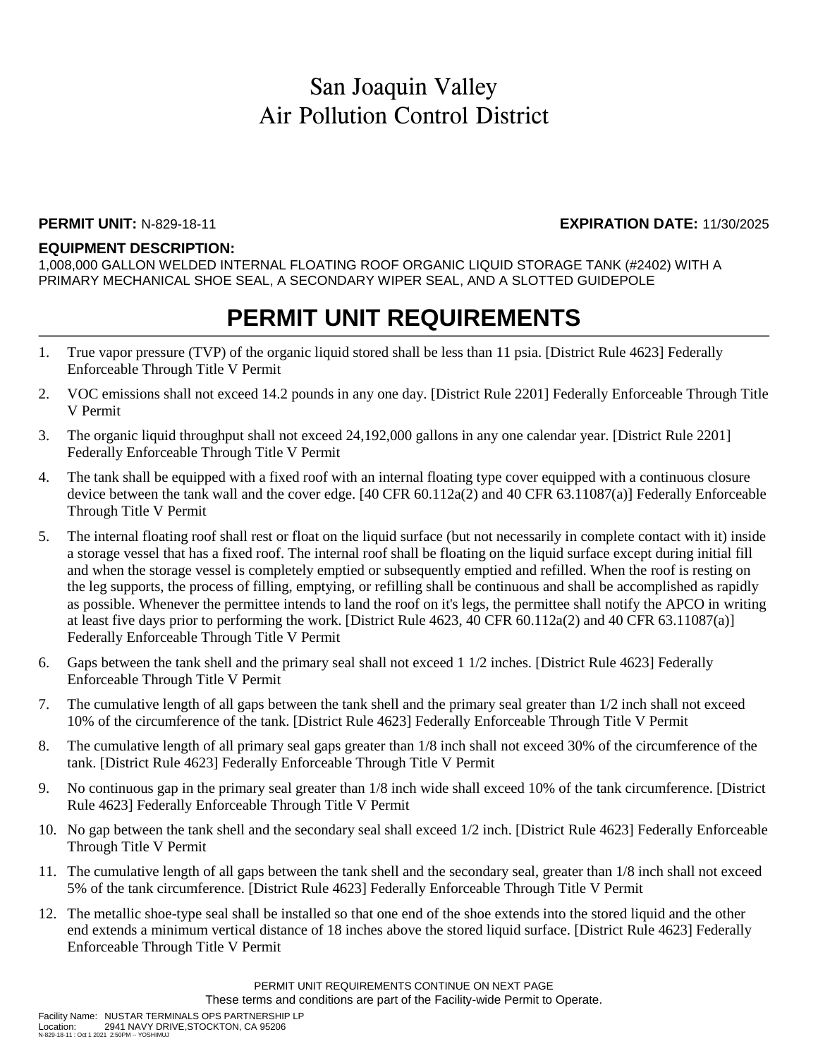# San Joaquin Valley
# Air Pollution Control District

**PERMIT UNIT:** N-829-18-11 **EXPIRATION DATE:** 11/30/2025

**EQUIPMENT DESCRIPTION:**
1,008,000 GALLON WELDED INTERNAL FLOATING ROOF ORGANIC LIQUID STORAGE TANK (#2402) WITH A PRIMARY MECHANICAL SHOE SEAL, A SECONDARY WIPER SEAL, AND A SLOTTED GUIDEPOLE

## PERMIT UNIT REQUIREMENTS

1. True vapor pressure (TVP) of the organic liquid stored shall be less than 11 psia. [District Rule 4623] Federally Enforceable Through Title V Permit
2. VOC emissions shall not exceed 14.2 pounds in any one day. [District Rule 2201] Federally Enforceable Through Title V Permit
3. The organic liquid throughput shall not exceed 24,192,000 gallons in any one calendar year. [District Rule 2201] Federally Enforceable Through Title V Permit
4. The tank shall be equipped with a fixed roof with an internal floating type cover equipped with a continuous closure device between the tank wall and the cover edge. [40 CFR 60.112a(2) and 40 CFR 63.11087(a)] Federally Enforceable Through Title V Permit
5. The internal floating roof shall rest or float on the liquid surface (but not necessarily in complete contact with it) inside a storage vessel that has a fixed roof. The internal roof shall be floating on the liquid surface except during initial fill and when the storage vessel is completely emptied or subsequently emptied and refilled. When the roof is resting on the leg supports, the process of filling, emptying, or refilling shall be continuous and shall be accomplished as rapidly as possible. Whenever the permittee intends to land the roof on it's legs, the permittee shall notify the APCO in writing at least five days prior to performing the work. [District Rule 4623, 40 CFR 60.112a(2) and 40 CFR 63.11087(a)] Federally Enforceable Through Title V Permit
6. Gaps between the tank shell and the primary seal shall not exceed 1 1/2 inches. [District Rule 4623] Federally Enforceable Through Title V Permit
7. The cumulative length of all gaps between the tank shell and the primary seal greater than 1/2 inch shall not exceed 10% of the circumference of the tank. [District Rule 4623] Federally Enforceable Through Title V Permit
8. The cumulative length of all primary seal gaps greater than 1/8 inch shall not exceed 30% of the circumference of the tank. [District Rule 4623] Federally Enforceable Through Title V Permit
9. No continuous gap in the primary seal greater than 1/8 inch wide shall exceed 10% of the tank circumference. [District Rule 4623] Federally Enforceable Through Title V Permit
10. No gap between the tank shell and the secondary seal shall exceed 1/2 inch. [District Rule 4623] Federally Enforceable Through Title V Permit
11. The cumulative length of all gaps between the tank shell and the secondary seal, greater than 1/8 inch shall not exceed 5% of the tank circumference. [District Rule 4623] Federally Enforceable Through Title V Permit
12. The metallic shoe-type seal shall be installed so that one end of the shoe extends into the stored liquid and the other end extends a minimum vertical distance of 18 inches above the stored liquid surface. [District Rule 4623] Federally Enforceable Through Title V Permit

PERMIT UNIT REQUIREMENTS CONTINUE ON NEXT PAGE
These terms and conditions are part of the Facility-wide Permit to Operate.

Facility Name: NUSTAR TERMINALS OPS PARTNERSHIP LP
Location: 2941 NAVY DRIVE,STOCKTON, CA 95206
N-829-18-11 : Oct 1 2021 2:50PM -- YOSHIMUJ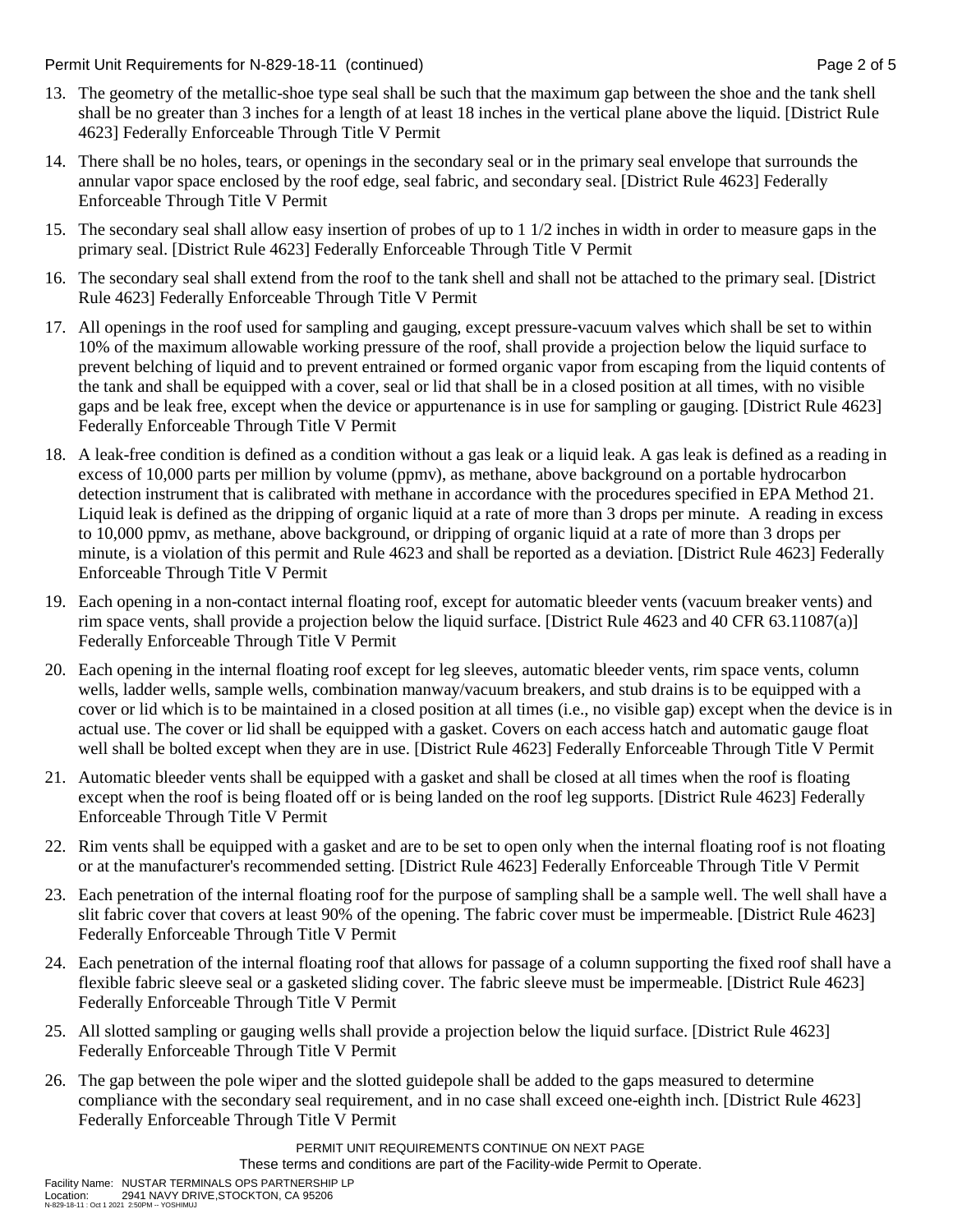13. The geometry of the metallic-shoe type seal shall be such that the maximum gap between the shoe and the tank shell shall be no greater than 3 inches for a length of at least 18 inches in the vertical plane above the liquid. [District Rule 4623] Federally Enforceable Through Title V Permit

14. There shall be no holes, tears, or openings in the secondary seal or in the primary seal envelope that surrounds the annular vapor space enclosed by the roof edge, seal fabric, and secondary seal. [District Rule 4623] Federally Enforceable Through Title V Permit

15. The secondary seal shall allow easy insertion of probes of up to 1 1/2 inches in width in order to measure gaps in the primary seal. [District Rule 4623] Federally Enforceable Through Title V Permit

16. The secondary seal shall extend from the roof to the tank shell and shall not be attached to the primary seal. [District Rule 4623] Federally Enforceable Through Title V Permit

17. All openings in the roof used for sampling and gauging, except pressure-vacuum valves which shall be set to within 10% of the maximum allowable working pressure of the roof, shall provide a projection below the liquid surface to prevent belching of liquid and to prevent entrained or formed organic vapor from escaping from the liquid contents of the tank and shall be equipped with a cover, seal or lid that shall be in a closed position at all times, with no visible gaps and be leak free, except when the device or appurtenance is in use for sampling or gauging. [District Rule 4623] Federally Enforceable Through Title V Permit

18. A leak-free condition is defined as a condition without a gas leak or a liquid leak. A gas leak is defined as a reading in excess of 10,000 parts per million by volume (ppmv), as methane, above background on a portable hydrocarbon detection instrument that is calibrated with methane in accordance with the procedures specified in EPA Method 21. Liquid leak is defined as the dripping of organic liquid at a rate of more than 3 drops per minute. A reading in excess to 10,000 ppmv, as methane, above background, or dripping of organic liquid at a rate of more than 3 drops per minute, is a violation of this permit and Rule 4623 and shall be reported as a deviation. [District Rule 4623] Federally Enforceable Through Title V Permit

19. Each opening in a non-contact internal floating roof, except for automatic bleeder vents (vacuum breaker vents) and rim space vents, shall provide a projection below the liquid surface. [District Rule 4623 and 40 CFR 63.11087(a)] Federally Enforceable Through Title V Permit

20. Each opening in the internal floating roof except for leg sleeves, automatic bleeder vents, rim space vents, column wells, ladder wells, sample wells, combination manway/vacuum breakers, and stub drains is to be equipped with a cover or lid which is to be maintained in a closed position at all times (i.e., no visible gap) except when the device is in actual use. The cover or lid shall be equipped with a gasket. Covers on each access hatch and automatic gauge float well shall be bolted except when they are in use. [District Rule 4623] Federally Enforceable Through Title V Permit

21. Automatic bleeder vents shall be equipped with a gasket and shall be closed at all times when the roof is floating except when the roof is being floated off or is being landed on the roof leg supports. [District Rule 4623] Federally Enforceable Through Title V Permit

22. Rim vents shall be equipped with a gasket and are to be set to open only when the internal floating roof is not floating or at the manufacturer's recommended setting. [District Rule 4623] Federally Enforceable Through Title V Permit

23. Each penetration of the internal floating roof for the purpose of sampling shall be a sample well. The well shall have a slit fabric cover that covers at least 90% of the opening. The fabric cover must be impermeable. [District Rule 4623] Federally Enforceable Through Title V Permit

24. Each penetration of the internal floating roof that allows for passage of a column supporting the fixed roof shall have a flexible fabric sleeve seal or a gasketed sliding cover. The fabric sleeve must be impermeable. [District Rule 4623] Federally Enforceable Through Title V Permit

25. All slotted sampling or gauging wells shall provide a projection below the liquid surface. [District Rule 4623] Federally Enforceable Through Title V Permit

26. The gap between the pole wiper and the slotted guidepole shall be added to the gaps measured to determine compliance with the secondary seal requirement, and in no case shall exceed one-eighth inch. [District Rule 4623] Federally Enforceable Through Title V Permit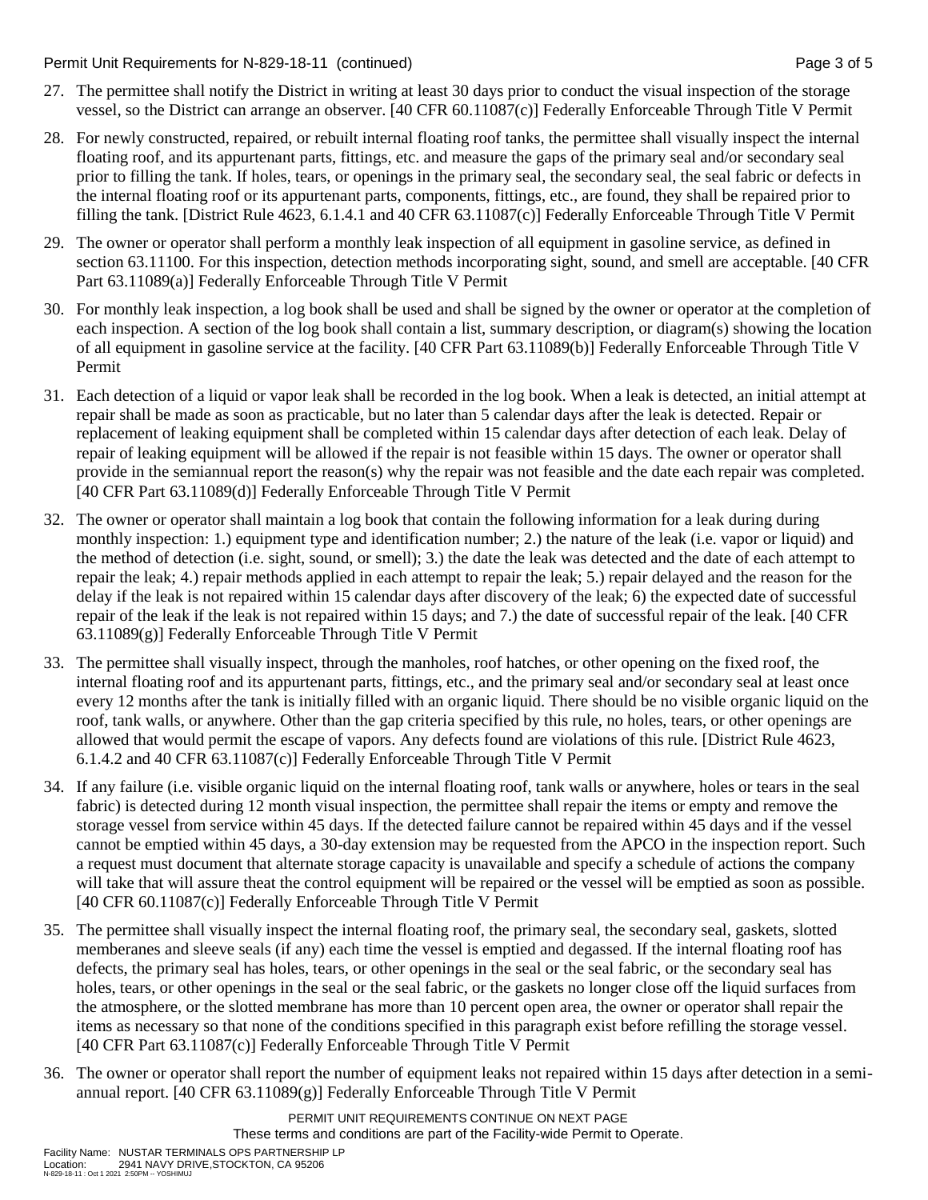27. The permittee shall notify the District in writing at least 30 days prior to conduct the visual inspection of the storage vessel, so the District can arrange an observer. [40 CFR 60.11087(c)] Federally Enforceable Through Title V Permit

28. For newly constructed, repaired, or rebuilt internal floating roof tanks, the permittee shall visually inspect the internal floating roof, and its appurtenant parts, fittings, etc. and measure the gaps of the primary seal and/or secondary seal prior to filling the tank. If holes, tears, or openings in the primary seal, the secondary seal, the seal fabric or defects in the internal floating roof or its appurtenant parts, components, fittings, etc., are found, they shall be repaired prior to filling the tank. [District Rule 4623, 6.1.4.1 and 40 CFR 63.11087(c)] Federally Enforceable Through Title V Permit

29. The owner or operator shall perform a monthly leak inspection of all equipment in gasoline service, as defined in section 63.11100. For this inspection, detection methods incorporating sight, sound, and smell are acceptable. [40 CFR Part 63.11089(a)] Federally Enforceable Through Title V Permit

30. For monthly leak inspection, a log book shall be used and shall be signed by the owner or operator at the completion of each inspection. A section of the log book shall contain a list, summary description, or diagram(s) showing the location of all equipment in gasoline service at the facility. [40 CFR Part 63.11089(b)] Federally Enforceable Through Title V Permit

31. Each detection of a liquid or vapor leak shall be recorded in the log book. When a leak is detected, an initial attempt at repair shall be made as soon as practicable, but no later than 5 calendar days after the leak is detected. Repair or replacement of leaking equipment shall be completed within 15 calendar days after detection of each leak. Delay of repair of leaking equipment will be allowed if the repair is not feasible within 15 days. The owner or operator shall provide in the semiannual report the reason(s) why the repair was not feasible and the date each repair was completed. [40 CFR Part 63.11089(d)] Federally Enforceable Through Title V Permit

32. The owner or operator shall maintain a log book that contain the following information for a leak during during monthly inspection: 1.) equipment type and identification number; 2.) the nature of the leak (i.e. vapor or liquid) and the method of detection (i.e. sight, sound, or smell); 3.) the date the leak was detected and the date of each attempt to repair the leak; 4.) repair methods applied in each attempt to repair the leak; 5.) repair delayed and the reason for the delay if the leak is not repaired within 15 calendar days after discovery of the leak; 6) the expected date of successful repair of the leak if the leak is not repaired within 15 days; and 7.) the date of successful repair of the leak. [40 CFR 63.11089(g)] Federally Enforceable Through Title V Permit

33. The permittee shall visually inspect, through the manholes, roof hatches, or other opening on the fixed roof, the internal floating roof and its appurtenant parts, fittings, etc., and the primary seal and/or secondary seal at least once every 12 months after the tank is initially filled with an organic liquid. There should be no visible organic liquid on the roof, tank walls, or anywhere. Other than the gap criteria specified by this rule, no holes, tears, or other openings are allowed that would permit the escape of vapors. Any defects found are violations of this rule. [District Rule 4623, 6.1.4.2 and 40 CFR 63.11087(c)] Federally Enforceable Through Title V Permit

34. If any failure (i.e. visible organic liquid on the internal floating roof, tank walls or anywhere, holes or tears in the seal fabric) is detected during 12 month visual inspection, the permittee shall repair the items or empty and remove the storage vessel from service within 45 days. If the detected failure cannot be repaired within 45 days and if the vessel cannot be emptied within 45 days, a 30-day extension may be requested from the APCO in the inspection report. Such a request must document that alternate storage capacity is unavailable and specify a schedule of actions the company will take that will assure theat the control equipment will be repaired or the vessel will be emptied as soon as possible. [40 CFR 60.11087(c)] Federally Enforceable Through Title V Permit

35. The permittee shall visually inspect the internal floating roof, the primary seal, the secondary seal, gaskets, slotted memberanes and sleeve seals (if any) each time the vessel is emptied and degassed. If the internal floating roof has defects, the primary seal has holes, tears, or other openings in the seal or the seal fabric, or the secondary seal has holes, tears, or other openings in the seal or the seal fabric, or the gaskets no longer close off the liquid surfaces from the atmosphere, or the slotted membrane has more than 10 percent open area, the owner or operator shall repair the items as necessary so that none of the conditions specified in this paragraph exist before refilling the storage vessel. [40 CFR Part 63.11087(c)] Federally Enforceable Through Title V Permit

36. The owner or operator shall report the number of equipment leaks not repaired within 15 days after detection in a semi-annual report. [40 CFR 63.11089(g)] Federally Enforceable Through Title V Permit

PERMIT UNIT REQUIREMENTS CONTINUE ON NEXT PAGE
These terms and conditions are part of the Facility-wide Permit to Operate.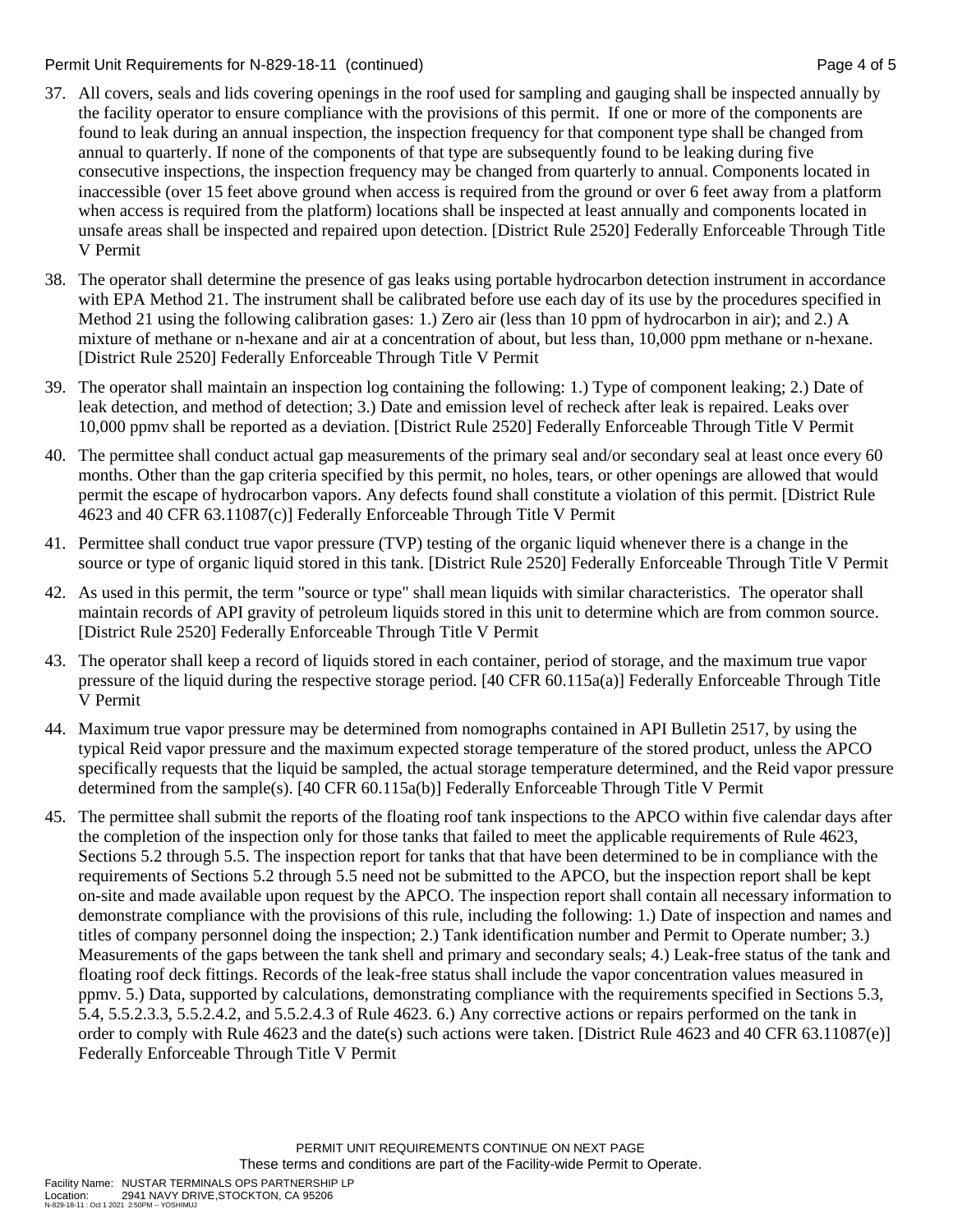37. All covers, seals and lids covering openings in the roof used for sampling and gauging shall be inspected annually by the facility operator to ensure compliance with the provisions of this permit. If one or more of the components are found to leak during an annual inspection, the inspection frequency for that component type shall be changed from annual to quarterly. If none of the components of that type are subsequently found to be leaking during five consecutive inspections, the inspection frequency may be changed from quarterly to annual. Components located in inaccessible (over 15 feet above ground when access is required from the ground or over 6 feet away from a platform when access is required from the platform) locations shall be inspected at least annually and components located in unsafe areas shall be inspected and repaired upon detection. [District Rule 2520] Federally Enforceable Through Title V Permit

38. The operator shall determine the presence of gas leaks using portable hydrocarbon detection instrument in accordance with EPA Method 21. The instrument shall be calibrated before use each day of its use by the procedures specified in Method 21 using the following calibration gases: 1.) Zero air (less than 10 ppm of hydrocarbon in air); and 2.) A mixture of methane or n-hexane and air at a concentration of about, but less than, 10,000 ppm methane or n-hexane. [District Rule 2520] Federally Enforceable Through Title V Permit

39. The operator shall maintain an inspection log containing the following: 1.) Type of component leaking; 2.) Date of leak detection, and method of detection; 3.) Date and emission level of recheck after leak is repaired. Leaks over 10,000 ppmv shall be reported as a deviation. [District Rule 2520] Federally Enforceable Through Title V Permit

40. The permittee shall conduct actual gap measurements of the primary seal and/or secondary seal at least once every 60 months. Other than the gap criteria specified by this permit, no holes, tears, or other openings are allowed that would permit the escape of hydrocarbon vapors. Any defects found shall constitute a violation of this permit. [District Rule 4623 and 40 CFR 63.11087(c)] Federally Enforceable Through Title V Permit

41. Permittee shall conduct true vapor pressure (TVP) testing of the organic liquid whenever there is a change in the source or type of organic liquid stored in this tank. [District Rule 2520] Federally Enforceable Through Title V Permit

42. As used in this permit, the term "source or type" shall mean liquids with similar characteristics. The operator shall maintain records of API gravity of petroleum liquids stored in this unit to determine which are from common source. [District Rule 2520] Federally Enforceable Through Title V Permit

43. The operator shall keep a record of liquids stored in each container, period of storage, and the maximum true vapor pressure of the liquid during the respective storage period. [40 CFR 60.115a(a)] Federally Enforceable Through Title V Permit

44. Maximum true vapor pressure may be determined from nomographs contained in API Bulletin 2517, by using the typical Reid vapor pressure and the maximum expected storage temperature of the stored product, unless the APCO specifically requests that the liquid be sampled, the actual storage temperature determined, and the Reid vapor pressure determined from the sample(s). [40 CFR 60.115a(b)] Federally Enforceable Through Title V Permit

45. The permittee shall submit the reports of the floating roof tank inspections to the APCO within five calendar days after the completion of the inspection only for those tanks that failed to meet the applicable requirements of Rule 4623, Sections 5.2 through 5.5. The inspection report for tanks that that have been determined to be in compliance with the requirements of Sections 5.2 through 5.5 need not be submitted to the APCO, but the inspection report shall be kept on-site and made available upon request by the APCO. The inspection report shall contain all necessary information to demonstrate compliance with the provisions of this rule, including the following: 1.) Date of inspection and names and titles of company personnel doing the inspection; 2.) Tank identification number and Permit to Operate number; 3.) Measurements of the gaps between the tank shell and primary and secondary seals; 4.) Leak-free status of the tank and floating roof deck fittings. Records of the leak-free status shall include the vapor concentration values measured in ppmv. 5.) Data, supported by calculations, demonstrating compliance with the requirements specified in Sections 5.3, 5.4, 5.5.2.3.3, 5.5.2.4.2, and 5.5.2.4.3 of Rule 4623. 6.) Any corrective actions or repairs performed on the tank in order to comply with Rule 4623 and the date(s) such actions were taken. [District Rule 4623 and 40 CFR 63.11087(e)] Federally Enforceable Through Title V Permit

PERMIT UNIT REQUIREMENTS CONTINUE ON NEXT PAGE
These terms and conditions are part of the Facility-wide Permit to Operate.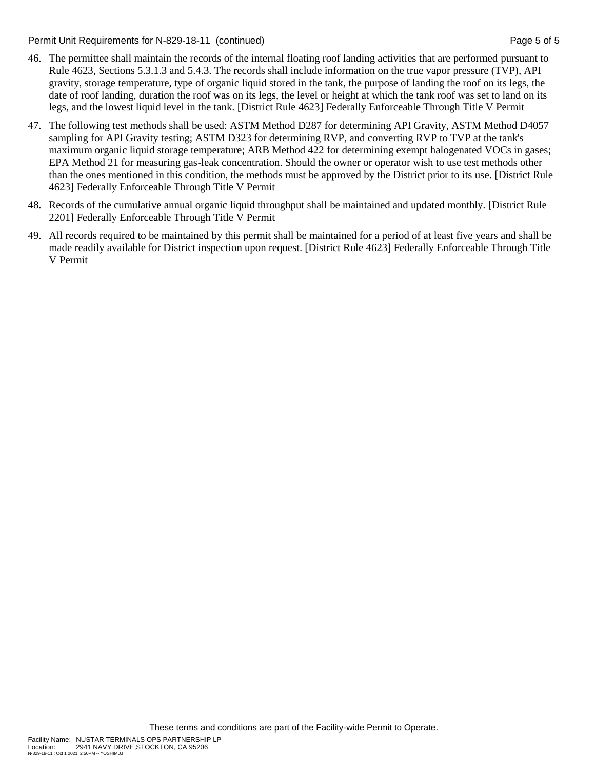46. The permittee shall maintain the records of the internal floating roof landing activities that are performed pursuant to Rule 4623, Sections 5.3.1.3 and 5.4.3. The records shall include information on the true vapor pressure (TVP), API gravity, storage temperature, type of organic liquid stored in the tank, the purpose of landing the roof on its legs, the date of roof landing, duration the roof was on its legs, the level or height at which the tank roof was set to land on its legs, and the lowest liquid level in the tank. [District Rule 4623] Federally Enforceable Through Title V Permit

47. The following test methods shall be used: ASTM Method D287 for determining API Gravity, ASTM Method D4057 sampling for API Gravity testing; ASTM D323 for determining RVP, and converting RVP to TVP at the tank's maximum organic liquid storage temperature; ARB Method 422 for determining exempt halogenated VOCs in gases; EPA Method 21 for measuring gas-leak concentration. Should the owner or operator wish to use test methods other than the ones mentioned in this condition, the methods must be approved by the District prior to its use. [District Rule 4623] Federally Enforceable Through Title V Permit

48. Records of the cumulative annual organic liquid throughput shall be maintained and updated monthly. [District Rule 2201] Federally Enforceable Through Title V Permit

49. All records required to be maintained by this permit shall be maintained for a period of at least five years and shall be made readily available for District inspection upon request. [District Rule 4623] Federally Enforceable Through Title V Permit

These terms and conditions are part of the Facility-wide Permit to Operate.

Facility Name: NUSTAR TERMINALS OPS PARTNERSHIP LP
Location: 2941 NAVY DRIVE,STOCKTON, CA 95206
N-829-18-11 : Oct 1 2021 2:50PM -- YOSHIMUJ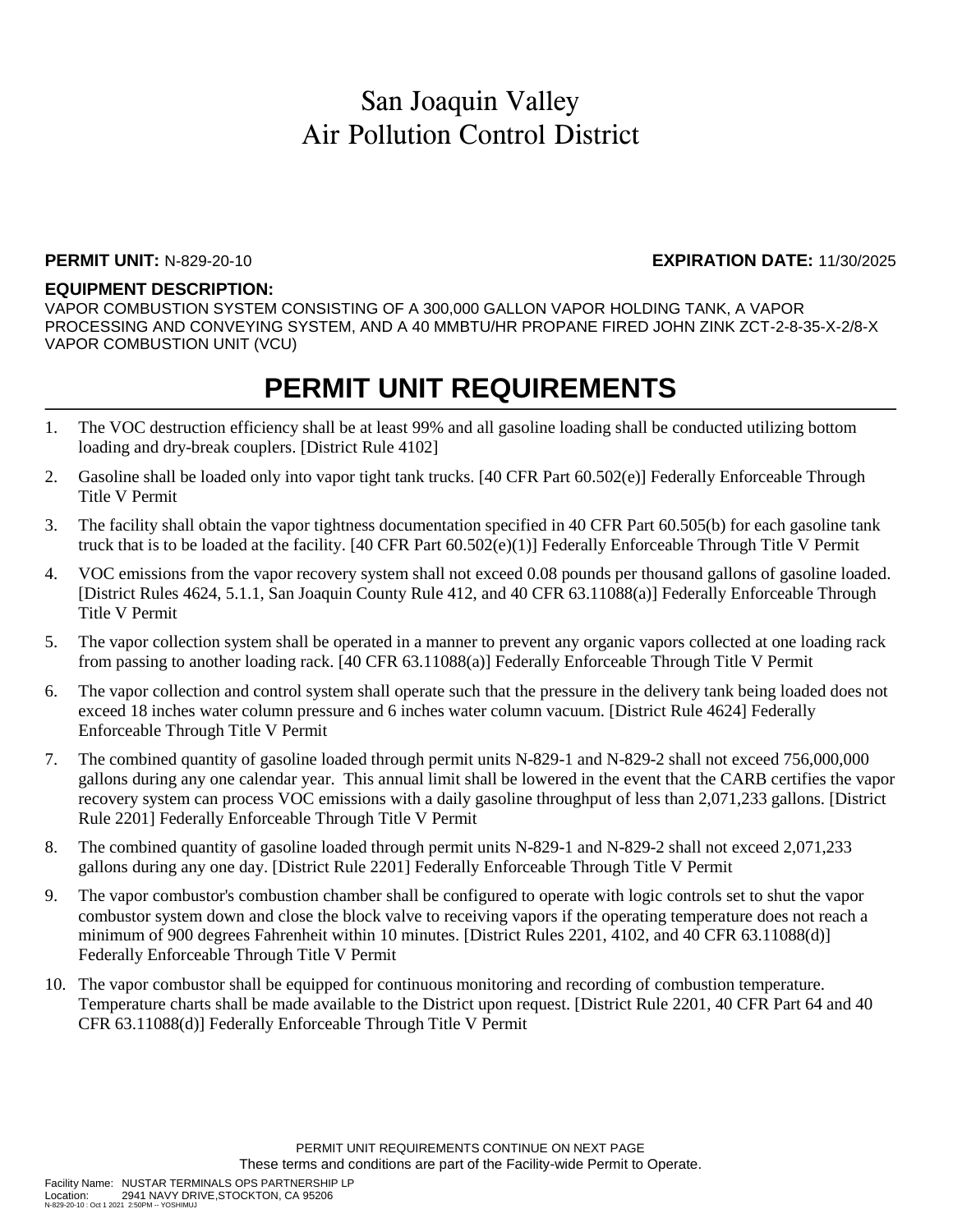# San Joaquin Valley Air Pollution Control District

**PERMIT UNIT:** N-829-20-10 **EXPIRATION DATE:** 11/30/2025

**EQUIPMENT DESCRIPTION:**

VAPOR COMBUSTION SYSTEM CONSISTING OF A 300,000 GALLON VAPOR HOLDING TANK, A VAPOR PROCESSING AND CONVEYING SYSTEM, AND A 40 MMBTU/HR PROPANE FIRED JOHN ZINK ZCT-2-8-35-X-2/8-X VAPOR COMBUSTION UNIT (VCU)

## PERMIT UNIT REQUIREMENTS

1. The VOC destruction efficiency shall be at least 99% and all gasoline loading shall be conducted utilizing bottom loading and dry-break couplers. [District Rule 4102]
2. Gasoline shall be loaded only into vapor tight tank trucks. [40 CFR Part 60.502(e)] Federally Enforceable Through Title V Permit
3. The facility shall obtain the vapor tightness documentation specified in 40 CFR Part 60.505(b) for each gasoline tank truck that is to be loaded at the facility. [40 CFR Part 60.502(e)(1)] Federally Enforceable Through Title V Permit
4. VOC emissions from the vapor recovery system shall not exceed 0.08 pounds per thousand gallons of gasoline loaded. [District Rules 4624, 5.1.1, San Joaquin County Rule 412, and 40 CFR 63.11088(a)] Federally Enforceable Through Title V Permit
5. The vapor collection system shall be operated in a manner to prevent any organic vapors collected at one loading rack from passing to another loading rack. [40 CFR 63.11088(a)] Federally Enforceable Through Title V Permit
6. The vapor collection and control system shall operate such that the pressure in the delivery tank being loaded does not exceed 18 inches water column pressure and 6 inches water column vacuum. [District Rule 4624] Federally Enforceable Through Title V Permit
7. The combined quantity of gasoline loaded through permit units N-829-1 and N-829-2 shall not exceed 756,000,000 gallons during any one calendar year. This annual limit shall be lowered in the event that the CARB certifies the vapor recovery system can process VOC emissions with a daily gasoline throughput of less than 2,071,233 gallons. [District Rule 2201] Federally Enforceable Through Title V Permit
8. The combined quantity of gasoline loaded through permit units N-829-1 and N-829-2 shall not exceed 2,071,233 gallons during any one day. [District Rule 2201] Federally Enforceable Through Title V Permit
9. The vapor combustor's combustion chamber shall be configured to operate with logic controls set to shut the vapor combustor system down and close the block valve to receiving vapors if the operating temperature does not reach a minimum of 900 degrees Fahrenheit within 10 minutes. [District Rules 2201, 4102, and 40 CFR 63.11088(d)] Federally Enforceable Through Title V Permit
10. The vapor combustor shall be equipped for continuous monitoring and recording of combustion temperature. Temperature charts shall be made available to the District upon request. [District Rule 2201, 40 CFR Part 64 and 40 CFR 63.11088(d)] Federally Enforceable Through Title V Permit

PERMIT UNIT REQUIREMENTS CONTINUE ON NEXT PAGE

These terms and conditions are part of the Facility-wide Permit to Operate.

Facility Name: NUSTAR TERMINALS OPS PARTNERSHIP LP
Location: 2941 NAVY DRIVE,STOCKTON, CA 95206
N-829-20-10 : Oct 1 2021 2:50PM -- YOSHIMUJ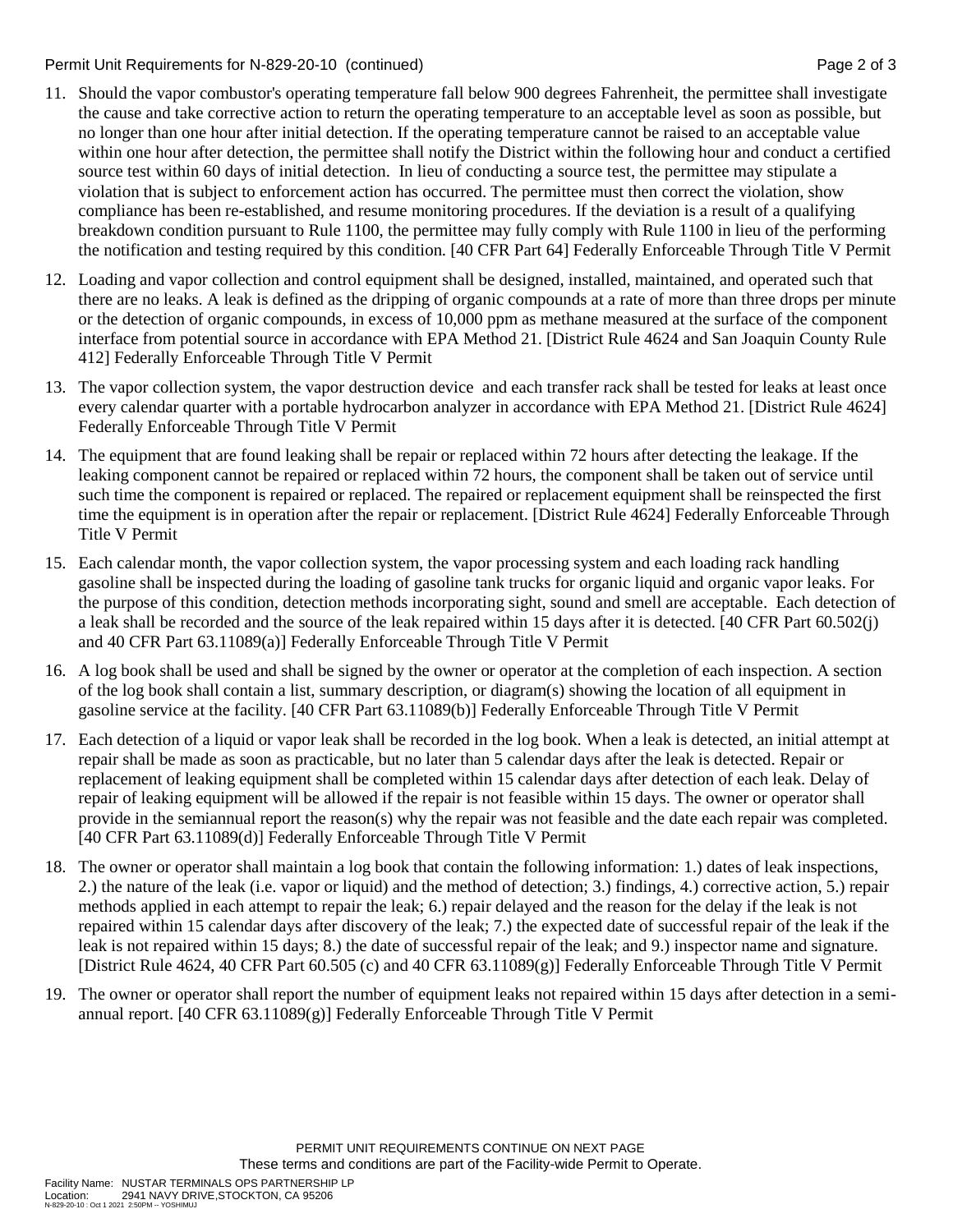11. Should the vapor combustor's operating temperature fall below 900 degrees Fahrenheit, the permittee shall investigate the cause and take corrective action to return the operating temperature to an acceptable level as soon as possible, but no longer than one hour after initial detection. If the operating temperature cannot be raised to an acceptable value within one hour after detection, the permittee shall notify the District within the following hour and conduct a certified source test within 60 days of initial detection. In lieu of conducting a source test, the permittee may stipulate a violation that is subject to enforcement action has occurred. The permittee must then correct the violation, show compliance has been re-established, and resume monitoring procedures. If the deviation is a result of a qualifying breakdown condition pursuant to Rule 1100, the permittee may fully comply with Rule 1100 in lieu of the performing the notification and testing required by this condition. [40 CFR Part 64] Federally Enforceable Through Title V Permit

12. Loading and vapor collection and control equipment shall be designed, installed, maintained, and operated such that there are no leaks. A leak is defined as the dripping of organic compounds at a rate of more than three drops per minute or the detection of organic compounds, in excess of 10,000 ppm as methane measured at the surface of the component interface from potential source in accordance with EPA Method 21. [District Rule 4624 and San Joaquin County Rule 412] Federally Enforceable Through Title V Permit

13. The vapor collection system, the vapor destruction device and each transfer rack shall be tested for leaks at least once every calendar quarter with a portable hydrocarbon analyzer in accordance with EPA Method 21. [District Rule 4624] Federally Enforceable Through Title V Permit

14. The equipment that are found leaking shall be repair or replaced within 72 hours after detecting the leakage. If the leaking component cannot be repaired or replaced within 72 hours, the component shall be taken out of service until such time the component is repaired or replaced. The repaired or replacement equipment shall be reinspected the first time the equipment is in operation after the repair or replacement. [District Rule 4624] Federally Enforceable Through Title V Permit

15. Each calendar month, the vapor collection system, the vapor processing system and each loading rack handling gasoline shall be inspected during the loading of gasoline tank trucks for organic liquid and organic vapor leaks. For the purpose of this condition, detection methods incorporating sight, sound and smell are acceptable. Each detection of a leak shall be recorded and the source of the leak repaired within 15 days after it is detected. [40 CFR Part 60.502(j) and 40 CFR Part 63.11089(a)] Federally Enforceable Through Title V Permit

16. A log book shall be used and shall be signed by the owner or operator at the completion of each inspection. A section of the log book shall contain a list, summary description, or diagram(s) showing the location of all equipment in gasoline service at the facility. [40 CFR Part 63.11089(b)] Federally Enforceable Through Title V Permit

17. Each detection of a liquid or vapor leak shall be recorded in the log book. When a leak is detected, an initial attempt at repair shall be made as soon as practicable, but no later than 5 calendar days after the leak is detected. Repair or replacement of leaking equipment shall be completed within 15 calendar days after detection of each leak. Delay of repair of leaking equipment will be allowed if the repair is not feasible within 15 days. The owner or operator shall provide in the semiannual report the reason(s) why the repair was not feasible and the date each repair was completed. [40 CFR Part 63.11089(d)] Federally Enforceable Through Title V Permit

18. The owner or operator shall maintain a log book that contain the following information: 1.) dates of leak inspections, 2.) the nature of the leak (i.e. vapor or liquid) and the method of detection; 3.) findings, 4.) corrective action, 5.) repair methods applied in each attempt to repair the leak; 6.) repair delayed and the reason for the delay if the leak is not repaired within 15 calendar days after discovery of the leak; 7.) the expected date of successful repair of the leak if the leak is not repaired within 15 days; 8.) the date of successful repair of the leak; and 9.) inspector name and signature. [District Rule 4624, 40 CFR Part 60.505 (c) and 40 CFR 63.11089(g)] Federally Enforceable Through Title V Permit

19. The owner or operator shall report the number of equipment leaks not repaired within 15 days after detection in a semi-annual report. [40 CFR 63.11089(g)] Federally Enforceable Through Title V Permit

PERMIT UNIT REQUIREMENTS CONTINUE ON NEXT PAGE
These terms and conditions are part of the Facility-wide Permit to Operate.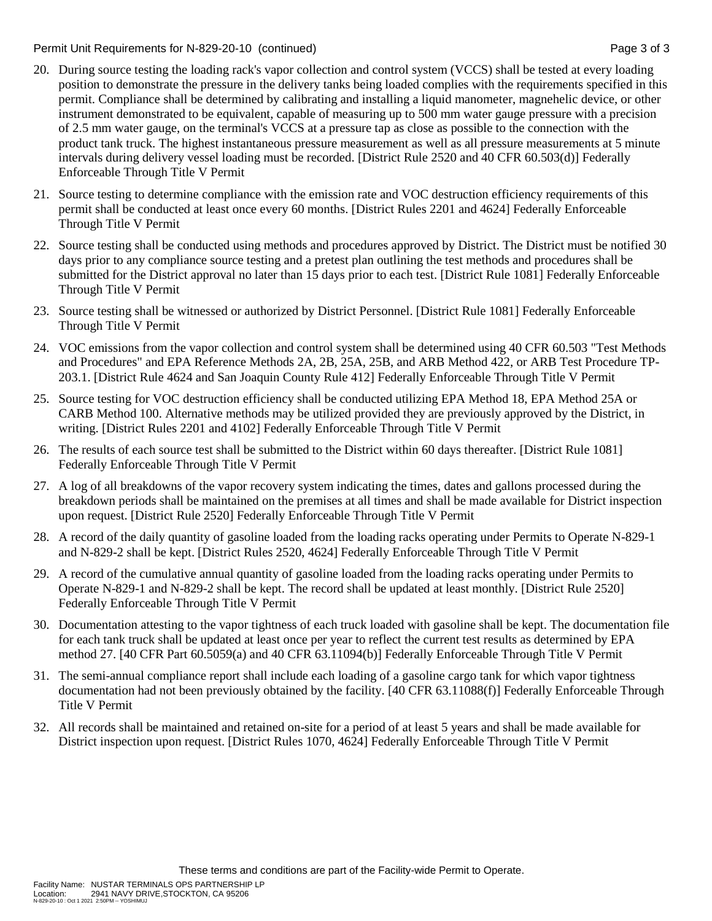20. During source testing the loading rack's vapor collection and control system (VCCS) shall be tested at every loading position to demonstrate the pressure in the delivery tanks being loaded complies with the requirements specified in this permit. Compliance shall be determined by calibrating and installing a liquid manometer, magnehelic device, or other instrument demonstrated to be equivalent, capable of measuring up to 500 mm water gauge pressure with a precision of 2.5 mm water gauge, on the terminal's VCCS at a pressure tap as close as possible to the connection with the product tank truck. The highest instantaneous pressure measurement as well as all pressure measurements at 5 minute intervals during delivery vessel loading must be recorded. [District Rule 2520 and 40 CFR 60.503(d)] Federally Enforceable Through Title V Permit

21. Source testing to determine compliance with the emission rate and VOC destruction efficiency requirements of this permit shall be conducted at least once every 60 months. [District Rules 2201 and 4624] Federally Enforceable Through Title V Permit

22. Source testing shall be conducted using methods and procedures approved by District. The District must be notified 30 days prior to any compliance source testing and a pretest plan outlining the test methods and procedures shall be submitted for the District approval no later than 15 days prior to each test. [District Rule 1081] Federally Enforceable Through Title V Permit

23. Source testing shall be witnessed or authorized by District Personnel. [District Rule 1081] Federally Enforceable Through Title V Permit

24. VOC emissions from the vapor collection and control system shall be determined using 40 CFR 60.503 "Test Methods and Procedures" and EPA Reference Methods 2A, 2B, 25A, 25B, and ARB Method 422, or ARB Test Procedure TP-203.1. [District Rule 4624 and San Joaquin County Rule 412] Federally Enforceable Through Title V Permit

25. Source testing for VOC destruction efficiency shall be conducted utilizing EPA Method 18, EPA Method 25A or CARB Method 100. Alternative methods may be utilized provided they are previously approved by the District, in writing. [District Rules 2201 and 4102] Federally Enforceable Through Title V Permit

26. The results of each source test shall be submitted to the District within 60 days thereafter. [District Rule 1081] Federally Enforceable Through Title V Permit

27. A log of all breakdowns of the vapor recovery system indicating the times, dates and gallons processed during the breakdown periods shall be maintained on the premises at all times and shall be made available for District inspection upon request. [District Rule 2520] Federally Enforceable Through Title V Permit

28. A record of the daily quantity of gasoline loaded from the loading racks operating under Permits to Operate N-829-1 and N-829-2 shall be kept. [District Rules 2520, 4624] Federally Enforceable Through Title V Permit

29. A record of the cumulative annual quantity of gasoline loaded from the loading racks operating under Permits to Operate N-829-1 and N-829-2 shall be kept. The record shall be updated at least monthly. [District Rule 2520] Federally Enforceable Through Title V Permit

30. Documentation attesting to the vapor tightness of each truck loaded with gasoline shall be kept. The documentation file for each tank truck shall be updated at least once per year to reflect the current test results as determined by EPA method 27. [40 CFR Part 60.5059(a) and 40 CFR 63.11094(b)] Federally Enforceable Through Title V Permit

31. The semi-annual compliance report shall include each loading of a gasoline cargo tank for which vapor tightness documentation had not been previously obtained by the facility. [40 CFR 63.11088(f)] Federally Enforceable Through Title V Permit

32. All records shall be maintained and retained on-site for a period of at least 5 years and shall be made available for District inspection upon request. [District Rules 1070, 4624] Federally Enforceable Through Title V Permit

These terms and conditions are part of the Facility-wide Permit to Operate.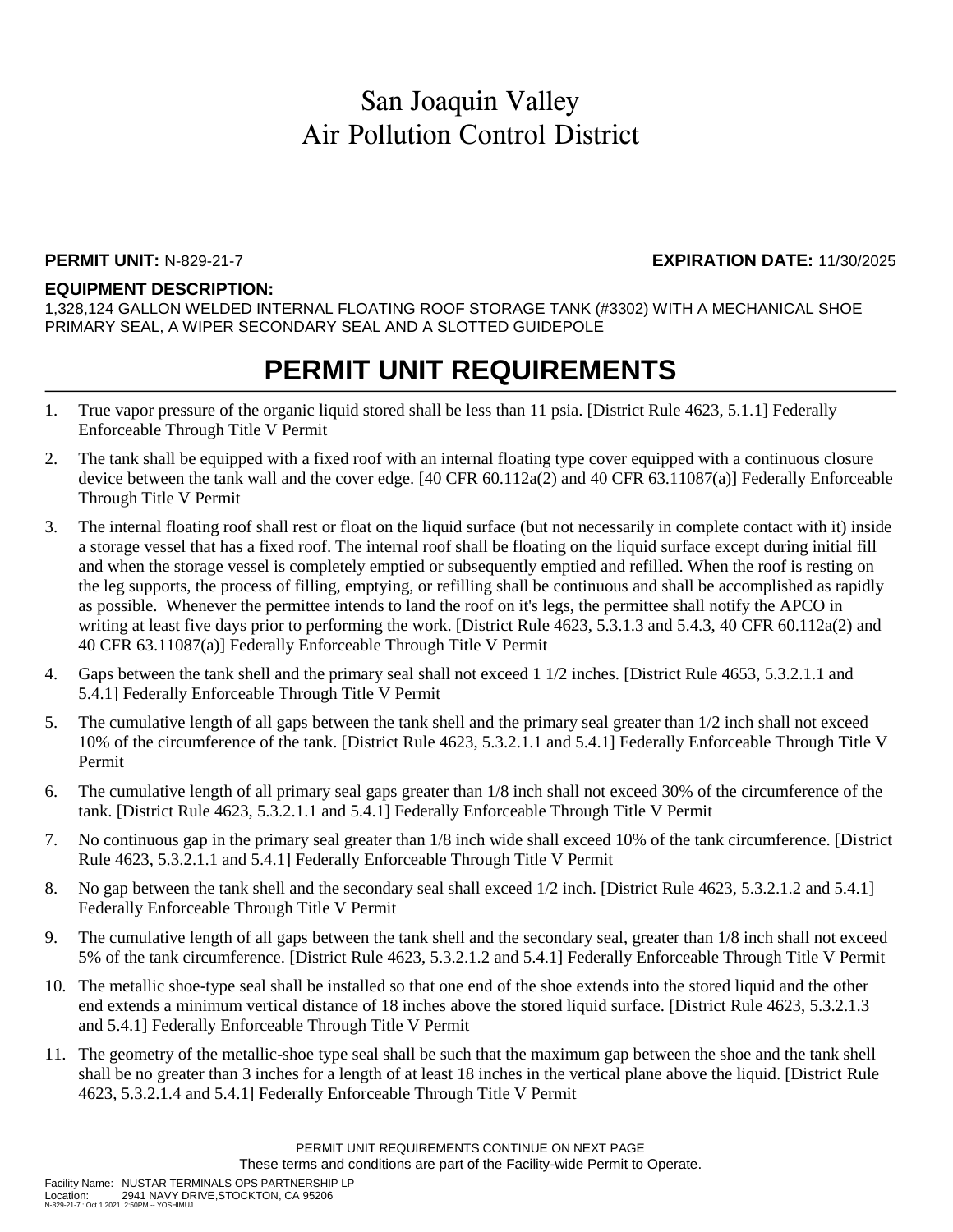# San Joaquin Valley Air Pollution Control District

**PERMIT UNIT:** N-829-21-7 **EXPIRATION DATE:** 11/30/2025

**EQUIPMENT DESCRIPTION:**
1,328,124 GALLON WELDED INTERNAL FLOATING ROOF STORAGE TANK (#3302) WITH A MECHANICAL SHOE PRIMARY SEAL, A WIPER SECONDARY SEAL AND A SLOTTED GUIDEPOLE

## PERMIT UNIT REQUIREMENTS

1. True vapor pressure of the organic liquid stored shall be less than 11 psia. [District Rule 4623, 5.1.1] Federally Enforceable Through Title V Permit
2. The tank shall be equipped with a fixed roof with an internal floating type cover equipped with a continuous closure device between the tank wall and the cover edge. [40 CFR 60.112a(2) and 40 CFR 63.11087(a)] Federally Enforceable Through Title V Permit
3. The internal floating roof shall rest or float on the liquid surface (but not necessarily in complete contact with it) inside a storage vessel that has a fixed roof. The internal roof shall be floating on the liquid surface except during initial fill and when the storage vessel is completely emptied or subsequently emptied and refilled. When the roof is resting on the leg supports, the process of filling, emptying, or refilling shall be continuous and shall be accomplished as rapidly as possible. Whenever the permittee intends to land the roof on it's legs, the permittee shall notify the APCO in writing at least five days prior to performing the work. [District Rule 4623, 5.3.1.3 and 5.4.3, 40 CFR 60.112a(2) and 40 CFR 63.11087(a)] Federally Enforceable Through Title V Permit
4. Gaps between the tank shell and the primary seal shall not exceed 1 1/2 inches. [District Rule 4653, 5.3.2.1.1 and 5.4.1] Federally Enforceable Through Title V Permit
5. The cumulative length of all gaps between the tank shell and the primary seal greater than 1/2 inch shall not exceed 10% of the circumference of the tank. [District Rule 4623, 5.3.2.1.1 and 5.4.1] Federally Enforceable Through Title V Permit
6. The cumulative length of all primary seal gaps greater than 1/8 inch shall not exceed 30% of the circumference of the tank. [District Rule 4623, 5.3.2.1.1 and 5.4.1] Federally Enforceable Through Title V Permit
7. No continuous gap in the primary seal greater than 1/8 inch wide shall exceed 10% of the tank circumference. [District Rule 4623, 5.3.2.1.1 and 5.4.1] Federally Enforceable Through Title V Permit
8. No gap between the tank shell and the secondary seal shall exceed 1/2 inch. [District Rule 4623, 5.3.2.1.2 and 5.4.1] Federally Enforceable Through Title V Permit
9. The cumulative length of all gaps between the tank shell and the secondary seal, greater than 1/8 inch shall not exceed 5% of the tank circumference. [District Rule 4623, 5.3.2.1.2 and 5.4.1] Federally Enforceable Through Title V Permit
10. The metallic shoe-type seal shall be installed so that one end of the shoe extends into the stored liquid and the other end extends a minimum vertical distance of 18 inches above the stored liquid surface. [District Rule 4623, 5.3.2.1.3 and 5.4.1] Federally Enforceable Through Title V Permit
11. The geometry of the metallic-shoe type seal shall be such that the maximum gap between the shoe and the tank shell shall be no greater than 3 inches for a length of at least 18 inches in the vertical plane above the liquid. [District Rule 4623, 5.3.2.1.4 and 5.4.1] Federally Enforceable Through Title V Permit

PERMIT UNIT REQUIREMENTS CONTINUE ON NEXT PAGE
These terms and conditions are part of the Facility-wide Permit to Operate.

Facility Name: NUSTAR TERMINALS OPS PARTNERSHIP LP
Location: 2941 NAVY DRIVE,STOCKTON, CA 95206
N-829-21-7 : Oct 1 2021 2:50PM -- YOSHIMUJ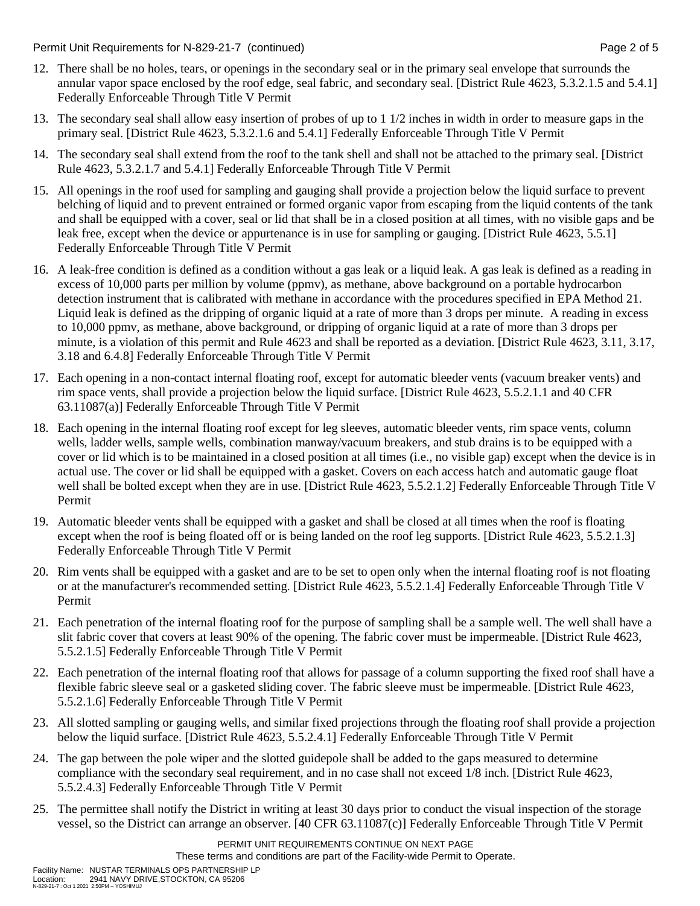12. There shall be no holes, tears, or openings in the secondary seal or in the primary seal envelope that surrounds the annular vapor space enclosed by the roof edge, seal fabric, and secondary seal. [District Rule 4623, 5.3.2.1.5 and 5.4.1] Federally Enforceable Through Title V Permit

13. The secondary seal shall allow easy insertion of probes of up to 1 1/2 inches in width in order to measure gaps in the primary seal. [District Rule 4623, 5.3.2.1.6 and 5.4.1] Federally Enforceable Through Title V Permit

14. The secondary seal shall extend from the roof to the tank shell and shall not be attached to the primary seal. [District Rule 4623, 5.3.2.1.7 and 5.4.1] Federally Enforceable Through Title V Permit

15. All openings in the roof used for sampling and gauging shall provide a projection below the liquid surface to prevent belching of liquid and to prevent entrained or formed organic vapor from escaping from the liquid contents of the tank and shall be equipped with a cover, seal or lid that shall be in a closed position at all times, with no visible gaps and be leak free, except when the device or appurtenance is in use for sampling or gauging. [District Rule 4623, 5.5.1] Federally Enforceable Through Title V Permit

16. A leak-free condition is defined as a condition without a gas leak or a liquid leak. A gas leak is defined as a reading in excess of 10,000 parts per million by volume (ppmv), as methane, above background on a portable hydrocarbon detection instrument that is calibrated with methane in accordance with the procedures specified in EPA Method 21. Liquid leak is defined as the dripping of organic liquid at a rate of more than 3 drops per minute. A reading in excess to 10,000 ppmv, as methane, above background, or dripping of organic liquid at a rate of more than 3 drops per minute, is a violation of this permit and Rule 4623 and shall be reported as a deviation. [District Rule 4623, 3.11, 3.17, 3.18 and 6.4.8] Federally Enforceable Through Title V Permit

17. Each opening in a non-contact internal floating roof, except for automatic bleeder vents (vacuum breaker vents) and rim space vents, shall provide a projection below the liquid surface. [District Rule 4623, 5.5.2.1.1 and 40 CFR 63.11087(a)] Federally Enforceable Through Title V Permit

18. Each opening in the internal floating roof except for leg sleeves, automatic bleeder vents, rim space vents, column wells, ladder wells, sample wells, combination manway/vacuum breakers, and stub drains is to be equipped with a cover or lid which is to be maintained in a closed position at all times (i.e., no visible gap) except when the device is in actual use. The cover or lid shall be equipped with a gasket. Covers on each access hatch and automatic gauge float well shall be bolted except when they are in use. [District Rule 4623, 5.5.2.1.2] Federally Enforceable Through Title V Permit

19. Automatic bleeder vents shall be equipped with a gasket and shall be closed at all times when the roof is floating except when the roof is being floated off or is being landed on the roof leg supports. [District Rule 4623, 5.5.2.1.3] Federally Enforceable Through Title V Permit

20. Rim vents shall be equipped with a gasket and are to be set to open only when the internal floating roof is not floating or at the manufacturer's recommended setting. [District Rule 4623, 5.5.2.1.4] Federally Enforceable Through Title V Permit

21. Each penetration of the internal floating roof for the purpose of sampling shall be a sample well. The well shall have a slit fabric cover that covers at least 90% of the opening. The fabric cover must be impermeable. [District Rule 4623, 5.5.2.1.5] Federally Enforceable Through Title V Permit

22. Each penetration of the internal floating roof that allows for passage of a column supporting the fixed roof shall have a flexible fabric sleeve seal or a gasketed sliding cover. The fabric sleeve must be impermeable. [District Rule 4623, 5.5.2.1.6] Federally Enforceable Through Title V Permit

23. All slotted sampling or gauging wells, and similar fixed projections through the floating roof shall provide a projection below the liquid surface. [District Rule 4623, 5.5.2.4.1] Federally Enforceable Through Title V Permit

24. The gap between the pole wiper and the slotted guidepole shall be added to the gaps measured to determine compliance with the secondary seal requirement, and in no case shall not exceed 1/8 inch. [District Rule 4623, 5.5.2.4.3] Federally Enforceable Through Title V Permit

25. The permittee shall notify the District in writing at least 30 days prior to conduct the visual inspection of the storage vessel, so the District can arrange an observer. [40 CFR 63.11087(c)] Federally Enforceable Through Title V Permit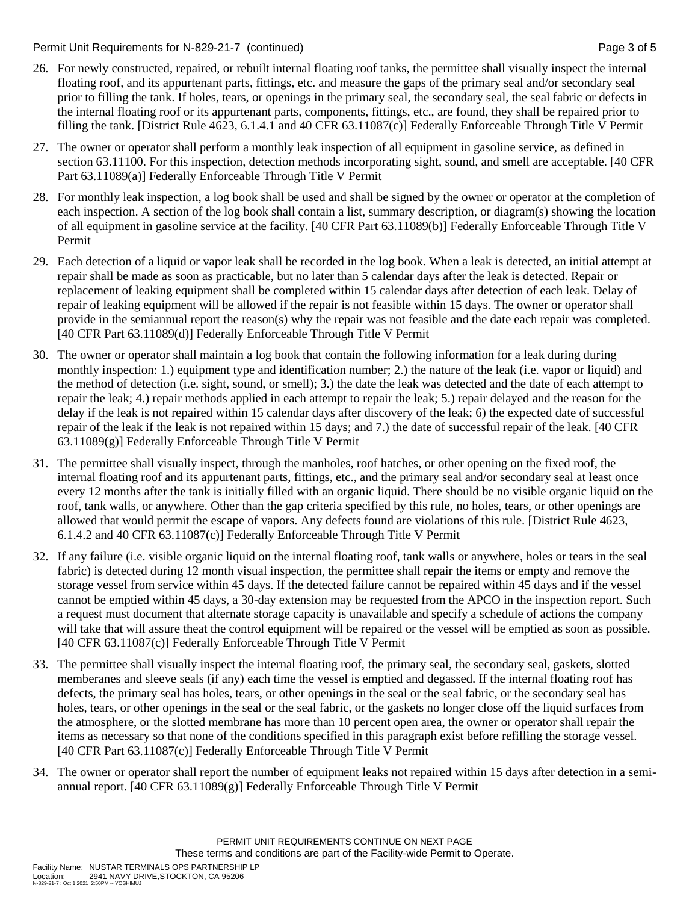26. For newly constructed, repaired, or rebuilt internal floating roof tanks, the permittee shall visually inspect the internal floating roof, and its appurtenant parts, fittings, etc. and measure the gaps of the primary seal and/or secondary seal prior to filling the tank. If holes, tears, or openings in the primary seal, the secondary seal, the seal fabric or defects in the internal floating roof or its appurtenant parts, components, fittings, etc., are found, they shall be repaired prior to filling the tank. [District Rule 4623, 6.1.4.1 and 40 CFR 63.11087(c)] Federally Enforceable Through Title V Permit

27. The owner or operator shall perform a monthly leak inspection of all equipment in gasoline service, as defined in section 63.11100. For this inspection, detection methods incorporating sight, sound, and smell are acceptable. [40 CFR Part 63.11089(a)] Federally Enforceable Through Title V Permit

28. For monthly leak inspection, a log book shall be used and shall be signed by the owner or operator at the completion of each inspection. A section of the log book shall contain a list, summary description, or diagram(s) showing the location of all equipment in gasoline service at the facility. [40 CFR Part 63.11089(b)] Federally Enforceable Through Title V Permit

29. Each detection of a liquid or vapor leak shall be recorded in the log book. When a leak is detected, an initial attempt at repair shall be made as soon as practicable, but no later than 5 calendar days after the leak is detected. Repair or replacement of leaking equipment shall be completed within 15 calendar days after detection of each leak. Delay of repair of leaking equipment will be allowed if the repair is not feasible within 15 days. The owner or operator shall provide in the semiannual report the reason(s) why the repair was not feasible and the date each repair was completed. [40 CFR Part 63.11089(d)] Federally Enforceable Through Title V Permit

30. The owner or operator shall maintain a log book that contain the following information for a leak during during monthly inspection: 1.) equipment type and identification number; 2.) the nature of the leak (i.e. vapor or liquid) and the method of detection (i.e. sight, sound, or smell); 3.) the date the leak was detected and the date of each attempt to repair the leak; 4.) repair methods applied in each attempt to repair the leak; 5.) repair delayed and the reason for the delay if the leak is not repaired within 15 calendar days after discovery of the leak; 6) the expected date of successful repair of the leak if the leak is not repaired within 15 days; and 7.) the date of successful repair of the leak. [40 CFR 63.11089(g)] Federally Enforceable Through Title V Permit

31. The permittee shall visually inspect, through the manholes, roof hatches, or other opening on the fixed roof, the internal floating roof and its appurtenant parts, fittings, etc., and the primary seal and/or secondary seal at least once every 12 months after the tank is initially filled with an organic liquid. There should be no visible organic liquid on the roof, tank walls, or anywhere. Other than the gap criteria specified by this rule, no holes, tears, or other openings are allowed that would permit the escape of vapors. Any defects found are violations of this rule. [District Rule 4623, 6.1.4.2 and 40 CFR 63.11087(c)] Federally Enforceable Through Title V Permit

32. If any failure (i.e. visible organic liquid on the internal floating roof, tank walls or anywhere, holes or tears in the seal fabric) is detected during 12 month visual inspection, the permittee shall repair the items or empty and remove the storage vessel from service within 45 days. If the detected failure cannot be repaired within 45 days and if the vessel cannot be emptied within 45 days, a 30-day extension may be requested from the APCO in the inspection report. Such a request must document that alternate storage capacity is unavailable and specify a schedule of actions the company will take that will assure theat the control equipment will be repaired or the vessel will be emptied as soon as possible. [40 CFR 63.11087(c)] Federally Enforceable Through Title V Permit

33. The permittee shall visually inspect the internal floating roof, the primary seal, the secondary seal, gaskets, slotted memberanes and sleeve seals (if any) each time the vessel is emptied and degassed. If the internal floating roof has defects, the primary seal has holes, tears, or other openings in the seal or the seal fabric, or the secondary seal has holes, tears, or other openings in the seal or the seal fabric, or the gaskets no longer close off the liquid surfaces from the atmosphere, or the slotted membrane has more than 10 percent open area, the owner or operator shall repair the items as necessary so that none of the conditions specified in this paragraph exist before refilling the storage vessel. [40 CFR Part 63.11087(c)] Federally Enforceable Through Title V Permit

34. The owner or operator shall report the number of equipment leaks not repaired within 15 days after detection in a semi-annual report. [40 CFR 63.11089(g)] Federally Enforceable Through Title V Permit

PERMIT UNIT REQUIREMENTS CONTINUE ON NEXT PAGE
These terms and conditions are part of the Facility-wide Permit to Operate.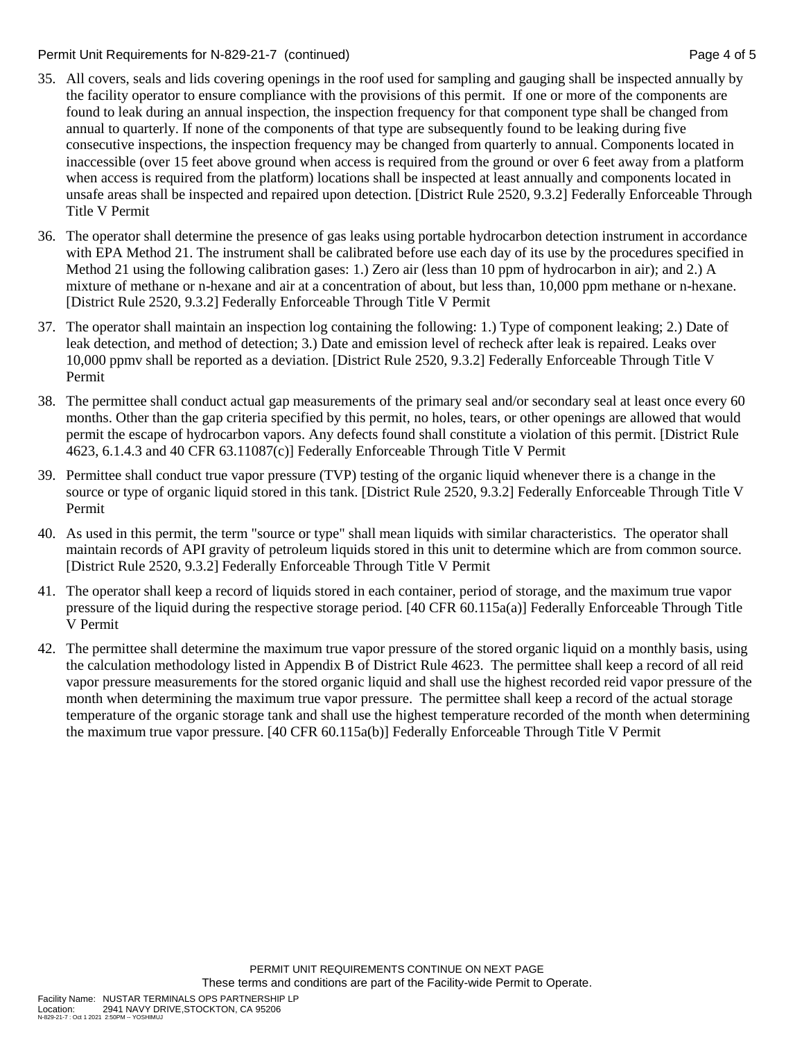35. All covers, seals and lids covering openings in the roof used for sampling and gauging shall be inspected annually by the facility operator to ensure compliance with the provisions of this permit. If one or more of the components are found to leak during an annual inspection, the inspection frequency for that component type shall be changed from annual to quarterly. If none of the components of that type are subsequently found to be leaking during five consecutive inspections, the inspection frequency may be changed from quarterly to annual. Components located in inaccessible (over 15 feet above ground when access is required from the ground or over 6 feet away from a platform when access is required from the platform) locations shall be inspected at least annually and components located in unsafe areas shall be inspected and repaired upon detection. [District Rule 2520, 9.3.2] Federally Enforceable Through Title V Permit

36. The operator shall determine the presence of gas leaks using portable hydrocarbon detection instrument in accordance with EPA Method 21. The instrument shall be calibrated before use each day of its use by the procedures specified in Method 21 using the following calibration gases: 1.) Zero air (less than 10 ppm of hydrocarbon in air); and 2.) A mixture of methane or n-hexane and air at a concentration of about, but less than, 10,000 ppm methane or n-hexane. [District Rule 2520, 9.3.2] Federally Enforceable Through Title V Permit

37. The operator shall maintain an inspection log containing the following: 1.) Type of component leaking; 2.) Date of leak detection, and method of detection; 3.) Date and emission level of recheck after leak is repaired. Leaks over 10,000 ppmv shall be reported as a deviation. [District Rule 2520, 9.3.2] Federally Enforceable Through Title V Permit

38. The permittee shall conduct actual gap measurements of the primary seal and/or secondary seal at least once every 60 months. Other than the gap criteria specified by this permit, no holes, tears, or other openings are allowed that would permit the escape of hydrocarbon vapors. Any defects found shall constitute a violation of this permit. [District Rule 4623, 6.1.4.3 and 40 CFR 63.11087(c)] Federally Enforceable Through Title V Permit

39. Permittee shall conduct true vapor pressure (TVP) testing of the organic liquid whenever there is a change in the source or type of organic liquid stored in this tank. [District Rule 2520, 9.3.2] Federally Enforceable Through Title V Permit

40. As used in this permit, the term "source or type" shall mean liquids with similar characteristics. The operator shall maintain records of API gravity of petroleum liquids stored in this unit to determine which are from common source. [District Rule 2520, 9.3.2] Federally Enforceable Through Title V Permit

41. The operator shall keep a record of liquids stored in each container, period of storage, and the maximum true vapor pressure of the liquid during the respective storage period. [40 CFR 60.115a(a)] Federally Enforceable Through Title V Permit

42. The permittee shall determine the maximum true vapor pressure of the stored organic liquid on a monthly basis, using the calculation methodology listed in Appendix B of District Rule 4623. The permittee shall keep a record of all reid vapor pressure measurements for the stored organic liquid and shall use the highest recorded reid vapor pressure of the month when determining the maximum true vapor pressure. The permittee shall keep a record of the actual storage temperature of the organic storage tank and shall use the highest temperature recorded of the month when determining the maximum true vapor pressure. [40 CFR 60.115a(b)] Federally Enforceable Through Title V Permit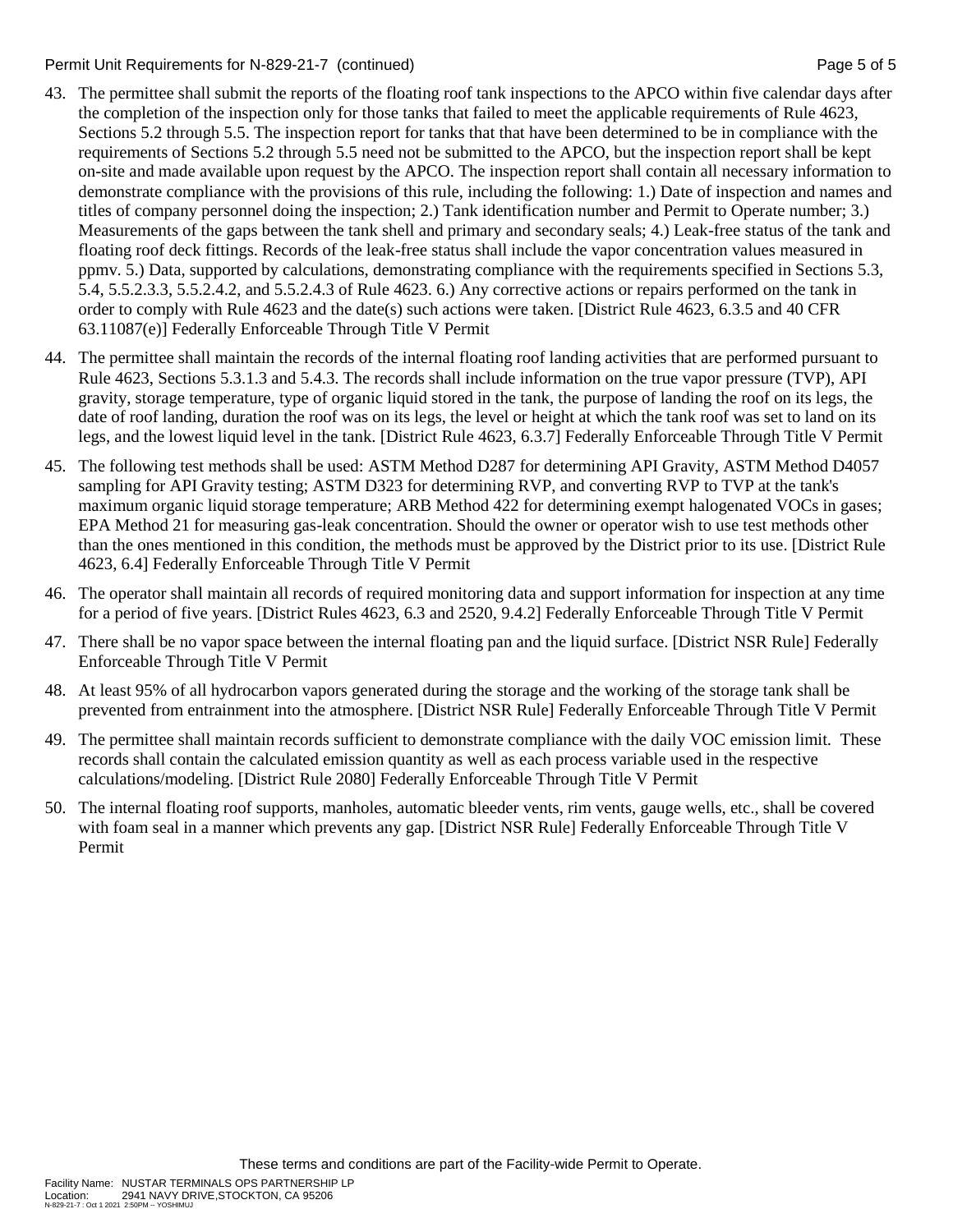43. The permittee shall submit the reports of the floating roof tank inspections to the APCO within five calendar days after the completion of the inspection only for those tanks that failed to meet the applicable requirements of Rule 4623, Sections 5.2 through 5.5. The inspection report for tanks that that have been determined to be in compliance with the requirements of Sections 5.2 through 5.5 need not be submitted to the APCO, but the inspection report shall be kept on-site and made available upon request by the APCO. The inspection report shall contain all necessary information to demonstrate compliance with the provisions of this rule, including the following: 1.) Date of inspection and names and titles of company personnel doing the inspection; 2.) Tank identification number and Permit to Operate number; 3.) Measurements of the gaps between the tank shell and primary and secondary seals; 4.) Leak-free status of the tank and floating roof deck fittings. Records of the leak-free status shall include the vapor concentration values measured in ppmv. 5.) Data, supported by calculations, demonstrating compliance with the requirements specified in Sections 5.3, 5.4, 5.5.2.3.3, 5.5.2.4.2, and 5.5.2.4.3 of Rule 4623. 6.) Any corrective actions or repairs performed on the tank in order to comply with Rule 4623 and the date(s) such actions were taken. [District Rule 4623, 6.3.5 and 40 CFR 63.11087(e)] Federally Enforceable Through Title V Permit

44. The permittee shall maintain the records of the internal floating roof landing activities that are performed pursuant to Rule 4623, Sections 5.3.1.3 and 5.4.3. The records shall include information on the true vapor pressure (TVP), API gravity, storage temperature, type of organic liquid stored in the tank, the purpose of landing the roof on its legs, the date of roof landing, duration the roof was on its legs, the level or height at which the tank roof was set to land on its legs, and the lowest liquid level in the tank. [District Rule 4623, 6.3.7] Federally Enforceable Through Title V Permit

45. The following test methods shall be used: ASTM Method D287 for determining API Gravity, ASTM Method D4057 sampling for API Gravity testing; ASTM D323 for determining RVP, and converting RVP to TVP at the tank's maximum organic liquid storage temperature; ARB Method 422 for determining exempt halogenated VOCs in gases; EPA Method 21 for measuring gas-leak concentration. Should the owner or operator wish to use test methods other than the ones mentioned in this condition, the methods must be approved by the District prior to its use. [District Rule 4623, 6.4] Federally Enforceable Through Title V Permit

46. The operator shall maintain all records of required monitoring data and support information for inspection at any time for a period of five years. [District Rules 4623, 6.3 and 2520, 9.4.2] Federally Enforceable Through Title V Permit

47. There shall be no vapor space between the internal floating pan and the liquid surface. [District NSR Rule] Federally Enforceable Through Title V Permit

48. At least 95% of all hydrocarbon vapors generated during the storage and the working of the storage tank shall be prevented from entrainment into the atmosphere. [District NSR Rule] Federally Enforceable Through Title V Permit

49. The permittee shall maintain records sufficient to demonstrate compliance with the daily VOC emission limit. These records shall contain the calculated emission quantity as well as each process variable used in the respective calculations/modeling. [District Rule 2080] Federally Enforceable Through Title V Permit

50. The internal floating roof supports, manholes, automatic bleeder vents, rim vents, gauge wells, etc., shall be covered with foam seal in a manner which prevents any gap. [District NSR Rule] Federally Enforceable Through Title V Permit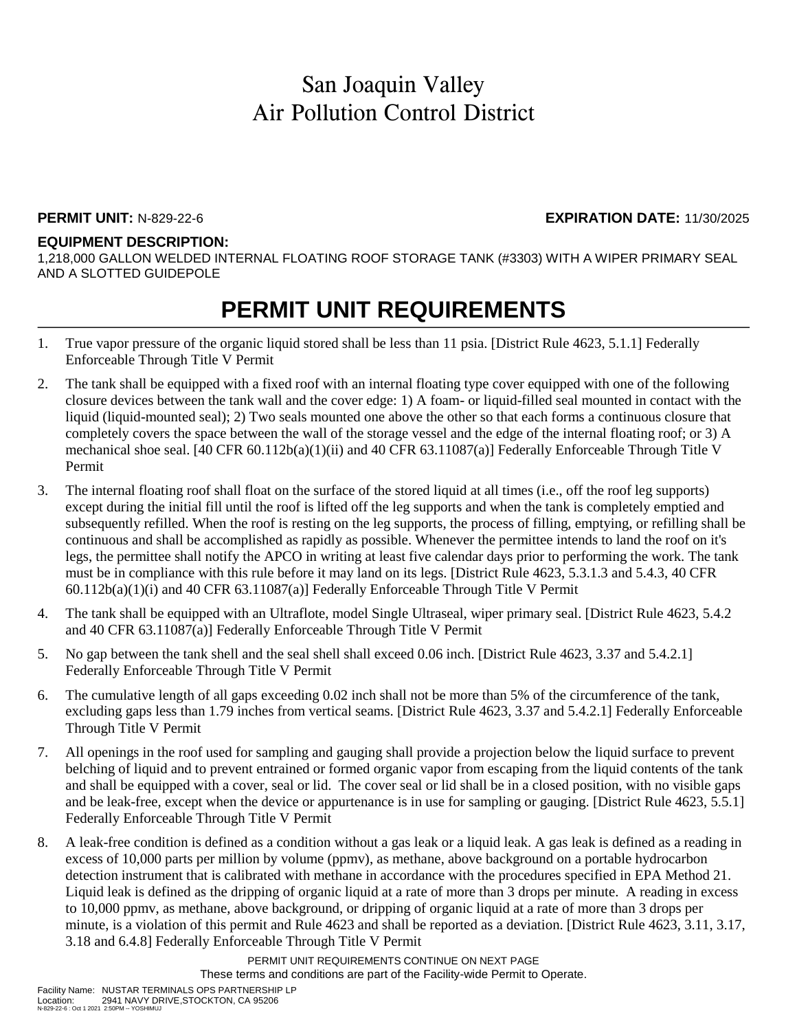# San Joaquin Valley
# Air Pollution Control District

**PERMIT UNIT:** N-829-22-6 **EXPIRATION DATE:** 11/30/2025

**EQUIPMENT DESCRIPTION:**
1,218,000 GALLON WELDED INTERNAL FLOATING ROOF STORAGE TANK (#3303) WITH A WIPER PRIMARY SEAL AND A SLOTTED GUIDEPOLE

## PERMIT UNIT REQUIREMENTS

1. True vapor pressure of the organic liquid stored shall be less than 11 psia. [District Rule 4623, 5.1.1] Federally Enforceable Through Title V Permit
2. The tank shall be equipped with a fixed roof with an internal floating type cover equipped with one of the following closure devices between the tank wall and the cover edge: 1) A foam- or liquid-filled seal mounted in contact with the liquid (liquid-mounted seal); 2) Two seals mounted one above the other so that each forms a continuous closure that completely covers the space between the wall of the storage vessel and the edge of the internal floating roof; or 3) A mechanical shoe seal. [40 CFR 60.112b(a)(1)(ii) and 40 CFR 63.11087(a)] Federally Enforceable Through Title V Permit
3. The internal floating roof shall float on the surface of the stored liquid at all times (i.e., off the roof leg supports) except during the initial fill until the roof is lifted off the leg supports and when the tank is completely emptied and subsequently refilled. When the roof is resting on the leg supports, the process of filling, emptying, or refilling shall be continuous and shall be accomplished as rapidly as possible. Whenever the permittee intends to land the roof on it's legs, the permittee shall notify the APCO in writing at least five calendar days prior to performing the work. The tank must be in compliance with this rule before it may land on its legs. [District Rule 4623, 5.3.1.3 and 5.4.3, 40 CFR 60.112b(a)(1)(i) and 40 CFR 63.11087(a)] Federally Enforceable Through Title V Permit
4. The tank shall be equipped with an Ultraflote, model Single Ultraseal, wiper primary seal. [District Rule 4623, 5.4.2 and 40 CFR 63.11087(a)] Federally Enforceable Through Title V Permit
5. No gap between the tank shell and the seal shell shall exceed 0.06 inch. [District Rule 4623, 3.37 and 5.4.2.1] Federally Enforceable Through Title V Permit
6. The cumulative length of all gaps exceeding 0.02 inch shall not be more than 5% of the circumference of the tank, excluding gaps less than 1.79 inches from vertical seams. [District Rule 4623, 3.37 and 5.4.2.1] Federally Enforceable Through Title V Permit
7. All openings in the roof used for sampling and gauging shall provide a projection below the liquid surface to prevent belching of liquid and to prevent entrained or formed organic vapor from escaping from the liquid contents of the tank and shall be equipped with a cover, seal or lid. The cover seal or lid shall be in a closed position, with no visible gaps and be leak-free, except when the device or appurtenance is in use for sampling or gauging. [District Rule 4623, 5.5.1] Federally Enforceable Through Title V Permit
8. A leak-free condition is defined as a condition without a gas leak or a liquid leak. A gas leak is defined as a reading in excess of 10,000 parts per million by volume (ppmv), as methane, above background on a portable hydrocarbon detection instrument that is calibrated with methane in accordance with the procedures specified in EPA Method 21. Liquid leak is defined as the dripping of organic liquid at a rate of more than 3 drops per minute. A reading in excess to 10,000 ppmv, as methane, above background, or dripping of organic liquid at a rate of more than 3 drops per minute, is a violation of this permit and Rule 4623 and shall be reported as a deviation. [District Rule 4623, 3.11, 3.17, 3.18 and 6.4.8] Federally Enforceable Through Title V Permit

PERMIT UNIT REQUIREMENTS CONTINUE ON NEXT PAGE
These terms and conditions are part of the Facility-wide Permit to Operate.

Facility Name: NUSTAR TERMINALS OPS PARTNERSHIP LP
Location: 2941 NAVY DRIVE,STOCKTON, CA 95206
N-829-22-6 : Oct 1 2021 2:50PM -- YOSHIMUJ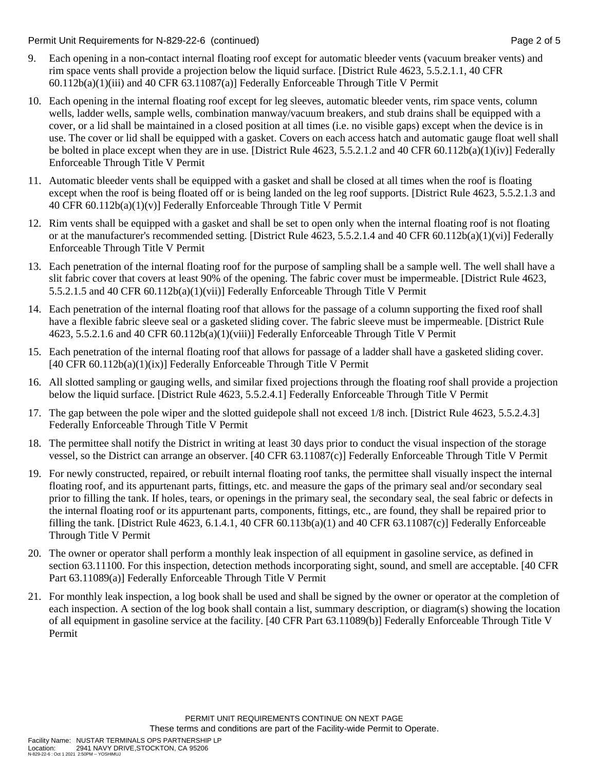9. Each opening in a non-contact internal floating roof except for automatic bleeder vents (vacuum breaker vents) and rim space vents shall provide a projection below the liquid surface. [District Rule 4623, 5.5.2.1.1, 40 CFR 60.112b(a)(1)(iii) and 40 CFR 63.11087(a)] Federally Enforceable Through Title V Permit

10. Each opening in the internal floating roof except for leg sleeves, automatic bleeder vents, rim space vents, column wells, ladder wells, sample wells, combination manway/vacuum breakers, and stub drains shall be equipped with a cover, or a lid shall be maintained in a closed position at all times (i.e. no visible gaps) except when the device is in use. The cover or lid shall be equipped with a gasket. Covers on each access hatch and automatic gauge float well shall be bolted in place except when they are in use. [District Rule 4623, 5.5.2.1.2 and 40 CFR 60.112b(a)(1)(iv)] Federally Enforceable Through Title V Permit

11. Automatic bleeder vents shall be equipped with a gasket and shall be closed at all times when the roof is floating except when the roof is being floated off or is being landed on the leg roof supports. [District Rule 4623, 5.5.2.1.3 and 40 CFR 60.112b(a)(1)(v)] Federally Enforceable Through Title V Permit

12. Rim vents shall be equipped with a gasket and shall be set to open only when the internal floating roof is not floating or at the manufacturer's recommended setting. [District Rule 4623, 5.5.2.1.4 and 40 CFR 60.112b(a)(1)(vi)] Federally Enforceable Through Title V Permit

13. Each penetration of the internal floating roof for the purpose of sampling shall be a sample well. The well shall have a slit fabric cover that covers at least 90% of the opening. The fabric cover must be impermeable. [District Rule 4623, 5.5.2.1.5 and 40 CFR 60.112b(a)(1)(vii)] Federally Enforceable Through Title V Permit

14. Each penetration of the internal floating roof that allows for the passage of a column supporting the fixed roof shall have a flexible fabric sleeve seal or a gasketed sliding cover. The fabric sleeve must be impermeable. [District Rule 4623, 5.5.2.1.6 and 40 CFR 60.112b(a)(1)(viii)] Federally Enforceable Through Title V Permit

15. Each penetration of the internal floating roof that allows for passage of a ladder shall have a gasketed sliding cover. [40 CFR 60.112b(a)(1)(ix)] Federally Enforceable Through Title V Permit

16. All slotted sampling or gauging wells, and similar fixed projections through the floating roof shall provide a projection below the liquid surface. [District Rule 4623, 5.5.2.4.1] Federally Enforceable Through Title V Permit

17. The gap between the pole wiper and the slotted guidepole shall not exceed 1/8 inch. [District Rule 4623, 5.5.2.4.3] Federally Enforceable Through Title V Permit

18. The permittee shall notify the District in writing at least 30 days prior to conduct the visual inspection of the storage vessel, so the District can arrange an observer. [40 CFR 63.11087(c)] Federally Enforceable Through Title V Permit

19. For newly constructed, repaired, or rebuilt internal floating roof tanks, the permittee shall visually inspect the internal floating roof, and its appurtenant parts, fittings, etc. and measure the gaps of the primary seal and/or secondary seal prior to filling the tank. If holes, tears, or openings in the primary seal, the secondary seal, the seal fabric or defects in the internal floating roof or its appurtenant parts, components, fittings, etc., are found, they shall be repaired prior to filling the tank. [District Rule 4623, 6.1.4.1, 40 CFR 60.113b(a)(1) and 40 CFR 63.11087(c)] Federally Enforceable Through Title V Permit

20. The owner or operator shall perform a monthly leak inspection of all equipment in gasoline service, as defined in section 63.11100. For this inspection, detection methods incorporating sight, sound, and smell are acceptable. [40 CFR Part 63.11089(a)] Federally Enforceable Through Title V Permit

21. For monthly leak inspection, a log book shall be used and shall be signed by the owner or operator at the completion of each inspection. A section of the log book shall contain a list, summary description, or diagram(s) showing the location of all equipment in gasoline service at the facility. [40 CFR Part 63.11089(b)] Federally Enforceable Through Title V Permit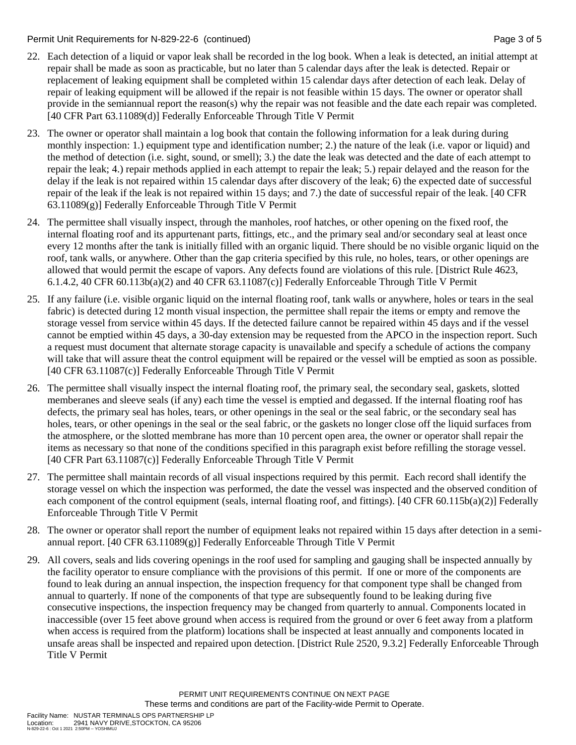22. Each detection of a liquid or vapor leak shall be recorded in the log book. When a leak is detected, an initial attempt at repair shall be made as soon as practicable, but no later than 5 calendar days after the leak is detected. Repair or replacement of leaking equipment shall be completed within 15 calendar days after detection of each leak. Delay of repair of leaking equipment will be allowed if the repair is not feasible within 15 days. The owner or operator shall provide in the semiannual report the reason(s) why the repair was not feasible and the date each repair was completed. [40 CFR Part 63.11089(d)] Federally Enforceable Through Title V Permit

23. The owner or operator shall maintain a log book that contain the following information for a leak during during monthly inspection: 1.) equipment type and identification number; 2.) the nature of the leak (i.e. vapor or liquid) and the method of detection (i.e. sight, sound, or smell); 3.) the date the leak was detected and the date of each attempt to repair the leak; 4.) repair methods applied in each attempt to repair the leak; 5.) repair delayed and the reason for the delay if the leak is not repaired within 15 calendar days after discovery of the leak; 6) the expected date of successful repair of the leak if the leak is not repaired within 15 days; and 7.) the date of successful repair of the leak. [40 CFR 63.11089(g)] Federally Enforceable Through Title V Permit

24. The permittee shall visually inspect, through the manholes, roof hatches, or other opening on the fixed roof, the internal floating roof and its appurtenant parts, fittings, etc., and the primary seal and/or secondary seal at least once every 12 months after the tank is initially filled with an organic liquid. There should be no visible organic liquid on the roof, tank walls, or anywhere. Other than the gap criteria specified by this rule, no holes, tears, or other openings are allowed that would permit the escape of vapors. Any defects found are violations of this rule. [District Rule 4623, 6.1.4.2, 40 CFR 60.113b(a)(2) and 40 CFR 63.11087(c)] Federally Enforceable Through Title V Permit

25. If any failure (i.e. visible organic liquid on the internal floating roof, tank walls or anywhere, holes or tears in the seal fabric) is detected during 12 month visual inspection, the permittee shall repair the items or empty and remove the storage vessel from service within 45 days. If the detected failure cannot be repaired within 45 days and if the vessel cannot be emptied within 45 days, a 30-day extension may be requested from the APCO in the inspection report. Such a request must document that alternate storage capacity is unavailable and specify a schedule of actions the company will take that will assure theat the control equipment will be repaired or the vessel will be emptied as soon as possible. [40 CFR 63.11087(c)] Federally Enforceable Through Title V Permit

26. The permittee shall visually inspect the internal floating roof, the primary seal, the secondary seal, gaskets, slotted memberanes and sleeve seals (if any) each time the vessel is emptied and degassed. If the internal floating roof has defects, the primary seal has holes, tears, or other openings in the seal or the seal fabric, or the secondary seal has holes, tears, or other openings in the seal or the seal fabric, or the gaskets no longer close off the liquid surfaces from the atmosphere, or the slotted membrane has more than 10 percent open area, the owner or operator shall repair the items as necessary so that none of the conditions specified in this paragraph exist before refilling the storage vessel. [40 CFR Part 63.11087(c)] Federally Enforceable Through Title V Permit

27. The permittee shall maintain records of all visual inspections required by this permit. Each record shall identify the storage vessel on which the inspection was performed, the date the vessel was inspected and the observed condition of each component of the control equipment (seals, internal floating roof, and fittings). [40 CFR 60.115b(a)(2)] Federally Enforceable Through Title V Permit

28. The owner or operator shall report the number of equipment leaks not repaired within 15 days after detection in a semi-annual report. [40 CFR 63.11089(g)] Federally Enforceable Through Title V Permit

29. All covers, seals and lids covering openings in the roof used for sampling and gauging shall be inspected annually by the facility operator to ensure compliance with the provisions of this permit. If one or more of the components are found to leak during an annual inspection, the inspection frequency for that component type shall be changed from annual to quarterly. If none of the components of that type are subsequently found to be leaking during five consecutive inspections, the inspection frequency may be changed from quarterly to annual. Components located in inaccessible (over 15 feet above ground when access is required from the ground or over 6 feet away from a platform when access is required from the platform) locations shall be inspected at least annually and components located in unsafe areas shall be inspected and repaired upon detection. [District Rule 2520, 9.3.2] Federally Enforceable Through Title V Permit

PERMIT UNIT REQUIREMENTS CONTINUE ON NEXT PAGE
These terms and conditions are part of the Facility-wide Permit to Operate.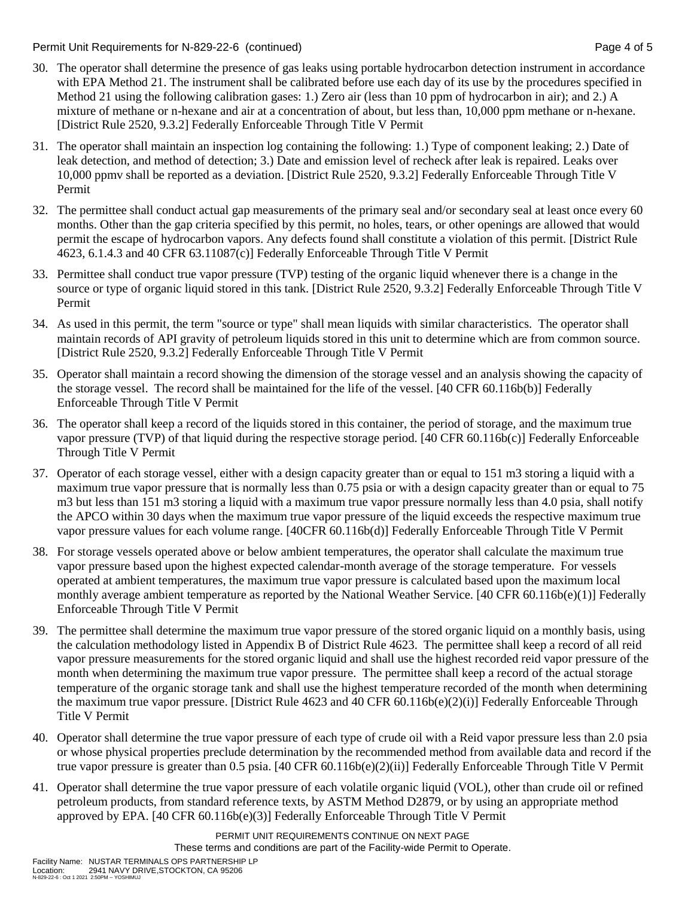30. The operator shall determine the presence of gas leaks using portable hydrocarbon detection instrument in accordance with EPA Method 21. The instrument shall be calibrated before use each day of its use by the procedures specified in Method 21 using the following calibration gases: 1.) Zero air (less than 10 ppm of hydrocarbon in air); and 2.) A mixture of methane or n-hexane and air at a concentration of about, but less than, 10,000 ppm methane or n-hexane. [District Rule 2520, 9.3.2] Federally Enforceable Through Title V Permit

31. The operator shall maintain an inspection log containing the following: 1.) Type of component leaking; 2.) Date of leak detection, and method of detection; 3.) Date and emission level of recheck after leak is repaired. Leaks over 10,000 ppmv shall be reported as a deviation. [District Rule 2520, 9.3.2] Federally Enforceable Through Title V Permit

32. The permittee shall conduct actual gap measurements of the primary seal and/or secondary seal at least once every 60 months. Other than the gap criteria specified by this permit, no holes, tears, or other openings are allowed that would permit the escape of hydrocarbon vapors. Any defects found shall constitute a violation of this permit. [District Rule 4623, 6.1.4.3 and 40 CFR 63.11087(c)] Federally Enforceable Through Title V Permit

33. Permittee shall conduct true vapor pressure (TVP) testing of the organic liquid whenever there is a change in the source or type of organic liquid stored in this tank. [District Rule 2520, 9.3.2] Federally Enforceable Through Title V Permit

34. As used in this permit, the term "source or type" shall mean liquids with similar characteristics. The operator shall maintain records of API gravity of petroleum liquids stored in this unit to determine which are from common source. [District Rule 2520, 9.3.2] Federally Enforceable Through Title V Permit

35. Operator shall maintain a record showing the dimension of the storage vessel and an analysis showing the capacity of the storage vessel. The record shall be maintained for the life of the vessel. [40 CFR 60.116b(b)] Federally Enforceable Through Title V Permit

36. The operator shall keep a record of the liquids stored in this container, the period of storage, and the maximum true vapor pressure (TVP) of that liquid during the respective storage period. [40 CFR 60.116b(c)] Federally Enforceable Through Title V Permit

37. Operator of each storage vessel, either with a design capacity greater than or equal to 151 m3 storing a liquid with a maximum true vapor pressure that is normally less than 0.75 psia or with a design capacity greater than or equal to 75 m3 but less than 151 m3 storing a liquid with a maximum true vapor pressure normally less than 4.0 psia, shall notify the APCO within 30 days when the maximum true vapor pressure of the liquid exceeds the respective maximum true vapor pressure values for each volume range. [40CFR 60.116b(d)] Federally Enforceable Through Title V Permit

38. For storage vessels operated above or below ambient temperatures, the operator shall calculate the maximum true vapor pressure based upon the highest expected calendar-month average of the storage temperature. For vessels operated at ambient temperatures, the maximum true vapor pressure is calculated based upon the maximum local monthly average ambient temperature as reported by the National Weather Service. [40 CFR 60.116b(e)(1)] Federally Enforceable Through Title V Permit

39. The permittee shall determine the maximum true vapor pressure of the stored organic liquid on a monthly basis, using the calculation methodology listed in Appendix B of District Rule 4623. The permittee shall keep a record of all reid vapor pressure measurements for the stored organic liquid and shall use the highest recorded reid vapor pressure of the month when determining the maximum true vapor pressure. The permittee shall keep a record of the actual storage temperature of the organic storage tank and shall use the highest temperature recorded of the month when determining the maximum true vapor pressure. [District Rule 4623 and 40 CFR 60.116b(e)(2)(i)] Federally Enforceable Through Title V Permit

40. Operator shall determine the true vapor pressure of each type of crude oil with a Reid vapor pressure less than 2.0 psia or whose physical properties preclude determination by the recommended method from available data and record if the true vapor pressure is greater than 0.5 psia. [40 CFR 60.116b(e)(2)(ii)] Federally Enforceable Through Title V Permit

41. Operator shall determine the true vapor pressure of each volatile organic liquid (VOL), other than crude oil or refined petroleum products, from standard reference texts, by ASTM Method D2879, or by using an appropriate method approved by EPA. [40 CFR 60.116b(e)(3)] Federally Enforceable Through Title V Permit

PERMIT UNIT REQUIREMENTS CONTINUE ON NEXT PAGE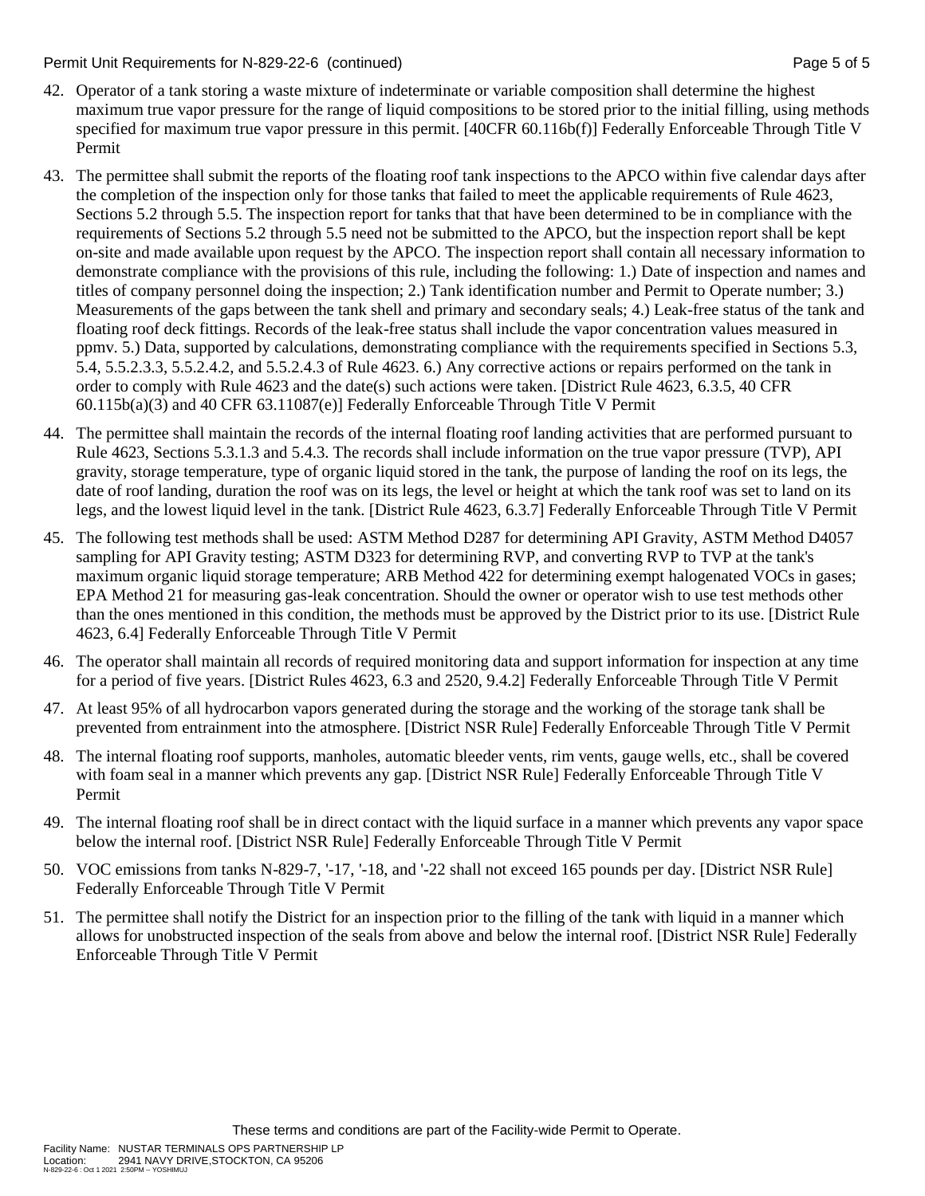42. Operator of a tank storing a waste mixture of indeterminate or variable composition shall determine the highest maximum true vapor pressure for the range of liquid compositions to be stored prior to the initial filling, using methods specified for maximum true vapor pressure in this permit. [40CFR 60.116b(f)] Federally Enforceable Through Title V Permit

43. The permittee shall submit the reports of the floating roof tank inspections to the APCO within five calendar days after the completion of the inspection only for those tanks that failed to meet the applicable requirements of Rule 4623, Sections 5.2 through 5.5. The inspection report for tanks that that have been determined to be in compliance with the requirements of Sections 5.2 through 5.5 need not be submitted to the APCO, but the inspection report shall be kept on-site and made available upon request by the APCO. The inspection report shall contain all necessary information to demonstrate compliance with the provisions of this rule, including the following: 1.) Date of inspection and names and titles of company personnel doing the inspection; 2.) Tank identification number and Permit to Operate number; 3.) Measurements of the gaps between the tank shell and primary and secondary seals; 4.) Leak-free status of the tank and floating roof deck fittings. Records of the leak-free status shall include the vapor concentration values measured in ppmv. 5.) Data, supported by calculations, demonstrating compliance with the requirements specified in Sections 5.3, 5.4, 5.5.2.3.3, 5.5.2.4.2, and 5.5.2.4.3 of Rule 4623. 6.) Any corrective actions or repairs performed on the tank in order to comply with Rule 4623 and the date(s) such actions were taken. [District Rule 4623, 6.3.5, 40 CFR 60.115b(a)(3) and 40 CFR 63.11087(e)] Federally Enforceable Through Title V Permit

44. The permittee shall maintain the records of the internal floating roof landing activities that are performed pursuant to Rule 4623, Sections 5.3.1.3 and 5.4.3. The records shall include information on the true vapor pressure (TVP), API gravity, storage temperature, type of organic liquid stored in the tank, the purpose of landing the roof on its legs, the date of roof landing, duration the roof was on its legs, the level or height at which the tank roof was set to land on its legs, and the lowest liquid level in the tank. [District Rule 4623, 6.3.7] Federally Enforceable Through Title V Permit

45. The following test methods shall be used: ASTM Method D287 for determining API Gravity, ASTM Method D4057 sampling for API Gravity testing; ASTM D323 for determining RVP, and converting RVP to TVP at the tank's maximum organic liquid storage temperature; ARB Method 422 for determining exempt halogenated VOCs in gases; EPA Method 21 for measuring gas-leak concentration. Should the owner or operator wish to use test methods other than the ones mentioned in this condition, the methods must be approved by the District prior to its use. [District Rule 4623, 6.4] Federally Enforceable Through Title V Permit

46. The operator shall maintain all records of required monitoring data and support information for inspection at any time for a period of five years. [District Rules 4623, 6.3 and 2520, 9.4.2] Federally Enforceable Through Title V Permit

47. At least 95% of all hydrocarbon vapors generated during the storage and the working of the storage tank shall be prevented from entrainment into the atmosphere. [District NSR Rule] Federally Enforceable Through Title V Permit

48. The internal floating roof supports, manholes, automatic bleeder vents, rim vents, gauge wells, etc., shall be covered with foam seal in a manner which prevents any gap. [District NSR Rule] Federally Enforceable Through Title V Permit

49. The internal floating roof shall be in direct contact with the liquid surface in a manner which prevents any vapor space below the internal roof. [District NSR Rule] Federally Enforceable Through Title V Permit

50. VOC emissions from tanks N-829-7, '-17, '-18, and '-22 shall not exceed 165 pounds per day. [District NSR Rule] Federally Enforceable Through Title V Permit

51. The permittee shall notify the District for an inspection prior to the filling of the tank with liquid in a manner which allows for unobstructed inspection of the seals from above and below the internal roof. [District NSR Rule] Federally Enforceable Through Title V Permit

These terms and conditions are part of the Facility-wide Permit to Operate.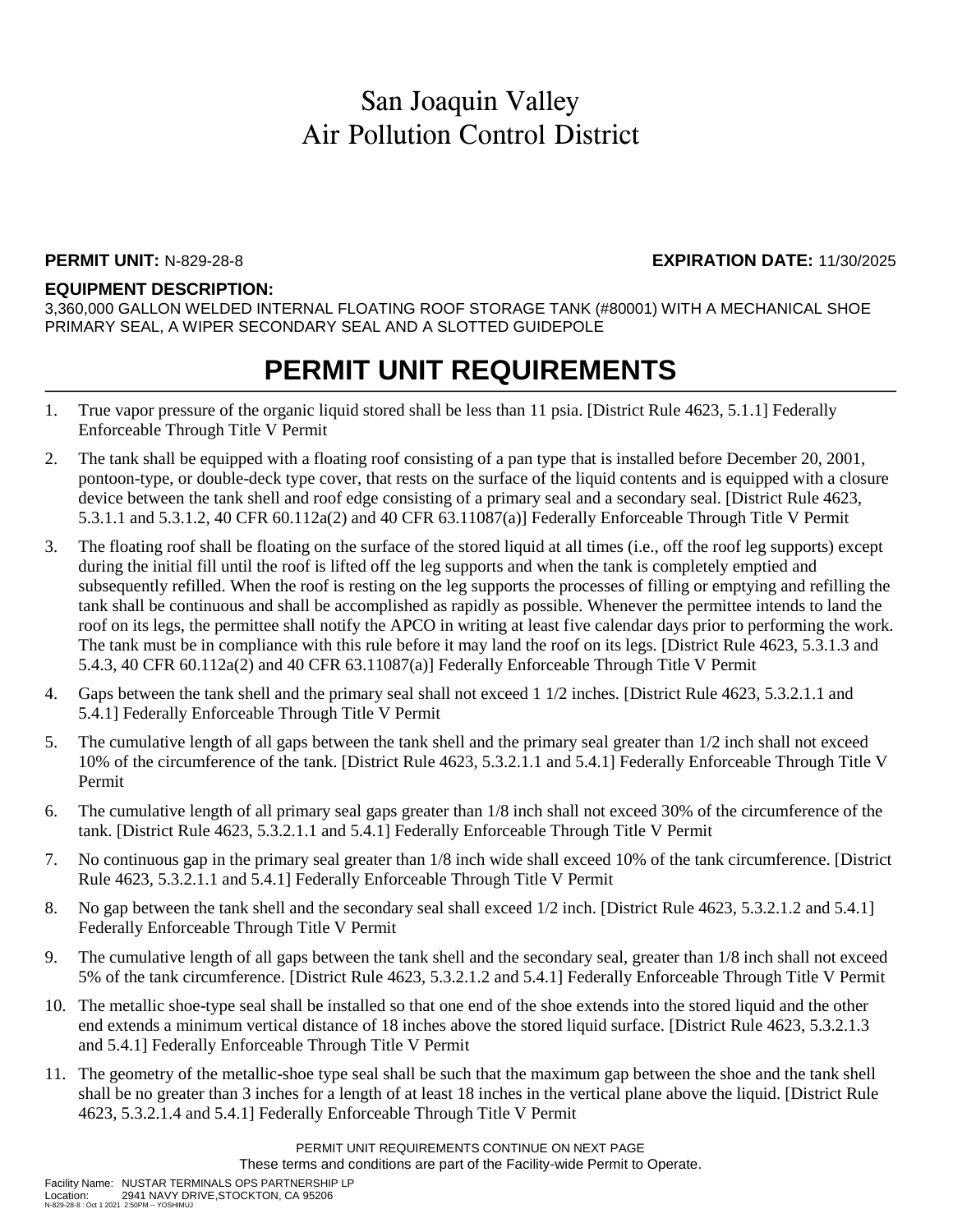# San Joaquin Valley
# Air Pollution Control District

**PERMIT UNIT:** N-829-28-8 **EXPIRATION DATE:** 11/30/2025

**EQUIPMENT DESCRIPTION:**
3,360,000 GALLON WELDED INTERNAL FLOATING ROOF STORAGE TANK (#80001) WITH A MECHANICAL SHOE PRIMARY SEAL, A WIPER SECONDARY SEAL AND A SLOTTED GUIDEPOLE

## PERMIT UNIT REQUIREMENTS

1. True vapor pressure of the organic liquid stored shall be less than 11 psia. [District Rule 4623, 5.1.1] Federally Enforceable Through Title V Permit
2. The tank shall be equipped with a floating roof consisting of a pan type that is installed before December 20, 2001, pontoon-type, or double-deck type cover, that rests on the surface of the liquid contents and is equipped with a closure device between the tank shell and roof edge consisting of a primary seal and a secondary seal. [District Rule 4623, 5.3.1.1 and 5.3.1.2, 40 CFR 60.112a(2) and 40 CFR 63.11087(a)] Federally Enforceable Through Title V Permit
3. The floating roof shall be floating on the surface of the stored liquid at all times (i.e., off the roof leg supports) except during the initial fill until the roof is lifted off the leg supports and when the tank is completely emptied and subsequently refilled. When the roof is resting on the leg supports the processes of filling or emptying and refilling the tank shall be continuous and shall be accomplished as rapidly as possible. Whenever the permittee intends to land the roof on its legs, the permittee shall notify the APCO in writing at least five calendar days prior to performing the work. The tank must be in compliance with this rule before it may land the roof on its legs. [District Rule 4623, 5.3.1.3 and 5.4.3, 40 CFR 60.112a(2) and 40 CFR 63.11087(a)] Federally Enforceable Through Title V Permit
4. Gaps between the tank shell and the primary seal shall not exceed 1 1/2 inches. [District Rule 4623, 5.3.2.1.1 and 5.4.1] Federally Enforceable Through Title V Permit
5. The cumulative length of all gaps between the tank shell and the primary seal greater than 1/2 inch shall not exceed 10% of the circumference of the tank. [District Rule 4623, 5.3.2.1.1 and 5.4.1] Federally Enforceable Through Title V Permit
6. The cumulative length of all primary seal gaps greater than 1/8 inch shall not exceed 30% of the circumference of the tank. [District Rule 4623, 5.3.2.1.1 and 5.4.1] Federally Enforceable Through Title V Permit
7. No continuous gap in the primary seal greater than 1/8 inch wide shall exceed 10% of the tank circumference. [District Rule 4623, 5.3.2.1.1 and 5.4.1] Federally Enforceable Through Title V Permit
8. No gap between the tank shell and the secondary seal shall exceed 1/2 inch. [District Rule 4623, 5.3.2.1.2 and 5.4.1] Federally Enforceable Through Title V Permit
9. The cumulative length of all gaps between the tank shell and the secondary seal, greater than 1/8 inch shall not exceed 5% of the tank circumference. [District Rule 4623, 5.3.2.1.2 and 5.4.1] Federally Enforceable Through Title V Permit
10. The metallic shoe-type seal shall be installed so that one end of the shoe extends into the stored liquid and the other end extends a minimum vertical distance of 18 inches above the stored liquid surface. [District Rule 4623, 5.3.2.1.3 and 5.4.1] Federally Enforceable Through Title V Permit
11. The geometry of the metallic-shoe type seal shall be such that the maximum gap between the shoe and the tank shell shall be no greater than 3 inches for a length of at least 18 inches in the vertical plane above the liquid. [District Rule 4623, 5.3.2.1.4 and 5.4.1] Federally Enforceable Through Title V Permit

PERMIT UNIT REQUIREMENTS CONTINUE ON NEXT PAGE
These terms and conditions are part of the Facility-wide Permit to Operate.

Facility Name: NUSTAR TERMINALS OPS PARTNERSHIP LP
Location: 2941 NAVY DRIVE,STOCKTON, CA 95206
N-829-28-8 : Oct 1 2021 2:50PM -- YOSHIMUJ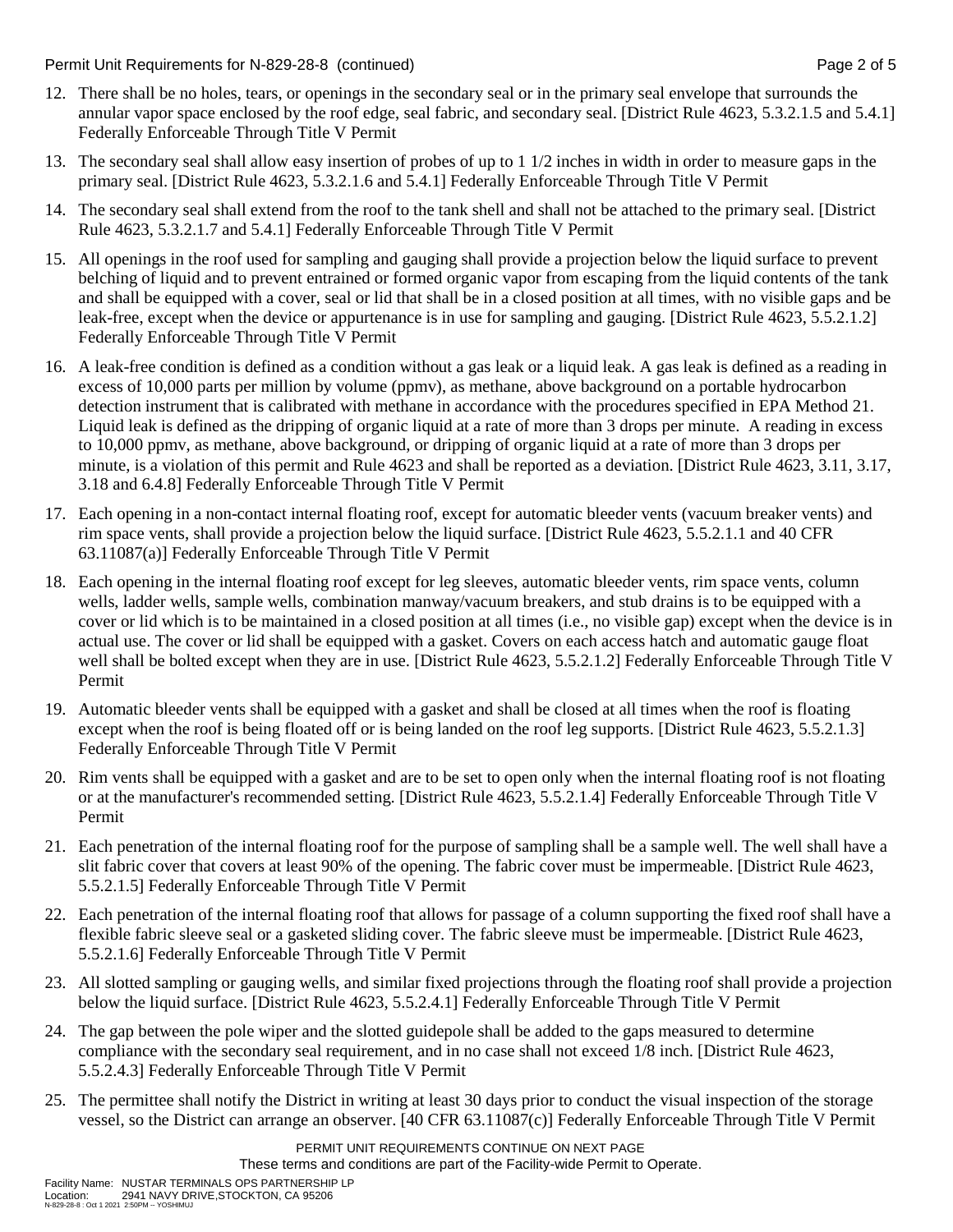12. There shall be no holes, tears, or openings in the secondary seal or in the primary seal envelope that surrounds the annular vapor space enclosed by the roof edge, seal fabric, and secondary seal. [District Rule 4623, 5.3.2.1.5 and 5.4.1] Federally Enforceable Through Title V Permit

13. The secondary seal shall allow easy insertion of probes of up to 1 1/2 inches in width in order to measure gaps in the primary seal. [District Rule 4623, 5.3.2.1.6 and 5.4.1] Federally Enforceable Through Title V Permit

14. The secondary seal shall extend from the roof to the tank shell and shall not be attached to the primary seal. [District Rule 4623, 5.3.2.1.7 and 5.4.1] Federally Enforceable Through Title V Permit

15. All openings in the roof used for sampling and gauging shall provide a projection below the liquid surface to prevent belching of liquid and to prevent entrained or formed organic vapor from escaping from the liquid contents of the tank and shall be equipped with a cover, seal or lid that shall be in a closed position at all times, with no visible gaps and be leak-free, except when the device or appurtenance is in use for sampling and gauging. [District Rule 4623, 5.5.2.1.2] Federally Enforceable Through Title V Permit

16. A leak-free condition is defined as a condition without a gas leak or a liquid leak. A gas leak is defined as a reading in excess of 10,000 parts per million by volume (ppmv), as methane, above background on a portable hydrocarbon detection instrument that is calibrated with methane in accordance with the procedures specified in EPA Method 21. Liquid leak is defined as the dripping of organic liquid at a rate of more than 3 drops per minute. A reading in excess to 10,000 ppmv, as methane, above background, or dripping of organic liquid at a rate of more than 3 drops per minute, is a violation of this permit and Rule 4623 and shall be reported as a deviation. [District Rule 4623, 3.11, 3.17, 3.18 and 6.4.8] Federally Enforceable Through Title V Permit

17. Each opening in a non-contact internal floating roof, except for automatic bleeder vents (vacuum breaker vents) and rim space vents, shall provide a projection below the liquid surface. [District Rule 4623, 5.5.2.1.1 and 40 CFR 63.11087(a)] Federally Enforceable Through Title V Permit

18. Each opening in the internal floating roof except for leg sleeves, automatic bleeder vents, rim space vents, column wells, ladder wells, sample wells, combination manway/vacuum breakers, and stub drains is to be equipped with a cover or lid which is to be maintained in a closed position at all times (i.e., no visible gap) except when the device is in actual use. The cover or lid shall be equipped with a gasket. Covers on each access hatch and automatic gauge float well shall be bolted except when they are in use. [District Rule 4623, 5.5.2.1.2] Federally Enforceable Through Title V Permit

19. Automatic bleeder vents shall be equipped with a gasket and shall be closed at all times when the roof is floating except when the roof is being floated off or is being landed on the roof leg supports. [District Rule 4623, 5.5.2.1.3] Federally Enforceable Through Title V Permit

20. Rim vents shall be equipped with a gasket and are to be set to open only when the internal floating roof is not floating or at the manufacturer's recommended setting. [District Rule 4623, 5.5.2.1.4] Federally Enforceable Through Title V Permit

21. Each penetration of the internal floating roof for the purpose of sampling shall be a sample well. The well shall have a slit fabric cover that covers at least 90% of the opening. The fabric cover must be impermeable. [District Rule 4623, 5.5.2.1.5] Federally Enforceable Through Title V Permit

22. Each penetration of the internal floating roof that allows for passage of a column supporting the fixed roof shall have a flexible fabric sleeve seal or a gasketed sliding cover. The fabric sleeve must be impermeable. [District Rule 4623, 5.5.2.1.6] Federally Enforceable Through Title V Permit

23. All slotted sampling or gauging wells, and similar fixed projections through the floating roof shall provide a projection below the liquid surface. [District Rule 4623, 5.5.2.4.1] Federally Enforceable Through Title V Permit

24. The gap between the pole wiper and the slotted guidepole shall be added to the gaps measured to determine compliance with the secondary seal requirement, and in no case shall not exceed 1/8 inch. [District Rule 4623, 5.5.2.4.3] Federally Enforceable Through Title V Permit

25. The permittee shall notify the District in writing at least 30 days prior to conduct the visual inspection of the storage vessel, so the District can arrange an observer. [40 CFR 63.11087(c)] Federally Enforceable Through Title V Permit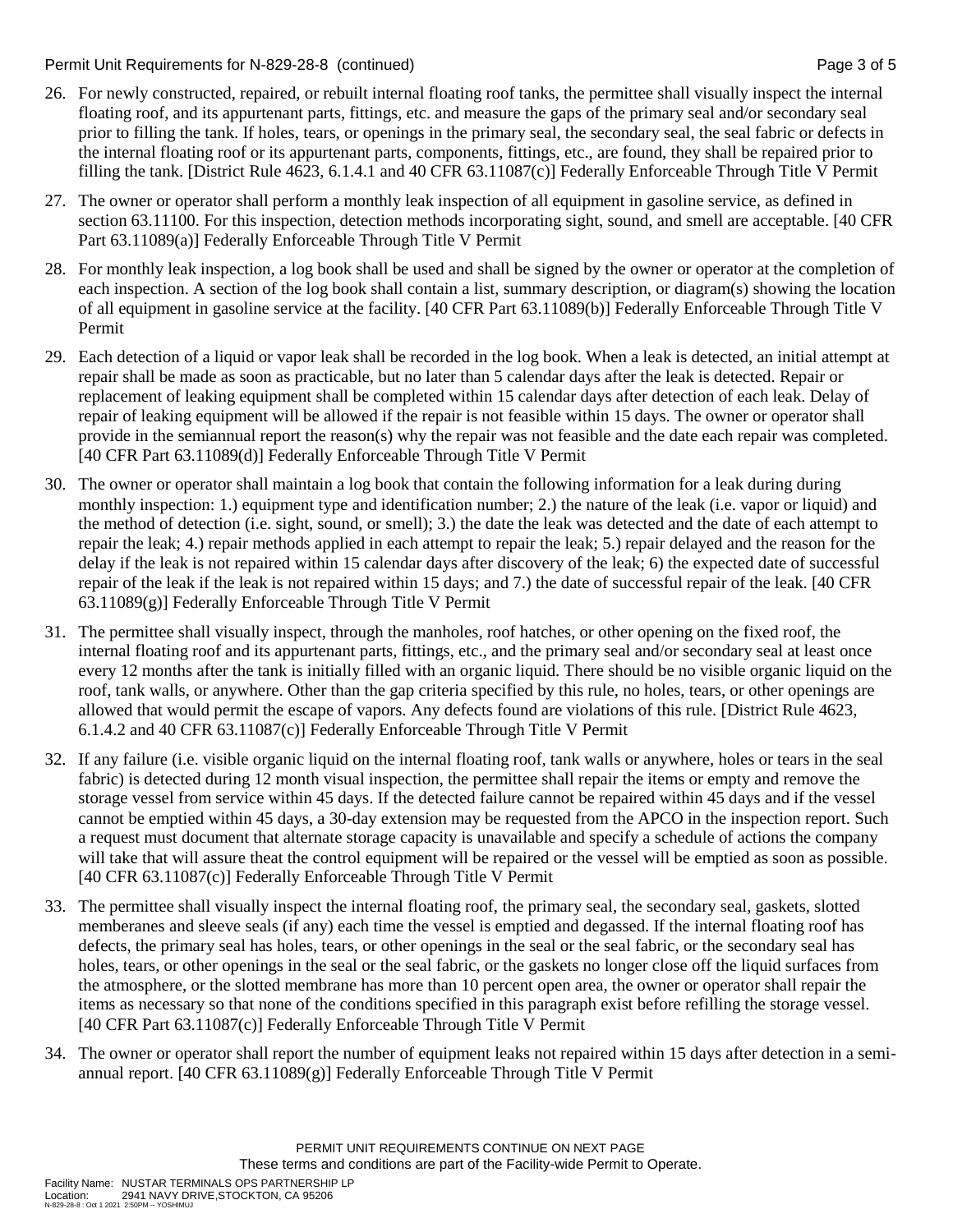26. For newly constructed, repaired, or rebuilt internal floating roof tanks, the permittee shall visually inspect the internal floating roof, and its appurtenant parts, fittings, etc. and measure the gaps of the primary seal and/or secondary seal prior to filling the tank. If holes, tears, or openings in the primary seal, the secondary seal, the seal fabric or defects in the internal floating roof or its appurtenant parts, components, fittings, etc., are found, they shall be repaired prior to filling the tank. [District Rule 4623, 6.1.4.1 and 40 CFR 63.11087(c)] Federally Enforceable Through Title V Permit

27. The owner or operator shall perform a monthly leak inspection of all equipment in gasoline service, as defined in section 63.11100. For this inspection, detection methods incorporating sight, sound, and smell are acceptable. [40 CFR Part 63.11089(a)] Federally Enforceable Through Title V Permit

28. For monthly leak inspection, a log book shall be used and shall be signed by the owner or operator at the completion of each inspection. A section of the log book shall contain a list, summary description, or diagram(s) showing the location of all equipment in gasoline service at the facility. [40 CFR Part 63.11089(b)] Federally Enforceable Through Title V Permit

29. Each detection of a liquid or vapor leak shall be recorded in the log book. When a leak is detected, an initial attempt at repair shall be made as soon as practicable, but no later than 5 calendar days after the leak is detected. Repair or replacement of leaking equipment shall be completed within 15 calendar days after detection of each leak. Delay of repair of leaking equipment will be allowed if the repair is not feasible within 15 days. The owner or operator shall provide in the semiannual report the reason(s) why the repair was not feasible and the date each repair was completed. [40 CFR Part 63.11089(d)] Federally Enforceable Through Title V Permit

30. The owner or operator shall maintain a log book that contain the following information for a leak during during monthly inspection: 1.) equipment type and identification number; 2.) the nature of the leak (i.e. vapor or liquid) and the method of detection (i.e. sight, sound, or smell); 3.) the date the leak was detected and the date of each attempt to repair the leak; 4.) repair methods applied in each attempt to repair the leak; 5.) repair delayed and the reason for the delay if the leak is not repaired within 15 calendar days after discovery of the leak; 6) the expected date of successful repair of the leak if the leak is not repaired within 15 days; and 7.) the date of successful repair of the leak. [40 CFR 63.11089(g)] Federally Enforceable Through Title V Permit

31. The permittee shall visually inspect, through the manholes, roof hatches, or other opening on the fixed roof, the internal floating roof and its appurtenant parts, fittings, etc., and the primary seal and/or secondary seal at least once every 12 months after the tank is initially filled with an organic liquid. There should be no visible organic liquid on the roof, tank walls, or anywhere. Other than the gap criteria specified by this rule, no holes, tears, or other openings are allowed that would permit the escape of vapors. Any defects found are violations of this rule. [District Rule 4623, 6.1.4.2 and 40 CFR 63.11087(c)] Federally Enforceable Through Title V Permit

32. If any failure (i.e. visible organic liquid on the internal floating roof, tank walls or anywhere, holes or tears in the seal fabric) is detected during 12 month visual inspection, the permittee shall repair the items or empty and remove the storage vessel from service within 45 days. If the detected failure cannot be repaired within 45 days and if the vessel cannot be emptied within 45 days, a 30-day extension may be requested from the APCO in the inspection report. Such a request must document that alternate storage capacity is unavailable and specify a schedule of actions the company will take that will assure theat the control equipment will be repaired or the vessel will be emptied as soon as possible. [40 CFR 63.11087(c)] Federally Enforceable Through Title V Permit

33. The permittee shall visually inspect the internal floating roof, the primary seal, the secondary seal, gaskets, slotted memberanes and sleeve seals (if any) each time the vessel is emptied and degassed. If the internal floating roof has defects, the primary seal has holes, tears, or other openings in the seal or the seal fabric, or the secondary seal has holes, tears, or other openings in the seal or the seal fabric, or the gaskets no longer close off the liquid surfaces from the atmosphere, or the slotted membrane has more than 10 percent open area, the owner or operator shall repair the items as necessary so that none of the conditions specified in this paragraph exist before refilling the storage vessel. [40 CFR Part 63.11087(c)] Federally Enforceable Through Title V Permit

34. The owner or operator shall report the number of equipment leaks not repaired within 15 days after detection in a semi-annual report. [40 CFR 63.11089(g)] Federally Enforceable Through Title V Permit

PERMIT UNIT REQUIREMENTS CONTINUE ON NEXT PAGE
These terms and conditions are part of the Facility-wide Permit to Operate.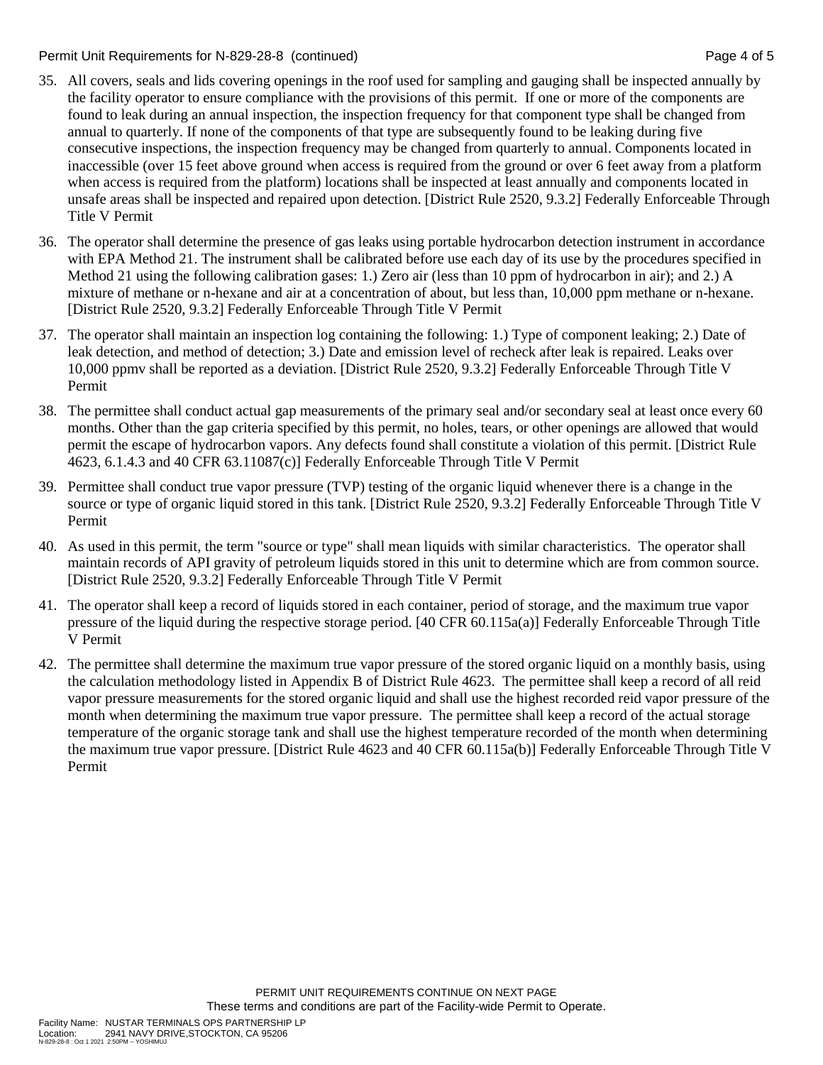35. All covers, seals and lids covering openings in the roof used for sampling and gauging shall be inspected annually by the facility operator to ensure compliance with the provisions of this permit. If one or more of the components are found to leak during an annual inspection, the inspection frequency for that component type shall be changed from annual to quarterly. If none of the components of that type are subsequently found to be leaking during five consecutive inspections, the inspection frequency may be changed from quarterly to annual. Components located in inaccessible (over 15 feet above ground when access is required from the ground or over 6 feet away from a platform when access is required from the platform) locations shall be inspected at least annually and components located in unsafe areas shall be inspected and repaired upon detection. [District Rule 2520, 9.3.2] Federally Enforceable Through Title V Permit

36. The operator shall determine the presence of gas leaks using portable hydrocarbon detection instrument in accordance with EPA Method 21. The instrument shall be calibrated before use each day of its use by the procedures specified in Method 21 using the following calibration gases: 1.) Zero air (less than 10 ppm of hydrocarbon in air); and 2.) A mixture of methane or n-hexane and air at a concentration of about, but less than, 10,000 ppm methane or n-hexane. [District Rule 2520, 9.3.2] Federally Enforceable Through Title V Permit

37. The operator shall maintain an inspection log containing the following: 1.) Type of component leaking; 2.) Date of leak detection, and method of detection; 3.) Date and emission level of recheck after leak is repaired. Leaks over 10,000 ppmv shall be reported as a deviation. [District Rule 2520, 9.3.2] Federally Enforceable Through Title V Permit

38. The permittee shall conduct actual gap measurements of the primary seal and/or secondary seal at least once every 60 months. Other than the gap criteria specified by this permit, no holes, tears, or other openings are allowed that would permit the escape of hydrocarbon vapors. Any defects found shall constitute a violation of this permit. [District Rule 4623, 6.1.4.3 and 40 CFR 63.11087(c)] Federally Enforceable Through Title V Permit

39. Permittee shall conduct true vapor pressure (TVP) testing of the organic liquid whenever there is a change in the source or type of organic liquid stored in this tank. [District Rule 2520, 9.3.2] Federally Enforceable Through Title V Permit

40. As used in this permit, the term "source or type" shall mean liquids with similar characteristics. The operator shall maintain records of API gravity of petroleum liquids stored in this unit to determine which are from common source. [District Rule 2520, 9.3.2] Federally Enforceable Through Title V Permit

41. The operator shall keep a record of liquids stored in each container, period of storage, and the maximum true vapor pressure of the liquid during the respective storage period. [40 CFR 60.115a(a)] Federally Enforceable Through Title V Permit

42. The permittee shall determine the maximum true vapor pressure of the stored organic liquid on a monthly basis, using the calculation methodology listed in Appendix B of District Rule 4623. The permittee shall keep a record of all reid vapor pressure measurements for the stored organic liquid and shall use the highest recorded reid vapor pressure of the month when determining the maximum true vapor pressure. The permittee shall keep a record of the actual storage temperature of the organic storage tank and shall use the highest temperature recorded of the month when determining the maximum true vapor pressure. [District Rule 4623 and 40 CFR 60.115a(b)] Federally Enforceable Through Title V Permit

PERMIT UNIT REQUIREMENTS CONTINUE ON NEXT PAGE
These terms and conditions are part of the Facility-wide Permit to Operate.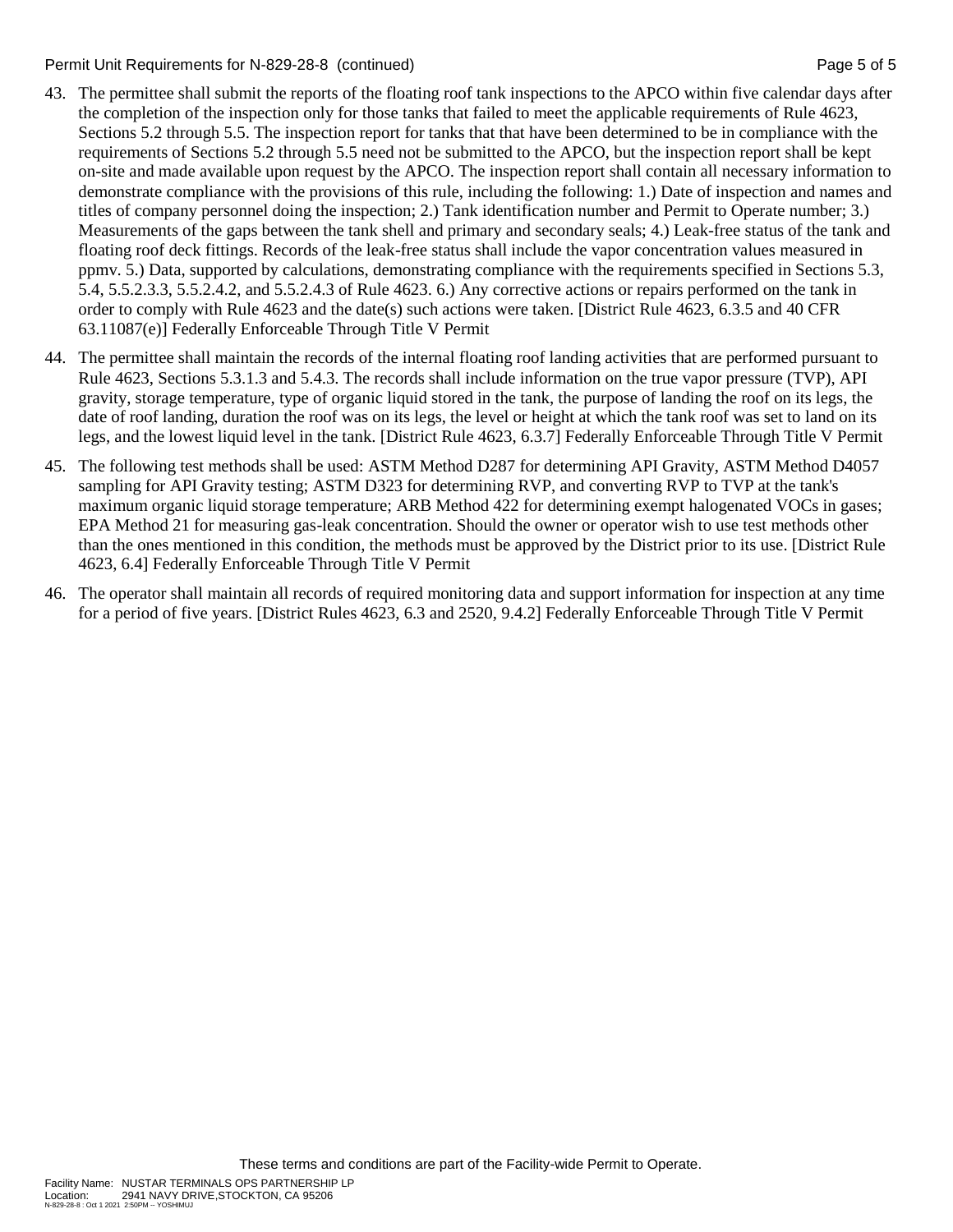43. The permittee shall submit the reports of the floating roof tank inspections to the APCO within five calendar days after the completion of the inspection only for those tanks that failed to meet the applicable requirements of Rule 4623, Sections 5.2 through 5.5. The inspection report for tanks that that have been determined to be in compliance with the requirements of Sections 5.2 through 5.5 need not be submitted to the APCO, but the inspection report shall be kept on-site and made available upon request by the APCO. The inspection report shall contain all necessary information to demonstrate compliance with the provisions of this rule, including the following: 1.) Date of inspection and names and titles of company personnel doing the inspection; 2.) Tank identification number and Permit to Operate number; 3.) Measurements of the gaps between the tank shell and primary and secondary seals; 4.) Leak-free status of the tank and floating roof deck fittings. Records of the leak-free status shall include the vapor concentration values measured in ppmv. 5.) Data, supported by calculations, demonstrating compliance with the requirements specified in Sections 5.3, 5.4, 5.5.2.3.3, 5.5.2.4.2, and 5.5.2.4.3 of Rule 4623. 6.) Any corrective actions or repairs performed on the tank in order to comply with Rule 4623 and the date(s) such actions were taken. [District Rule 4623, 6.3.5 and 40 CFR 63.11087(e)] Federally Enforceable Through Title V Permit

44. The permittee shall maintain the records of the internal floating roof landing activities that are performed pursuant to Rule 4623, Sections 5.3.1.3 and 5.4.3. The records shall include information on the true vapor pressure (TVP), API gravity, storage temperature, type of organic liquid stored in the tank, the purpose of landing the roof on its legs, the date of roof landing, duration the roof was on its legs, the level or height at which the tank roof was set to land on its legs, and the lowest liquid level in the tank. [District Rule 4623, 6.3.7] Federally Enforceable Through Title V Permit

45. The following test methods shall be used: ASTM Method D287 for determining API Gravity, ASTM Method D4057 sampling for API Gravity testing; ASTM D323 for determining RVP, and converting RVP to TVP at the tank's maximum organic liquid storage temperature; ARB Method 422 for determining exempt halogenated VOCs in gases; EPA Method 21 for measuring gas-leak concentration. Should the owner or operator wish to use test methods other than the ones mentioned in this condition, the methods must be approved by the District prior to its use. [District Rule 4623, 6.4] Federally Enforceable Through Title V Permit

46. The operator shall maintain all records of required monitoring data and support information for inspection at any time for a period of five years. [District Rules 4623, 6.3 and 2520, 9.4.2] Federally Enforceable Through Title V Permit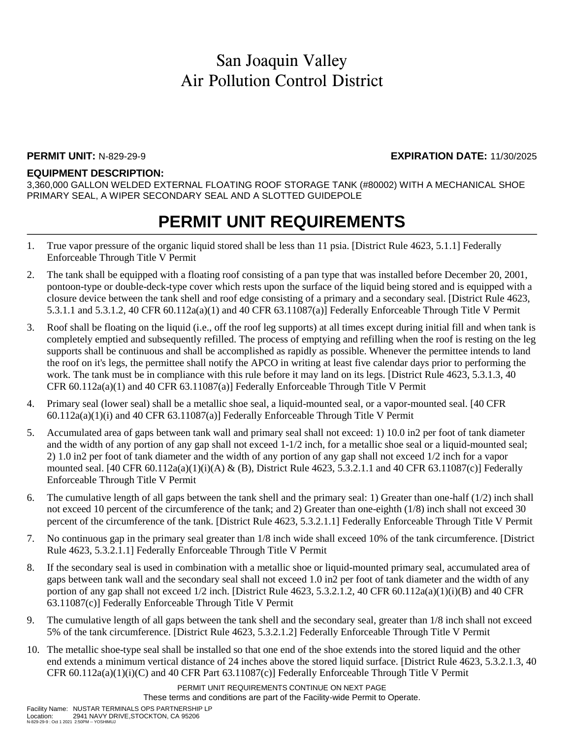# San Joaquin Valley
# Air Pollution Control District

**PERMIT UNIT:** N-829-29-9 **EXPIRATION DATE:** 11/30/2025

**EQUIPMENT DESCRIPTION:**
3,360,000 GALLON WELDED EXTERNAL FLOATING ROOF STORAGE TANK (#80002) WITH A MECHANICAL SHOE PRIMARY SEAL, A WIPER SECONDARY SEAL AND A SLOTTED GUIDEPOLE

## PERMIT UNIT REQUIREMENTS

1. True vapor pressure of the organic liquid stored shall be less than 11 psia. [District Rule 4623, 5.1.1] Federally Enforceable Through Title V Permit
2. The tank shall be equipped with a floating roof consisting of a pan type that was installed before December 20, 2001, pontoon-type or double-deck-type cover which rests upon the surface of the liquid being stored and is equipped with a closure device between the tank shell and roof edge consisting of a primary and a secondary seal. [District Rule 4623, 5.3.1.1 and 5.3.1.2, 40 CFR 60.112a(a)(1) and 40 CFR 63.11087(a)] Federally Enforceable Through Title V Permit
3. Roof shall be floating on the liquid (i.e., off the roof leg supports) at all times except during initial fill and when tank is completely emptied and subsequently refilled. The process of emptying and refilling when the roof is resting on the leg supports shall be continuous and shall be accomplished as rapidly as possible. Whenever the permittee intends to land the roof on it's legs, the permittee shall notify the APCO in writing at least five calendar days prior to performing the work. The tank must be in compliance with this rule before it may land on its legs. [District Rule 4623, 5.3.1.3, 40 CFR 60.112a(a)(1) and 40 CFR 63.11087(a)] Federally Enforceable Through Title V Permit
4. Primary seal (lower seal) shall be a metallic shoe seal, a liquid-mounted seal, or a vapor-mounted seal. [40 CFR 60.112a(a)(1)(i) and 40 CFR 63.11087(a)] Federally Enforceable Through Title V Permit
5. Accumulated area of gaps between tank wall and primary seal shall not exceed: 1) 10.0 in2 per foot of tank diameter and the width of any portion of any gap shall not exceed 1-1/2 inch, for a metallic shoe seal or a liquid-mounted seal; 2) 1.0 in2 per foot of tank diameter and the width of any portion of any gap shall not exceed 1/2 inch for a vapor mounted seal. [40 CFR 60.112a(a)(1)(i)(A) & (B), District Rule 4623, 5.3.2.1.1 and 40 CFR 63.11087(c)] Federally Enforceable Through Title V Permit
6. The cumulative length of all gaps between the tank shell and the primary seal: 1) Greater than one-half (1/2) inch shall not exceed 10 percent of the circumference of the tank; and 2) Greater than one-eighth (1/8) inch shall not exceed 30 percent of the circumference of the tank. [District Rule 4623, 5.3.2.1.1] Federally Enforceable Through Title V Permit
7. No continuous gap in the primary seal greater than 1/8 inch wide shall exceed 10% of the tank circumference. [District Rule 4623, 5.3.2.1.1] Federally Enforceable Through Title V Permit
8. If the secondary seal is used in combination with a metallic shoe or liquid-mounted primary seal, accumulated area of gaps between tank wall and the secondary seal shall not exceed 1.0 in2 per foot of tank diameter and the width of any portion of any gap shall not exceed 1/2 inch. [District Rule 4623, 5.3.2.1.2, 40 CFR 60.112a(a)(1)(i)(B) and 40 CFR 63.11087(c)] Federally Enforceable Through Title V Permit
9. The cumulative length of all gaps between the tank shell and the secondary seal, greater than 1/8 inch shall not exceed 5% of the tank circumference. [District Rule 4623, 5.3.2.1.2] Federally Enforceable Through Title V Permit
10. The metallic shoe-type seal shall be installed so that one end of the shoe extends into the stored liquid and the other end extends a minimum vertical distance of 24 inches above the stored liquid surface. [District Rule 4623, 5.3.2.1.3, 40 CFR 60.112a(a)(1)(i)(C) and 40 CFR Part 63.11087(c)] Federally Enforceable Through Title V Permit

PERMIT UNIT REQUIREMENTS CONTINUE ON NEXT PAGE
These terms and conditions are part of the Facility-wide Permit to Operate.

Facility Name: NUSTAR TERMINALS OPS PARTNERSHIP LP
Location: 2941 NAVY DRIVE,STOCKTON, CA 95206
N-829-29-9 : Oct 1 2021 2:50PM -- YOSHIMUJ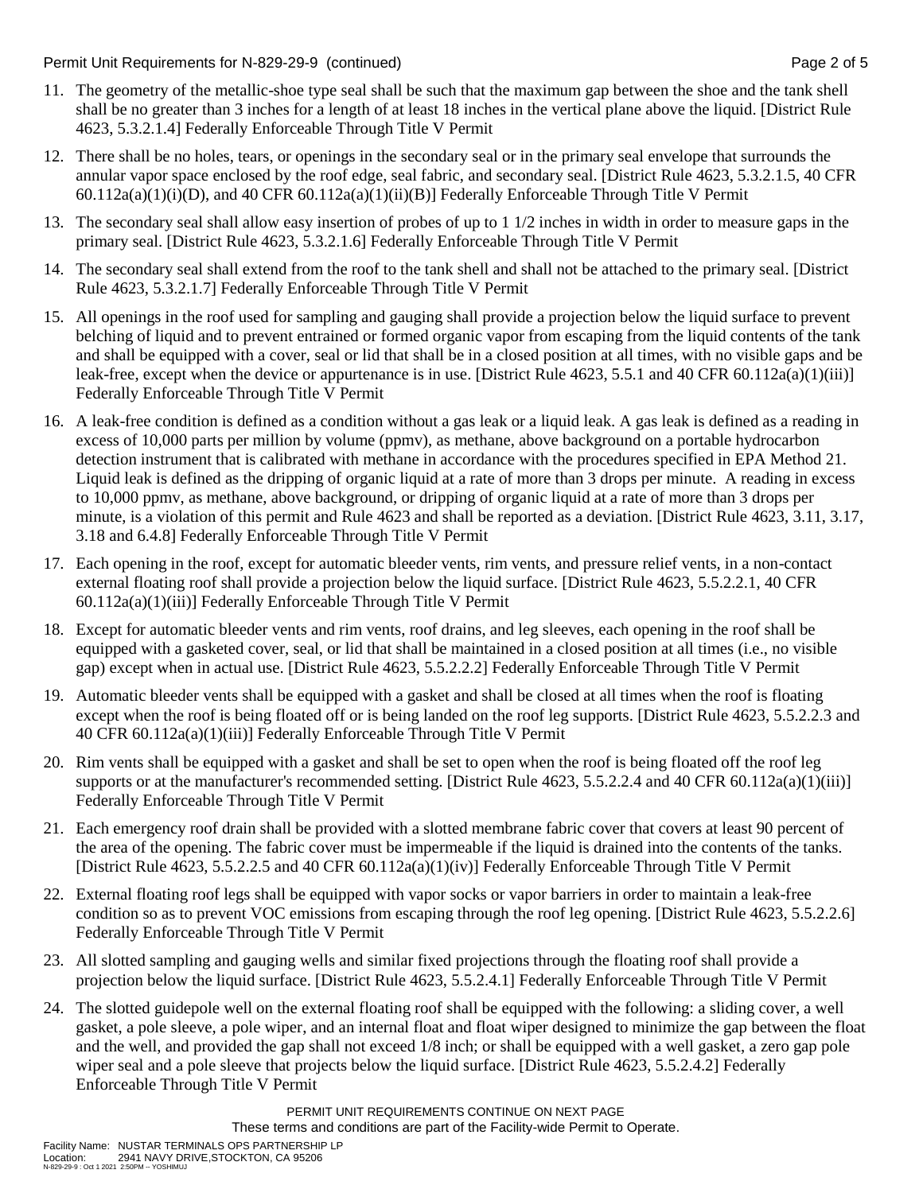11. The geometry of the metallic-shoe type seal shall be such that the maximum gap between the shoe and the tank shell shall be no greater than 3 inches for a length of at least 18 inches in the vertical plane above the liquid. [District Rule 4623, 5.3.2.1.4] Federally Enforceable Through Title V Permit

12. There shall be no holes, tears, or openings in the secondary seal or in the primary seal envelope that surrounds the annular vapor space enclosed by the roof edge, seal fabric, and secondary seal. [District Rule 4623, 5.3.2.1.5, 40 CFR 60.112a(a)(1)(i)(D), and 40 CFR 60.112a(a)(1)(ii)(B)] Federally Enforceable Through Title V Permit

13. The secondary seal shall allow easy insertion of probes of up to 1 1/2 inches in width in order to measure gaps in the primary seal. [District Rule 4623, 5.3.2.1.6] Federally Enforceable Through Title V Permit

14. The secondary seal shall extend from the roof to the tank shell and shall not be attached to the primary seal. [District Rule 4623, 5.3.2.1.7] Federally Enforceable Through Title V Permit

15. All openings in the roof used for sampling and gauging shall provide a projection below the liquid surface to prevent belching of liquid and to prevent entrained or formed organic vapor from escaping from the liquid contents of the tank and shall be equipped with a cover, seal or lid that shall be in a closed position at all times, with no visible gaps and be leak-free, except when the device or appurtenance is in use. [District Rule 4623, 5.5.1 and 40 CFR 60.112a(a)(1)(iii)] Federally Enforceable Through Title V Permit

16. A leak-free condition is defined as a condition without a gas leak or a liquid leak. A gas leak is defined as a reading in excess of 10,000 parts per million by volume (ppmv), as methane, above background on a portable hydrocarbon detection instrument that is calibrated with methane in accordance with the procedures specified in EPA Method 21. Liquid leak is defined as the dripping of organic liquid at a rate of more than 3 drops per minute. A reading in excess to 10,000 ppmv, as methane, above background, or dripping of organic liquid at a rate of more than 3 drops per minute, is a violation of this permit and Rule 4623 and shall be reported as a deviation. [District Rule 4623, 3.11, 3.17, 3.18 and 6.4.8] Federally Enforceable Through Title V Permit

17. Each opening in the roof, except for automatic bleeder vents, rim vents, and pressure relief vents, in a non-contact external floating roof shall provide a projection below the liquid surface. [District Rule 4623, 5.5.2.2.1, 40 CFR 60.112a(a)(1)(iii)] Federally Enforceable Through Title V Permit

18. Except for automatic bleeder vents and rim vents, roof drains, and leg sleeves, each opening in the roof shall be equipped with a gasketed cover, seal, or lid that shall be maintained in a closed position at all times (i.e., no visible gap) except when in actual use. [District Rule 4623, 5.5.2.2.2] Federally Enforceable Through Title V Permit

19. Automatic bleeder vents shall be equipped with a gasket and shall be closed at all times when the roof is floating except when the roof is being floated off or is being landed on the roof leg supports. [District Rule 4623, 5.5.2.2.3 and 40 CFR 60.112a(a)(1)(iii)] Federally Enforceable Through Title V Permit

20. Rim vents shall be equipped with a gasket and shall be set to open when the roof is being floated off the roof leg supports or at the manufacturer's recommended setting. [District Rule 4623, 5.5.2.2.4 and 40 CFR 60.112a(a)(1)(iii)] Federally Enforceable Through Title V Permit

21. Each emergency roof drain shall be provided with a slotted membrane fabric cover that covers at least 90 percent of the area of the opening. The fabric cover must be impermeable if the liquid is drained into the contents of the tanks. [District Rule 4623, 5.5.2.2.5 and 40 CFR 60.112a(a)(1)(iv)] Federally Enforceable Through Title V Permit

22. External floating roof legs shall be equipped with vapor socks or vapor barriers in order to maintain a leak-free condition so as to prevent VOC emissions from escaping through the roof leg opening. [District Rule 4623, 5.5.2.2.6] Federally Enforceable Through Title V Permit

23. All slotted sampling and gauging wells and similar fixed projections through the floating roof shall provide a projection below the liquid surface. [District Rule 4623, 5.5.2.4.1] Federally Enforceable Through Title V Permit

24. The slotted guidepole well on the external floating roof shall be equipped with the following: a sliding cover, a well gasket, a pole sleeve, a pole wiper, and an internal float and float wiper designed to minimize the gap between the float and the well, and provided the gap shall not exceed 1/8 inch; or shall be equipped with a well gasket, a zero gap pole wiper seal and a pole sleeve that projects below the liquid surface. [District Rule 4623, 5.5.2.4.2] Federally Enforceable Through Title V Permit

PERMIT UNIT REQUIREMENTS CONTINUE ON NEXT PAGE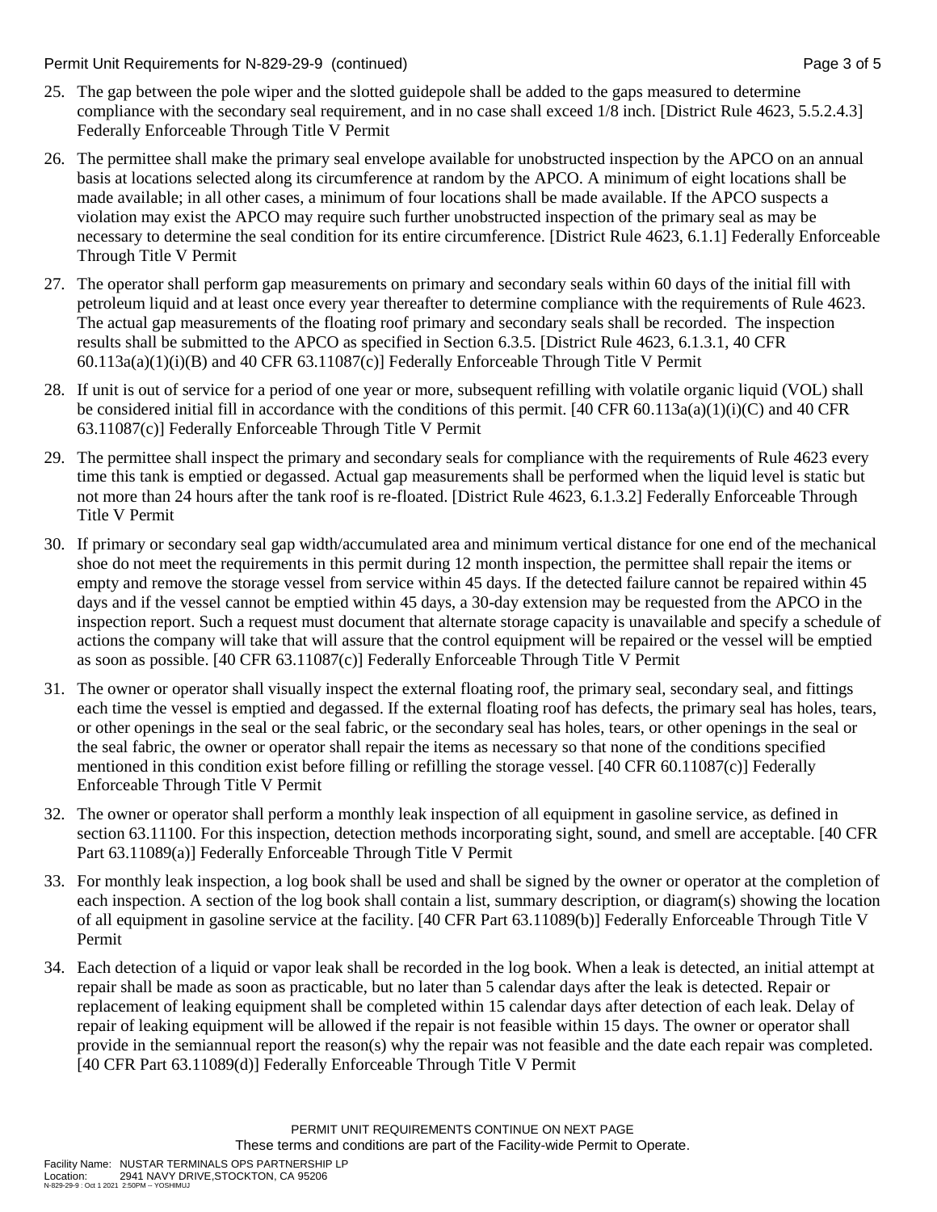25. The gap between the pole wiper and the slotted guidepole shall be added to the gaps measured to determine compliance with the secondary seal requirement, and in no case shall exceed 1/8 inch. [District Rule 4623, 5.5.2.4.3] Federally Enforceable Through Title V Permit

26. The permittee shall make the primary seal envelope available for unobstructed inspection by the APCO on an annual basis at locations selected along its circumference at random by the APCO. A minimum of eight locations shall be made available; in all other cases, a minimum of four locations shall be made available. If the APCO suspects a violation may exist the APCO may require such further unobstructed inspection of the primary seal as may be necessary to determine the seal condition for its entire circumference. [District Rule 4623, 6.1.1] Federally Enforceable Through Title V Permit

27. The operator shall perform gap measurements on primary and secondary seals within 60 days of the initial fill with petroleum liquid and at least once every year thereafter to determine compliance with the requirements of Rule 4623. The actual gap measurements of the floating roof primary and secondary seals shall be recorded. The inspection results shall be submitted to the APCO as specified in Section 6.3.5. [District Rule 4623, 6.1.3.1, 40 CFR 60.113a(a)(1)(i)(B) and 40 CFR 63.11087(c)] Federally Enforceable Through Title V Permit

28. If unit is out of service for a period of one year or more, subsequent refilling with volatile organic liquid (VOL) shall be considered initial fill in accordance with the conditions of this permit. [40 CFR 60.113a(a)(1)(i)(C) and 40 CFR 63.11087(c)] Federally Enforceable Through Title V Permit

29. The permittee shall inspect the primary and secondary seals for compliance with the requirements of Rule 4623 every time this tank is emptied or degassed. Actual gap measurements shall be performed when the liquid level is static but not more than 24 hours after the tank roof is re-floated. [District Rule 4623, 6.1.3.2] Federally Enforceable Through Title V Permit

30. If primary or secondary seal gap width/accumulated area and minimum vertical distance for one end of the mechanical shoe do not meet the requirements in this permit during 12 month inspection, the permittee shall repair the items or empty and remove the storage vessel from service within 45 days. If the detected failure cannot be repaired within 45 days and if the vessel cannot be emptied within 45 days, a 30-day extension may be requested from the APCO in the inspection report. Such a request must document that alternate storage capacity is unavailable and specify a schedule of actions the company will take that will assure that the control equipment will be repaired or the vessel will be emptied as soon as possible. [40 CFR 63.11087(c)] Federally Enforceable Through Title V Permit

31. The owner or operator shall visually inspect the external floating roof, the primary seal, secondary seal, and fittings each time the vessel is emptied and degassed. If the external floating roof has defects, the primary seal has holes, tears, or other openings in the seal or the seal fabric, or the secondary seal has holes, tears, or other openings in the seal or the seal fabric, the owner or operator shall repair the items as necessary so that none of the conditions specified mentioned in this condition exist before filling or refilling the storage vessel. [40 CFR 60.11087(c)] Federally Enforceable Through Title V Permit

32. The owner or operator shall perform a monthly leak inspection of all equipment in gasoline service, as defined in section 63.11100. For this inspection, detection methods incorporating sight, sound, and smell are acceptable. [40 CFR Part 63.11089(a)] Federally Enforceable Through Title V Permit

33. For monthly leak inspection, a log book shall be used and shall be signed by the owner or operator at the completion of each inspection. A section of the log book shall contain a list, summary description, or diagram(s) showing the location of all equipment in gasoline service at the facility. [40 CFR Part 63.11089(b)] Federally Enforceable Through Title V Permit

34. Each detection of a liquid or vapor leak shall be recorded in the log book. When a leak is detected, an initial attempt at repair shall be made as soon as practicable, but no later than 5 calendar days after the leak is detected. Repair or replacement of leaking equipment shall be completed within 15 calendar days after detection of each leak. Delay of repair of leaking equipment will be allowed if the repair is not feasible within 15 days. The owner or operator shall provide in the semiannual report the reason(s) why the repair was not feasible and the date each repair was completed. [40 CFR Part 63.11089(d)] Federally Enforceable Through Title V Permit

PERMIT UNIT REQUIREMENTS CONTINUE ON NEXT PAGE
These terms and conditions are part of the Facility-wide Permit to Operate.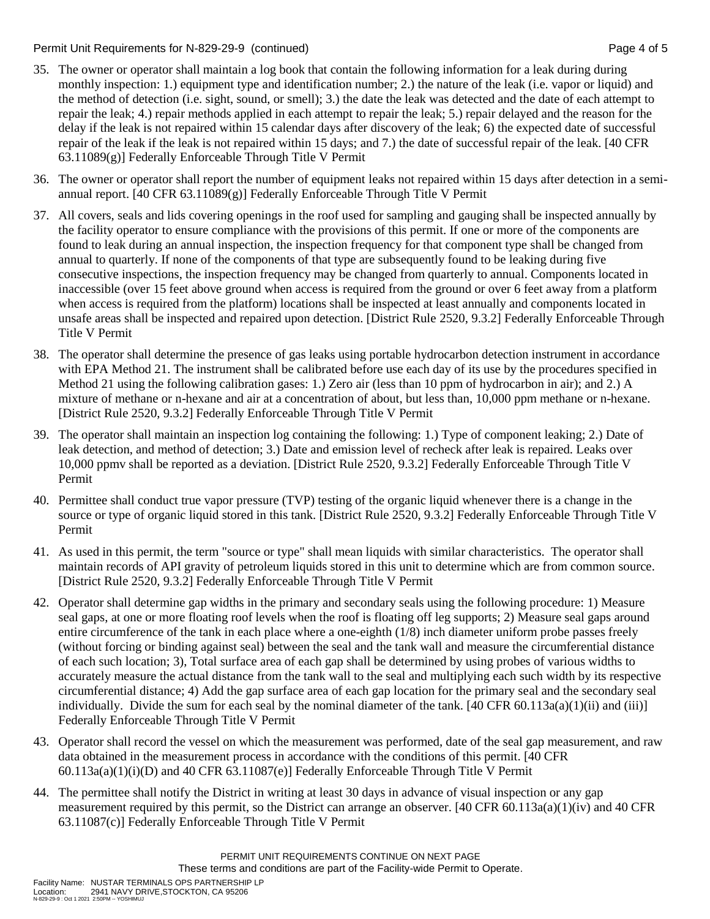35. The owner or operator shall maintain a log book that contain the following information for a leak during during monthly inspection: 1.) equipment type and identification number; 2.) the nature of the leak (i.e. vapor or liquid) and the method of detection (i.e. sight, sound, or smell); 3.) the date the leak was detected and the date of each attempt to repair the leak; 4.) repair methods applied in each attempt to repair the leak; 5.) repair delayed and the reason for the delay if the leak is not repaired within 15 calendar days after discovery of the leak; 6) the expected date of successful repair of the leak if the leak is not repaired within 15 days; and 7.) the date of successful repair of the leak. [40 CFR 63.11089(g)] Federally Enforceable Through Title V Permit

36. The owner or operator shall report the number of equipment leaks not repaired within 15 days after detection in a semi-annual report. [40 CFR 63.11089(g)] Federally Enforceable Through Title V Permit

37. All covers, seals and lids covering openings in the roof used for sampling and gauging shall be inspected annually by the facility operator to ensure compliance with the provisions of this permit. If one or more of the components are found to leak during an annual inspection, the inspection frequency for that component type shall be changed from annual to quarterly. If none of the components of that type are subsequently found to be leaking during five consecutive inspections, the inspection frequency may be changed from quarterly to annual. Components located in inaccessible (over 15 feet above ground when access is required from the ground or over 6 feet away from a platform when access is required from the platform) locations shall be inspected at least annually and components located in unsafe areas shall be inspected and repaired upon detection. [District Rule 2520, 9.3.2] Federally Enforceable Through Title V Permit

38. The operator shall determine the presence of gas leaks using portable hydrocarbon detection instrument in accordance with EPA Method 21. The instrument shall be calibrated before use each day of its use by the procedures specified in Method 21 using the following calibration gases: 1.) Zero air (less than 10 ppm of hydrocarbon in air); and 2.) A mixture of methane or n-hexane and air at a concentration of about, but less than, 10,000 ppm methane or n-hexane. [District Rule 2520, 9.3.2] Federally Enforceable Through Title V Permit

39. The operator shall maintain an inspection log containing the following: 1.) Type of component leaking; 2.) Date of leak detection, and method of detection; 3.) Date and emission level of recheck after leak is repaired. Leaks over 10,000 ppmv shall be reported as a deviation. [District Rule 2520, 9.3.2] Federally Enforceable Through Title V Permit

40. Permittee shall conduct true vapor pressure (TVP) testing of the organic liquid whenever there is a change in the source or type of organic liquid stored in this tank. [District Rule 2520, 9.3.2] Federally Enforceable Through Title V Permit

41. As used in this permit, the term "source or type" shall mean liquids with similar characteristics. The operator shall maintain records of API gravity of petroleum liquids stored in this unit to determine which are from common source. [District Rule 2520, 9.3.2] Federally Enforceable Through Title V Permit

42. Operator shall determine gap widths in the primary and secondary seals using the following procedure: 1) Measure seal gaps, at one or more floating roof levels when the roof is floating off leg supports; 2) Measure seal gaps around entire circumference of the tank in each place where a one-eighth (1/8) inch diameter uniform probe passes freely (without forcing or binding against seal) between the seal and the tank wall and measure the circumferential distance of each such location; 3), Total surface area of each gap shall be determined by using probes of various widths to accurately measure the actual distance from the tank wall to the seal and multiplying each such width by its respective circumferential distance; 4) Add the gap surface area of each gap location for the primary seal and the secondary seal individually. Divide the sum for each seal by the nominal diameter of the tank. [40 CFR 60.113a(a)(1)(ii) and (iii)] Federally Enforceable Through Title V Permit

43. Operator shall record the vessel on which the measurement was performed, date of the seal gap measurement, and raw data obtained in the measurement process in accordance with the conditions of this permit. [40 CFR 60.113a(a)(1)(i)(D) and 40 CFR 63.11087(e)] Federally Enforceable Through Title V Permit

44. The permittee shall notify the District in writing at least 30 days in advance of visual inspection or any gap measurement required by this permit, so the District can arrange an observer. [40 CFR 60.113a(a)(1)(iv) and 40 CFR 63.11087(c)] Federally Enforceable Through Title V Permit

PERMIT UNIT REQUIREMENTS CONTINUE ON NEXT PAGE
These terms and conditions are part of the Facility-wide Permit to Operate.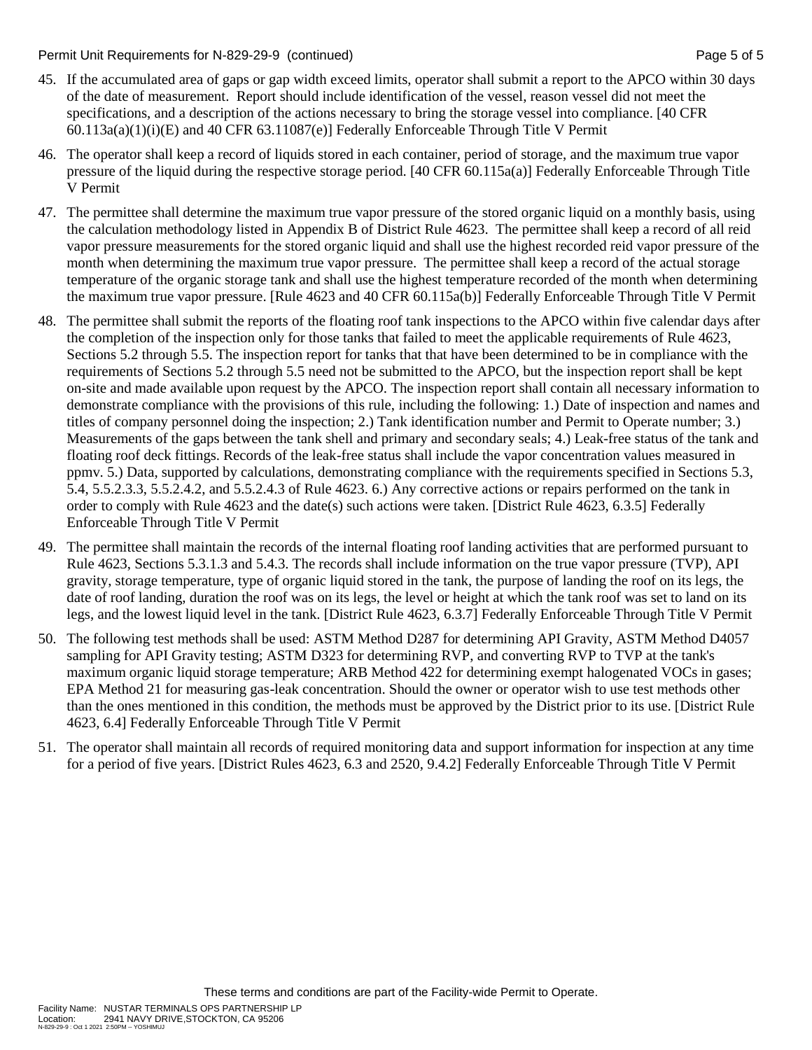45. If the accumulated area of gaps or gap width exceed limits, operator shall submit a report to the APCO within 30 days of the date of measurement. Report should include identification of the vessel, reason vessel did not meet the specifications, and a description of the actions necessary to bring the storage vessel into compliance. [40 CFR 60.113a(a)(1)(i)(E) and 40 CFR 63.11087(e)] Federally Enforceable Through Title V Permit

46. The operator shall keep a record of liquids stored in each container, period of storage, and the maximum true vapor pressure of the liquid during the respective storage period. [40 CFR 60.115a(a)] Federally Enforceable Through Title V Permit

47. The permittee shall determine the maximum true vapor pressure of the stored organic liquid on a monthly basis, using the calculation methodology listed in Appendix B of District Rule 4623. The permittee shall keep a record of all reid vapor pressure measurements for the stored organic liquid and shall use the highest recorded reid vapor pressure of the month when determining the maximum true vapor pressure. The permittee shall keep a record of the actual storage temperature of the organic storage tank and shall use the highest temperature recorded of the month when determining the maximum true vapor pressure. [Rule 4623 and 40 CFR 60.115a(b)] Federally Enforceable Through Title V Permit

48. The permittee shall submit the reports of the floating roof tank inspections to the APCO within five calendar days after the completion of the inspection only for those tanks that failed to meet the applicable requirements of Rule 4623, Sections 5.2 through 5.5. The inspection report for tanks that that have been determined to be in compliance with the requirements of Sections 5.2 through 5.5 need not be submitted to the APCO, but the inspection report shall be kept on-site and made available upon request by the APCO. The inspection report shall contain all necessary information to demonstrate compliance with the provisions of this rule, including the following: 1.) Date of inspection and names and titles of company personnel doing the inspection; 2.) Tank identification number and Permit to Operate number; 3.) Measurements of the gaps between the tank shell and primary and secondary seals; 4.) Leak-free status of the tank and floating roof deck fittings. Records of the leak-free status shall include the vapor concentration values measured in ppmv. 5.) Data, supported by calculations, demonstrating compliance with the requirements specified in Sections 5.3, 5.4, 5.5.2.3.3, 5.5.2.4.2, and 5.5.2.4.3 of Rule 4623. 6.) Any corrective actions or repairs performed on the tank in order to comply with Rule 4623 and the date(s) such actions were taken. [District Rule 4623, 6.3.5] Federally Enforceable Through Title V Permit

49. The permittee shall maintain the records of the internal floating roof landing activities that are performed pursuant to Rule 4623, Sections 5.3.1.3 and 5.4.3. The records shall include information on the true vapor pressure (TVP), API gravity, storage temperature, type of organic liquid stored in the tank, the purpose of landing the roof on its legs, the date of roof landing, duration the roof was on its legs, the level or height at which the tank roof was set to land on its legs, and the lowest liquid level in the tank. [District Rule 4623, 6.3.7] Federally Enforceable Through Title V Permit

50. The following test methods shall be used: ASTM Method D287 for determining API Gravity, ASTM Method D4057 sampling for API Gravity testing; ASTM D323 for determining RVP, and converting RVP to TVP at the tank's maximum organic liquid storage temperature; ARB Method 422 for determining exempt halogenated VOCs in gases; EPA Method 21 for measuring gas-leak concentration. Should the owner or operator wish to use test methods other than the ones mentioned in this condition, the methods must be approved by the District prior to its use. [District Rule 4623, 6.4] Federally Enforceable Through Title V Permit

51. The operator shall maintain all records of required monitoring data and support information for inspection at any time for a period of five years. [District Rules 4623, 6.3 and 2520, 9.4.2] Federally Enforceable Through Title V Permit

These terms and conditions are part of the Facility-wide Permit to Operate.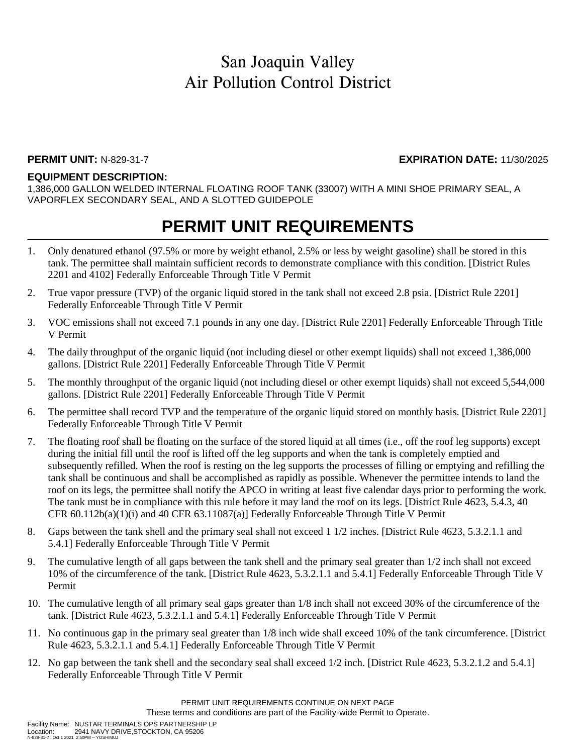# San Joaquin Valley
# Air Pollution Control District

**PERMIT UNIT:** N-829-31-7 **EXPIRATION DATE:** 11/30/2025

**EQUIPMENT DESCRIPTION:**
1,386,000 GALLON WELDED INTERNAL FLOATING ROOF TANK (33007) WITH A MINI SHOE PRIMARY SEAL, A VAPORFLEX SECONDARY SEAL, AND A SLOTTED GUIDEPOLE

## PERMIT UNIT REQUIREMENTS

1. Only denatured ethanol (97.5% or more by weight ethanol, 2.5% or less by weight gasoline) shall be stored in this tank. The permittee shall maintain sufficient records to demonstrate compliance with this condition. [District Rules 2201 and 4102] Federally Enforceable Through Title V Permit
2. True vapor pressure (TVP) of the organic liquid stored in the tank shall not exceed 2.8 psia. [District Rule 2201] Federally Enforceable Through Title V Permit
3. VOC emissions shall not exceed 7.1 pounds in any one day. [District Rule 2201] Federally Enforceable Through Title V Permit
4. The daily throughput of the organic liquid (not including diesel or other exempt liquids) shall not exceed 1,386,000 gallons. [District Rule 2201] Federally Enforceable Through Title V Permit
5. The monthly throughput of the organic liquid (not including diesel or other exempt liquids) shall not exceed 5,544,000 gallons. [District Rule 2201] Federally Enforceable Through Title V Permit
6. The permittee shall record TVP and the temperature of the organic liquid stored on monthly basis. [District Rule 2201] Federally Enforceable Through Title V Permit
7. The floating roof shall be floating on the surface of the stored liquid at all times (i.e., off the roof leg supports) except during the initial fill until the roof is lifted off the leg supports and when the tank is completely emptied and subsequently refilled. When the roof is resting on the leg supports the processes of filling or emptying and refilling the tank shall be continuous and shall be accomplished as rapidly as possible. Whenever the permittee intends to land the roof on its legs, the permittee shall notify the APCO in writing at least five calendar days prior to performing the work. The tank must be in compliance with this rule before it may land the roof on its legs. [District Rule 4623, 5.4.3, 40 CFR 60.112b(a)(1)(i) and 40 CFR 63.11087(a)] Federally Enforceable Through Title V Permit
8. Gaps between the tank shell and the primary seal shall not exceed 1 1/2 inches. [District Rule 4623, 5.3.2.1.1 and 5.4.1] Federally Enforceable Through Title V Permit
9. The cumulative length of all gaps between the tank shell and the primary seal greater than 1/2 inch shall not exceed 10% of the circumference of the tank. [District Rule 4623, 5.3.2.1.1 and 5.4.1] Federally Enforceable Through Title V Permit
10. The cumulative length of all primary seal gaps greater than 1/8 inch shall not exceed 30% of the circumference of the tank. [District Rule 4623, 5.3.2.1.1 and 5.4.1] Federally Enforceable Through Title V Permit
11. No continuous gap in the primary seal greater than 1/8 inch wide shall exceed 10% of the tank circumference. [District Rule 4623, 5.3.2.1.1 and 5.4.1] Federally Enforceable Through Title V Permit
12. No gap between the tank shell and the secondary seal shall exceed 1/2 inch. [District Rule 4623, 5.3.2.1.2 and 5.4.1] Federally Enforceable Through Title V Permit

PERMIT UNIT REQUIREMENTS CONTINUE ON NEXT PAGE
These terms and conditions are part of the Facility-wide Permit to Operate.

Facility Name: NUSTAR TERMINALS OPS PARTNERSHIP LP
Location: 2941 NAVY DRIVE,STOCKTON, CA 95206
N-829-31-7 : Oct 1 2021 2:50PM -- YOSHIMUJ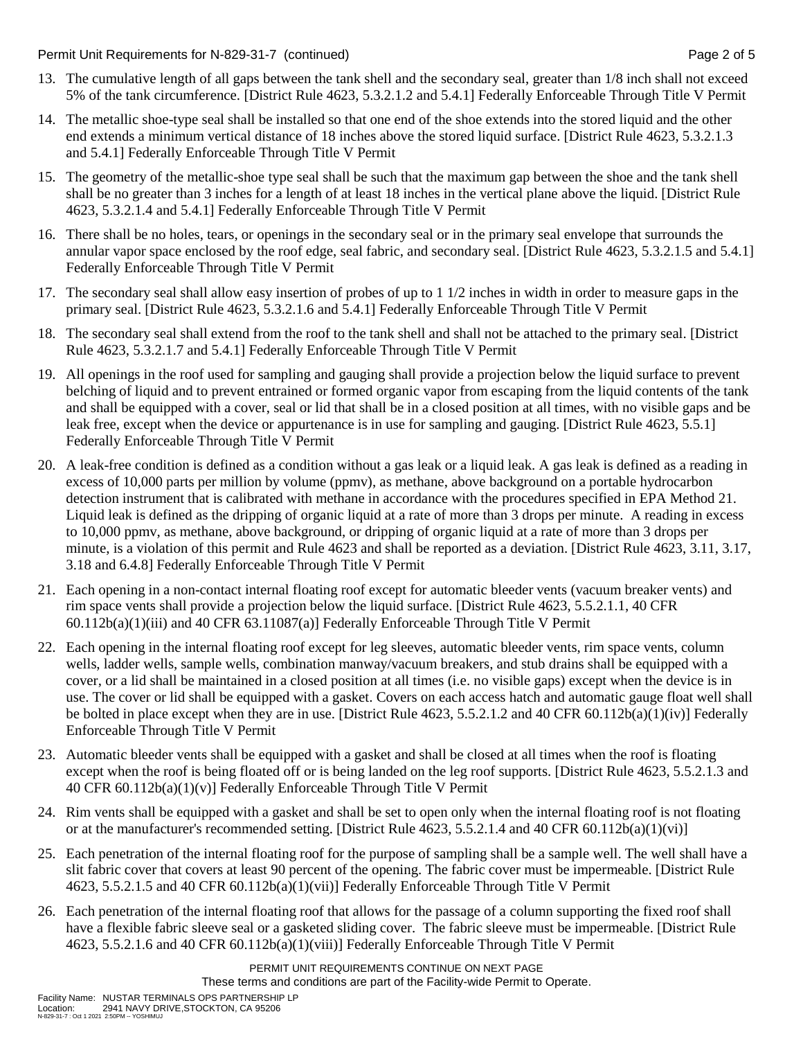13. The cumulative length of all gaps between the tank shell and the secondary seal, greater than 1/8 inch shall not exceed 5% of the tank circumference. [District Rule 4623, 5.3.2.1.2 and 5.4.1] Federally Enforceable Through Title V Permit

14. The metallic shoe-type seal shall be installed so that one end of the shoe extends into the stored liquid and the other end extends a minimum vertical distance of 18 inches above the stored liquid surface. [District Rule 4623, 5.3.2.1.3 and 5.4.1] Federally Enforceable Through Title V Permit

15. The geometry of the metallic-shoe type seal shall be such that the maximum gap between the shoe and the tank shell shall be no greater than 3 inches for a length of at least 18 inches in the vertical plane above the liquid. [District Rule 4623, 5.3.2.1.4 and 5.4.1] Federally Enforceable Through Title V Permit

16. There shall be no holes, tears, or openings in the secondary seal or in the primary seal envelope that surrounds the annular vapor space enclosed by the roof edge, seal fabric, and secondary seal. [District Rule 4623, 5.3.2.1.5 and 5.4.1] Federally Enforceable Through Title V Permit

17. The secondary seal shall allow easy insertion of probes of up to 1 1/2 inches in width in order to measure gaps in the primary seal. [District Rule 4623, 5.3.2.1.6 and 5.4.1] Federally Enforceable Through Title V Permit

18. The secondary seal shall extend from the roof to the tank shell and shall not be attached to the primary seal. [District Rule 4623, 5.3.2.1.7 and 5.4.1] Federally Enforceable Through Title V Permit

19. All openings in the roof used for sampling and gauging shall provide a projection below the liquid surface to prevent belching of liquid and to prevent entrained or formed organic vapor from escaping from the liquid contents of the tank and shall be equipped with a cover, seal or lid that shall be in a closed position at all times, with no visible gaps and be leak free, except when the device or appurtenance is in use for sampling and gauging. [District Rule 4623, 5.5.1] Federally Enforceable Through Title V Permit

20. A leak-free condition is defined as a condition without a gas leak or a liquid leak. A gas leak is defined as a reading in excess of 10,000 parts per million by volume (ppmv), as methane, above background on a portable hydrocarbon detection instrument that is calibrated with methane in accordance with the procedures specified in EPA Method 21. Liquid leak is defined as the dripping of organic liquid at a rate of more than 3 drops per minute. A reading in excess to 10,000 ppmv, as methane, above background, or dripping of organic liquid at a rate of more than 3 drops per minute, is a violation of this permit and Rule 4623 and shall be reported as a deviation. [District Rule 4623, 3.11, 3.17, 3.18 and 6.4.8] Federally Enforceable Through Title V Permit

21. Each opening in a non-contact internal floating roof except for automatic bleeder vents (vacuum breaker vents) and rim space vents shall provide a projection below the liquid surface. [District Rule 4623, 5.5.2.1.1, 40 CFR 60.112b(a)(1)(iii) and 40 CFR 63.11087(a)] Federally Enforceable Through Title V Permit

22. Each opening in the internal floating roof except for leg sleeves, automatic bleeder vents, rim space vents, column wells, ladder wells, sample wells, combination manway/vacuum breakers, and stub drains shall be equipped with a cover, or a lid shall be maintained in a closed position at all times (i.e. no visible gaps) except when the device is in use. The cover or lid shall be equipped with a gasket. Covers on each access hatch and automatic gauge float well shall be bolted in place except when they are in use. [District Rule 4623, 5.5.2.1.2 and 40 CFR 60.112b(a)(1)(iv)] Federally Enforceable Through Title V Permit

23. Automatic bleeder vents shall be equipped with a gasket and shall be closed at all times when the roof is floating except when the roof is being floated off or is being landed on the leg roof supports. [District Rule 4623, 5.5.2.1.3 and 40 CFR 60.112b(a)(1)(v)] Federally Enforceable Through Title V Permit

24. Rim vents shall be equipped with a gasket and shall be set to open only when the internal floating roof is not floating or at the manufacturer's recommended setting. [District Rule 4623, 5.5.2.1.4 and 40 CFR 60.112b(a)(1)(vi)]

25. Each penetration of the internal floating roof for the purpose of sampling shall be a sample well. The well shall have a slit fabric cover that covers at least 90 percent of the opening. The fabric cover must be impermeable. [District Rule 4623, 5.5.2.1.5 and 40 CFR 60.112b(a)(1)(vii)] Federally Enforceable Through Title V Permit

26. Each penetration of the internal floating roof that allows for the passage of a column supporting the fixed roof shall have a flexible fabric sleeve seal or a gasketed sliding cover. The fabric sleeve must be impermeable. [District Rule 4623, 5.5.2.1.6 and 40 CFR 60.112b(a)(1)(viii)] Federally Enforceable Through Title V Permit

PERMIT UNIT REQUIREMENTS CONTINUE ON NEXT PAGE

These terms and conditions are part of the Facility-wide Permit to Operate.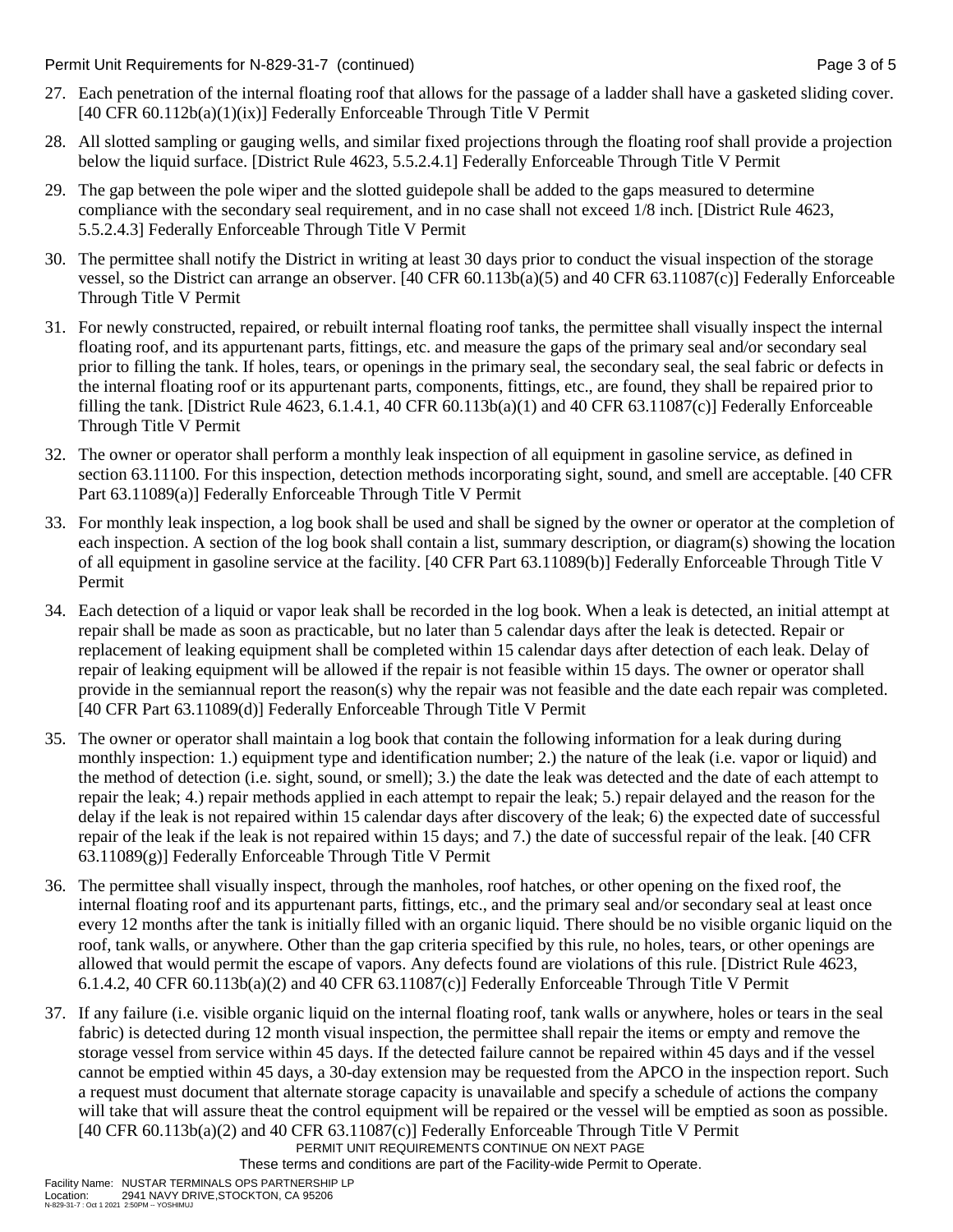27. Each penetration of the internal floating roof that allows for the passage of a ladder shall have a gasketed sliding cover. [40 CFR 60.112b(a)(1)(ix)] Federally Enforceable Through Title V Permit

28. All slotted sampling or gauging wells, and similar fixed projections through the floating roof shall provide a projection below the liquid surface. [District Rule 4623, 5.5.2.4.1] Federally Enforceable Through Title V Permit

29. The gap between the pole wiper and the slotted guidepole shall be added to the gaps measured to determine compliance with the secondary seal requirement, and in no case shall not exceed 1/8 inch. [District Rule 4623, 5.5.2.4.3] Federally Enforceable Through Title V Permit

30. The permittee shall notify the District in writing at least 30 days prior to conduct the visual inspection of the storage vessel, so the District can arrange an observer. [40 CFR 60.113b(a)(5) and 40 CFR 63.11087(c)] Federally Enforceable Through Title V Permit

31. For newly constructed, repaired, or rebuilt internal floating roof tanks, the permittee shall visually inspect the internal floating roof, and its appurtenant parts, fittings, etc. and measure the gaps of the primary seal and/or secondary seal prior to filling the tank. If holes, tears, or openings in the primary seal, the secondary seal, the seal fabric or defects in the internal floating roof or its appurtenant parts, components, fittings, etc., are found, they shall be repaired prior to filling the tank. [District Rule 4623, 6.1.4.1, 40 CFR 60.113b(a)(1) and 40 CFR 63.11087(c)] Federally Enforceable Through Title V Permit

32. The owner or operator shall perform a monthly leak inspection of all equipment in gasoline service, as defined in section 63.11100. For this inspection, detection methods incorporating sight, sound, and smell are acceptable. [40 CFR Part 63.11089(a)] Federally Enforceable Through Title V Permit

33. For monthly leak inspection, a log book shall be used and shall be signed by the owner or operator at the completion of each inspection. A section of the log book shall contain a list, summary description, or diagram(s) showing the location of all equipment in gasoline service at the facility. [40 CFR Part 63.11089(b)] Federally Enforceable Through Title V Permit

34. Each detection of a liquid or vapor leak shall be recorded in the log book. When a leak is detected, an initial attempt at repair shall be made as soon as practicable, but no later than 5 calendar days after the leak is detected. Repair or replacement of leaking equipment shall be completed within 15 calendar days after detection of each leak. Delay of repair of leaking equipment will be allowed if the repair is not feasible within 15 days. The owner or operator shall provide in the semiannual report the reason(s) why the repair was not feasible and the date each repair was completed. [40 CFR Part 63.11089(d)] Federally Enforceable Through Title V Permit

35. The owner or operator shall maintain a log book that contain the following information for a leak during during monthly inspection: 1.) equipment type and identification number; 2.) the nature of the leak (i.e. vapor or liquid) and the method of detection (i.e. sight, sound, or smell); 3.) the date the leak was detected and the date of each attempt to repair the leak; 4.) repair methods applied in each attempt to repair the leak; 5.) repair delayed and the reason for the delay if the leak is not repaired within 15 calendar days after discovery of the leak; 6) the expected date of successful repair of the leak if the leak is not repaired within 15 days; and 7.) the date of successful repair of the leak. [40 CFR 63.11089(g)] Federally Enforceable Through Title V Permit

36. The permittee shall visually inspect, through the manholes, roof hatches, or other opening on the fixed roof, the internal floating roof and its appurtenant parts, fittings, etc., and the primary seal and/or secondary seal at least once every 12 months after the tank is initially filled with an organic liquid. There should be no visible organic liquid on the roof, tank walls, or anywhere. Other than the gap criteria specified by this rule, no holes, tears, or other openings are allowed that would permit the escape of vapors. Any defects found are violations of this rule. [District Rule 4623, 6.1.4.2, 40 CFR 60.113b(a)(2) and 40 CFR 63.11087(c)] Federally Enforceable Through Title V Permit

37. If any failure (i.e. visible organic liquid on the internal floating roof, tank walls or anywhere, holes or tears in the seal fabric) is detected during 12 month visual inspection, the permittee shall repair the items or empty and remove the storage vessel from service within 45 days. If the detected failure cannot be repaired within 45 days and if the vessel cannot be emptied within 45 days, a 30-day extension may be requested from the APCO in the inspection report. Such a request must document that alternate storage capacity is unavailable and specify a schedule of actions the company will take that will assure theat the control equipment will be repaired or the vessel will be emptied as soon as possible. [40 CFR 60.113b(a)(2) and 40 CFR 63.11087(c)] Federally Enforceable Through Title V Permit

PERMIT UNIT REQUIREMENTS CONTINUE ON NEXT PAGE

These terms and conditions are part of the Facility-wide Permit to Operate.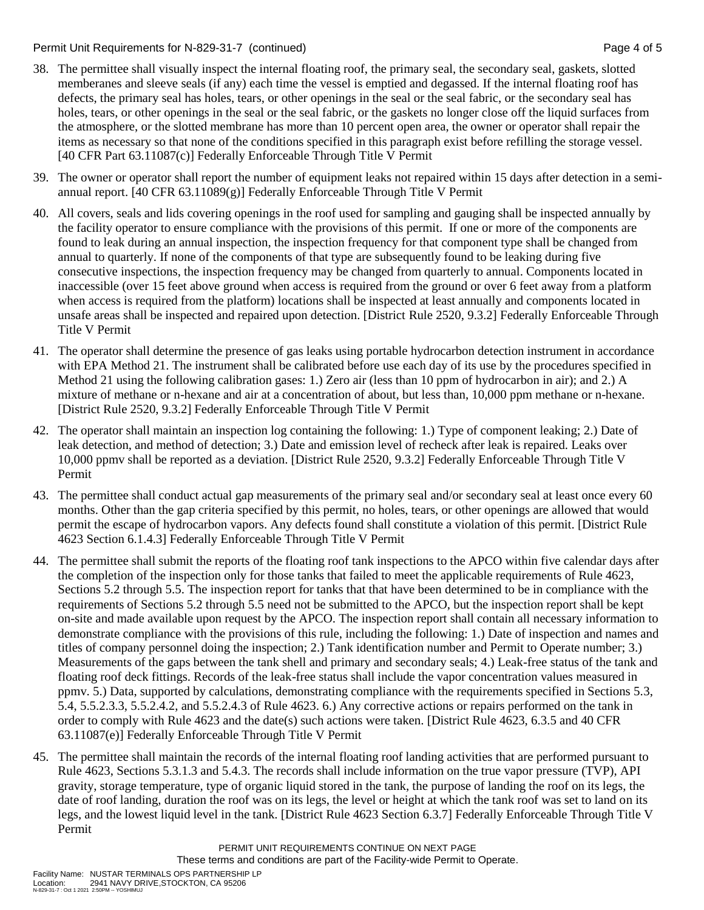38. The permittee shall visually inspect the internal floating roof, the primary seal, the secondary seal, gaskets, slotted memberanes and sleeve seals (if any) each time the vessel is emptied and degassed. If the internal floating roof has defects, the primary seal has holes, tears, or other openings in the seal or the seal fabric, or the secondary seal has holes, tears, or other openings in the seal or the seal fabric, or the gaskets no longer close off the liquid surfaces from the atmosphere, or the slotted membrane has more than 10 percent open area, the owner or operator shall repair the items as necessary so that none of the conditions specified in this paragraph exist before refilling the storage vessel. [40 CFR Part 63.11087(c)] Federally Enforceable Through Title V Permit

39. The owner or operator shall report the number of equipment leaks not repaired within 15 days after detection in a semi-annual report. [40 CFR 63.11089(g)] Federally Enforceable Through Title V Permit

40. All covers, seals and lids covering openings in the roof used for sampling and gauging shall be inspected annually by the facility operator to ensure compliance with the provisions of this permit. If one or more of the components are found to leak during an annual inspection, the inspection frequency for that component type shall be changed from annual to quarterly. If none of the components of that type are subsequently found to be leaking during five consecutive inspections, the inspection frequency may be changed from quarterly to annual. Components located in inaccessible (over 15 feet above ground when access is required from the ground or over 6 feet away from a platform when access is required from the platform) locations shall be inspected at least annually and components located in unsafe areas shall be inspected and repaired upon detection. [District Rule 2520, 9.3.2] Federally Enforceable Through Title V Permit

41. The operator shall determine the presence of gas leaks using portable hydrocarbon detection instrument in accordance with EPA Method 21. The instrument shall be calibrated before use each day of its use by the procedures specified in Method 21 using the following calibration gases: 1.) Zero air (less than 10 ppm of hydrocarbon in air); and 2.) A mixture of methane or n-hexane and air at a concentration of about, but less than, 10,000 ppm methane or n-hexane. [District Rule 2520, 9.3.2] Federally Enforceable Through Title V Permit

42. The operator shall maintain an inspection log containing the following: 1.) Type of component leaking; 2.) Date of leak detection, and method of detection; 3.) Date and emission level of recheck after leak is repaired. Leaks over 10,000 ppmv shall be reported as a deviation. [District Rule 2520, 9.3.2] Federally Enforceable Through Title V Permit

43. The permittee shall conduct actual gap measurements of the primary seal and/or secondary seal at least once every 60 months. Other than the gap criteria specified by this permit, no holes, tears, or other openings are allowed that would permit the escape of hydrocarbon vapors. Any defects found shall constitute a violation of this permit. [District Rule 4623 Section 6.1.4.3] Federally Enforceable Through Title V Permit

44. The permittee shall submit the reports of the floating roof tank inspections to the APCO within five calendar days after the completion of the inspection only for those tanks that failed to meet the applicable requirements of Rule 4623, Sections 5.2 through 5.5. The inspection report for tanks that that have been determined to be in compliance with the requirements of Sections 5.2 through 5.5 need not be submitted to the APCO, but the inspection report shall be kept on-site and made available upon request by the APCO. The inspection report shall contain all necessary information to demonstrate compliance with the provisions of this rule, including the following: 1.) Date of inspection and names and titles of company personnel doing the inspection; 2.) Tank identification number and Permit to Operate number; 3.) Measurements of the gaps between the tank shell and primary and secondary seals; 4.) Leak-free status of the tank and floating roof deck fittings. Records of the leak-free status shall include the vapor concentration values measured in ppmv. 5.) Data, supported by calculations, demonstrating compliance with the requirements specified in Sections 5.3, 5.4, 5.5.2.3.3, 5.5.2.4.2, and 5.5.2.4.3 of Rule 4623. 6.) Any corrective actions or repairs performed on the tank in order to comply with Rule 4623 and the date(s) such actions were taken. [District Rule 4623, 6.3.5 and 40 CFR 63.11087(e)] Federally Enforceable Through Title V Permit

45. The permittee shall maintain the records of the internal floating roof landing activities that are performed pursuant to Rule 4623, Sections 5.3.1.3 and 5.4.3. The records shall include information on the true vapor pressure (TVP), API gravity, storage temperature, type of organic liquid stored in the tank, the purpose of landing the roof on its legs, the date of roof landing, duration the roof was on its legs, the level or height at which the tank roof was set to land on its legs, and the lowest liquid level in the tank. [District Rule 4623 Section 6.3.7] Federally Enforceable Through Title V Permit

PERMIT UNIT REQUIREMENTS CONTINUE ON NEXT PAGE

These terms and conditions are part of the Facility-wide Permit to Operate.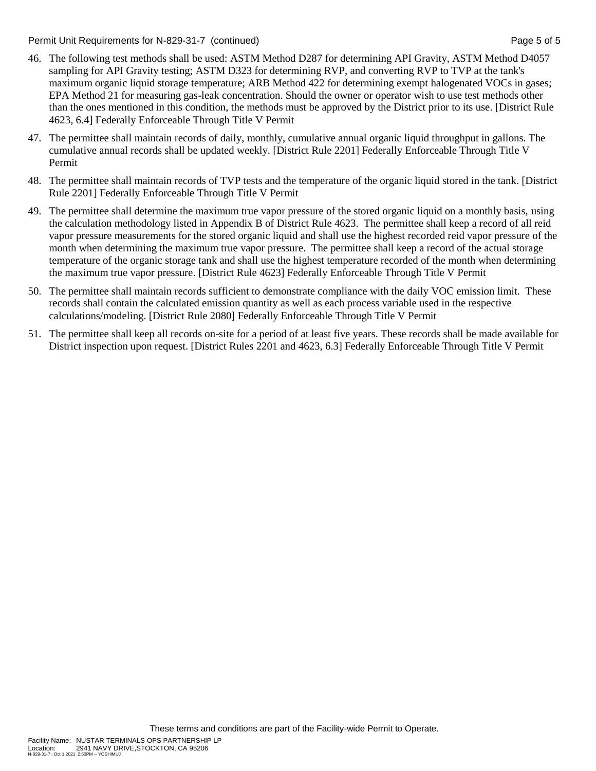46. The following test methods shall be used: ASTM Method D287 for determining API Gravity, ASTM Method D4057 sampling for API Gravity testing; ASTM D323 for determining RVP, and converting RVP to TVP at the tank's maximum organic liquid storage temperature; ARB Method 422 for determining exempt halogenated VOCs in gases; EPA Method 21 for measuring gas-leak concentration. Should the owner or operator wish to use test methods other than the ones mentioned in this condition, the methods must be approved by the District prior to its use. [District Rule 4623, 6.4] Federally Enforceable Through Title V Permit

47. The permittee shall maintain records of daily, monthly, cumulative annual organic liquid throughput in gallons. The cumulative annual records shall be updated weekly. [District Rule 2201] Federally Enforceable Through Title V Permit

48. The permittee shall maintain records of TVP tests and the temperature of the organic liquid stored in the tank. [District Rule 2201] Federally Enforceable Through Title V Permit

49. The permittee shall determine the maximum true vapor pressure of the stored organic liquid on a monthly basis, using the calculation methodology listed in Appendix B of District Rule 4623. The permittee shall keep a record of all reid vapor pressure measurements for the stored organic liquid and shall use the highest recorded reid vapor pressure of the month when determining the maximum true vapor pressure. The permittee shall keep a record of the actual storage temperature of the organic storage tank and shall use the highest temperature recorded of the month when determining the maximum true vapor pressure. [District Rule 4623] Federally Enforceable Through Title V Permit

50. The permittee shall maintain records sufficient to demonstrate compliance with the daily VOC emission limit. These records shall contain the calculated emission quantity as well as each process variable used in the respective calculations/modeling. [District Rule 2080] Federally Enforceable Through Title V Permit

51. The permittee shall keep all records on-site for a period of at least five years. These records shall be made available for District inspection upon request. [District Rules 2201 and 4623, 6.3] Federally Enforceable Through Title V Permit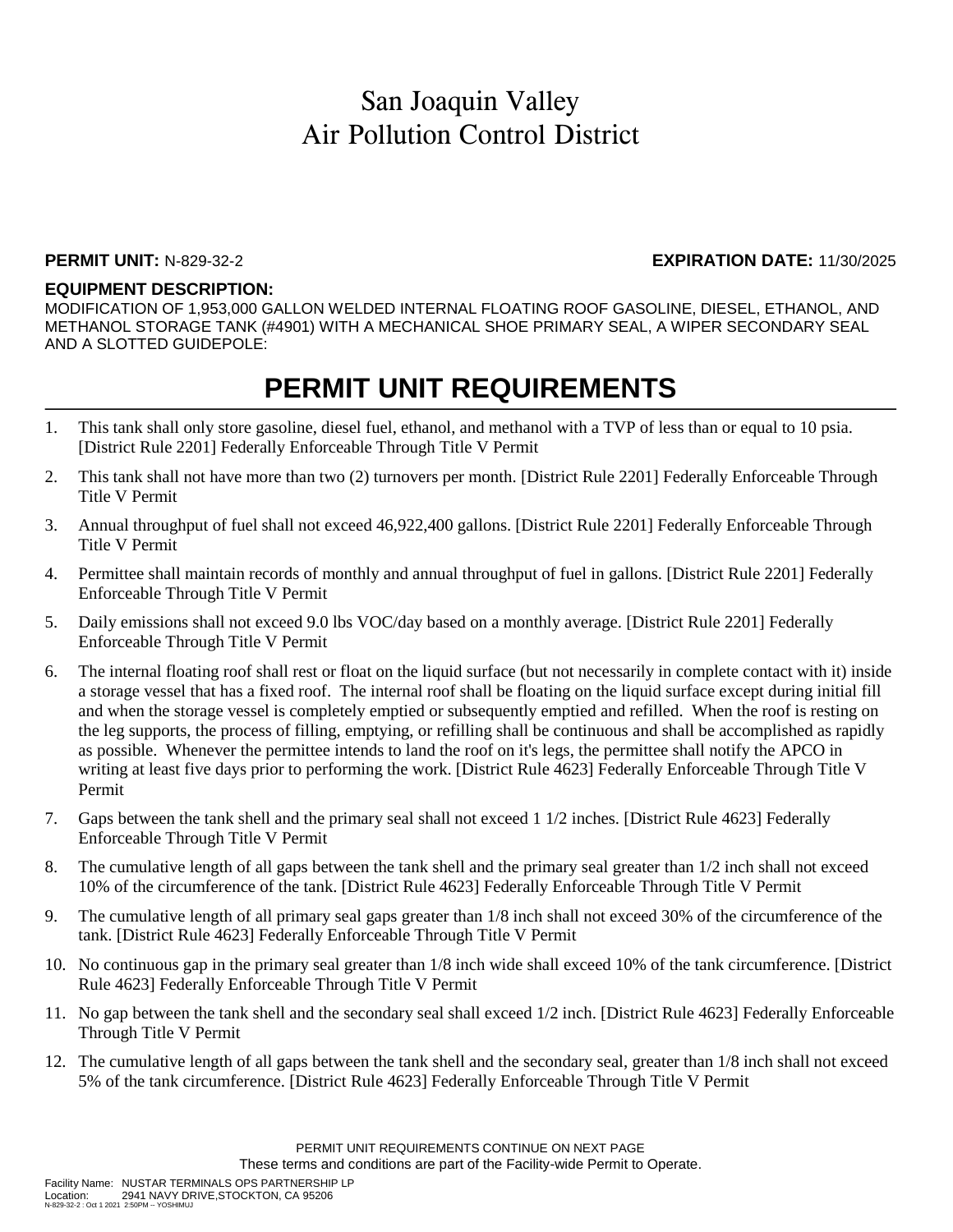# San Joaquin Valley Air Pollution Control District

**PERMIT UNIT:** N-829-32-2 **EXPIRATION DATE:** 11/30/2025

**EQUIPMENT DESCRIPTION:**

MODIFICATION OF 1,953,000 GALLON WELDED INTERNAL FLOATING ROOF GASOLINE, DIESEL, ETHANOL, AND METHANOL STORAGE TANK (#4901) WITH A MECHANICAL SHOE PRIMARY SEAL, A WIPER SECONDARY SEAL AND A SLOTTED GUIDEPOLE:

# PERMIT UNIT REQUIREMENTS

1. This tank shall only store gasoline, diesel fuel, ethanol, and methanol with a TVP of less than or equal to 10 psia. [District Rule 2201] Federally Enforceable Through Title V Permit
2. This tank shall not have more than two (2) turnovers per month. [District Rule 2201] Federally Enforceable Through Title V Permit
3. Annual throughput of fuel shall not exceed 46,922,400 gallons. [District Rule 2201] Federally Enforceable Through Title V Permit
4. Permittee shall maintain records of monthly and annual throughput of fuel in gallons. [District Rule 2201] Federally Enforceable Through Title V Permit
5. Daily emissions shall not exceed 9.0 lbs VOC/day based on a monthly average. [District Rule 2201] Federally Enforceable Through Title V Permit
6. The internal floating roof shall rest or float on the liquid surface (but not necessarily in complete contact with it) inside a storage vessel that has a fixed roof. The internal roof shall be floating on the liquid surface except during initial fill and when the storage vessel is completely emptied or subsequently emptied and refilled. When the roof is resting on the leg supports, the process of filling, emptying, or refilling shall be continuous and shall be accomplished as rapidly as possible. Whenever the permittee intends to land the roof on it's legs, the permittee shall notify the APCO in writing at least five days prior to performing the work. [District Rule 4623] Federally Enforceable Through Title V Permit
7. Gaps between the tank shell and the primary seal shall not exceed 1 1/2 inches. [District Rule 4623] Federally Enforceable Through Title V Permit
8. The cumulative length of all gaps between the tank shell and the primary seal greater than 1/2 inch shall not exceed 10% of the circumference of the tank. [District Rule 4623] Federally Enforceable Through Title V Permit
9. The cumulative length of all primary seal gaps greater than 1/8 inch shall not exceed 30% of the circumference of the tank. [District Rule 4623] Federally Enforceable Through Title V Permit
10. No continuous gap in the primary seal greater than 1/8 inch wide shall exceed 10% of the tank circumference. [District Rule 4623] Federally Enforceable Through Title V Permit
11. No gap between the tank shell and the secondary seal shall exceed 1/2 inch. [District Rule 4623] Federally Enforceable Through Title V Permit
12. The cumulative length of all gaps between the tank shell and the secondary seal, greater than 1/8 inch shall not exceed 5% of the tank circumference. [District Rule 4623] Federally Enforceable Through Title V Permit

PERMIT UNIT REQUIREMENTS CONTINUE ON NEXT PAGE

These terms and conditions are part of the Facility-wide Permit to Operate.

Facility Name: NUSTAR TERMINALS OPS PARTNERSHIP LP
Location: 2941 NAVY DRIVE,STOCKTON, CA 95206
N-829-32-2 : Oct 1 2021 2:50PM -- YOSHIMUJ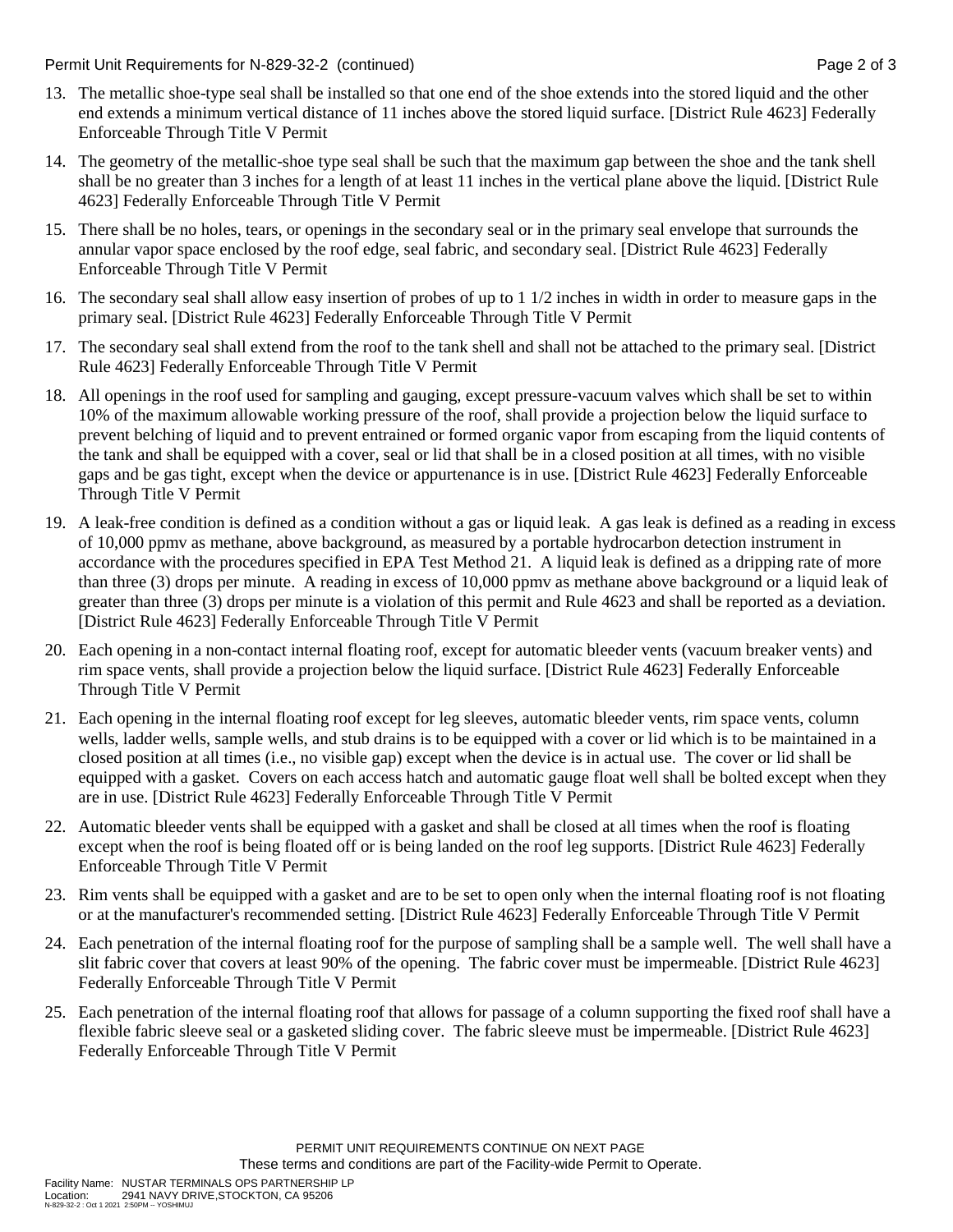13. The metallic shoe-type seal shall be installed so that one end of the shoe extends into the stored liquid and the other end extends a minimum vertical distance of 11 inches above the stored liquid surface. [District Rule 4623] Federally Enforceable Through Title V Permit

14. The geometry of the metallic-shoe type seal shall be such that the maximum gap between the shoe and the tank shell shall be no greater than 3 inches for a length of at least 11 inches in the vertical plane above the liquid. [District Rule 4623] Federally Enforceable Through Title V Permit

15. There shall be no holes, tears, or openings in the secondary seal or in the primary seal envelope that surrounds the annular vapor space enclosed by the roof edge, seal fabric, and secondary seal. [District Rule 4623] Federally Enforceable Through Title V Permit

16. The secondary seal shall allow easy insertion of probes of up to 1 1/2 inches in width in order to measure gaps in the primary seal. [District Rule 4623] Federally Enforceable Through Title V Permit

17. The secondary seal shall extend from the roof to the tank shell and shall not be attached to the primary seal. [District Rule 4623] Federally Enforceable Through Title V Permit

18. All openings in the roof used for sampling and gauging, except pressure-vacuum valves which shall be set to within 10% of the maximum allowable working pressure of the roof, shall provide a projection below the liquid surface to prevent belching of liquid and to prevent entrained or formed organic vapor from escaping from the liquid contents of the tank and shall be equipped with a cover, seal or lid that shall be in a closed position at all times, with no visible gaps and be gas tight, except when the device or appurtenance is in use. [District Rule 4623] Federally Enforceable Through Title V Permit

19. A leak-free condition is defined as a condition without a gas or liquid leak. A gas leak is defined as a reading in excess of 10,000 ppmv as methane, above background, as measured by a portable hydrocarbon detection instrument in accordance with the procedures specified in EPA Test Method 21. A liquid leak is defined as a dripping rate of more than three (3) drops per minute. A reading in excess of 10,000 ppmv as methane above background or a liquid leak of greater than three (3) drops per minute is a violation of this permit and Rule 4623 and shall be reported as a deviation. [District Rule 4623] Federally Enforceable Through Title V Permit

20. Each opening in a non-contact internal floating roof, except for automatic bleeder vents (vacuum breaker vents) and rim space vents, shall provide a projection below the liquid surface. [District Rule 4623] Federally Enforceable Through Title V Permit

21. Each opening in the internal floating roof except for leg sleeves, automatic bleeder vents, rim space vents, column wells, ladder wells, sample wells, and stub drains is to be equipped with a cover or lid which is to be maintained in a closed position at all times (i.e., no visible gap) except when the device is in actual use. The cover or lid shall be equipped with a gasket. Covers on each access hatch and automatic gauge float well shall be bolted except when they are in use. [District Rule 4623] Federally Enforceable Through Title V Permit

22. Automatic bleeder vents shall be equipped with a gasket and shall be closed at all times when the roof is floating except when the roof is being floated off or is being landed on the roof leg supports. [District Rule 4623] Federally Enforceable Through Title V Permit

23. Rim vents shall be equipped with a gasket and are to be set to open only when the internal floating roof is not floating or at the manufacturer's recommended setting. [District Rule 4623] Federally Enforceable Through Title V Permit

24. Each penetration of the internal floating roof for the purpose of sampling shall be a sample well. The well shall have a slit fabric cover that covers at least 90% of the opening. The fabric cover must be impermeable. [District Rule 4623] Federally Enforceable Through Title V Permit

25. Each penetration of the internal floating roof that allows for passage of a column supporting the fixed roof shall have a flexible fabric sleeve seal or a gasketed sliding cover. The fabric sleeve must be impermeable. [District Rule 4623] Federally Enforceable Through Title V Permit

PERMIT UNIT REQUIREMENTS CONTINUE ON NEXT PAGE
These terms and conditions are part of the Facility-wide Permit to Operate.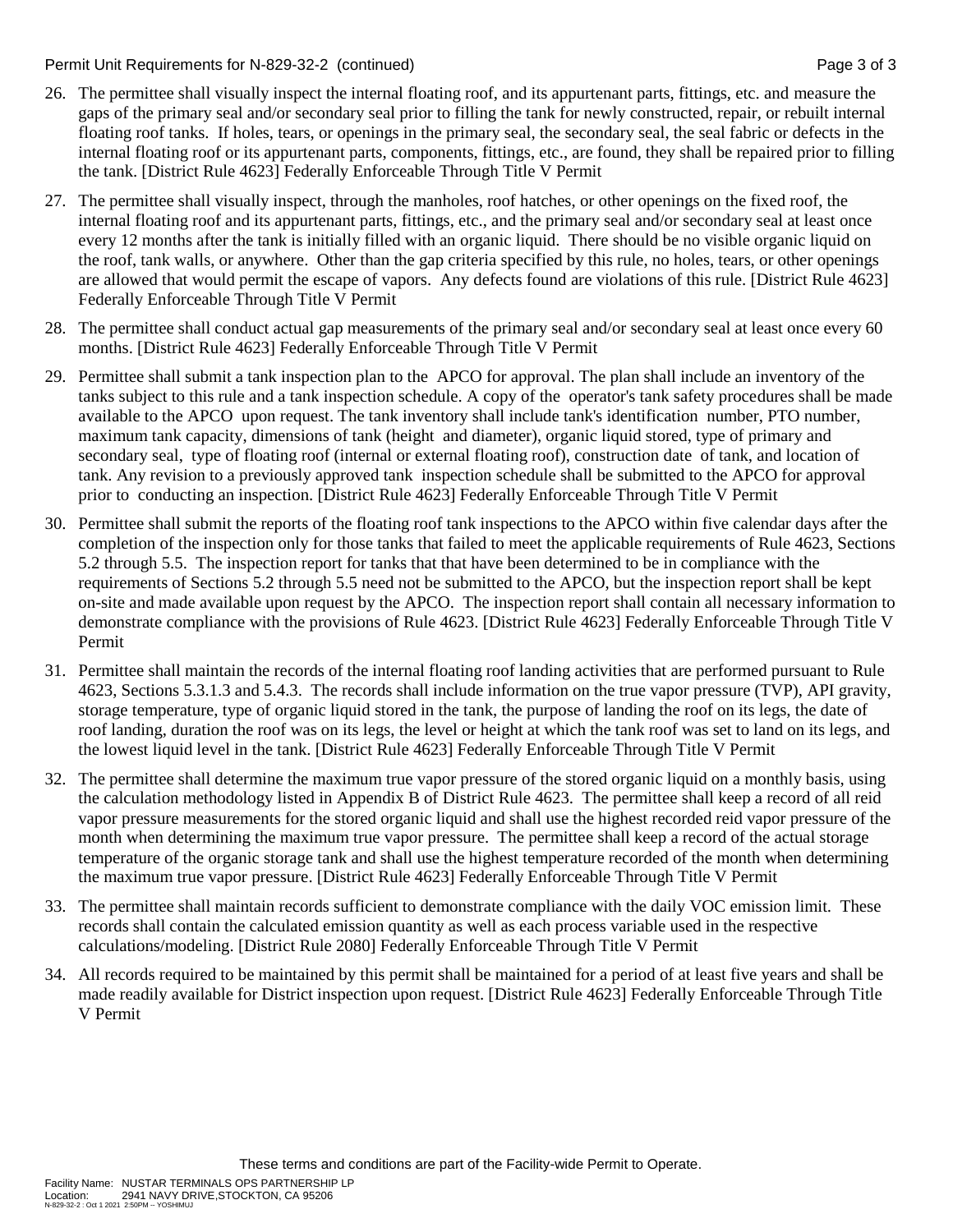26. The permittee shall visually inspect the internal floating roof, and its appurtenant parts, fittings, etc. and measure the gaps of the primary seal and/or secondary seal prior to filling the tank for newly constructed, repair, or rebuilt internal floating roof tanks. If holes, tears, or openings in the primary seal, the secondary seal, the seal fabric or defects in the internal floating roof or its appurtenant parts, components, fittings, etc., are found, they shall be repaired prior to filling the tank. [District Rule 4623] Federally Enforceable Through Title V Permit

27. The permittee shall visually inspect, through the manholes, roof hatches, or other openings on the fixed roof, the internal floating roof and its appurtenant parts, fittings, etc., and the primary seal and/or secondary seal at least once every 12 months after the tank is initially filled with an organic liquid. There should be no visible organic liquid on the roof, tank walls, or anywhere. Other than the gap criteria specified by this rule, no holes, tears, or other openings are allowed that would permit the escape of vapors. Any defects found are violations of this rule. [District Rule 4623] Federally Enforceable Through Title V Permit

28. The permittee shall conduct actual gap measurements of the primary seal and/or secondary seal at least once every 60 months. [District Rule 4623] Federally Enforceable Through Title V Permit

29. Permittee shall submit a tank inspection plan to the APCO for approval. The plan shall include an inventory of the tanks subject to this rule and a tank inspection schedule. A copy of the operator's tank safety procedures shall be made available to the APCO upon request. The tank inventory shall include tank's identification number, PTO number, maximum tank capacity, dimensions of tank (height and diameter), organic liquid stored, type of primary and secondary seal, type of floating roof (internal or external floating roof), construction date of tank, and location of tank. Any revision to a previously approved tank inspection schedule shall be submitted to the APCO for approval prior to conducting an inspection. [District Rule 4623] Federally Enforceable Through Title V Permit

30. Permittee shall submit the reports of the floating roof tank inspections to the APCO within five calendar days after the completion of the inspection only for those tanks that failed to meet the applicable requirements of Rule 4623, Sections 5.2 through 5.5. The inspection report for tanks that that have been determined to be in compliance with the requirements of Sections 5.2 through 5.5 need not be submitted to the APCO, but the inspection report shall be kept on-site and made available upon request by the APCO. The inspection report shall contain all necessary information to demonstrate compliance with the provisions of Rule 4623. [District Rule 4623] Federally Enforceable Through Title V Permit

31. Permittee shall maintain the records of the internal floating roof landing activities that are performed pursuant to Rule 4623, Sections 5.3.1.3 and 5.4.3. The records shall include information on the true vapor pressure (TVP), API gravity, storage temperature, type of organic liquid stored in the tank, the purpose of landing the roof on its legs, the date of roof landing, duration the roof was on its legs, the level or height at which the tank roof was set to land on its legs, and the lowest liquid level in the tank. [District Rule 4623] Federally Enforceable Through Title V Permit

32. The permittee shall determine the maximum true vapor pressure of the stored organic liquid on a monthly basis, using the calculation methodology listed in Appendix B of District Rule 4623. The permittee shall keep a record of all reid vapor pressure measurements for the stored organic liquid and shall use the highest recorded reid vapor pressure of the month when determining the maximum true vapor pressure. The permittee shall keep a record of the actual storage temperature of the organic storage tank and shall use the highest temperature recorded of the month when determining the maximum true vapor pressure. [District Rule 4623] Federally Enforceable Through Title V Permit

33. The permittee shall maintain records sufficient to demonstrate compliance with the daily VOC emission limit. These records shall contain the calculated emission quantity as well as each process variable used in the respective calculations/modeling. [District Rule 2080] Federally Enforceable Through Title V Permit

34. All records required to be maintained by this permit shall be maintained for a period of at least five years and shall be made readily available for District inspection upon request. [District Rule 4623] Federally Enforceable Through Title V Permit

These terms and conditions are part of the Facility-wide Permit to Operate.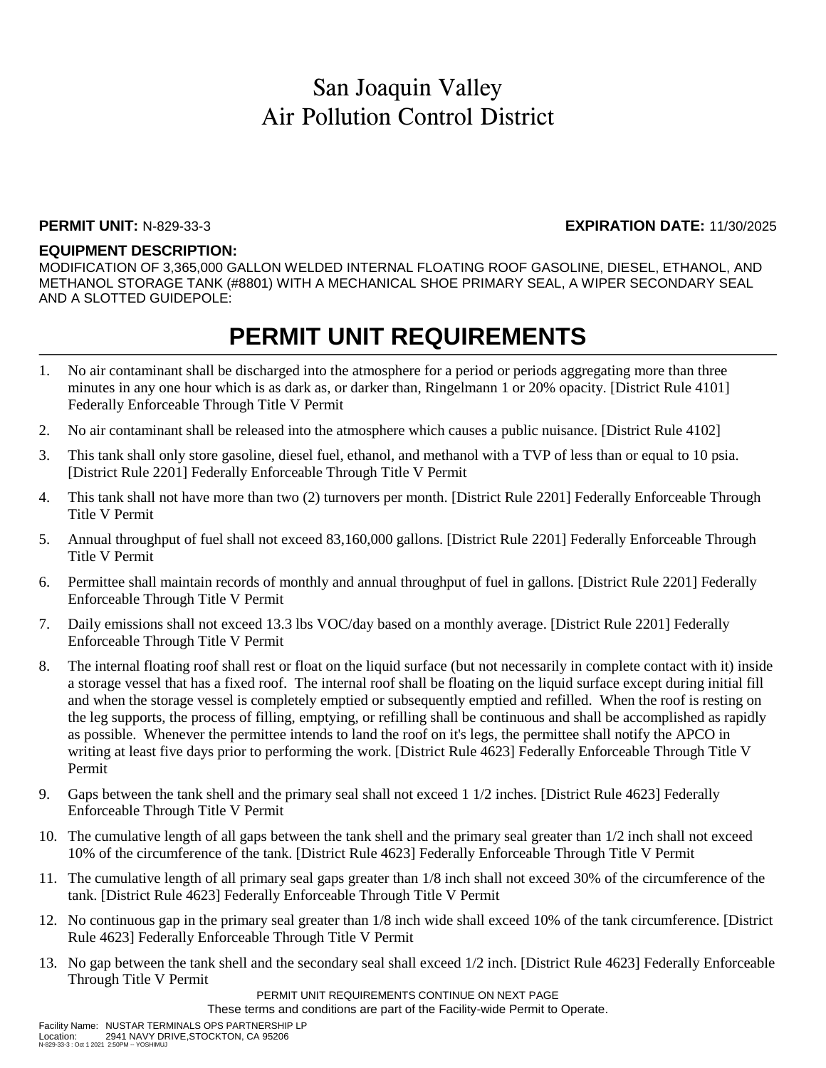# San Joaquin Valley Air Pollution Control District

**PERMIT UNIT:** N-829-33-3 **EXPIRATION DATE:** 11/30/2025

**EQUIPMENT DESCRIPTION:**

MODIFICATION OF 3,365,000 GALLON WELDED INTERNAL FLOATING ROOF GASOLINE, DIESEL, ETHANOL, AND METHANOL STORAGE TANK (#8801) WITH A MECHANICAL SHOE PRIMARY SEAL, A WIPER SECONDARY SEAL AND A SLOTTED GUIDEPOLE:

# PERMIT UNIT REQUIREMENTS

1. No air contaminant shall be discharged into the atmosphere for a period or periods aggregating more than three minutes in any one hour which is as dark as, or darker than, Ringelmann 1 or 20% opacity. [District Rule 4101] Federally Enforceable Through Title V Permit
2. No air contaminant shall be released into the atmosphere which causes a public nuisance. [District Rule 4102]
3. This tank shall only store gasoline, diesel fuel, ethanol, and methanol with a TVP of less than or equal to 10 psia. [District Rule 2201] Federally Enforceable Through Title V Permit
4. This tank shall not have more than two (2) turnovers per month. [District Rule 2201] Federally Enforceable Through Title V Permit
5. Annual throughput of fuel shall not exceed 83,160,000 gallons. [District Rule 2201] Federally Enforceable Through Title V Permit
6. Permittee shall maintain records of monthly and annual throughput of fuel in gallons. [District Rule 2201] Federally Enforceable Through Title V Permit
7. Daily emissions shall not exceed 13.3 lbs VOC/day based on a monthly average. [District Rule 2201] Federally Enforceable Through Title V Permit
8. The internal floating roof shall rest or float on the liquid surface (but not necessarily in complete contact with it) inside a storage vessel that has a fixed roof. The internal roof shall be floating on the liquid surface except during initial fill and when the storage vessel is completely emptied or subsequently emptied and refilled. When the roof is resting on the leg supports, the process of filling, emptying, or refilling shall be continuous and shall be accomplished as rapidly as possible. Whenever the permittee intends to land the roof on it's legs, the permittee shall notify the APCO in writing at least five days prior to performing the work. [District Rule 4623] Federally Enforceable Through Title V Permit
9. Gaps between the tank shell and the primary seal shall not exceed 1 1/2 inches. [District Rule 4623] Federally Enforceable Through Title V Permit
10. The cumulative length of all gaps between the tank shell and the primary seal greater than 1/2 inch shall not exceed 10% of the circumference of the tank. [District Rule 4623] Federally Enforceable Through Title V Permit
11. The cumulative length of all primary seal gaps greater than 1/8 inch shall not exceed 30% of the circumference of the tank. [District Rule 4623] Federally Enforceable Through Title V Permit
12. No continuous gap in the primary seal greater than 1/8 inch wide shall exceed 10% of the tank circumference. [District Rule 4623] Federally Enforceable Through Title V Permit
13. No gap between the tank shell and the secondary seal shall exceed 1/2 inch. [District Rule 4623] Federally Enforceable Through Title V Permit

PERMIT UNIT REQUIREMENTS CONTINUE ON NEXT PAGE

These terms and conditions are part of the Facility-wide Permit to Operate.

Facility Name: NUSTAR TERMINALS OPS PARTNERSHIP LP
Location: 2941 NAVY DRIVE,STOCKTON, CA 95206
N-829-33-3 : Oct 1 2021 2:50PM -- YOSHIMUJ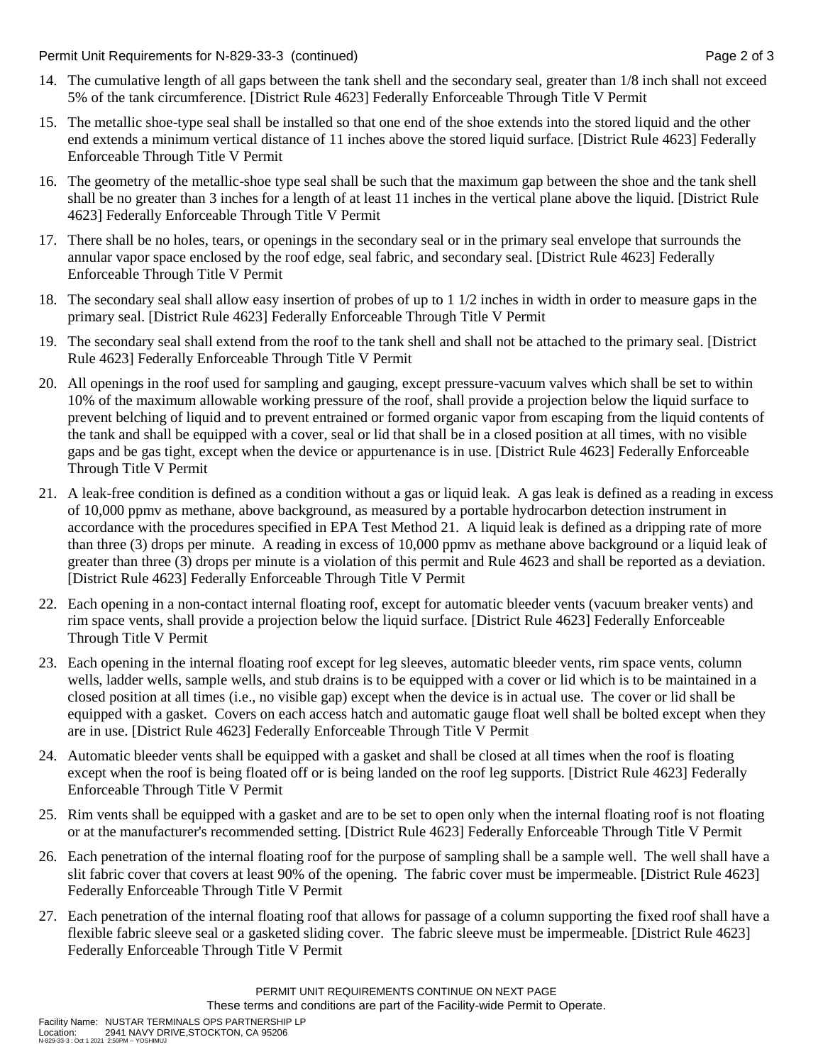14. The cumulative length of all gaps between the tank shell and the secondary seal, greater than 1/8 inch shall not exceed 5% of the tank circumference. [District Rule 4623] Federally Enforceable Through Title V Permit

15. The metallic shoe-type seal shall be installed so that one end of the shoe extends into the stored liquid and the other end extends a minimum vertical distance of 11 inches above the stored liquid surface. [District Rule 4623] Federally Enforceable Through Title V Permit

16. The geometry of the metallic-shoe type seal shall be such that the maximum gap between the shoe and the tank shell shall be no greater than 3 inches for a length of at least 11 inches in the vertical plane above the liquid. [District Rule 4623] Federally Enforceable Through Title V Permit

17. There shall be no holes, tears, or openings in the secondary seal or in the primary seal envelope that surrounds the annular vapor space enclosed by the roof edge, seal fabric, and secondary seal. [District Rule 4623] Federally Enforceable Through Title V Permit

18. The secondary seal shall allow easy insertion of probes of up to 1 1/2 inches in width in order to measure gaps in the primary seal. [District Rule 4623] Federally Enforceable Through Title V Permit

19. The secondary seal shall extend from the roof to the tank shell and shall not be attached to the primary seal. [District Rule 4623] Federally Enforceable Through Title V Permit

20. All openings in the roof used for sampling and gauging, except pressure-vacuum valves which shall be set to within 10% of the maximum allowable working pressure of the roof, shall provide a projection below the liquid surface to prevent belching of liquid and to prevent entrained or formed organic vapor from escaping from the liquid contents of the tank and shall be equipped with a cover, seal or lid that shall be in a closed position at all times, with no visible gaps and be gas tight, except when the device or appurtenance is in use. [District Rule 4623] Federally Enforceable Through Title V Permit

21. A leak-free condition is defined as a condition without a gas or liquid leak. A gas leak is defined as a reading in excess of 10,000 ppmv as methane, above background, as measured by a portable hydrocarbon detection instrument in accordance with the procedures specified in EPA Test Method 21. A liquid leak is defined as a dripping rate of more than three (3) drops per minute. A reading in excess of 10,000 ppmv as methane above background or a liquid leak of greater than three (3) drops per minute is a violation of this permit and Rule 4623 and shall be reported as a deviation. [District Rule 4623] Federally Enforceable Through Title V Permit

22. Each opening in a non-contact internal floating roof, except for automatic bleeder vents (vacuum breaker vents) and rim space vents, shall provide a projection below the liquid surface. [District Rule 4623] Federally Enforceable Through Title V Permit

23. Each opening in the internal floating roof except for leg sleeves, automatic bleeder vents, rim space vents, column wells, ladder wells, sample wells, and stub drains is to be equipped with a cover or lid which is to be maintained in a closed position at all times (i.e., no visible gap) except when the device is in actual use. The cover or lid shall be equipped with a gasket. Covers on each access hatch and automatic gauge float well shall be bolted except when they are in use. [District Rule 4623] Federally Enforceable Through Title V Permit

24. Automatic bleeder vents shall be equipped with a gasket and shall be closed at all times when the roof is floating except when the roof is being floated off or is being landed on the roof leg supports. [District Rule 4623] Federally Enforceable Through Title V Permit

25. Rim vents shall be equipped with a gasket and are to be set to open only when the internal floating roof is not floating or at the manufacturer's recommended setting. [District Rule 4623] Federally Enforceable Through Title V Permit

26. Each penetration of the internal floating roof for the purpose of sampling shall be a sample well. The well shall have a slit fabric cover that covers at least 90% of the opening. The fabric cover must be impermeable. [District Rule 4623] Federally Enforceable Through Title V Permit

27. Each penetration of the internal floating roof that allows for passage of a column supporting the fixed roof shall have a flexible fabric sleeve seal or a gasketed sliding cover. The fabric sleeve must be impermeable. [District Rule 4623] Federally Enforceable Through Title V Permit

PERMIT UNIT REQUIREMENTS CONTINUE ON NEXT PAGE
These terms and conditions are part of the Facility-wide Permit to Operate.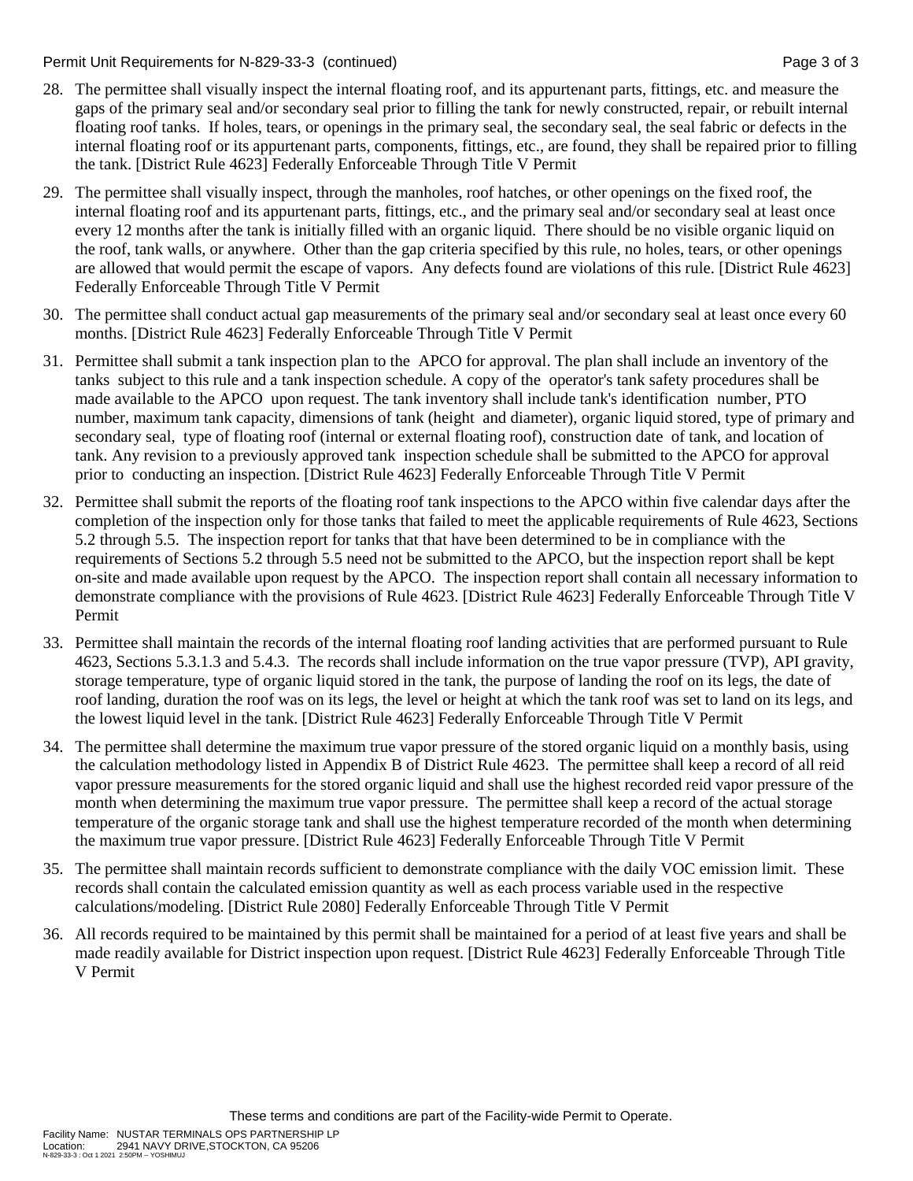28. The permittee shall visually inspect the internal floating roof, and its appurtenant parts, fittings, etc. and measure the gaps of the primary seal and/or secondary seal prior to filling the tank for newly constructed, repair, or rebuilt internal floating roof tanks. If holes, tears, or openings in the primary seal, the secondary seal, the seal fabric or defects in the internal floating roof or its appurtenant parts, components, fittings, etc., are found, they shall be repaired prior to filling the tank. [District Rule 4623] Federally Enforceable Through Title V Permit

29. The permittee shall visually inspect, through the manholes, roof hatches, or other openings on the fixed roof, the internal floating roof and its appurtenant parts, fittings, etc., and the primary seal and/or secondary seal at least once every 12 months after the tank is initially filled with an organic liquid. There should be no visible organic liquid on the roof, tank walls, or anywhere. Other than the gap criteria specified by this rule, no holes, tears, or other openings are allowed that would permit the escape of vapors. Any defects found are violations of this rule. [District Rule 4623] Federally Enforceable Through Title V Permit

30. The permittee shall conduct actual gap measurements of the primary seal and/or secondary seal at least once every 60 months. [District Rule 4623] Federally Enforceable Through Title V Permit

31. Permittee shall submit a tank inspection plan to the APCO for approval. The plan shall include an inventory of the tanks subject to this rule and a tank inspection schedule. A copy of the operator's tank safety procedures shall be made available to the APCO upon request. The tank inventory shall include tank's identification number, PTO number, maximum tank capacity, dimensions of tank (height and diameter), organic liquid stored, type of primary and secondary seal, type of floating roof (internal or external floating roof), construction date of tank, and location of tank. Any revision to a previously approved tank inspection schedule shall be submitted to the APCO for approval prior to conducting an inspection. [District Rule 4623] Federally Enforceable Through Title V Permit

32. Permittee shall submit the reports of the floating roof tank inspections to the APCO within five calendar days after the completion of the inspection only for those tanks that failed to meet the applicable requirements of Rule 4623, Sections 5.2 through 5.5. The inspection report for tanks that that have been determined to be in compliance with the requirements of Sections 5.2 through 5.5 need not be submitted to the APCO, but the inspection report shall be kept on-site and made available upon request by the APCO. The inspection report shall contain all necessary information to demonstrate compliance with the provisions of Rule 4623. [District Rule 4623] Federally Enforceable Through Title V Permit

33. Permittee shall maintain the records of the internal floating roof landing activities that are performed pursuant to Rule 4623, Sections 5.3.1.3 and 5.4.3. The records shall include information on the true vapor pressure (TVP), API gravity, storage temperature, type of organic liquid stored in the tank, the purpose of landing the roof on its legs, the date of roof landing, duration the roof was on its legs, the level or height at which the tank roof was set to land on its legs, and the lowest liquid level in the tank. [District Rule 4623] Federally Enforceable Through Title V Permit

34. The permittee shall determine the maximum true vapor pressure of the stored organic liquid on a monthly basis, using the calculation methodology listed in Appendix B of District Rule 4623. The permittee shall keep a record of all reid vapor pressure measurements for the stored organic liquid and shall use the highest recorded reid vapor pressure of the month when determining the maximum true vapor pressure. The permittee shall keep a record of the actual storage temperature of the organic storage tank and shall use the highest temperature recorded of the month when determining the maximum true vapor pressure. [District Rule 4623] Federally Enforceable Through Title V Permit

35. The permittee shall maintain records sufficient to demonstrate compliance with the daily VOC emission limit. These records shall contain the calculated emission quantity as well as each process variable used in the respective calculations/modeling. [District Rule 2080] Federally Enforceable Through Title V Permit

36. All records required to be maintained by this permit shall be maintained for a period of at least five years and shall be made readily available for District inspection upon request. [District Rule 4623] Federally Enforceable Through Title V Permit

These terms and conditions are part of the Facility-wide Permit to Operate.

Facility Name: NUSTAR TERMINALS OPS PARTNERSHIP LP
Location: 2941 NAVY DRIVE,STOCKTON, CA 95206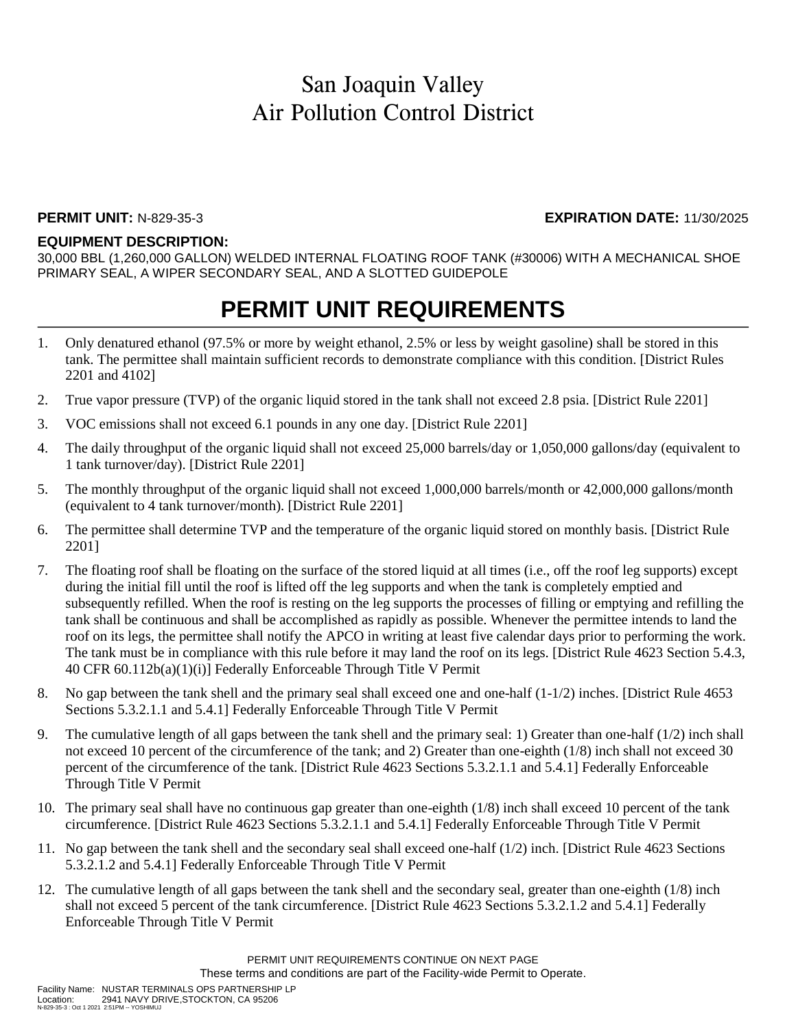# San Joaquin Valley
# Air Pollution Control District

**PERMIT UNIT:** N-829-35-3 **EXPIRATION DATE:** 11/30/2025

**EQUIPMENT DESCRIPTION:**
30,000 BBL (1,260,000 GALLON) WELDED INTERNAL FLOATING ROOF TANK (#30006) WITH A MECHANICAL SHOE PRIMARY SEAL, A WIPER SECONDARY SEAL, AND A SLOTTED GUIDEPOLE

## PERMIT UNIT REQUIREMENTS

1. Only denatured ethanol (97.5% or more by weight ethanol, 2.5% or less by weight gasoline) shall be stored in this tank. The permittee shall maintain sufficient records to demonstrate compliance with this condition. [District Rules 2201 and 4102]
2. True vapor pressure (TVP) of the organic liquid stored in the tank shall not exceed 2.8 psia. [District Rule 2201]
3. VOC emissions shall not exceed 6.1 pounds in any one day. [District Rule 2201]
4. The daily throughput of the organic liquid shall not exceed 25,000 barrels/day or 1,050,000 gallons/day (equivalent to 1 tank turnover/day). [District Rule 2201]
5. The monthly throughput of the organic liquid shall not exceed 1,000,000 barrels/month or 42,000,000 gallons/month (equivalent to 4 tank turnover/month). [District Rule 2201]
6. The permittee shall determine TVP and the temperature of the organic liquid stored on monthly basis. [District Rule 2201]
7. The floating roof shall be floating on the surface of the stored liquid at all times (i.e., off the roof leg supports) except during the initial fill until the roof is lifted off the leg supports and when the tank is completely emptied and subsequently refilled. When the roof is resting on the leg supports the processes of filling or emptying and refilling the tank shall be continuous and shall be accomplished as rapidly as possible. Whenever the permittee intends to land the roof on its legs, the permittee shall notify the APCO in writing at least five calendar days prior to performing the work. The tank must be in compliance with this rule before it may land the roof on its legs. [District Rule 4623 Section 5.4.3, 40 CFR 60.112b(a)(1)(i)] Federally Enforceable Through Title V Permit
8. No gap between the tank shell and the primary seal shall exceed one and one-half (1-1/2) inches. [District Rule 4653 Sections 5.3.2.1.1 and 5.4.1] Federally Enforceable Through Title V Permit
9. The cumulative length of all gaps between the tank shell and the primary seal: 1) Greater than one-half (1/2) inch shall not exceed 10 percent of the circumference of the tank; and 2) Greater than one-eighth (1/8) inch shall not exceed 30 percent of the circumference of the tank. [District Rule 4623 Sections 5.3.2.1.1 and 5.4.1] Federally Enforceable Through Title V Permit
10. The primary seal shall have no continuous gap greater than one-eighth (1/8) inch shall exceed 10 percent of the tank circumference. [District Rule 4623 Sections 5.3.2.1.1 and 5.4.1] Federally Enforceable Through Title V Permit
11. No gap between the tank shell and the secondary seal shall exceed one-half (1/2) inch. [District Rule 4623 Sections 5.3.2.1.2 and 5.4.1] Federally Enforceable Through Title V Permit
12. The cumulative length of all gaps between the tank shell and the secondary seal, greater than one-eighth (1/8) inch shall not exceed 5 percent of the tank circumference. [District Rule 4623 Sections 5.3.2.1.2 and 5.4.1] Federally Enforceable Through Title V Permit

PERMIT UNIT REQUIREMENTS CONTINUE ON NEXT PAGE
These terms and conditions are part of the Facility-wide Permit to Operate.

Facility Name: NUSTAR TERMINALS OPS PARTNERSHIP LP
Location: 2941 NAVY DRIVE,STOCKTON, CA 95206
N-829-35-3 : Oct 1 2021 2:51PM -- YOSHIMUJ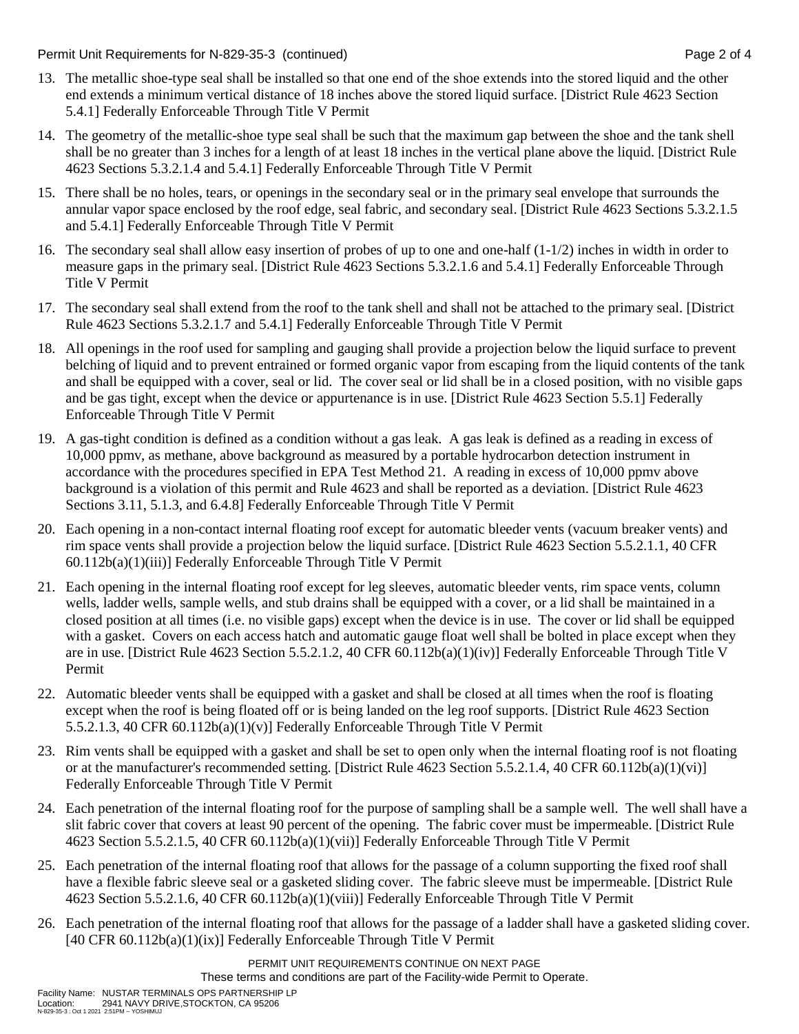13. The metallic shoe-type seal shall be installed so that one end of the shoe extends into the stored liquid and the other end extends a minimum vertical distance of 18 inches above the stored liquid surface. [District Rule 4623 Section 5.4.1] Federally Enforceable Through Title V Permit

14. The geometry of the metallic-shoe type seal shall be such that the maximum gap between the shoe and the tank shell shall be no greater than 3 inches for a length of at least 18 inches in the vertical plane above the liquid. [District Rule 4623 Sections 5.3.2.1.4 and 5.4.1] Federally Enforceable Through Title V Permit

15. There shall be no holes, tears, or openings in the secondary seal or in the primary seal envelope that surrounds the annular vapor space enclosed by the roof edge, seal fabric, and secondary seal. [District Rule 4623 Sections 5.3.2.1.5 and 5.4.1] Federally Enforceable Through Title V Permit

16. The secondary seal shall allow easy insertion of probes of up to one and one-half (1-1/2) inches in width in order to measure gaps in the primary seal. [District Rule 4623 Sections 5.3.2.1.6 and 5.4.1] Federally Enforceable Through Title V Permit

17. The secondary seal shall extend from the roof to the tank shell and shall not be attached to the primary seal. [District Rule 4623 Sections 5.3.2.1.7 and 5.4.1] Federally Enforceable Through Title V Permit

18. All openings in the roof used for sampling and gauging shall provide a projection below the liquid surface to prevent belching of liquid and to prevent entrained or formed organic vapor from escaping from the liquid contents of the tank and shall be equipped with a cover, seal or lid. The cover seal or lid shall be in a closed position, with no visible gaps and be gas tight, except when the device or appurtenance is in use. [District Rule 4623 Section 5.5.1] Federally Enforceable Through Title V Permit

19. A gas-tight condition is defined as a condition without a gas leak. A gas leak is defined as a reading in excess of 10,000 ppmv, as methane, above background as measured by a portable hydrocarbon detection instrument in accordance with the procedures specified in EPA Test Method 21. A reading in excess of 10,000 ppmv above background is a violation of this permit and Rule 4623 and shall be reported as a deviation. [District Rule 4623 Sections 3.11, 5.1.3, and 6.4.8] Federally Enforceable Through Title V Permit

20. Each opening in a non-contact internal floating roof except for automatic bleeder vents (vacuum breaker vents) and rim space vents shall provide a projection below the liquid surface. [District Rule 4623 Section 5.5.2.1.1, 40 CFR 60.112b(a)(1)(iii)] Federally Enforceable Through Title V Permit

21. Each opening in the internal floating roof except for leg sleeves, automatic bleeder vents, rim space vents, column wells, ladder wells, sample wells, and stub drains shall be equipped with a cover, or a lid shall be maintained in a closed position at all times (i.e. no visible gaps) except when the device is in use. The cover or lid shall be equipped with a gasket. Covers on each access hatch and automatic gauge float well shall be bolted in place except when they are in use. [District Rule 4623 Section 5.5.2.1.2, 40 CFR 60.112b(a)(1)(iv)] Federally Enforceable Through Title V Permit

22. Automatic bleeder vents shall be equipped with a gasket and shall be closed at all times when the roof is floating except when the roof is being floated off or is being landed on the leg roof supports. [District Rule 4623 Section 5.5.2.1.3, 40 CFR 60.112b(a)(1)(v)] Federally Enforceable Through Title V Permit

23. Rim vents shall be equipped with a gasket and shall be set to open only when the internal floating roof is not floating or at the manufacturer's recommended setting. [District Rule 4623 Section 5.5.2.1.4, 40 CFR 60.112b(a)(1)(vi)] Federally Enforceable Through Title V Permit

24. Each penetration of the internal floating roof for the purpose of sampling shall be a sample well. The well shall have a slit fabric cover that covers at least 90 percent of the opening. The fabric cover must be impermeable. [District Rule 4623 Section 5.5.2.1.5, 40 CFR 60.112b(a)(1)(vii)] Federally Enforceable Through Title V Permit

25. Each penetration of the internal floating roof that allows for the passage of a column supporting the fixed roof shall have a flexible fabric sleeve seal or a gasketed sliding cover. The fabric sleeve must be impermeable. [District Rule 4623 Section 5.5.2.1.6, 40 CFR 60.112b(a)(1)(viii)] Federally Enforceable Through Title V Permit

26. Each penetration of the internal floating roof that allows for the passage of a ladder shall have a gasketed sliding cover. [40 CFR 60.112b(a)(1)(ix)] Federally Enforceable Through Title V Permit

PERMIT UNIT REQUIREMENTS CONTINUE ON NEXT PAGE
These terms and conditions are part of the Facility-wide Permit to Operate.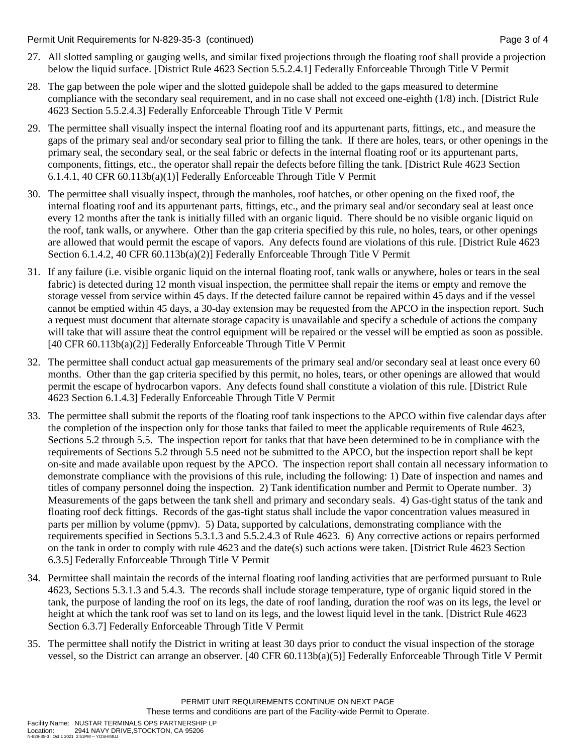27. All slotted sampling or gauging wells, and similar fixed projections through the floating roof shall provide a projection below the liquid surface. [District Rule 4623 Section 5.5.2.4.1] Federally Enforceable Through Title V Permit

28. The gap between the pole wiper and the slotted guidepole shall be added to the gaps measured to determine compliance with the secondary seal requirement, and in no case shall not exceed one-eighth (1/8) inch. [District Rule 4623 Section 5.5.2.4.3] Federally Enforceable Through Title V Permit

29. The permittee shall visually inspect the internal floating roof and its appurtenant parts, fittings, etc., and measure the gaps of the primary seal and/or secondary seal prior to filling the tank. If there are holes, tears, or other openings in the primary seal, the secondary seal, or the seal fabric or defects in the internal floating roof or its appurtenant parts, components, fittings, etc., the operator shall repair the defects before filling the tank. [District Rule 4623 Section 6.1.4.1, 40 CFR 60.113b(a)(1)] Federally Enforceable Through Title V Permit

30. The permittee shall visually inspect, through the manholes, roof hatches, or other opening on the fixed roof, the internal floating roof and its appurtenant parts, fittings, etc., and the primary seal and/or secondary seal at least once every 12 months after the tank is initially filled with an organic liquid. There should be no visible organic liquid on the roof, tank walls, or anywhere. Other than the gap criteria specified by this rule, no holes, tears, or other openings are allowed that would permit the escape of vapors. Any defects found are violations of this rule. [District Rule 4623 Section 6.1.4.2, 40 CFR 60.113b(a)(2)] Federally Enforceable Through Title V Permit

31. If any failure (i.e. visible organic liquid on the internal floating roof, tank walls or anywhere, holes or tears in the seal fabric) is detected during 12 month visual inspection, the permittee shall repair the items or empty and remove the storage vessel from service within 45 days. If the detected failure cannot be repaired within 45 days and if the vessel cannot be emptied within 45 days, a 30-day extension may be requested from the APCO in the inspection report. Such a request must document that alternate storage capacity is unavailable and specify a schedule of actions the company will take that will assure theat the control equipment will be repaired or the vessel will be emptied as soon as possible. [40 CFR 60.113b(a)(2)] Federally Enforceable Through Title V Permit

32. The permittee shall conduct actual gap measurements of the primary seal and/or secondary seal at least once every 60 months. Other than the gap criteria specified by this permit, no holes, tears, or other openings are allowed that would permit the escape of hydrocarbon vapors. Any defects found shall constitute a violation of this rule. [District Rule 4623 Section 6.1.4.3] Federally Enforceable Through Title V Permit

33. The permittee shall submit the reports of the floating roof tank inspections to the APCO within five calendar days after the completion of the inspection only for those tanks that failed to meet the applicable requirements of Rule 4623, Sections 5.2 through 5.5. The inspection report for tanks that that have been determined to be in compliance with the requirements of Sections 5.2 through 5.5 need not be submitted to the APCO, but the inspection report shall be kept on-site and made available upon request by the APCO. The inspection report shall contain all necessary information to demonstrate compliance with the provisions of this rule, including the following: 1) Date of inspection and names and titles of company personnel doing the inspection. 2) Tank identification number and Permit to Operate number. 3) Measurements of the gaps between the tank shell and primary and secondary seals. 4) Gas-tight status of the tank and floating roof deck fittings. Records of the gas-tight status shall include the vapor concentration values measured in parts per million by volume (ppmv). 5) Data, supported by calculations, demonstrating compliance with the requirements specified in Sections 5.3.1.3 and 5.5.2.4.3 of Rule 4623. 6) Any corrective actions or repairs performed on the tank in order to comply with rule 4623 and the date(s) such actions were taken. [District Rule 4623 Section 6.3.5] Federally Enforceable Through Title V Permit

34. Permittee shall maintain the records of the internal floating roof landing activities that are performed pursuant to Rule 4623, Sections 5.3.1.3 and 5.4.3. The records shall include storage temperature, type of organic liquid stored in the tank, the purpose of landing the roof on its legs, the date of roof landing, duration the roof was on its legs, the level or height at which the tank roof was set to land on its legs, and the lowest liquid level in the tank. [District Rule 4623 Section 6.3.7] Federally Enforceable Through Title V Permit

35. The permittee shall notify the District in writing at least 30 days prior to conduct the visual inspection of the storage vessel, so the District can arrange an observer. [40 CFR 60.113b(a)(5)] Federally Enforceable Through Title V Permit

PERMIT UNIT REQUIREMENTS CONTINUE ON NEXT PAGE

These terms and conditions are part of the Facility-wide Permit to Operate.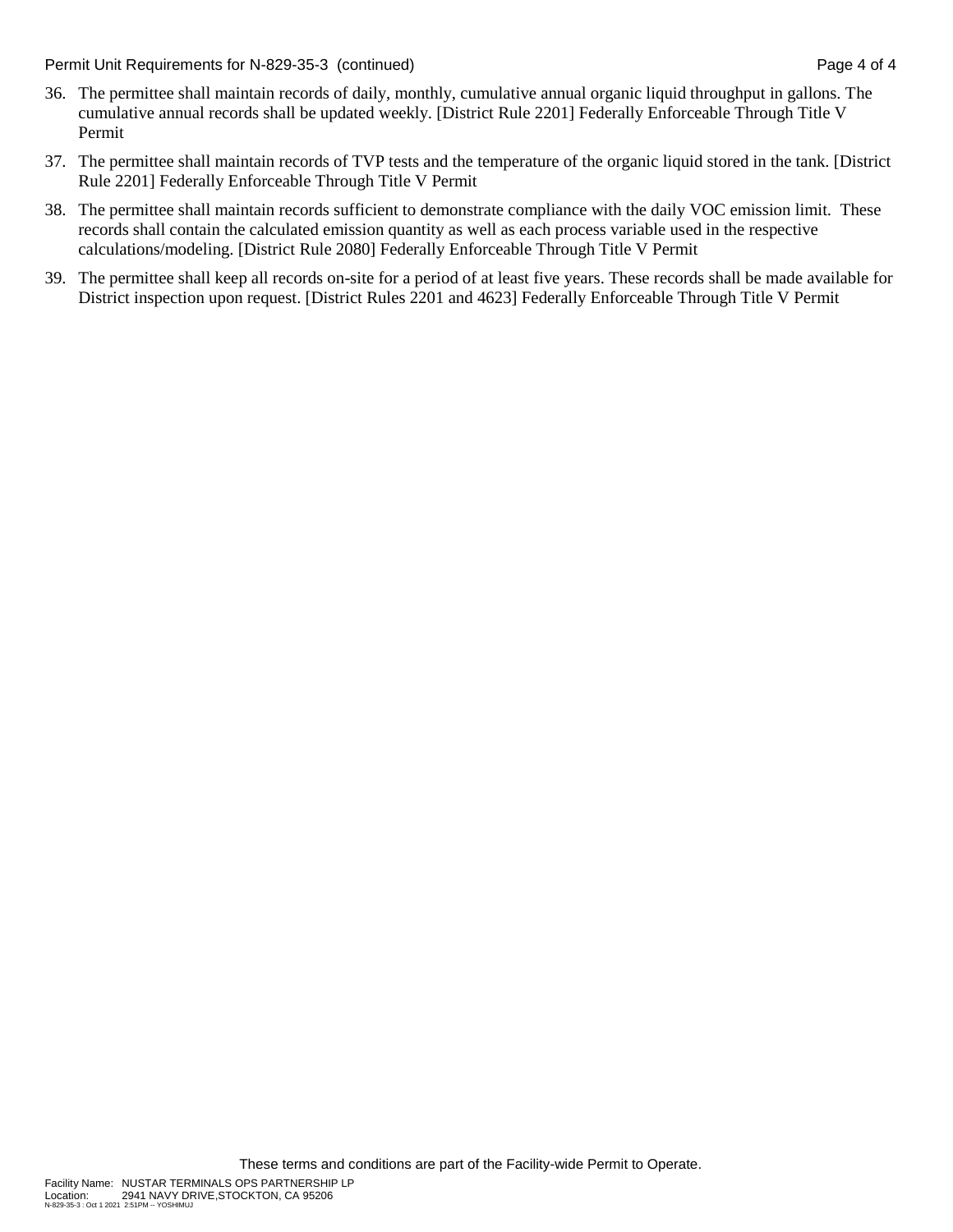36. The permittee shall maintain records of daily, monthly, cumulative annual organic liquid throughput in gallons. The cumulative annual records shall be updated weekly. [District Rule 2201] Federally Enforceable Through Title V Permit

37. The permittee shall maintain records of TVP tests and the temperature of the organic liquid stored in the tank. [District Rule 2201] Federally Enforceable Through Title V Permit

38. The permittee shall maintain records sufficient to demonstrate compliance with the daily VOC emission limit. These records shall contain the calculated emission quantity as well as each process variable used in the respective calculations/modeling. [District Rule 2080] Federally Enforceable Through Title V Permit

39. The permittee shall keep all records on-site for a period of at least five years. These records shall be made available for District inspection upon request. [District Rules 2201 and 4623] Federally Enforceable Through Title V Permit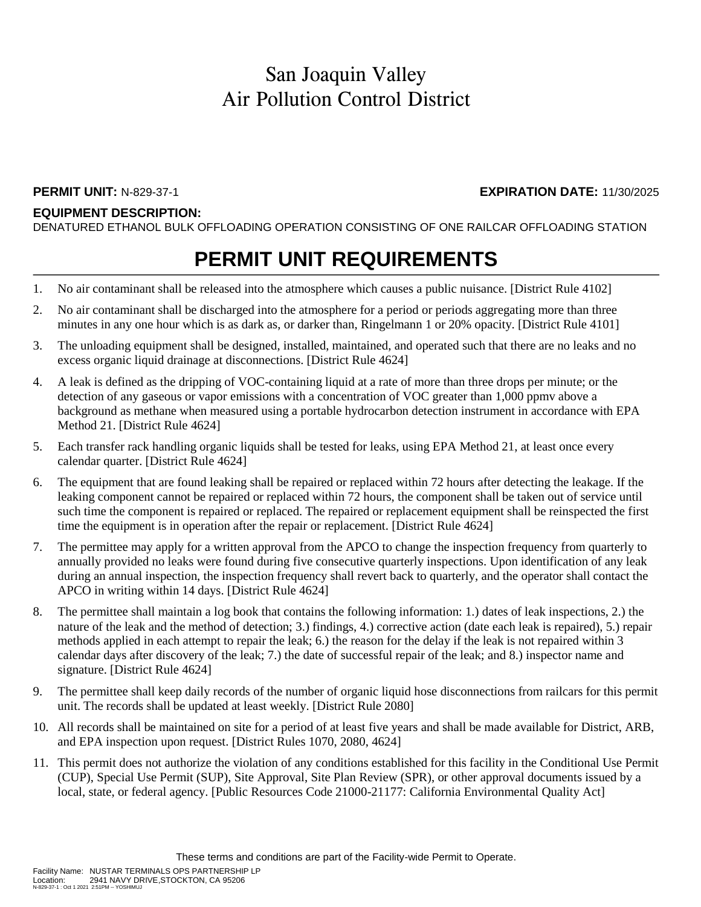# San Joaquin Valley
# Air Pollution Control District

**PERMIT UNIT:** N-829-37-1 **EXPIRATION DATE:** 11/30/2025

**EQUIPMENT DESCRIPTION:**
DENATURED ETHANOL BULK OFFLOADING OPERATION CONSISTING OF ONE RAILCAR OFFLOADING STATION

## PERMIT UNIT REQUIREMENTS

1. No air contaminant shall be released into the atmosphere which causes a public nuisance. [District Rule 4102]
2. No air contaminant shall be discharged into the atmosphere for a period or periods aggregating more than three minutes in any one hour which is as dark as, or darker than, Ringelmann 1 or 20% opacity. [District Rule 4101]
3. The unloading equipment shall be designed, installed, maintained, and operated such that there are no leaks and no excess organic liquid drainage at disconnections. [District Rule 4624]
4. A leak is defined as the dripping of VOC-containing liquid at a rate of more than three drops per minute; or the detection of any gaseous or vapor emissions with a concentration of VOC greater than 1,000 ppmv above a background as methane when measured using a portable hydrocarbon detection instrument in accordance with EPA Method 21. [District Rule 4624]
5. Each transfer rack handling organic liquids shall be tested for leaks, using EPA Method 21, at least once every calendar quarter. [District Rule 4624]
6. The equipment that are found leaking shall be repaired or replaced within 72 hours after detecting the leakage. If the leaking component cannot be repaired or replaced within 72 hours, the component shall be taken out of service until such time the component is repaired or replaced. The repaired or replacement equipment shall be reinspected the first time the equipment is in operation after the repair or replacement. [District Rule 4624]
7. The permittee may apply for a written approval from the APCO to change the inspection frequency from quarterly to annually provided no leaks were found during five consecutive quarterly inspections. Upon identification of any leak during an annual inspection, the inspection frequency shall revert back to quarterly, and the operator shall contact the APCO in writing within 14 days. [District Rule 4624]
8. The permittee shall maintain a log book that contains the following information: 1.) dates of leak inspections, 2.) the nature of the leak and the method of detection; 3.) findings, 4.) corrective action (date each leak is repaired), 5.) repair methods applied in each attempt to repair the leak; 6.) the reason for the delay if the leak is not repaired within 3 calendar days after discovery of the leak; 7.) the date of successful repair of the leak; and 8.) inspector name and signature. [District Rule 4624]
9. The permittee shall keep daily records of the number of organic liquid hose disconnections from railcars for this permit unit. The records shall be updated at least weekly. [District Rule 2080]
10. All records shall be maintained on site for a period of at least five years and shall be made available for District, ARB, and EPA inspection upon request. [District Rules 1070, 2080, 4624]
11. This permit does not authorize the violation of any conditions established for this facility in the Conditional Use Permit (CUP), Special Use Permit (SUP), Site Approval, Site Plan Review (SPR), or other approval documents issued by a local, state, or federal agency. [Public Resources Code 21000-21177: California Environmental Quality Act]

These terms and conditions are part of the Facility-wide Permit to Operate.

Facility Name: NUSTAR TERMINALS OPS PARTNERSHIP LP
Location: 2941 NAVY DRIVE,STOCKTON, CA 95206
N-829-37-1 : Oct 1 2021 2:51PM -- YOSHIMUJ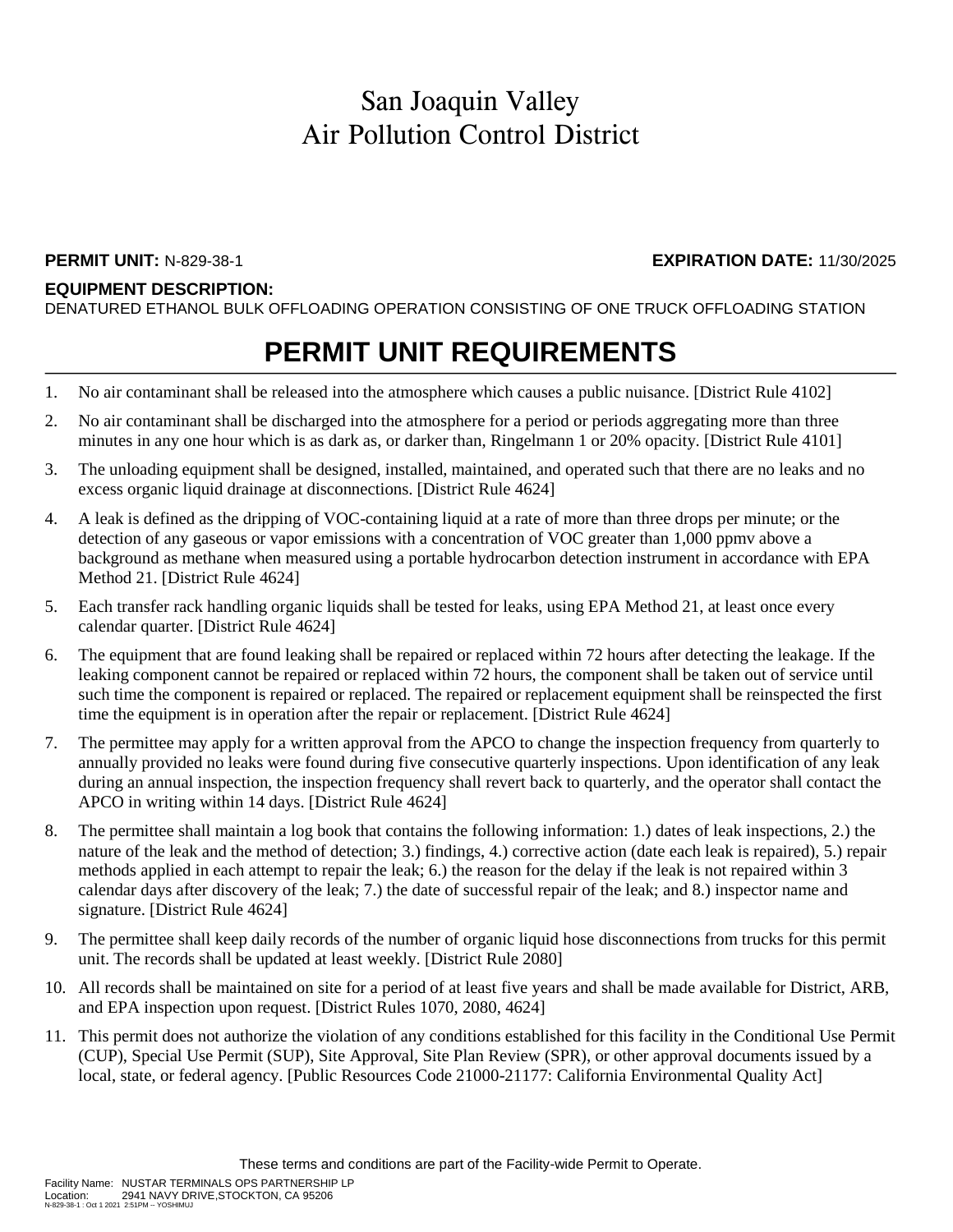# San Joaquin Valley
# Air Pollution Control District

**PERMIT UNIT:** N-829-38-1 **EXPIRATION DATE:** 11/30/2025

**EQUIPMENT DESCRIPTION:**
DENATURED ETHANOL BULK OFFLOADING OPERATION CONSISTING OF ONE TRUCK OFFLOADING STATION

## PERMIT UNIT REQUIREMENTS

1. No air contaminant shall be released into the atmosphere which causes a public nuisance. [District Rule 4102]
2. No air contaminant shall be discharged into the atmosphere for a period or periods aggregating more than three minutes in any one hour which is as dark as, or darker than, Ringelmann 1 or 20% opacity. [District Rule 4101]
3. The unloading equipment shall be designed, installed, maintained, and operated such that there are no leaks and no excess organic liquid drainage at disconnections. [District Rule 4624]
4. A leak is defined as the dripping of VOC-containing liquid at a rate of more than three drops per minute; or the detection of any gaseous or vapor emissions with a concentration of VOC greater than 1,000 ppmv above a background as methane when measured using a portable hydrocarbon detection instrument in accordance with EPA Method 21. [District Rule 4624]
5. Each transfer rack handling organic liquids shall be tested for leaks, using EPA Method 21, at least once every calendar quarter. [District Rule 4624]
6. The equipment that are found leaking shall be repaired or replaced within 72 hours after detecting the leakage. If the leaking component cannot be repaired or replaced within 72 hours, the component shall be taken out of service until such time the component is repaired or replaced. The repaired or replacement equipment shall be reinspected the first time the equipment is in operation after the repair or replacement. [District Rule 4624]
7. The permittee may apply for a written approval from the APCO to change the inspection frequency from quarterly to annually provided no leaks were found during five consecutive quarterly inspections. Upon identification of any leak during an annual inspection, the inspection frequency shall revert back to quarterly, and the operator shall contact the APCO in writing within 14 days. [District Rule 4624]
8. The permittee shall maintain a log book that contains the following information: 1.) dates of leak inspections, 2.) the nature of the leak and the method of detection; 3.) findings, 4.) corrective action (date each leak is repaired), 5.) repair methods applied in each attempt to repair the leak; 6.) the reason for the delay if the leak is not repaired within 3 calendar days after discovery of the leak; 7.) the date of successful repair of the leak; and 8.) inspector name and signature. [District Rule 4624]
9. The permittee shall keep daily records of the number of organic liquid hose disconnections from trucks for this permit unit. The records shall be updated at least weekly. [District Rule 2080]
10. All records shall be maintained on site for a period of at least five years and shall be made available for District, ARB, and EPA inspection upon request. [District Rules 1070, 2080, 4624]
11. This permit does not authorize the violation of any conditions established for this facility in the Conditional Use Permit (CUP), Special Use Permit (SUP), Site Approval, Site Plan Review (SPR), or other approval documents issued by a local, state, or federal agency. [Public Resources Code 21000-21177: California Environmental Quality Act]

These terms and conditions are part of the Facility-wide Permit to Operate.

Facility Name: NUSTAR TERMINALS OPS PARTNERSHIP LP
Location: 2941 NAVY DRIVE,STOCKTON, CA 95206
N-829-38-1 : Oct 1 2021 2:51PM -- YOSHIMUJ